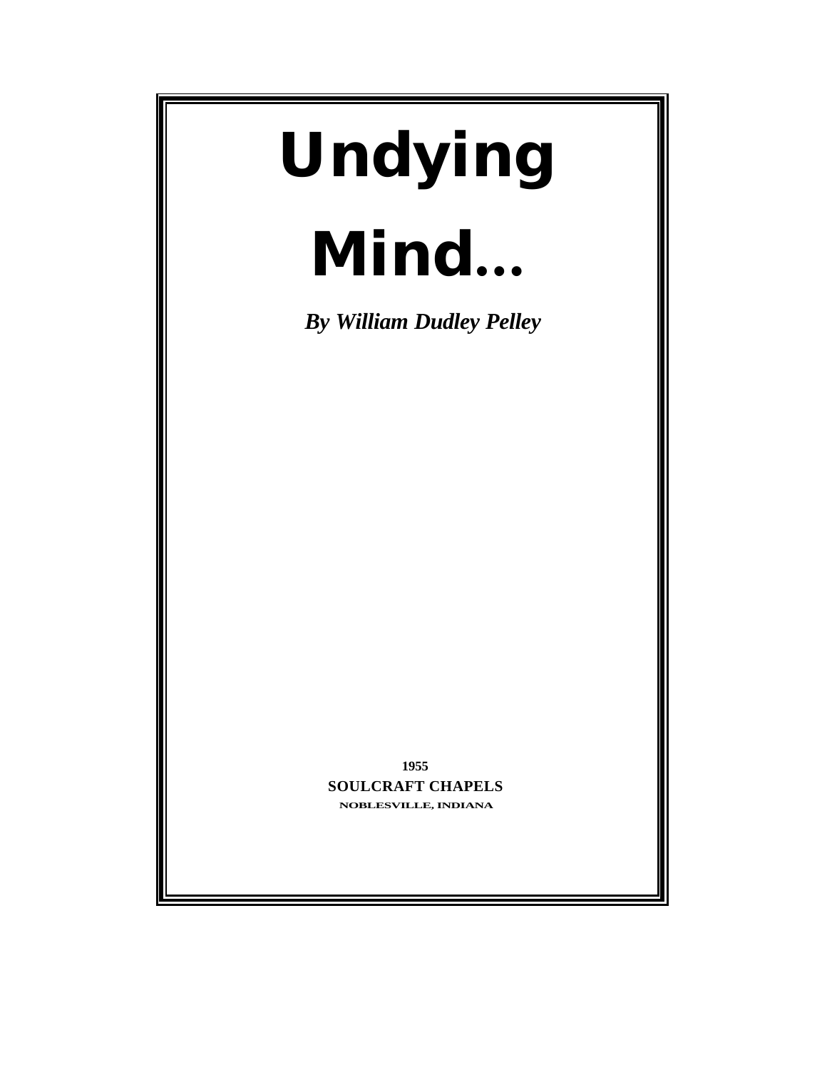# Undying Mind...

***By William Dudley Pelley***

**1955**

**SOULCRAFT CHAPELS**

**NOBLESVILLE, INDIANA**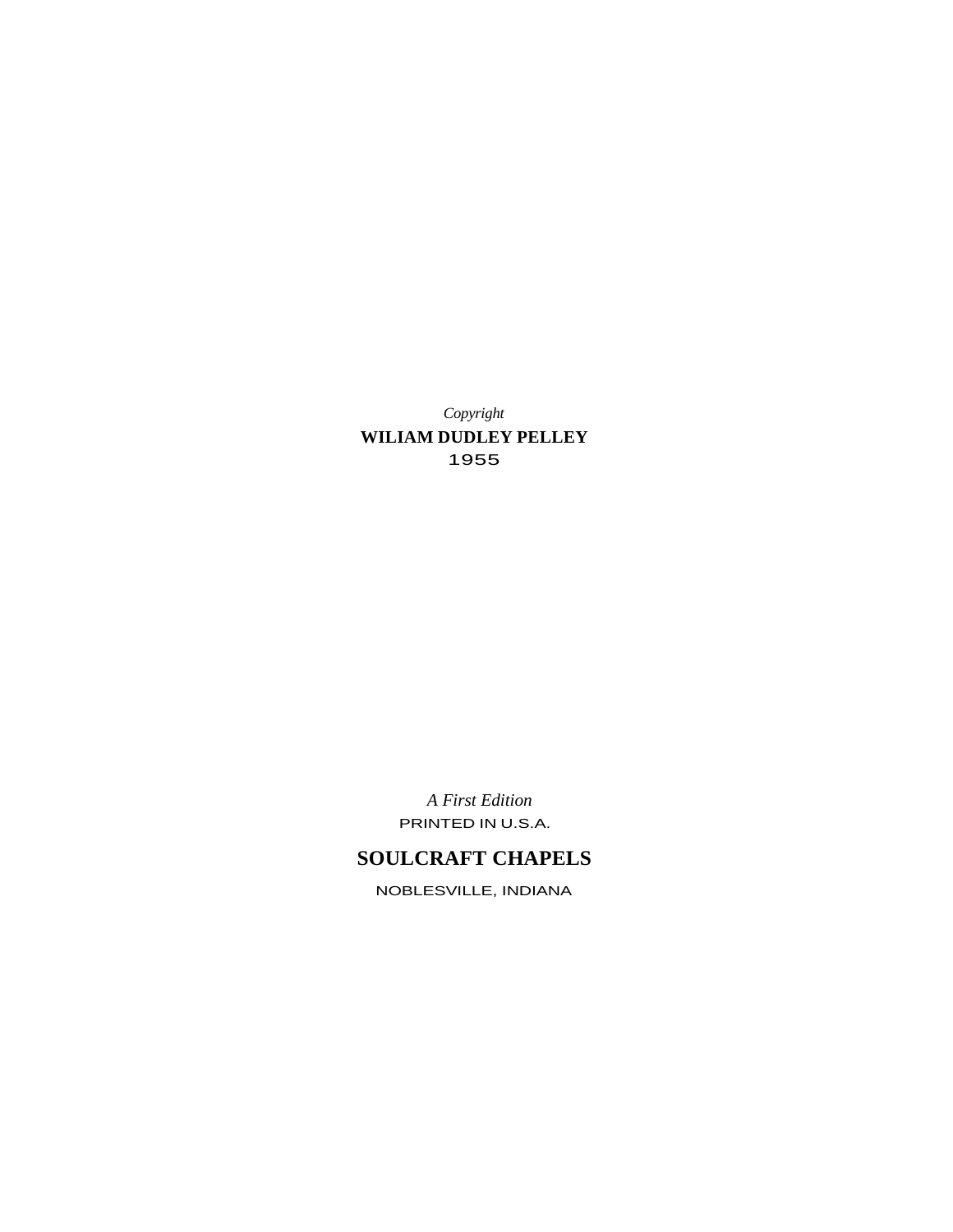*Copyright*

**WILIAM DUDLEY PELLEY**

1955

*A First Edition*

PRINTED IN U.S.A.

**SOULCRAFT CHAPELS**

NOBLESVILLE, INDIANA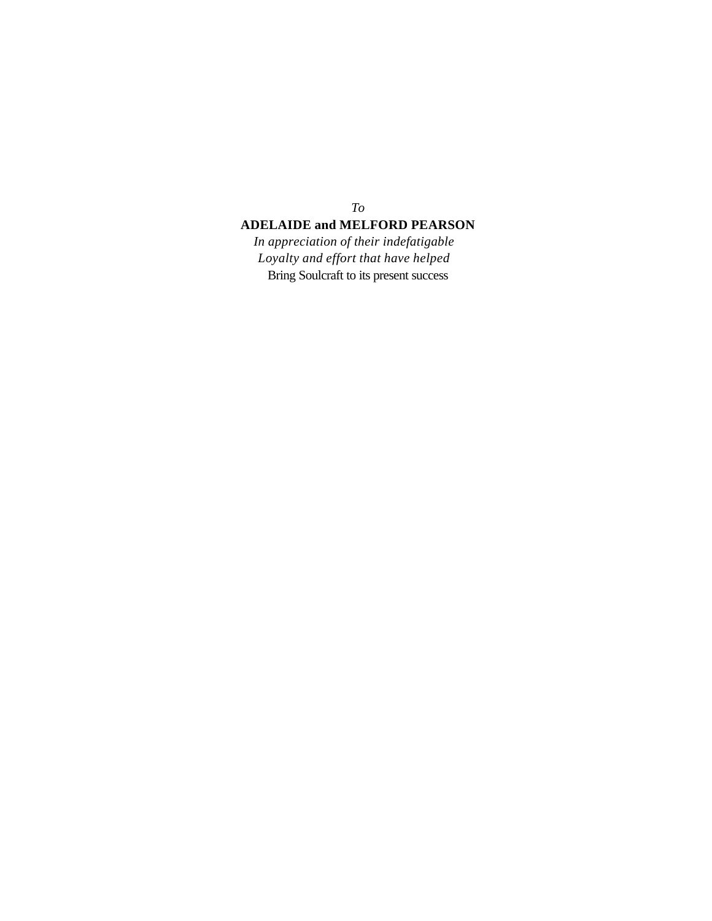*To*

**ADELAIDE and MELFORD PEARSON**

*In appreciation of their indefatigable*
*Loyalty and effort that have helped*
Bring Soulcraft to its present success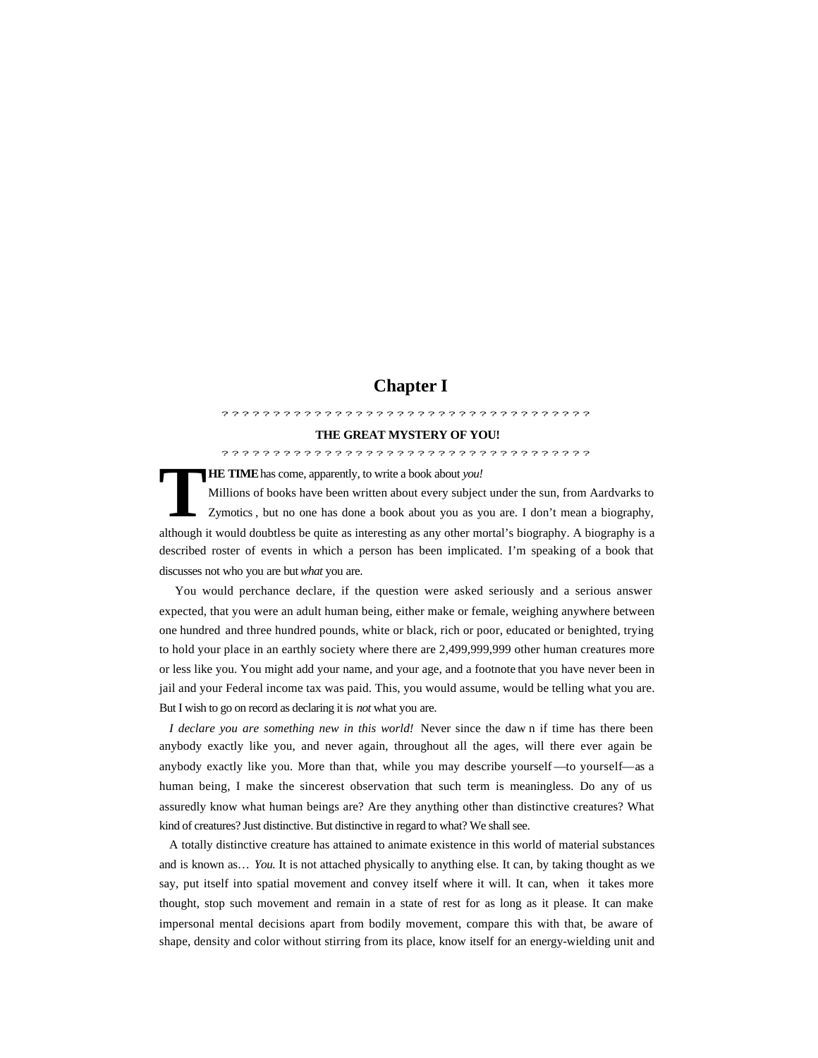# Chapter I

? ? ? ? ? ? ? ? ? ? ? ? ? ? ? ? ? ? ? ? ? ? ? ? ? ? ? ? ? ? ? ? ? ? ? ? ? ?

## THE GREAT MYSTERY OF YOU!

? ? ? ? ? ? ? ? ? ? ? ? ? ? ? ? ? ? ? ? ? ? ? ? ? ? ? ? ? ? ? ? ? ? ? ? ? ?

**THE TIME** has come, apparently, to write a book about *you!*

Millions of books have been written about every subject under the sun, from Aardvarks to Zymotics , but no one has done a book about you as you are. I don't mean a biography, although it would doubtless be quite as interesting as any other mortal's biography. A biography is a described roster of events in which a person has been implicated. I'm speaking of a book that discusses not who you are but *what* you are.

You would perchance declare, if the question were asked seriously and a serious answer expected, that you were an adult human being, either make or female, weighing anywhere between one hundred and three hundred pounds, white or black, rich or poor, educated or benighted, trying to hold your place in an earthly society where there are 2,499,999,999 other human creatures more or less like you. You might add your name, and your age, and a footnote that you have never been in jail and your Federal income tax was paid. This, you would assume, would be telling what you are. But I wish to go on record as declaring it is *not* what you are.

*I declare you are something new in this world!* Never since the daw n if time has there been anybody exactly like you, and never again, throughout all the ages, will there ever again be anybody exactly like you. More than that, while you may describe yourself—to yourself—as a human being, I make the sincerest observation that such term is meaningless. Do any of us assuredly know what human beings are? Are they anything other than distinctive creatures? What kind of creatures? Just distinctive. But distinctive in regard to what? We shall see.

A totally distinctive creature has attained to animate existence in this world of material substances and is known as… *You.* It is not attached physically to anything else. It can, by taking thought as we say, put itself into spatial movement and convey itself where it will. It can, when it takes more thought, stop such movement and remain in a state of rest for as long as it please. It can make impersonal mental decisions apart from bodily movement, compare this with that, be aware of shape, density and color without stirring from its place, know itself for an energy-wielding unit and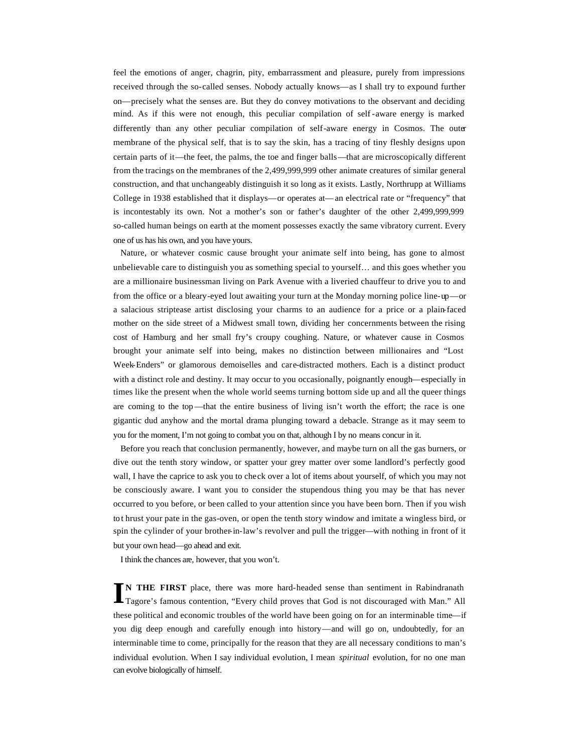feel the emotions of anger, chagrin, pity, embarrassment and pleasure, purely from impressions received through the so-called senses. Nobody actually knows—as I shall try to expound further on—precisely what the senses are. But they do convey motivations to the observant and deciding mind. As if this were not enough, this peculiar compilation of self-aware energy is marked differently than any other peculiar compilation of self-aware energy in Cosmos. The outer membrane of the physical self, that is to say the skin, has a tracing of tiny fleshly designs upon certain parts of it—the feet, the palms, the toe and finger balls—that are microscopically different from the tracings on the membranes of the 2,499,999,999 other animate creatures of similar general construction, and that unchangeably distinguish it so long as it exists. Lastly, Northrupp at Williams College in 1938 established that it displays—or operates at—an electrical rate or "frequency" that is incontestably its own. Not a mother's son or father's daughter of the other 2,499,999,999 so-called human beings on earth at the moment possesses exactly the same vibratory current. Every one of us has his own, and you have yours.

Nature, or whatever cosmic cause brought your animate self into being, has gone to almost unbelievable care to distinguish you as something special to yourself… and this goes whether you are a millionaire businessman living on Park Avenue with a liveried chauffeur to drive you to and from the office or a bleary-eyed lout awaiting your turn at the Monday morning police line-up—or a salacious striptease artist disclosing your charms to an audience for a price or a plain-faced mother on the side street of a Midwest small town, dividing her concernments between the rising cost of Hamburg and her small fry's croupy coughing. Nature, or whatever cause in Cosmos brought your animate self into being, makes no distinction between millionaires and "Lost Week-Enders" or glamorous demoiselles and care-distracted mothers. Each is a distinct product with a distinct role and destiny. It may occur to you occasionally, poignantly enough—especially in times like the present when the whole world seems turning bottom side up and all the queer things are coming to the top—that the entire business of living isn't worth the effort; the race is one gigantic dud anyhow and the mortal drama plunging toward a debacle. Strange as it may seem to you for the moment, I'm not going to combat you on that, although I by no means concur in it.

Before you reach that conclusion permanently, however, and maybe turn on all the gas burners, or dive out the tenth story window, or spatter your grey matter over some landlord's perfectly good wall, I have the caprice to ask you to check over a lot of items about yourself, of which you may not be consciously aware. I want you to consider the stupendous thing you may be that has never occurred to you before, or been called to your attention since you have been born. Then if you wish to thrust your pate in the gas-oven, or open the tenth story window and imitate a wingless bird, or spin the cylinder of your brother-in-law's revolver and pull the trigger—with nothing in front of it but your own head—go ahead and exit.

I think the chances are, however, that you won't.

**IN THE FIRST** place, there was more hard-headed sense than sentiment in Rabindranath Tagore's famous contention, "Every child proves that God is not discouraged with Man." All these political and economic troubles of the world have been going on for an interminable time—if you dig deep enough and carefully enough into history—and will go on, undoubtedly, for an interminable time to come, principally for the reason that they are all necessary conditions to man's individual evolution. When I say individual evolution, I mean *spiritual* evolution, for no one man can evolve biologically of himself.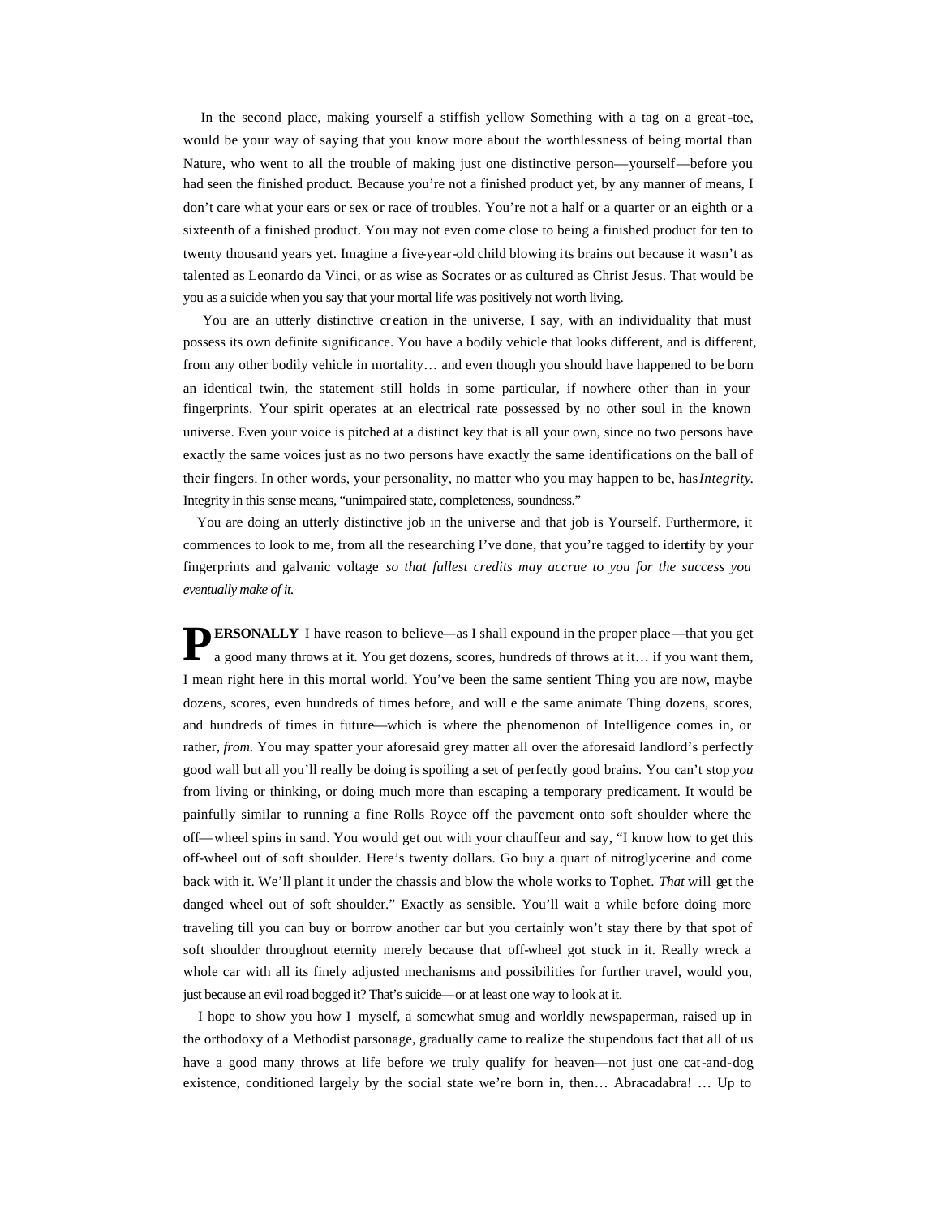In the second place, making yourself a stiffish yellow Something with a tag on a great-toe, would be your way of saying that you know more about the worthlessness of being mortal than Nature, who went to all the trouble of making just one distinctive person—yourself—before you had seen the finished product. Because you're not a finished product yet, by any manner of means, I don't care what your ears or sex or race of troubles. You're not a half or a quarter or an eighth or a sixteenth of a finished product. You may not even come close to being a finished product for ten to twenty thousand years yet. Imagine a five-year-old child blowing its brains out because it wasn't as talented as Leonardo da Vinci, or as wise as Socrates or as cultured as Christ Jesus. That would be you as a suicide when you say that your mortal life was positively not worth living.

You are an utterly distinctive creation in the universe, I say, with an individuality that must possess its own definite significance. You have a bodily vehicle that looks different, and is different, from any other bodily vehicle in mortality… and even though you should have happened to be born an identical twin, the statement still holds in some particular, if nowhere other than in your fingerprints. Your spirit operates at an electrical rate possessed by no other soul in the known universe. Even your voice is pitched at a distinct key that is all your own, since no two persons have exactly the same voices just as no two persons have exactly the same identifications on the ball of their fingers. In other words, your personality, no matter who you may happen to be, has *Integrity*. Integrity in this sense means, "unimpaired state, completeness, soundness."

You are doing an utterly distinctive job in the universe and that job is Yourself. Furthermore, it commences to look to me, from all the researching I've done, that you're tagged to identify by your fingerprints and galvanic voltage *so that fullest credits may accrue to you for the success you eventually make of it.*

**PERSONALLY** I have reason to believe—as I shall expound in the proper place—that you get a good many throws at it. You get dozens, scores, hundreds of throws at it… if you want them, I mean right here in this mortal world. You've been the same sentient Thing you are now, maybe dozens, scores, even hundreds of times before, and will e the same animate Thing dozens, scores, and hundreds of times in future—which is where the phenomenon of Intelligence comes in, or rather, *from*. You may spatter your aforesaid grey matter all over the aforesaid landlord's perfectly good wall but all you'll really be doing is spoiling a set of perfectly good brains. You can't stop *you* from living or thinking, or doing much more than escaping a temporary predicament. It would be painfully similar to running a fine Rolls Royce off the pavement onto soft shoulder where the off—wheel spins in sand. You would get out with your chauffeur and say, "I know how to get this off-wheel out of soft shoulder. Here's twenty dollars. Go buy a quart of nitroglycerine and come back with it. We'll plant it under the chassis and blow the whole works to Tophet. *That* will get the danged wheel out of soft shoulder." Exactly as sensible. You'll wait a while before doing more traveling till you can buy or borrow another car but you certainly won't stay there by that spot of soft shoulder throughout eternity merely because that off-wheel got stuck in it. Really wreck a whole car with all its finely adjusted mechanisms and possibilities for further travel, would you, just because an evil road bogged it? That's suicide—or at least one way to look at it.

I hope to show you how I myself, a somewhat smug and worldly newspaperman, raised up in the orthodoxy of a Methodist parsonage, gradually came to realize the stupendous fact that all of us have a good many throws at life before we truly qualify for heaven—not just one cat-and-dog existence, conditioned largely by the social state we're born in, then… Abracadabra! … Up to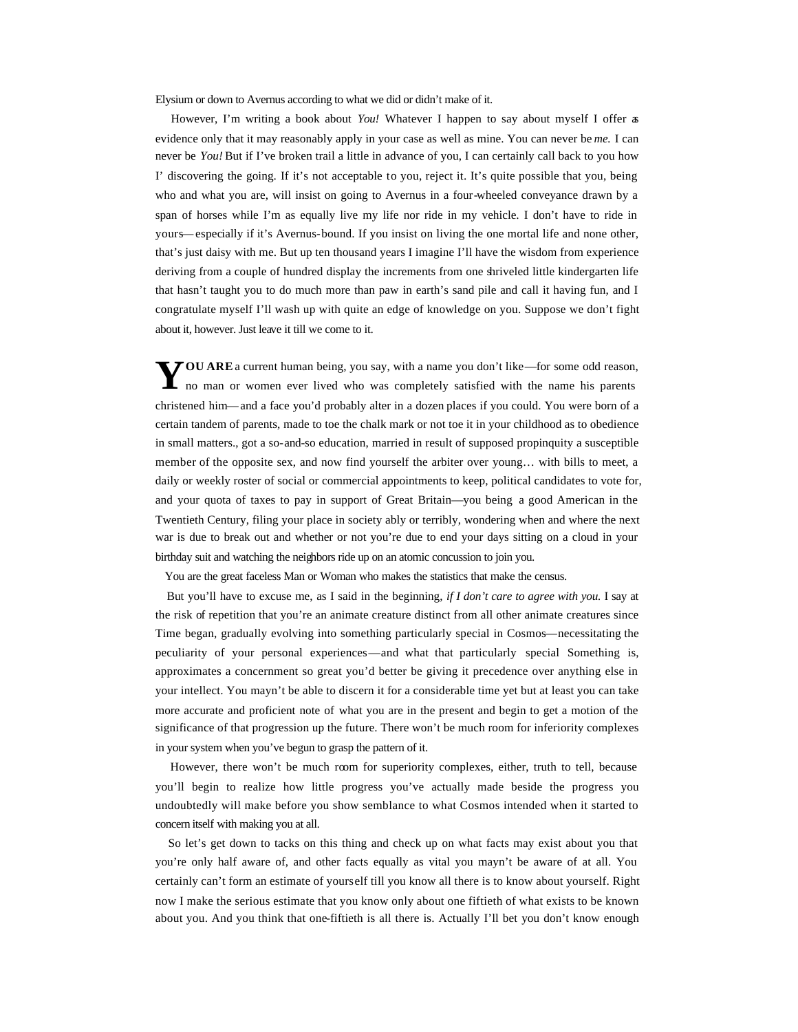Elysium or down to Avernus according to what we did or didn't make of it.

However, I'm writing a book about *You!* Whatever I happen to say about myself I offer as evidence only that it may reasonably apply in your case as well as mine. You can never be *me.* I can never be *You!* But if I've broken trail a little in advance of you, I can certainly call back to you how I' discovering the going. If it's not acceptable to you, reject it. It's quite possible that you, being who and what you are, will insist on going to Avernus in a four-wheeled conveyance drawn by a span of horses while I'm as equally live my life nor ride in my vehicle. I don't have to ride in yours—especially if it's Avernus-bound. If you insist on living the one mortal life and none other, that's just daisy with me. But up ten thousand years I imagine I'll have the wisdom from experience deriving from a couple of hundred display the increments from one shriveled little kindergarten life that hasn't taught you to do much more than paw in earth's sand pile and call it having fun, and I congratulate myself I'll wash up with quite an edge of knowledge on you. Suppose we don't fight about it, however. Just leave it till we come to it.

**YOU ARE** a current human being, you say, with a name you don't like—for some odd reason, no man or women ever lived who was completely satisfied with the name his parents christened him—and a face you'd probably alter in a dozen places if you could. You were born of a certain tandem of parents, made to toe the chalk mark or not toe it in your childhood as to obedience in small matters., got a so-and-so education, married in result of supposed propinquity a susceptible member of the opposite sex, and now find yourself the arbiter over young… with bills to meet, a daily or weekly roster of social or commercial appointments to keep, political candidates to vote for, and your quota of taxes to pay in support of Great Britain—you being a good American in the Twentieth Century, filing your place in society ably or terribly, wondering when and where the next war is due to break out and whether or not you're due to end your days sitting on a cloud in your birthday suit and watching the neighbors ride up on an atomic concussion to join you.

You are the great faceless Man or Woman who makes the statistics that make the census.

But you'll have to excuse me, as I said in the beginning, *if I don't care to agree with you.* I say at the risk of repetition that you're an animate creature distinct from all other animate creatures since Time began, gradually evolving into something particularly special in Cosmos—necessitating the peculiarity of your personal experiences—and what that particularly special Something is, approximates a concernment so great you'd better be giving it precedence over anything else in your intellect. You mayn't be able to discern it for a considerable time yet but at least you can take more accurate and proficient note of what you are in the present and begin to get a motion of the significance of that progression up the future. There won't be much room for inferiority complexes in your system when you've begun to grasp the pattern of it.

However, there won't be much room for superiority complexes, either, truth to tell, because you'll begin to realize how little progress you've actually made beside the progress you undoubtedly will make before you show semblance to what Cosmos intended when it started to concern itself with making you at all.

So let's get down to tacks on this thing and check up on what facts may exist about you that you're only half aware of, and other facts equally as vital you mayn't be aware of at all. You certainly can't form an estimate of yourself till you know all there is to know about yourself. Right now I make the serious estimate that you know only about one fiftieth of what exists to be known about you. And you think that one-fiftieth is all there is. Actually I'll bet you don't know enough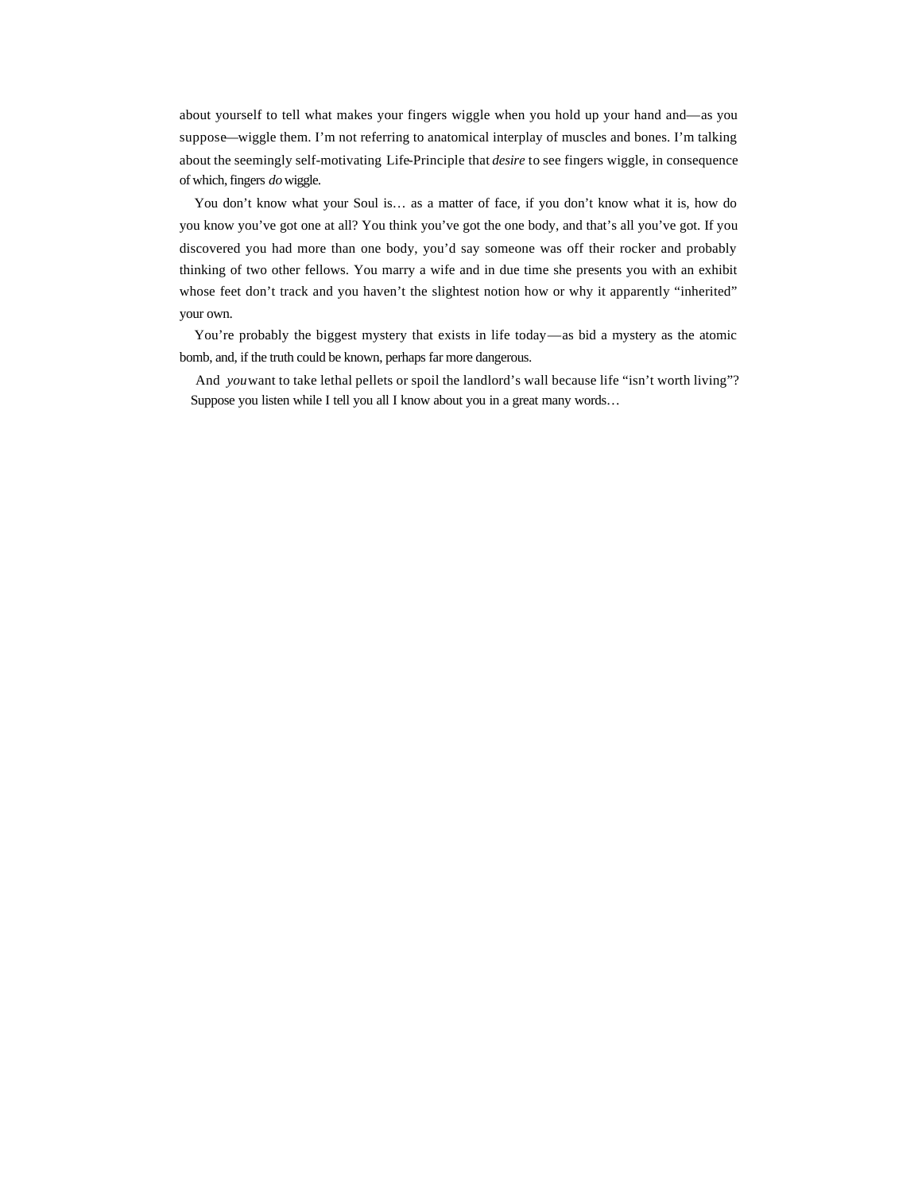about yourself to tell what makes your fingers wiggle when you hold up your hand and—as you suppose—wiggle them. I'm not referring to anatomical interplay of muscles and bones. I'm talking about the seemingly self-motivating Life-Principle that *desire* to see fingers wiggle, in consequence of which, fingers *do* wiggle.

You don't know what your Soul is… as a matter of face, if you don't know what it is, how do you know you've got one at all? You think you've got the one body, and that's all you've got. If you discovered you had more than one body, you'd say someone was off their rocker and probably thinking of two other fellows. You marry a wife and in due time she presents you with an exhibit whose feet don't track and you haven't the slightest notion how or why it apparently "inherited" your own.

You're probably the biggest mystery that exists in life today—as bid a mystery as the atomic bomb, and, if the truth could be known, perhaps far more dangerous.

And *you* want to take lethal pellets or spoil the landlord's wall because life "isn't worth living"? Suppose you listen while I tell you all I know about you in a great many words…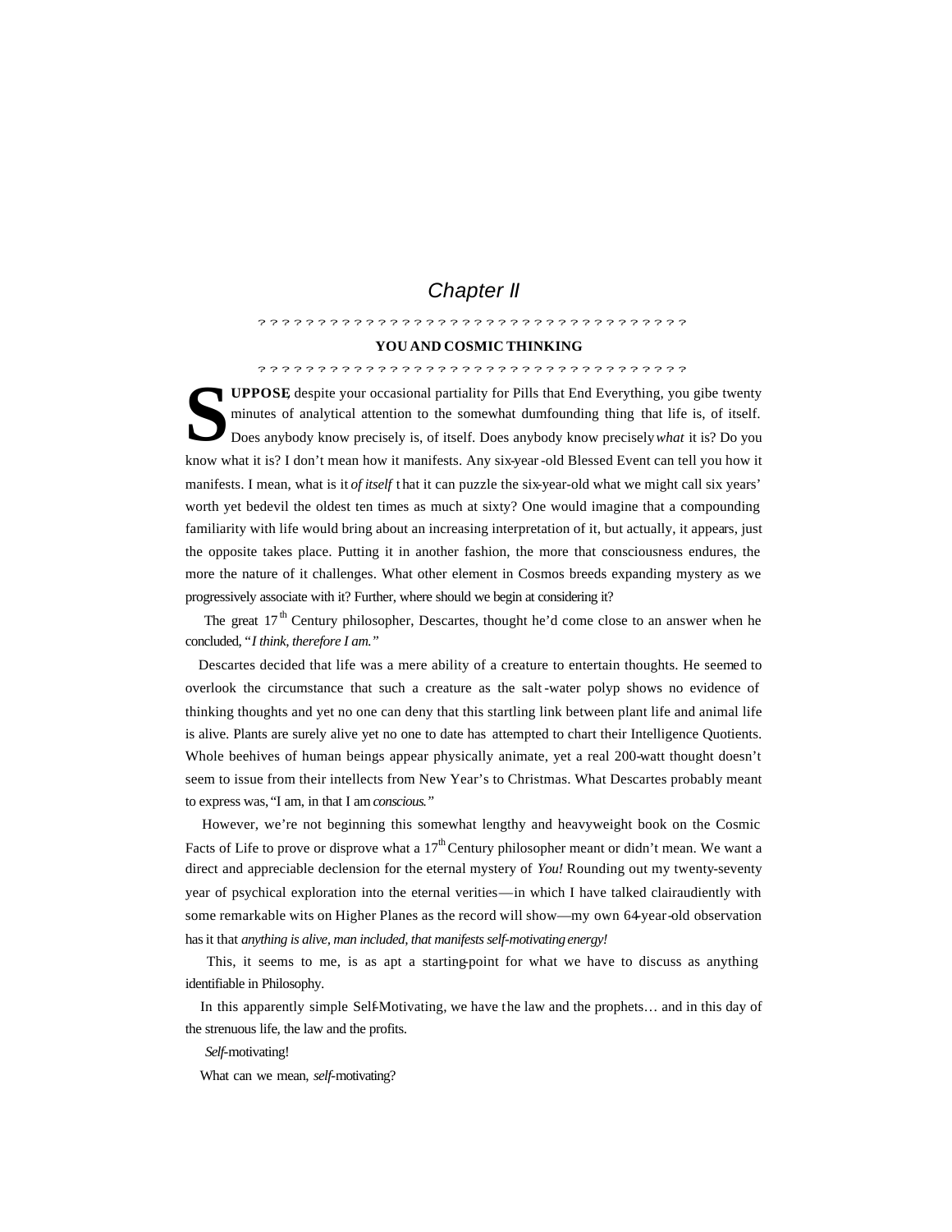# *Chapter II*

? ? ? ? ? ? ? ? ? ? ? ? ? ? ? ? ? ? ? ? ? ? ? ? ? ? ? ? ? ? ? ? ? ? ? ? ? ? ?

## YOU AND COSMIC THINKING

? ? ? ? ? ? ? ? ? ? ? ? ? ? ? ? ? ? ? ? ? ? ? ? ? ? ? ? ? ? ? ? ? ? ? ? ? ? ?

**SUPPOSE**, despite your occasional partiality for Pills that End Everything, you gibe twenty minutes of analytical attention to the somewhat dumfounding thing that life is, of itself. Does anybody know precisely is, of itself. Does anybody know precisely *what* it is? Do you know what it is? I don't mean how it manifests. Any six-year-old Blessed Event can tell you how it manifests. I mean, what is it *of itself* that it can puzzle the six-year-old what we might call six years' worth yet bedevil the oldest ten times as much at sixty? One would imagine that a compounding familiarity with life would bring about an increasing interpretation of it, but actually, it appears, just the opposite takes place. Putting it in another fashion, the more that consciousness endures, the more the nature of it challenges. What other element in Cosmos breeds expanding mystery as we progressively associate with it? Further, where should we begin at considering it?

The great 17th Century philosopher, Descartes, thought he'd come close to an answer when he concluded, "*I think, therefore I am.*"

Descartes decided that life was a mere ability of a creature to entertain thoughts. He seemed to overlook the circumstance that such a creature as the salt-water polyp shows no evidence of thinking thoughts and yet no one can deny that this startling link between plant life and animal life is alive. Plants are surely alive yet no one to date has attempted to chart their Intelligence Quotients. Whole beehives of human beings appear physically animate, yet a real 200-watt thought doesn't seem to issue from their intellects from New Year's to Christmas. What Descartes probably meant to express was, "I am, in that I am *conscious.*"

However, we're not beginning this somewhat lengthy and heavyweight book on the Cosmic Facts of Life to prove or disprove what a 17th Century philosopher meant or didn't mean. We want a direct and appreciable declension for the eternal mystery of *You!* Rounding out my twenty-seventy year of psychical exploration into the eternal verities—in which I have talked clairaudiently with some remarkable wits on Higher Planes as the record will show—my own 64-year-old observation has it that *anything is alive, man included, that manifests self-motivating energy!*

This, it seems to me, is as apt a starting-point for what we have to discuss as anything identifiable in Philosophy.

In this apparently simple Self-Motivating, we have the law and the prophets… and in this day of the strenuous life, the law and the profits.

*Self*-motivating!

What can we mean, *self*-motivating?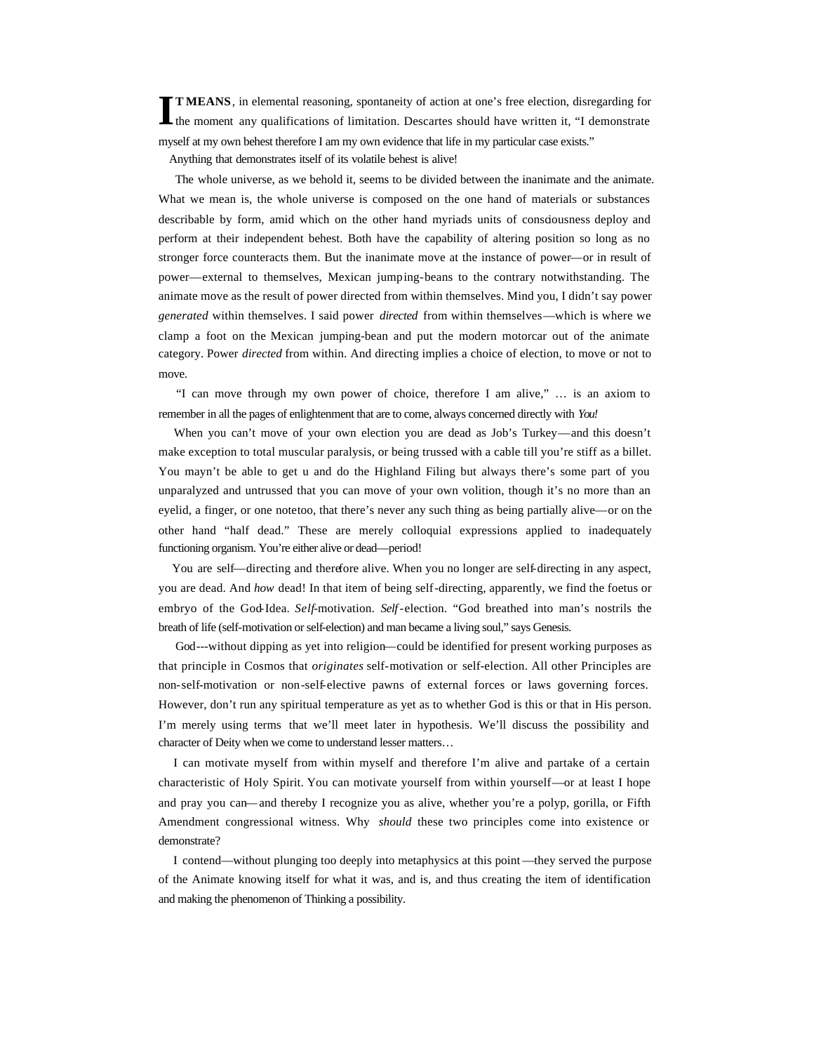**IT MEANS**, in elemental reasoning, spontaneity of action at one's free election, disregarding for the moment any qualifications of limitation. Descartes should have written it, "I demonstrate myself at my own behest therefore I am my own evidence that life in my particular case exists."

Anything that demonstrates itself of its volatile behest is alive!

The whole universe, as we behold it, seems to be divided between the inanimate and the animate. What we mean is, the whole universe is composed on the one hand of materials or substances describable by form, amid which on the other hand myriads units of consciousness deploy and perform at their independent behest. Both have the capability of altering position so long as no stronger force counteracts them. But the inanimate move at the instance of power—or in result of power—external to themselves, Mexican jumping-beans to the contrary notwithstanding. The animate move as the result of power directed from within themselves. Mind you, I didn't say power *generated* within themselves. I said power *directed* from within themselves—which is where we clamp a foot on the Mexican jumping-bean and put the modern motorcar out of the animate category. Power *directed* from within. And directing implies a choice of election, to move or not to move.

"I can move through my own power of choice, therefore I am alive," … is an axiom to remember in all the pages of enlightenment that are to come, always concerned directly with *You!*

When you can't move of your own election you are dead as Job's Turkey—and this doesn't make exception to total muscular paralysis, or being trussed with a cable till you're stiff as a billet. You mayn't be able to get u and do the Highland Filing but always there's some part of you unparalyzed and untrussed that you can move of your own volition, though it's no more than an eyelid, a finger, or one notetoo, that there's never any such thing as being partially alive—or on the other hand "half dead." These are merely colloquial expressions applied to inadequately functioning organism. You're either alive or dead—period!

You are self—directing and therefore alive. When you no longer are self-directing in any aspect, you are dead. And *how* dead! In that item of being self-directing, apparently, we find the foetus or embryo of the God-Idea. *Self*-motivation. *Self*-election. "God breathed into man's nostrils the breath of life (self-motivation or self-election) and man became a living soul," says Genesis.

God---without dipping as yet into religion—could be identified for present working purposes as that principle in Cosmos that *originates* self-motivation or self-election. All other Principles are non-self-motivation or non-self-elective pawns of external forces or laws governing forces. However, don't run any spiritual temperature as yet as to whether God is this or that in His person. I'm merely using terms that we'll meet later in hypothesis. We'll discuss the possibility and character of Deity when we come to understand lesser matters…

I can motivate myself from within myself and therefore I'm alive and partake of a certain characteristic of Holy Spirit. You can motivate yourself from within yourself—or at least I hope and pray you can—and thereby I recognize you as alive, whether you're a polyp, gorilla, or Fifth Amendment congressional witness. Why *should* these two principles come into existence or demonstrate?

I contend—without plunging too deeply into metaphysics at this point—they served the purpose of the Animate knowing itself for what it was, and is, and thus creating the item of identification and making the phenomenon of Thinking a possibility.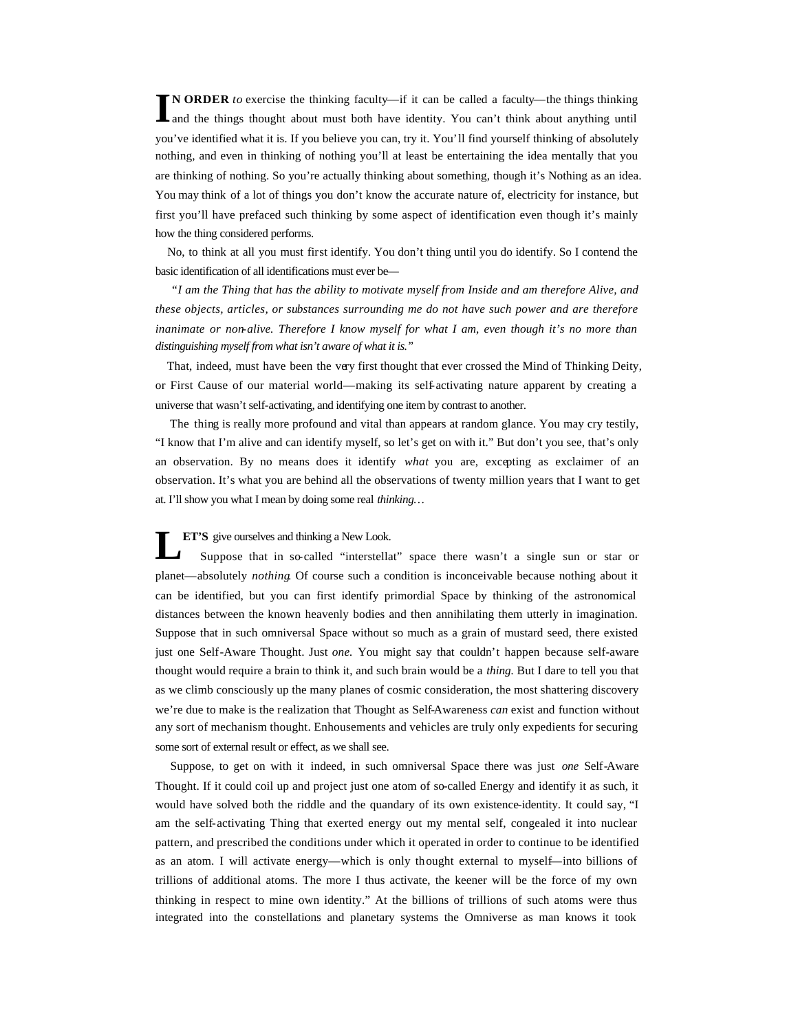**IN ORDER** *to* exercise the thinking faculty—if it can be called a faculty—the things thinking and the things thought about must both have identity. You can't think about anything until you've identified what it is. If you believe you can, try it. You'll find yourself thinking of absolutely nothing, and even in thinking of nothing you'll at least be entertaining the idea mentally that you are thinking of nothing. So you're actually thinking about something, though it's Nothing as an idea. You may think of a lot of things you don't know the accurate nature of, electricity for instance, but first you'll have prefaced such thinking by some aspect of identification even though it's mainly how the thing considered performs.

No, to think at all you must first identify. You don't thing until you do identify. So I contend the basic identification of all identifications must ever be—

*"I am the Thing that has the ability to motivate myself from Inside and am therefore Alive, and these objects, articles, or substances surrounding me do not have such power and are therefore inanimate or non-alive. Therefore I know myself for what I am, even though it's no more than distinguishing myself from what isn't aware of what it is."*

That, indeed, must have been the very first thought that ever crossed the Mind of Thinking Deity, or First Cause of our material world—making its self-activating nature apparent by creating a universe that wasn't self-activating, and identifying one item by contrast to another.

The thing is really more profound and vital than appears at random glance. You may cry testily, "I know that I'm alive and can identify myself, so let's get on with it." But don't you see, that's only an observation. By no means does it identify *what* you are, excepting as exclaimer of an observation. It's what you are behind all the observations of twenty million years that I want to get at. I'll show you what I mean by doing some real *thinking*…

**LET'S** give ourselves and thinking a New Look.

Suppose that in so-called "interstellat" space there wasn't a single sun or star or planet—absolutely *nothing*. Of course such a condition is inconceivable because nothing about it can be identified, but you can first identify primordial Space by thinking of the astronomical distances between the known heavenly bodies and then annihilating them utterly in imagination. Suppose that in such omniversal Space without so much as a grain of mustard seed, there existed just one Self-Aware Thought. Just *one*. You might say that couldn't happen because self-aware thought would require a brain to think it, and such brain would be a *thing*. But I dare to tell you that as we climb consciously up the many planes of cosmic consideration, the most shattering discovery we're due to make is the realization that Thought as Self-Awareness *can* exist and function without any sort of mechanism thought. Enhousements and vehicles are truly only expedients for securing some sort of external result or effect, as we shall see.

Suppose, to get on with it indeed, in such omniversal Space there was just *one* Self-Aware Thought. If it could coil up and project just one atom of so-called Energy and identify it as such, it would have solved both the riddle and the quandary of its own existence-identity. It could say, "I am the self-activating Thing that exerted energy out my mental self, congealed it into nuclear pattern, and prescribed the conditions under which it operated in order to continue to be identified as an atom. I will activate energy—which is only thought external to myself—into billions of trillions of additional atoms. The more I thus activate, the keener will be the force of my own thinking in respect to mine own identity." At the billions of trillions of such atoms were thus integrated into the constellations and planetary systems the Omniverse as man knows it took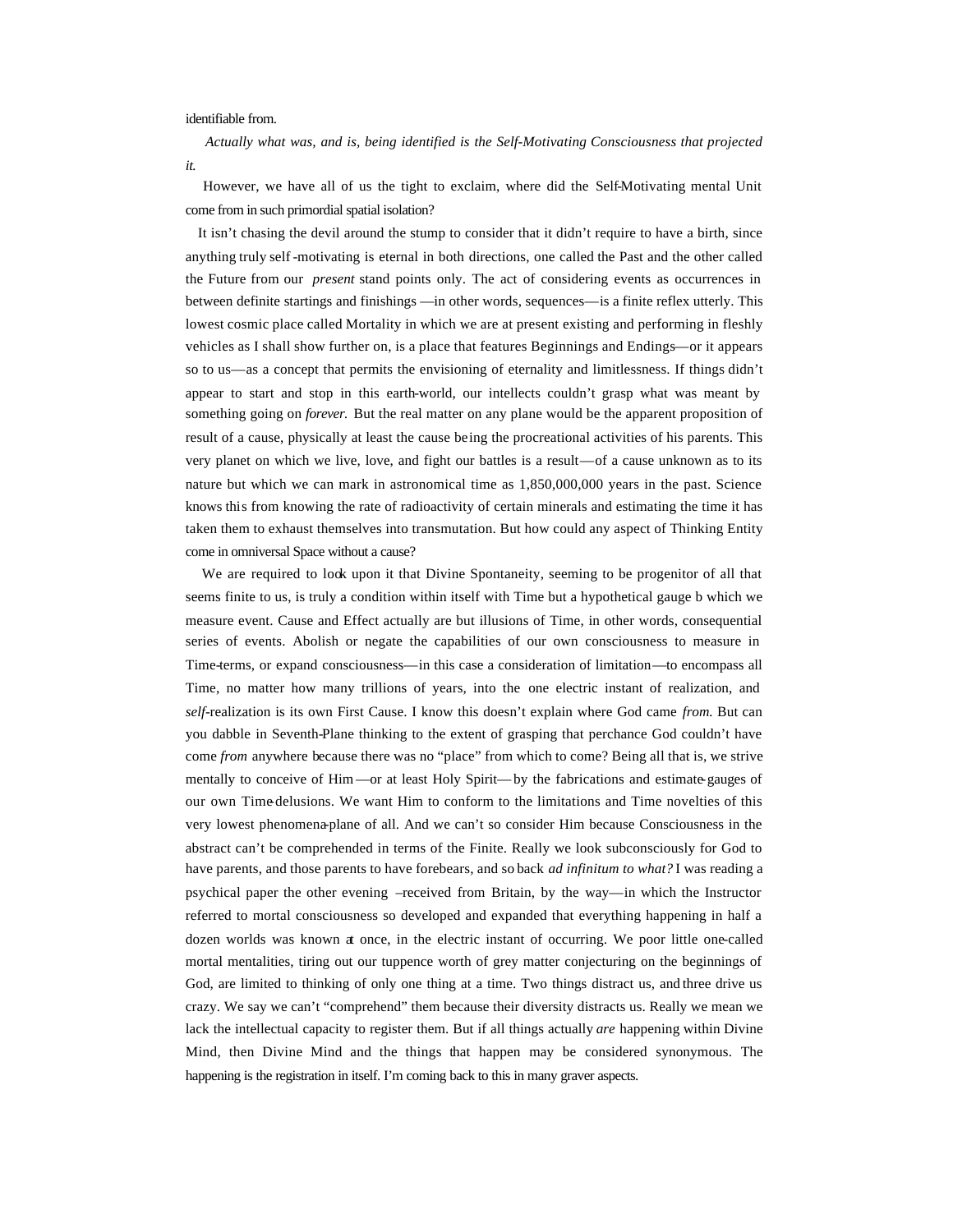identifiable from.

*Actually what was, and is, being identified is the Self-Motivating Consciousness that projected it.*

However, we have all of us the tight to exclaim, where did the Self-Motivating mental Unit come from in such primordial spatial isolation?

It isn't chasing the devil around the stump to consider that it didn't require to have a birth, since anything truly self-motivating is eternal in both directions, one called the Past and the other called the Future from our *present* stand points only. The act of considering events as occurrences in between definite startings and finishings —in other words, sequences—is a finite reflex utterly. This lowest cosmic place called Mortality in which we are at present existing and performing in fleshly vehicles as I shall show further on, is a place that features Beginnings and Endings—or it appears so to us—as a concept that permits the envisioning of eternality and limitlessness. If things didn't appear to start and stop in this earth-world, our intellects couldn't grasp what was meant by something going on *forever.* But the real matter on any plane would be the apparent proposition of result of a cause, physically at least the cause being the procreational activities of his parents. This very planet on which we live, love, and fight our battles is a result—of a cause unknown as to its nature but which we can mark in astronomical time as 1,850,000,000 years in the past. Science knows this from knowing the rate of radioactivity of certain minerals and estimating the time it has taken them to exhaust themselves into transmutation. But how could any aspect of Thinking Entity come in omniversal Space without a cause?

We are required to look upon it that Divine Spontaneity, seeming to be progenitor of all that seems finite to us, is truly a condition within itself with Time but a hypothetical gauge b which we measure event. Cause and Effect actually are but illusions of Time, in other words, consequential series of events. Abolish or negate the capabilities of our own consciousness to measure in Time-terms, or expand consciousness—in this case a consideration of limitation—to encompass all Time, no matter how many trillions of years, into the one electric instant of realization, and *self*-realization is its own First Cause. I know this doesn't explain where God came *from.* But can you dabble in Seventh-Plane thinking to the extent of grasping that perchance God couldn't have come *from* anywhere because there was no "place" from which to come? Being all that is, we strive mentally to conceive of Him—or at least Holy Spirit—by the fabrications and estimate-gauges of our own Time-delusions. We want Him to conform to the limitations and Time novelties of this very lowest phenomena-plane of all. And we can't so consider Him because Consciousness in the abstract can't be comprehended in terms of the Finite. Really we look subconsciously for God to have parents, and those parents to have forebears, and so back *ad infinitum to what?* I was reading a psychical paper the other evening –received from Britain, by the way—in which the Instructor referred to mortal consciousness so developed and expanded that everything happening in half a dozen worlds was known at once, in the electric instant of occurring. We poor little one-called mortal mentalities, tiring out our tuppence worth of grey matter conjecturing on the beginnings of God, are limited to thinking of only one thing at a time. Two things distract us, and three drive us crazy. We say we can't "comprehend" them because their diversity distracts us. Really we mean we lack the intellectual capacity to register them. But if all things actually *are* happening within Divine Mind, then Divine Mind and the things that happen may be considered synonymous. The happening is the registration in itself. I'm coming back to this in many graver aspects.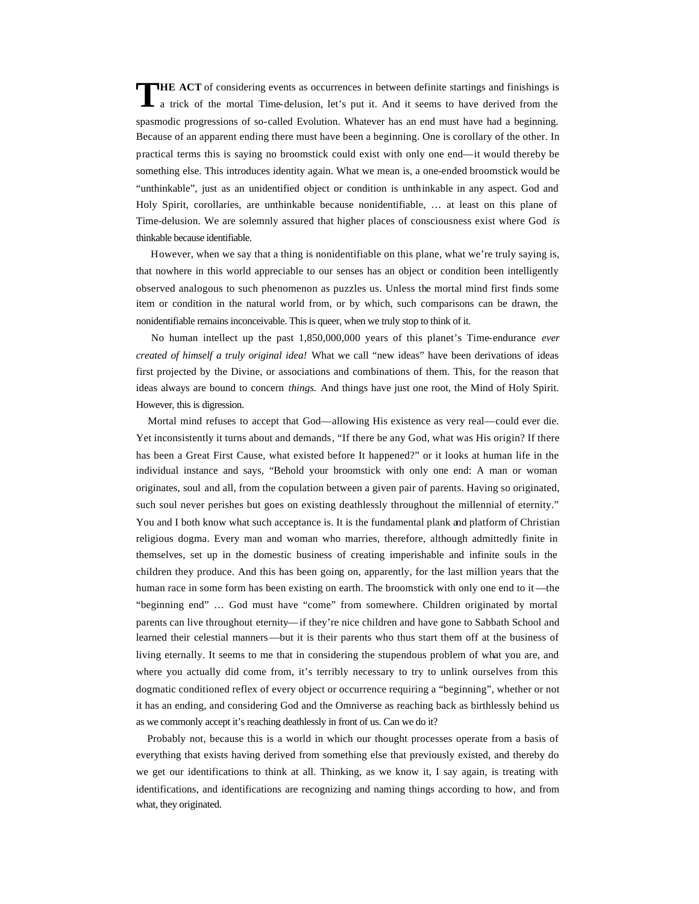**THE ACT** of considering events as occurrences in between definite startings and finishings is a trick of the mortal Time-delusion, let's put it. And it seems to have derived from the spasmodic progressions of so-called Evolution. Whatever has an end must have had a beginning. Because of an apparent ending there must have been a beginning. One is corollary of the other. In practical terms this is saying no broomstick could exist with only one end—it would thereby be something else. This introduces identity again. What we mean is, a one-ended broomstick would be "unthinkable", just as an unidentified object or condition is unthinkable in any aspect. God and Holy Spirit, corollaries, are unthinkable because nonidentifiable, … at least on this plane of Time-delusion. We are solemnly assured that higher places of consciousness exist where God *is* thinkable because identifiable.

However, when we say that a thing is nonidentifiable on this plane, what we're truly saying is, that nowhere in this world appreciable to our senses has an object or condition been intelligently observed analogous to such phenomenon as puzzles us. Unless the mortal mind first finds some item or condition in the natural world from, or by which, such comparisons can be drawn, the nonidentifiable remains inconceivable. This is queer, when we truly stop to think of it.

No human intellect up the past 1,850,000,000 years of this planet's Time-endurance *ever created of himself a truly original idea!* What we call "new ideas" have been derivations of ideas first projected by the Divine, or associations and combinations of them. This, for the reason that ideas always are bound to concern *things.* And things have just one root, the Mind of Holy Spirit. However, this is digression.

Mortal mind refuses to accept that God—allowing His existence as very real—could ever die. Yet inconsistently it turns about and demands, "If there be any God, what was His origin? If there has been a Great First Cause, what existed before It happened?" or it looks at human life in the individual instance and says, "Behold your broomstick with only one end: A man or woman originates, soul and all, from the copulation between a given pair of parents. Having so originated, such soul never perishes but goes on existing deathlessly throughout the millennial of eternity." You and I both know what such acceptance is. It is the fundamental plank and platform of Christian religious dogma. Every man and woman who marries, therefore, although admittedly finite in themselves, set up in the domestic business of creating imperishable and infinite souls in the children they produce. And this has been going on, apparently, for the last million years that the human race in some form has been existing on earth. The broomstick with only one end to it—the "beginning end" … God must have "come" from somewhere. Children originated by mortal parents can live throughout eternity—if they're nice children and have gone to Sabbath School and learned their celestial manners—but it is their parents who thus start them off at the business of living eternally. It seems to me that in considering the stupendous problem of what you are, and where you actually did come from, it's terribly necessary to try to unlink ourselves from this dogmatic conditioned reflex of every object or occurrence requiring a "beginning", whether or not it has an ending, and considering God and the Omniverse as reaching back as birthlessly behind us as we commonly accept it's reaching deathlessly in front of us. Can we do it?

Probably not, because this is a world in which our thought processes operate from a basis of everything that exists having derived from something else that previously existed, and thereby do we get our identifications to think at all. Thinking, as we know it, I say again, is treating with identifications, and identifications are recognizing and naming things according to how, and from what, they originated.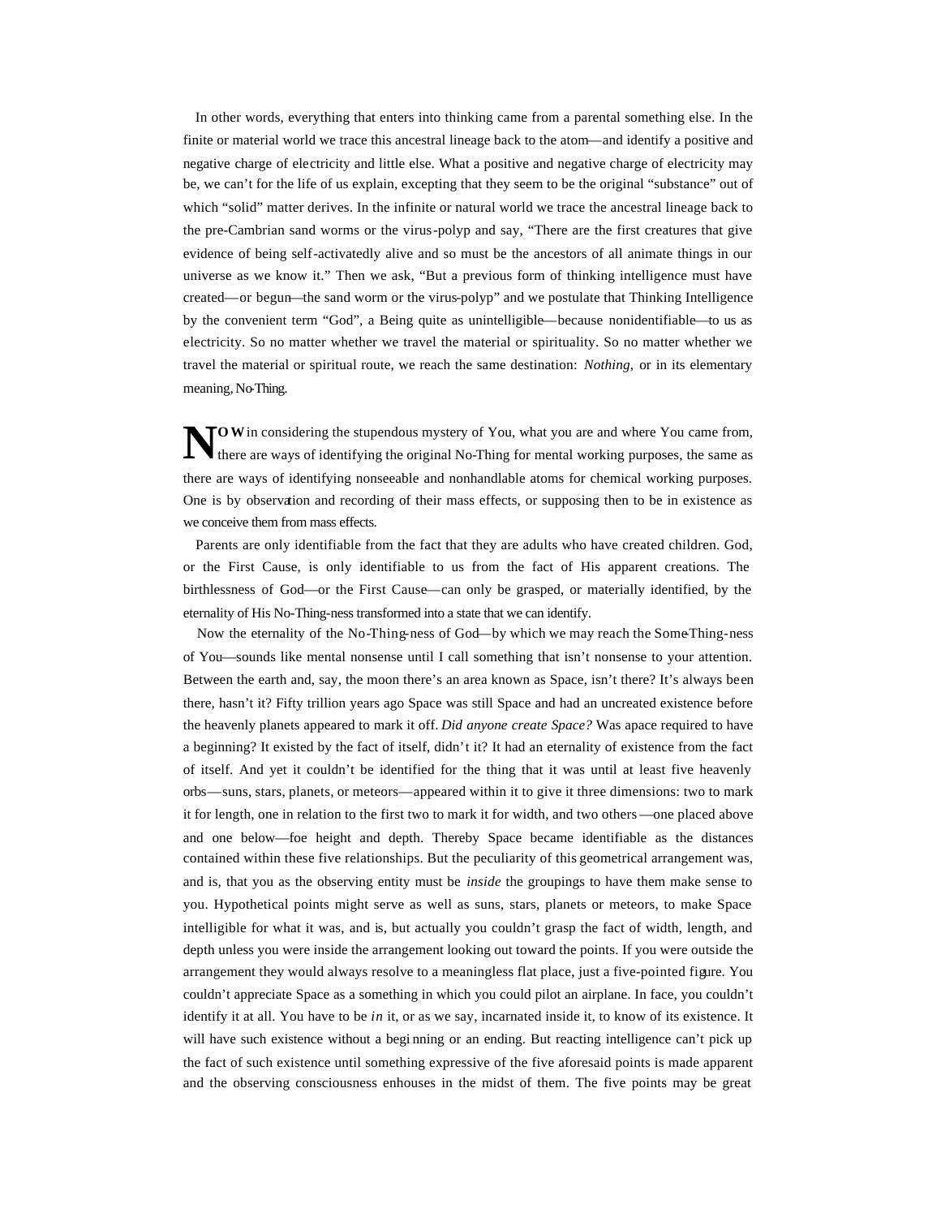In other words, everything that enters into thinking came from a parental something else. In the finite or material world we trace this ancestral lineage back to the atom—and identify a positive and negative charge of electricity and little else. What a positive and negative charge of electricity may be, we can't for the life of us explain, excepting that they seem to be the original "substance" out of which "solid" matter derives. In the infinite or natural world we trace the ancestral lineage back to the pre-Cambrian sand worms or the virus-polyp and say, "There are the first creatures that give evidence of being self-activatedly alive and so must be the ancestors of all animate things in our universe as we know it." Then we ask, "But a previous form of thinking intelligence must have created—or begun—the sand worm or the virus-polyp" and we postulate that Thinking Intelligence by the convenient term "God", a Being quite as unintelligible—because nonidentifiable—to us as electricity. So no matter whether we travel the material or spirituality. So no matter whether we travel the material or spiritual route, we reach the same destination: *Nothing,* or in its elementary meaning, No-Thing.

**NOW** in considering the stupendous mystery of You, what you are and where You came from, there are ways of identifying the original No-Thing for mental working purposes, the same as there are ways of identifying nonseeable and nonhandlable atoms for chemical working purposes. One is by observation and recording of their mass effects, or supposing then to be in existence as we conceive them from mass effects.

Parents are only identifiable from the fact that they are adults who have created children. God, or the First Cause, is only identifiable to us from the fact of His apparent creations. The birthlessness of God—or the First Cause—can only be grasped, or materially identified, by the eternality of His No-Thing-ness transformed into a state that we can identify.

Now the eternality of the No-Thing-ness of God—by which we may reach the Some-Thing-ness of You—sounds like mental nonsense until I call something that isn't nonsense to your attention. Between the earth and, say, the moon there's an area known as Space, isn't there? It's always been there, hasn't it? Fifty trillion years ago Space was still Space and had an uncreated existence before the heavenly planets appeared to mark it off. *Did anyone create Space?* Was apace required to have a beginning? It existed by the fact of itself, didn't it? It had an eternality of existence from the fact of itself. And yet it couldn't be identified for the thing that it was until at least five heavenly orbs—suns, stars, planets, or meteors—appeared within it to give it three dimensions: two to mark it for length, one in relation to the first two to mark it for width, and two others—one placed above and one below—foe height and depth. Thereby Space became identifiable as the distances contained within these five relationships. But the peculiarity of this geometrical arrangement was, and is, that you as the observing entity must be *inside* the groupings to have them make sense to you. Hypothetical points might serve as well as suns, stars, planets or meteors, to make Space intelligible for what it was, and is, but actually you couldn't grasp the fact of width, length, and depth unless you were inside the arrangement looking out toward the points. If you were outside the arrangement they would always resolve to a meaningless flat place, just a five-pointed figure. You couldn't appreciate Space as a something in which you could pilot an airplane. In face, you couldn't identify it at all. You have to be *in* it, or as we say, incarnated inside it, to know of its existence. It will have such existence without a beginning or an ending. But reacting intelligence can't pick up the fact of such existence until something expressive of the five aforesaid points is made apparent and the observing consciousness enhouses in the midst of them. The five points may be great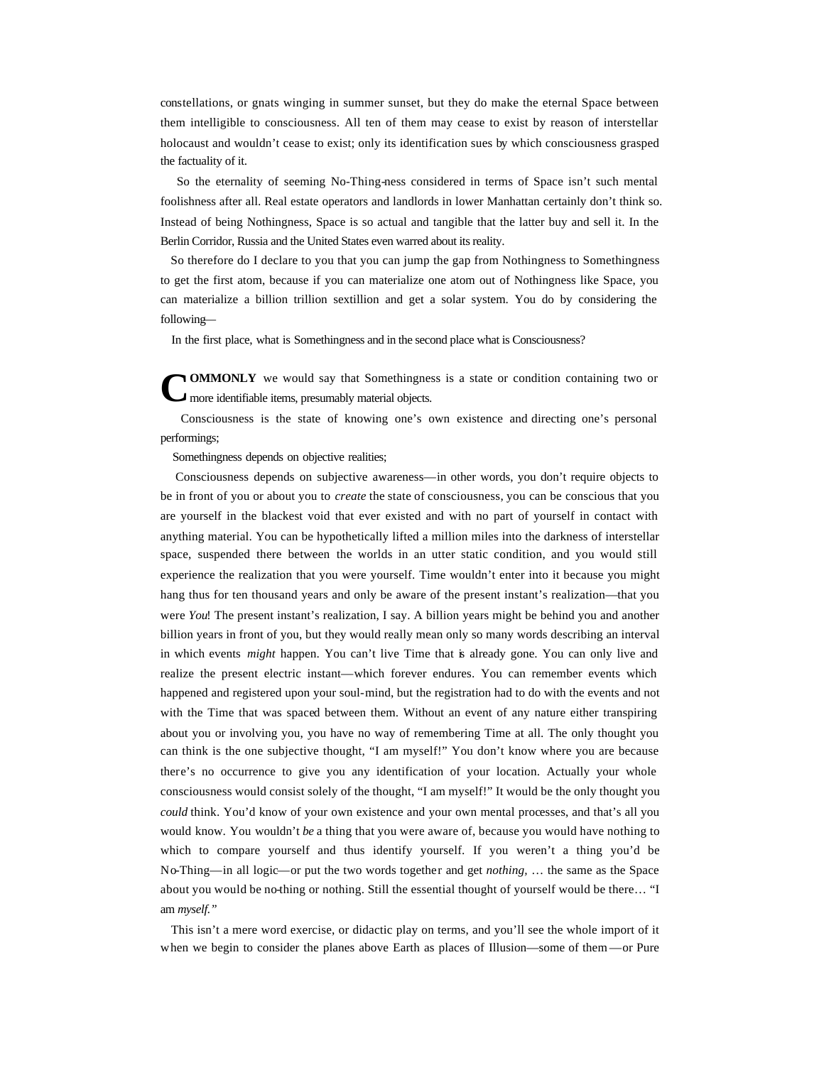constellations, or gnats winging in summer sunset, but they do make the eternal Space between them intelligible to consciousness. All ten of them may cease to exist by reason of interstellar holocaust and wouldn't cease to exist; only its identification sues by which consciousness grasped the factuality of it.

So the eternality of seeming No-Thing-ness considered in terms of Space isn't such mental foolishness after all. Real estate operators and landlords in lower Manhattan certainly don't think so. Instead of being Nothingness, Space is so actual and tangible that the latter buy and sell it. In the Berlin Corridor, Russia and the United States even warred about its reality.

So therefore do I declare to you that you can jump the gap from Nothingness to Somethingness to get the first atom, because if you can materialize one atom out of Nothingness like Space, you can materialize a billion trillion sextillion and get a solar system. You do by considering the following—

In the first place, what is Somethingness and in the second place what is Consciousness?

**COMMONLY** we would say that Somethingness is a state or condition containing two or more identifiable items, presumably material objects.

Consciousness is the state of knowing one's own existence and directing one's personal performings;

Somethingness depends on objective realities;

Consciousness depends on subjective awareness—in other words, you don't require objects to be in front of you or about you to *create* the state of consciousness, you can be conscious that you are yourself in the blackest void that ever existed and with no part of yourself in contact with anything material. You can be hypothetically lifted a million miles into the darkness of interstellar space, suspended there between the worlds in an utter static condition, and you would still experience the realization that you were yourself. Time wouldn't enter into it because you might hang thus for ten thousand years and only be aware of the present instant's realization—that you were *You*! The present instant's realization, I say. A billion years might be behind you and another billion years in front of you, but they would really mean only so many words describing an interval in which events *might* happen. You can't live Time that is already gone. You can only live and realize the present electric instant—which forever endures. You can remember events which happened and registered upon your soul-mind, but the registration had to do with the events and not with the Time that was spaced between them. Without an event of any nature either transpiring about you or involving you, you have no way of remembering Time at all. The only thought you can think is the one subjective thought, "I am myself!" You don't know where you are because there's no occurrence to give you any identification of your location. Actually your whole consciousness would consist solely of the thought, "I am myself!" It would be the only thought you *could* think. You'd know of your own existence and your own mental processes, and that's all you would know. You wouldn't *be* a thing that you were aware of, because you would have nothing to which to compare yourself and thus identify yourself. If you weren't a thing you'd be No-Thing—in all logic—or put the two words together and get *nothing*, … the same as the Space about you would be no-thing or nothing. Still the essential thought of yourself would be there… "I am *myself.*"

This isn't a mere word exercise, or didactic play on terms, and you'll see the whole import of it when we begin to consider the planes above Earth as places of Illusion—some of them—or Pure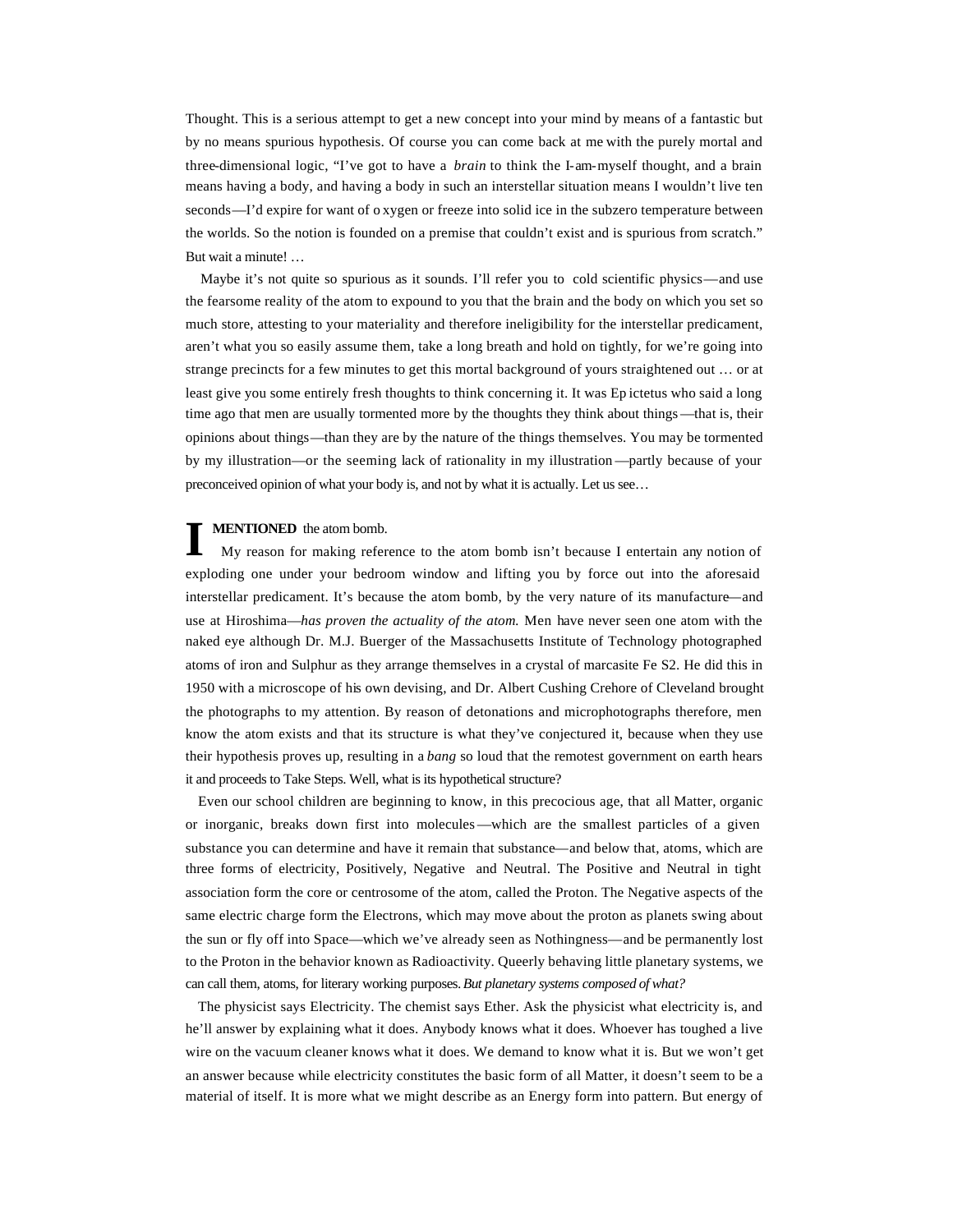Thought. This is a serious attempt to get a new concept into your mind by means of a fantastic but by no means spurious hypothesis. Of course you can come back at me with the purely mortal and three-dimensional logic, "I've got to have a *brain* to think the I-am-myself thought, and a brain means having a body, and having a body in such an interstellar situation means I wouldn't live ten seconds—I'd expire for want of oxygen or freeze into solid ice in the subzero temperature between the worlds. So the notion is founded on a premise that couldn't exist and is spurious from scratch." But wait a minute! …

Maybe it's not quite so spurious as it sounds. I'll refer you to cold scientific physics—and use the fearsome reality of the atom to expound to you that the brain and the body on which you set so much store, attesting to your materiality and therefore ineligibility for the interstellar predicament, aren't what you so easily assume them, take a long breath and hold on tightly, for we're going into strange precincts for a few minutes to get this mortal background of yours straightened out … or at least give you some entirely fresh thoughts to think concerning it. It was Epictetus who said a long time ago that men are usually tormented more by the thoughts they think about things—that is, their opinions about things—than they are by the nature of the things themselves. You may be tormented by my illustration—or the seeming lack of rationality in my illustration—partly because of your preconceived opinion of what your body is, and not by what it is actually. Let us see…

**I MENTIONED** the atom bomb.

My reason for making reference to the atom bomb isn't because I entertain any notion of exploding one under your bedroom window and lifting you by force out into the aforesaid interstellar predicament. It's because the atom bomb, by the very nature of its manufacture—and use at Hiroshima—*has proven the actuality of the atom.* Men have never seen one atom with the naked eye although Dr. M.J. Buerger of the Massachusetts Institute of Technology photographed atoms of iron and Sulphur as they arrange themselves in a crystal of marcasite Fe S2. He did this in 1950 with a microscope of his own devising, and Dr. Albert Cushing Crehore of Cleveland brought the photographs to my attention. By reason of detonations and microphotographs therefore, men know the atom exists and that its structure is what they've conjectured it, because when they use their hypothesis proves up, resulting in a *bang* so loud that the remotest government on earth hears it and proceeds to Take Steps. Well, what is its hypothetical structure?

Even our school children are beginning to know, in this precocious age, that all Matter, organic or inorganic, breaks down first into molecules—which are the smallest particles of a given substance you can determine and have it remain that substance—and below that, atoms, which are three forms of electricity, Positively, Negative and Neutral. The Positive and Neutral in tight association form the core or centrosome of the atom, called the Proton. The Negative aspects of the same electric charge form the Electrons, which may move about the proton as planets swing about the sun or fly off into Space—which we've already seen as Nothingness—and be permanently lost to the Proton in the behavior known as Radioactivity. Queerly behaving little planetary systems, we can call them, atoms, for literary working purposes. *But planetary systems composed of what?*

The physicist says Electricity. The chemist says Ether. Ask the physicist what electricity is, and he'll answer by explaining what it does. Anybody knows what it does. Whoever has toughed a live wire on the vacuum cleaner knows what it does. We demand to know what it is. But we won't get an answer because while electricity constitutes the basic form of all Matter, it doesn't seem to be a material of itself. It is more what we might describe as an Energy form into pattern. But energy of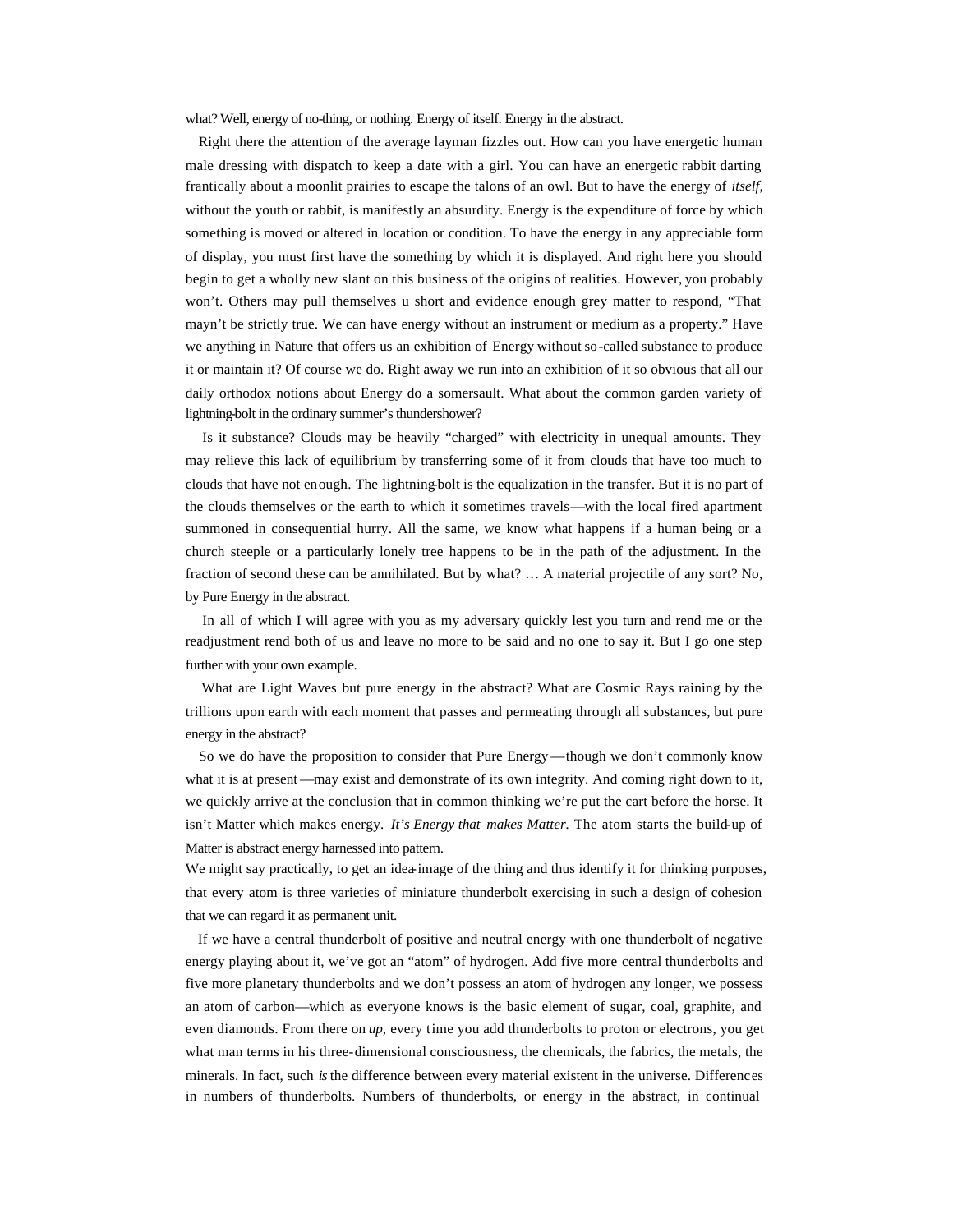what? Well, energy of no-thing, or nothing. Energy of itself. Energy in the abstract.

Right there the attention of the average layman fizzles out. How can you have energetic human male dressing with dispatch to keep a date with a girl. You can have an energetic rabbit darting frantically about a moonlit prairies to escape the talons of an owl. But to have the energy of *itself*, without the youth or rabbit, is manifestly an absurdity. Energy is the expenditure of force by which something is moved or altered in location or condition. To have the energy in any appreciable form of display, you must first have the something by which it is displayed. And right here you should begin to get a wholly new slant on this business of the origins of realities. However, you probably won't. Others may pull themselves u short and evidence enough grey matter to respond, "That mayn't be strictly true. We can have energy without an instrument or medium as a property." Have we anything in Nature that offers us an exhibition of Energy without so-called substance to produce it or maintain it? Of course we do. Right away we run into an exhibition of it so obvious that all our daily orthodox notions about Energy do a somersault. What about the common garden variety of lightning-bolt in the ordinary summer's thundershower?

Is it substance? Clouds may be heavily "charged" with electricity in unequal amounts. They may relieve this lack of equilibrium by transferring some of it from clouds that have too much to clouds that have not enough. The lightning-bolt is the equalization in the transfer. But it is no part of the clouds themselves or the earth to which it sometimes travels—with the local fired apartment summoned in consequential hurry. All the same, we know what happens if a human being or a church steeple or a particularly lonely tree happens to be in the path of the adjustment. In the fraction of second these can be annihilated. But by what? … A material projectile of any sort? No, by Pure Energy in the abstract.

In all of which I will agree with you as my adversary quickly lest you turn and rend me or the readjustment rend both of us and leave no more to be said and no one to say it. But I go one step further with your own example.

What are Light Waves but pure energy in the abstract? What are Cosmic Rays raining by the trillions upon earth with each moment that passes and permeating through all substances, but pure energy in the abstract?

So we do have the proposition to consider that Pure Energy—though we don't commonly know what it is at present—may exist and demonstrate of its own integrity. And coming right down to it, we quickly arrive at the conclusion that in common thinking we're put the cart before the horse. It isn't Matter which makes energy. *It's Energy that makes Matter.* The atom starts the build-up of Matter is abstract energy harnessed into pattern.

We might say practically, to get an idea-image of the thing and thus identify it for thinking purposes, that every atom is three varieties of miniature thunderbolt exercising in such a design of cohesion that we can regard it as permanent unit.

If we have a central thunderbolt of positive and neutral energy with one thunderbolt of negative energy playing about it, we've got an "atom" of hydrogen. Add five more central thunderbolts and five more planetary thunderbolts and we don't possess an atom of hydrogen any longer, we possess an atom of carbon—which as everyone knows is the basic element of sugar, coal, graphite, and even diamonds. From there on *up*, every time you add thunderbolts to proton or electrons, you get what man terms in his three-dimensional consciousness, the chemicals, the fabrics, the metals, the minerals. In fact, such *is* the difference between every material existent in the universe. Differences in numbers of thunderbolts. Numbers of thunderbolts, or energy in the abstract, in continual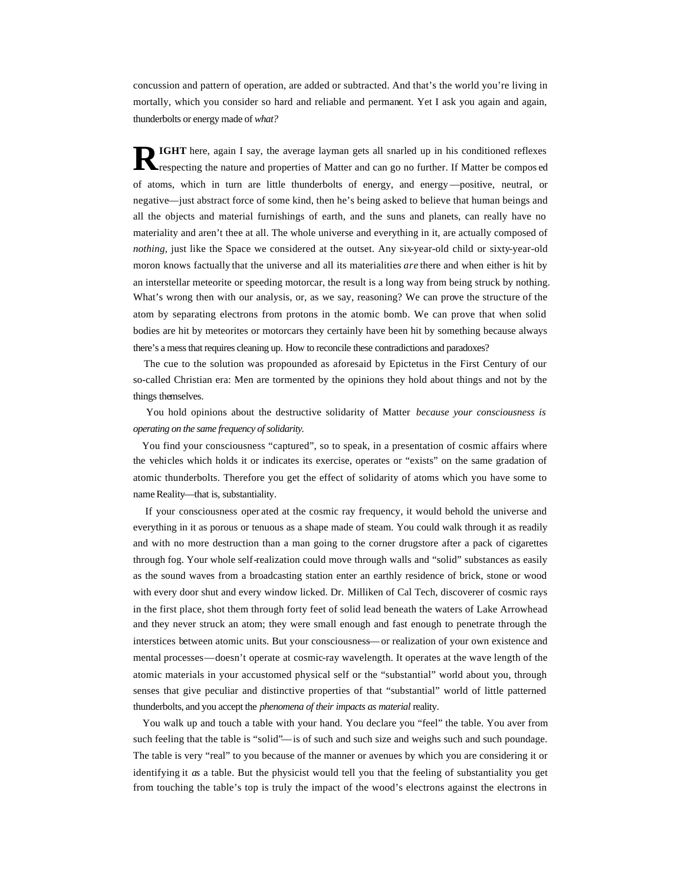concussion and pattern of operation, are added or subtracted. And that's the world you're living in mortally, which you consider so hard and reliable and permanent. Yet I ask you again and again, thunderbolts or energy made of *what?*

**RIGHT** here, again I say, the average layman gets all snarled up in his conditioned reflexes respecting the nature and properties of Matter and can go no further. If Matter be composed of atoms, which in turn are little thunderbolts of energy, and energy—positive, neutral, or negative—just abstract force of some kind, then he's being asked to believe that human beings and all the objects and material furnishings of earth, and the suns and planets, can really have no materiality and aren't thee at all. The whole universe and everything in it, are actually composed of *nothing*, just like the Space we considered at the outset. Any six-year-old child or sixty-year-old moron knows factually that the universe and all its materialities *are* there and when either is hit by an interstellar meteorite or speeding motorcar, the result is a long way from being struck by nothing. What's wrong then with our analysis, or, as we say, reasoning? We can prove the structure of the atom by separating electrons from protons in the atomic bomb. We can prove that when solid bodies are hit by meteorites or motorcars they certainly have been hit by something because always there's a mess that requires cleaning up. How to reconcile these contradictions and paradoxes?

The cue to the solution was propounded as aforesaid by Epictetus in the First Century of our so-called Christian era: Men are tormented by the opinions they hold about things and not by the things themselves.

You hold opinions about the destructive solidarity of Matter *because your consciousness is operating on the same frequency of solidarity.*

You find your consciousness "captured", so to speak, in a presentation of cosmic affairs where the vehicles which holds it or indicates its exercise, operates or "exists" on the same gradation of atomic thunderbolts. Therefore you get the effect of solidarity of atoms which you have some to name Reality—that is, substantiality.

If your consciousness operated at the cosmic ray frequency, it would behold the universe and everything in it as porous or tenuous as a shape made of steam. You could walk through it as readily and with no more destruction than a man going to the corner drugstore after a pack of cigarettes through fog. Your whole self-realization could move through walls and "solid" substances as easily as the sound waves from a broadcasting station enter an earthly residence of brick, stone or wood with every door shut and every window licked. Dr. Milliken of Cal Tech, discoverer of cosmic rays in the first place, shot them through forty feet of solid lead beneath the waters of Lake Arrowhead and they never struck an atom; they were small enough and fast enough to penetrate through the interstices between atomic units. But your consciousness—or realization of your own existence and mental processes—doesn't operate at cosmic-ray wavelength. It operates at the wave length of the atomic materials in your accustomed physical self or the "substantial" world about you, through senses that give peculiar and distinctive properties of that "substantial" world of little patterned thunderbolts, and you accept the *phenomena of their impacts as material* reality.

You walk up and touch a table with your hand. You declare you "feel" the table. You aver from such feeling that the table is "solid"—is of such and such size and weighs such and such poundage. The table is very "real" to you because of the manner or avenues by which you are considering it or identifying it *as* a table. But the physicist would tell you that the feeling of substantiality you get from touching the table's top is truly the impact of the wood's electrons against the electrons in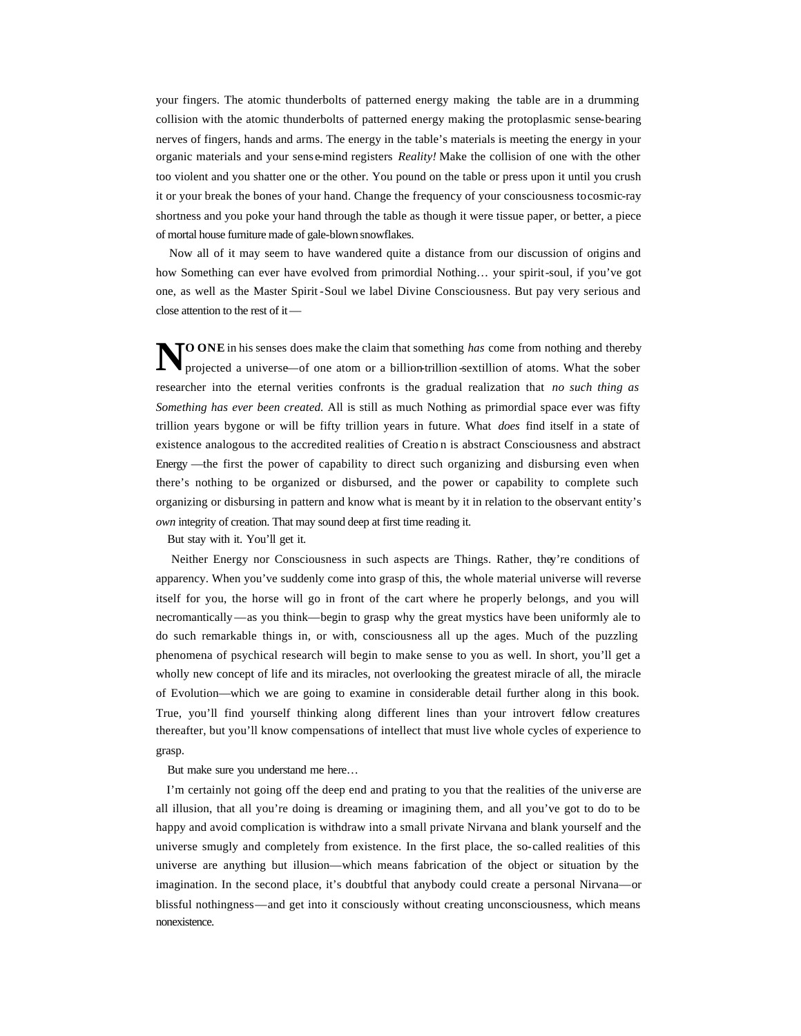your fingers. The atomic thunderbolts of patterned energy making the table are in a drumming collision with the atomic thunderbolts of patterned energy making the protoplasmic sense-bearing nerves of fingers, hands and arms. The energy in the table's materials is meeting the energy in your organic materials and your sense-mind registers *Reality!* Make the collision of one with the other too violent and you shatter one or the other. You pound on the table or press upon it until you crush it or your break the bones of your hand. Change the frequency of your consciousness to cosmic-ray shortness and you poke your hand through the table as though it were tissue paper, or better, a piece of mortal house furniture made of gale-blown snowflakes.

Now all of it may seem to have wandered quite a distance from our discussion of origins and how Something can ever have evolved from primordial Nothing… your spirit-soul, if you've got one, as well as the Master Spirit-Soul we label Divine Consciousness. But pay very serious and close attention to the rest of it—

**NO ONE** in his senses does make the claim that something *has* come from nothing and thereby projected a universe—of one atom or a billion-trillion-sextillion of atoms. What the sober researcher into the eternal verities confronts is the gradual realization that *no such thing as Something has ever been created.* All is still as much Nothing as primordial space ever was fifty trillion years bygone or will be fifty trillion years in future. What *does* find itself in a state of existence analogous to the accredited realities of Creation is abstract Consciousness and abstract Energy—the first the power of capability to direct such organizing and disbursing even when there's nothing to be organized or disbursed, and the power or capability to complete such organizing or disbursing in pattern and know what is meant by it in relation to the observant entity's *own* integrity of creation. That may sound deep at first time reading it.

But stay with it. You'll get it.

Neither Energy nor Consciousness in such aspects are Things. Rather, they're conditions of apparency. When you've suddenly come into grasp of this, the whole material universe will reverse itself for you, the horse will go in front of the cart where he properly belongs, and you will necromantically—as you think—begin to grasp why the great mystics have been uniformly ale to do such remarkable things in, or with, consciousness all up the ages. Much of the puzzling phenomena of psychical research will begin to make sense to you as well. In short, you'll get a wholly new concept of life and its miracles, not overlooking the greatest miracle of all, the miracle of Evolution—which we are going to examine in considerable detail further along in this book. True, you'll find yourself thinking along different lines than your introvert fellow creatures thereafter, but you'll know compensations of intellect that must live whole cycles of experience to grasp.

But make sure you understand me here…

I'm certainly not going off the deep end and prating to you that the realities of the universe are all illusion, that all you're doing is dreaming or imagining them, and all you've got to do to be happy and avoid complication is withdraw into a small private Nirvana and blank yourself and the universe smugly and completely from existence. In the first place, the so-called realities of this universe are anything but illusion—which means fabrication of the object or situation by the imagination. In the second place, it's doubtful that anybody could create a personal Nirvana—or blissful nothingness—and get into it consciously without creating unconsciousness, which means nonexistence.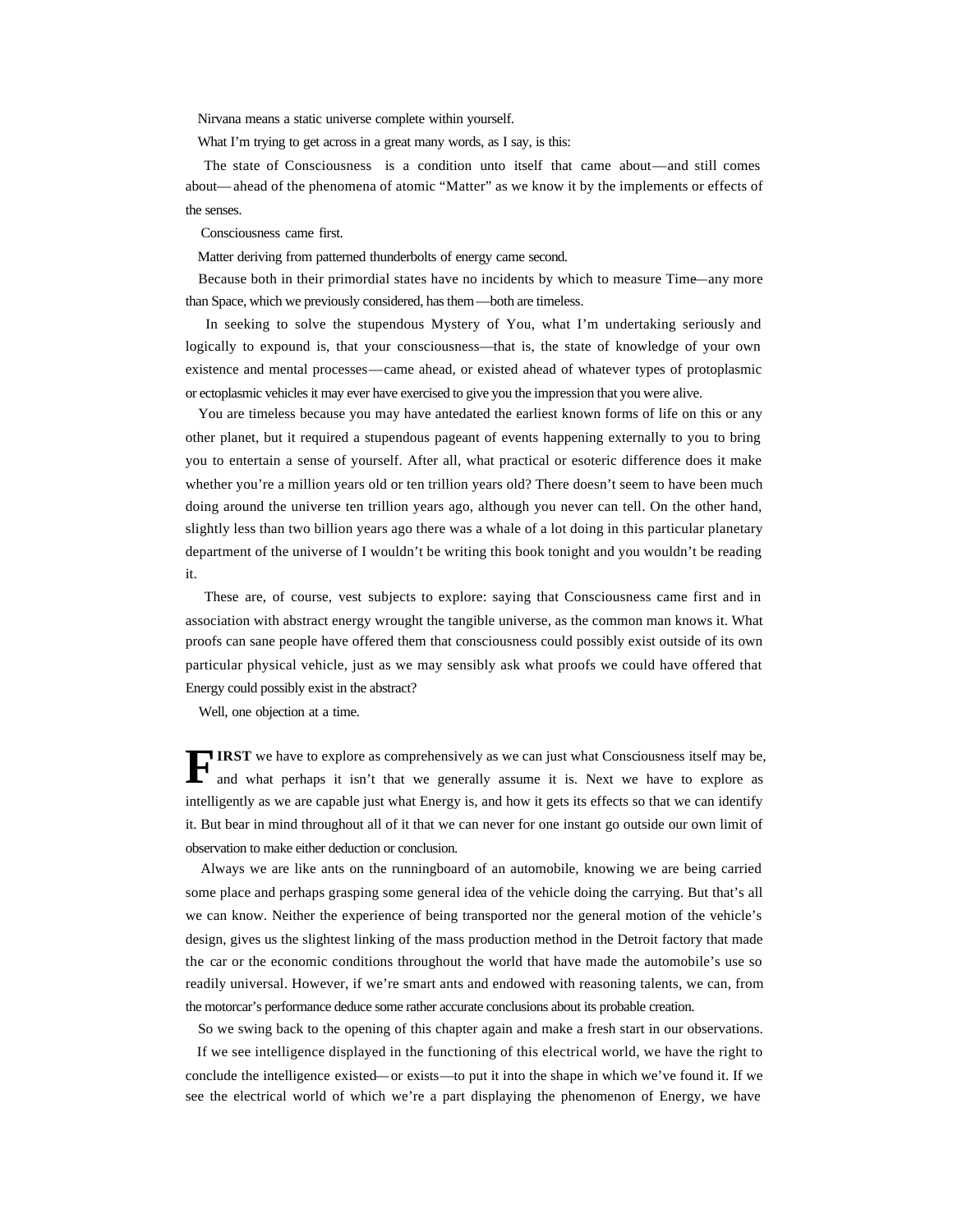Nirvana means a static universe complete within yourself.

What I'm trying to get across in a great many words, as I say, is this:

The state of Consciousness is a condition unto itself that came about—and still comes about—ahead of the phenomena of atomic "Matter" as we know it by the implements or effects of the senses.

Consciousness came first.

Matter deriving from patterned thunderbolts of energy came second.

Because both in their primordial states have no incidents by which to measure Time—any more than Space, which we previously considered, has them—both are timeless.

In seeking to solve the stupendous Mystery of You, what I'm undertaking seriously and logically to expound is, that your consciousness—that is, the state of knowledge of your own existence and mental processes—came ahead, or existed ahead of whatever types of protoplasmic or ectoplasmic vehicles it may ever have exercised to give you the impression that you were alive.

You are timeless because you may have antedated the earliest known forms of life on this or any other planet, but it required a stupendous pageant of events happening externally to you to bring you to entertain a sense of yourself. After all, what practical or esoteric difference does it make whether you're a million years old or ten trillion years old? There doesn't seem to have been much doing around the universe ten trillion years ago, although you never can tell. On the other hand, slightly less than two billion years ago there was a whale of a lot doing in this particular planetary department of the universe of I wouldn't be writing this book tonight and you wouldn't be reading it.

These are, of course, vest subjects to explore: saying that Consciousness came first and in association with abstract energy wrought the tangible universe, as the common man knows it. What proofs can sane people have offered them that consciousness could possibly exist outside of its own particular physical vehicle, just as we may sensibly ask what proofs we could have offered that Energy could possibly exist in the abstract?

Well, one objection at a time.

**FIRST** we have to explore as comprehensively as we can just what Consciousness itself may be, and what perhaps it isn't that we generally assume it is. Next we have to explore as intelligently as we are capable just what Energy is, and how it gets its effects so that we can identify it. But bear in mind throughout all of it that we can never for one instant go outside our own limit of observation to make either deduction or conclusion.

Always we are like ants on the runningboard of an automobile, knowing we are being carried some place and perhaps grasping some general idea of the vehicle doing the carrying. But that's all we can know. Neither the experience of being transported nor the general motion of the vehicle's design, gives us the slightest linking of the mass production method in the Detroit factory that made the car or the economic conditions throughout the world that have made the automobile's use so readily universal. However, if we're smart ants and endowed with reasoning talents, we can, from the motorcar's performance deduce some rather accurate conclusions about its probable creation.

So we swing back to the opening of this chapter again and make a fresh start in our observations.

If we see intelligence displayed in the functioning of this electrical world, we have the right to conclude the intelligence existed—or exists—to put it into the shape in which we've found it. If we see the electrical world of which we're a part displaying the phenomenon of Energy, we have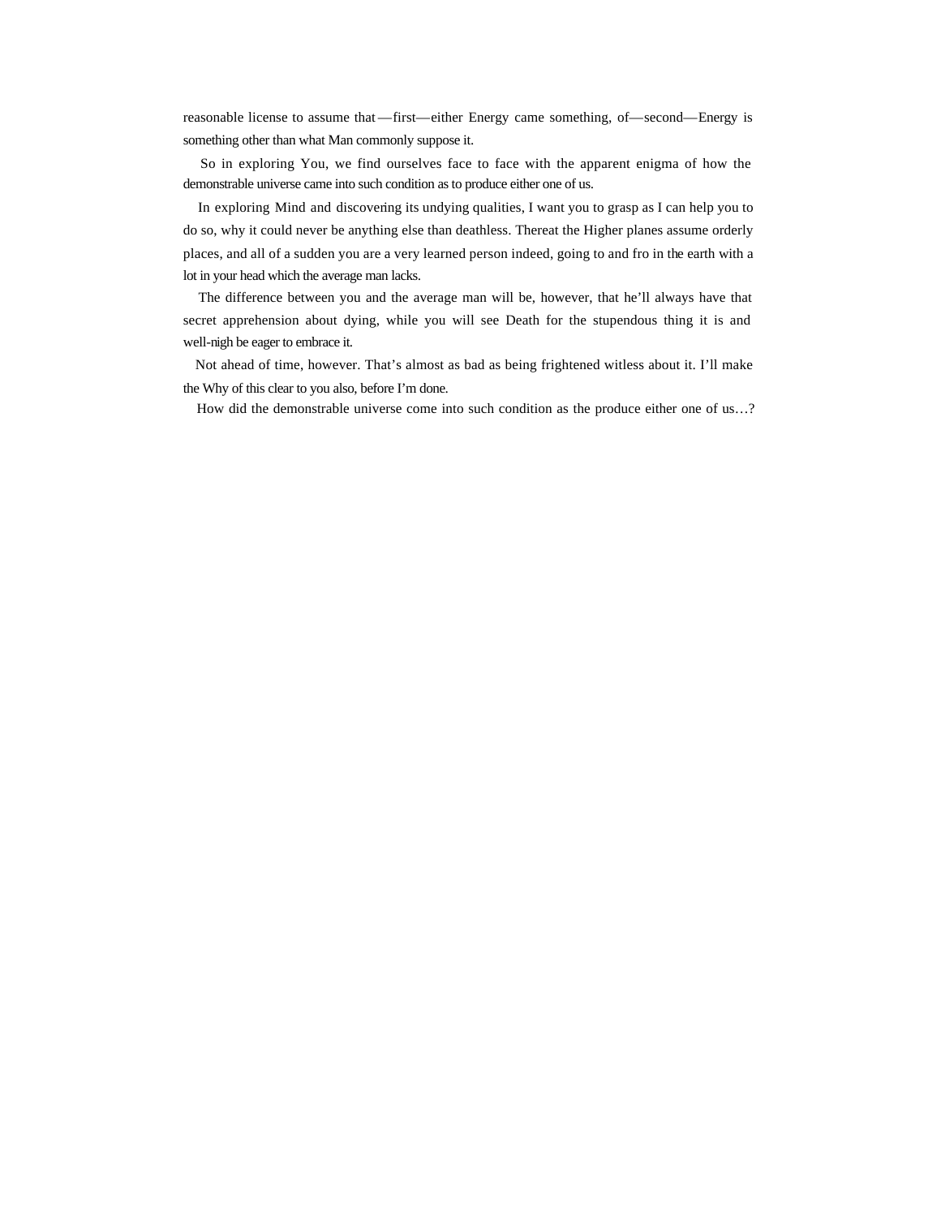reasonable license to assume that—first—either Energy came something, of—second—Energy is something other than what Man commonly suppose it.

So in exploring You, we find ourselves face to face with the apparent enigma of how the demonstrable universe came into such condition as to produce either one of us.

In exploring Mind and discovering its undying qualities, I want you to grasp as I can help you to do so, why it could never be anything else than deathless. Thereat the Higher planes assume orderly places, and all of a sudden you are a very learned person indeed, going to and fro in the earth with a lot in your head which the average man lacks.

The difference between you and the average man will be, however, that he'll always have that secret apprehension about dying, while you will see Death for the stupendous thing it is and well-nigh be eager to embrace it.

Not ahead of time, however. That's almost as bad as being frightened witless about it. I'll make the Why of this clear to you also, before I'm done.

How did the demonstrable universe come into such condition as the produce either one of us…?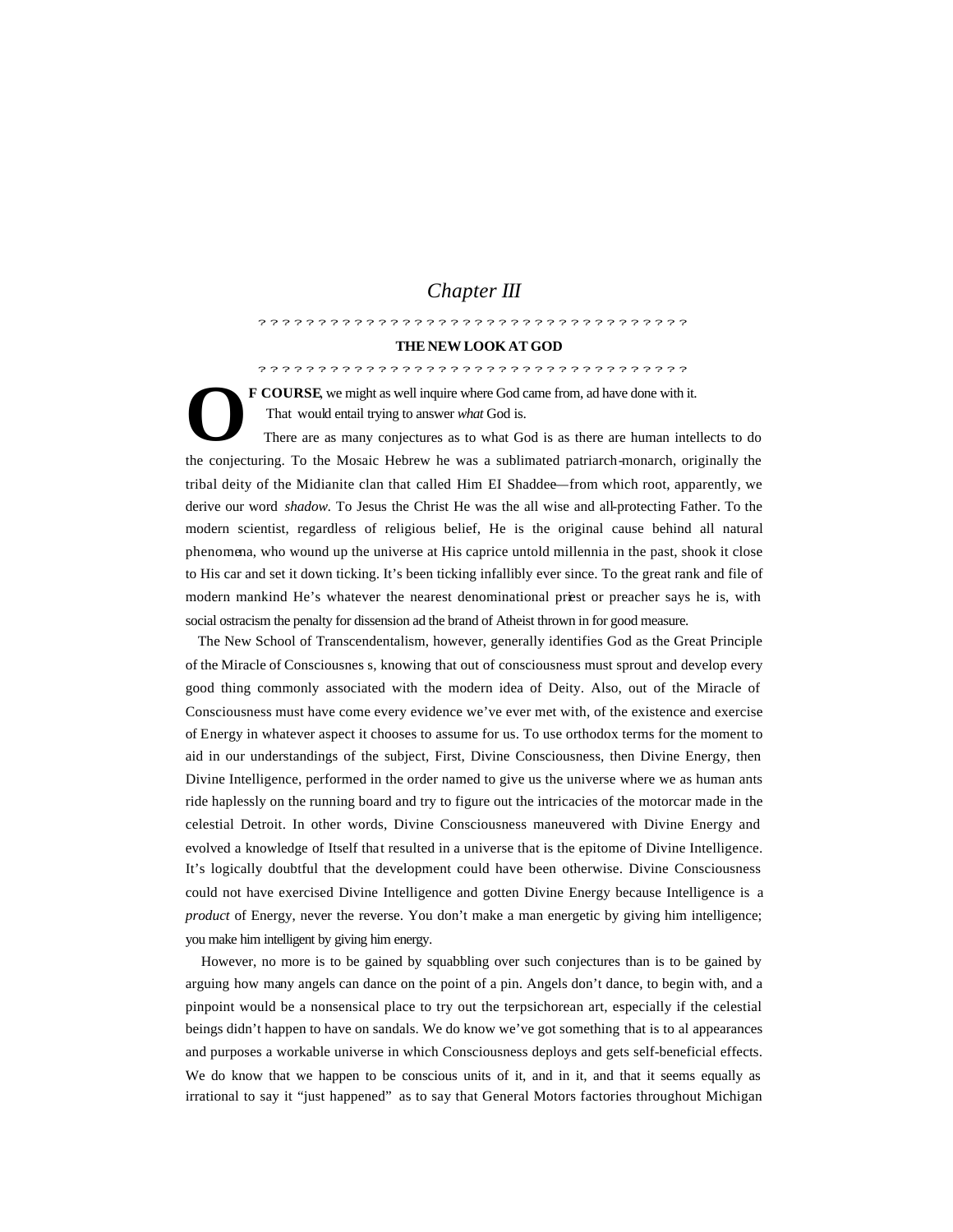# *Chapter III*

? ? ? ? ? ? ? ? ? ? ? ? ? ? ? ? ? ? ? ? ? ? ? ? ? ? ? ? ? ? ? ? ? ? ? ? ? ?

## THE NEW LOOK AT GOD

? ? ? ? ? ? ? ? ? ? ? ? ? ? ? ? ? ? ? ? ? ? ? ? ? ? ? ? ? ? ? ? ? ? ? ? ? ?

**OF COURSE**, we might as well inquire where God came from, ad have done with it. That would entail trying to answer *what* God is.

There are as many conjectures as to what God is as there are human intellects to do the conjecturing. To the Mosaic Hebrew he was a sublimated patriarch-monarch, originally the tribal deity of the Midianite clan that called Him EI Shaddee—from which root, apparently, we derive our word *shadow*. To Jesus the Christ He was the all wise and all-protecting Father. To the modern scientist, regardless of religious belief, He is the original cause behind all natural phenomena, who wound up the universe at His caprice untold millennia in the past, shook it close to His car and set it down ticking. It's been ticking infallibly ever since. To the great rank and file of modern mankind He's whatever the nearest denominational priest or preacher says he is, with social ostracism the penalty for dissension ad the brand of Atheist thrown in for good measure.

The New School of Transcendentalism, however, generally identifies God as the Great Principle of the Miracle of Consciousnes s, knowing that out of consciousness must sprout and develop every good thing commonly associated with the modern idea of Deity. Also, out of the Miracle of Consciousness must have come every evidence we've ever met with, of the existence and exercise of Energy in whatever aspect it chooses to assume for us. To use orthodox terms for the moment to aid in our understandings of the subject, First, Divine Consciousness, then Divine Energy, then Divine Intelligence, performed in the order named to give us the universe where we as human ants ride haplessly on the running board and try to figure out the intricacies of the motorcar made in the celestial Detroit. In other words, Divine Consciousness maneuvered with Divine Energy and evolved a knowledge of Itself that resulted in a universe that is the epitome of Divine Intelligence. It's logically doubtful that the development could have been otherwise. Divine Consciousness could not have exercised Divine Intelligence and gotten Divine Energy because Intelligence is a *product* of Energy, never the reverse. You don't make a man energetic by giving him intelligence; you make him intelligent by giving him energy.

However, no more is to be gained by squabbling over such conjectures than is to be gained by arguing how many angels can dance on the point of a pin. Angels don't dance, to begin with, and a pinpoint would be a nonsensical place to try out the terpsichorean art, especially if the celestial beings didn't happen to have on sandals. We do know we've got something that is to al appearances and purposes a workable universe in which Consciousness deploys and gets self-beneficial effects. We do know that we happen to be conscious units of it, and in it, and that it seems equally as irrational to say it "just happened" as to say that General Motors factories throughout Michigan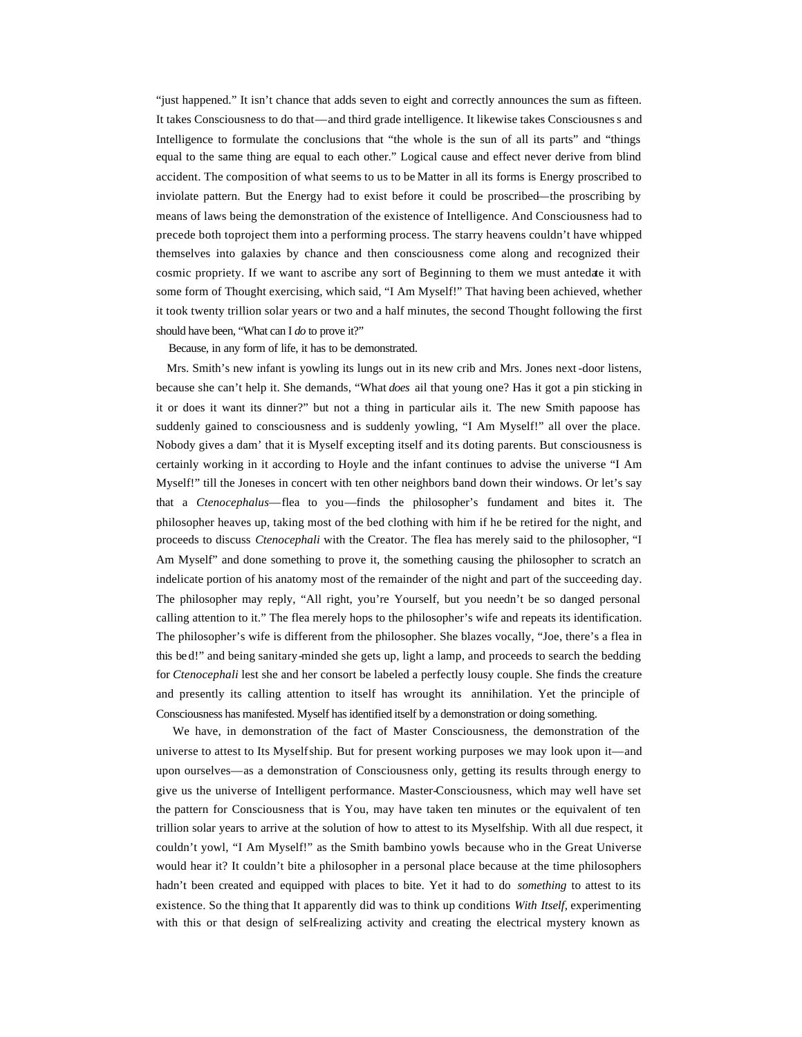"just happened." It isn't chance that adds seven to eight and correctly announces the sum as fifteen. It takes Consciousness to do that—and third grade intelligence. It likewise takes Consciousness and Intelligence to formulate the conclusions that "the whole is the sun of all its parts" and "things equal to the same thing are equal to each other." Logical cause and effect never derive from blind accident. The composition of what seems to us to be Matter in all its forms is Energy proscribed to inviolate pattern. But the Energy had to exist before it could be proscribed—the proscribing by means of laws being the demonstration of the existence of Intelligence. And Consciousness had to precede both toproject them into a performing process. The starry heavens couldn't have whipped themselves into galaxies by chance and then consciousness come along and recognized their cosmic propriety. If we want to ascribe any sort of Beginning to them we must antedate it with some form of Thought exercising, which said, "I Am Myself!" That having been achieved, whether it took twenty trillion solar years or two and a half minutes, the second Thought following the first should have been, "What can I *do* to prove it?"

Because, in any form of life, it has to be demonstrated.

Mrs. Smith's new infant is yowling its lungs out in its new crib and Mrs. Jones next-door listens, because she can't help it. She demands, "What *does* ail that young one? Has it got a pin sticking in it or does it want its dinner?" but not a thing in particular ails it. The new Smith papoose has suddenly gained to consciousness and is suddenly yowling, "I Am Myself!" all over the place. Nobody gives a dam' that it is Myself excepting itself and its doting parents. But consciousness is certainly working in it according to Hoyle and the infant continues to advise the universe "I Am Myself!" till the Joneses in concert with ten other neighbors band down their windows. Or let's say that a *Ctenocephalus*—flea to you—finds the philosopher's fundament and bites it. The philosopher heaves up, taking most of the bed clothing with him if he be retired for the night, and proceeds to discuss *Ctenocephali* with the Creator. The flea has merely said to the philosopher, "I Am Myself" and done something to prove it, the something causing the philosopher to scratch an indelicate portion of his anatomy most of the remainder of the night and part of the succeeding day. The philosopher may reply, "All right, you're Yourself, but you needn't be so danged personal calling attention to it." The flea merely hops to the philosopher's wife and repeats its identification. The philosopher's wife is different from the philosopher. She blazes vocally, "Joe, there's a flea in this bed!" and being sanitary-minded she gets up, light a lamp, and proceeds to search the bedding for *Ctenocephali* lest she and her consort be labeled a perfectly lousy couple. She finds the creature and presently its calling attention to itself has wrought its annihilation. Yet the principle of Consciousness has manifested. Myself has identified itself by a demonstration or doing something.

We have, in demonstration of the fact of Master Consciousness, the demonstration of the universe to attest to Its Myselfship. But for present working purposes we may look upon it—and upon ourselves—as a demonstration of Consciousness only, getting its results through energy to give us the universe of Intelligent performance. Master-Consciousness, which may well have set the pattern for Consciousness that is You, may have taken ten minutes or the equivalent of ten trillion solar years to arrive at the solution of how to attest to its Myselfship. With all due respect, it couldn't yowl, "I Am Myself!" as the Smith bambino yowls because who in the Great Universe would hear it? It couldn't bite a philosopher in a personal place because at the time philosophers hadn't been created and equipped with places to bite. Yet it had to do *something* to attest to its existence. So the thing that It apparently did was to think up conditions *With Itself*, experimenting with this or that design of self-realizing activity and creating the electrical mystery known as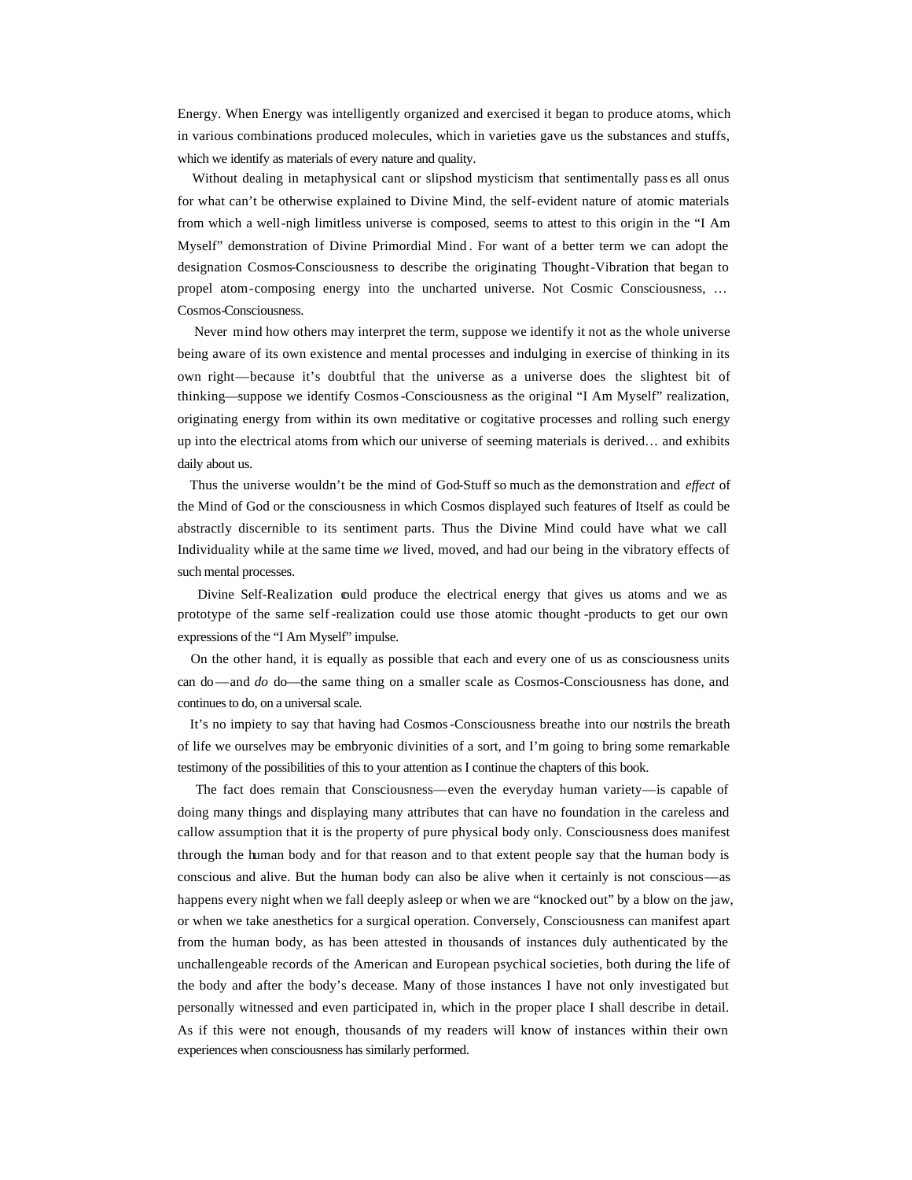Energy. When Energy was intelligently organized and exercised it began to produce atoms, which in various combinations produced molecules, which in varieties gave us the substances and stuffs, which we identify as materials of every nature and quality.

Without dealing in metaphysical cant or slipshod mysticism that sentimentally passes all onus for what can't be otherwise explained to Divine Mind, the self-evident nature of atomic materials from which a well-nigh limitless universe is composed, seems to attest to this origin in the "I Am Myself" demonstration of Divine Primordial Mind. For want of a better term we can adopt the designation Cosmos-Consciousness to describe the originating Thought-Vibration that began to propel atom-composing energy into the uncharted universe. Not Cosmic Consciousness, … Cosmos-Consciousness.

Never mind how others may interpret the term, suppose we identify it not as the whole universe being aware of its own existence and mental processes and indulging in exercise of thinking in its own right—because it's doubtful that the universe as a universe does the slightest bit of thinking—suppose we identify Cosmos-Consciousness as the original "I Am Myself" realization, originating energy from within its own meditative or cogitative processes and rolling such energy up into the electrical atoms from which our universe of seeming materials is derived… and exhibits daily about us.

Thus the universe wouldn't be the mind of God-Stuff so much as the demonstration and *effect* of the Mind of God or the consciousness in which Cosmos displayed such features of Itself as could be abstractly discernible to its sentiment parts. Thus the Divine Mind could have what we call Individuality while at the same time *we* lived, moved, and had our being in the vibratory effects of such mental processes.

Divine Self-Realization could produce the electrical energy that gives us atoms and we as prototype of the same self-realization could use those atomic thought-products to get our own expressions of the "I Am Myself" impulse.

On the other hand, it is equally as possible that each and every one of us as consciousness units can do—and *do* do—the same thing on a smaller scale as Cosmos-Consciousness has done, and continues to do, on a universal scale.

It's no impiety to say that having had Cosmos-Consciousness breathe into our nostrils the breath of life we ourselves may be embryonic divinities of a sort, and I'm going to bring some remarkable testimony of the possibilities of this to your attention as I continue the chapters of this book.

The fact does remain that Consciousness—even the everyday human variety—is capable of doing many things and displaying many attributes that can have no foundation in the careless and callow assumption that it is the property of pure physical body only. Consciousness does manifest through the human body and for that reason and to that extent people say that the human body is conscious and alive. But the human body can also be alive when it certainly is not conscious—as happens every night when we fall deeply asleep or when we are "knocked out" by a blow on the jaw, or when we take anesthetics for a surgical operation. Conversely, Consciousness can manifest apart from the human body, as has been attested in thousands of instances duly authenticated by the unchallengeable records of the American and European psychical societies, both during the life of the body and after the body's decease. Many of those instances I have not only investigated but personally witnessed and even participated in, which in the proper place I shall describe in detail. As if this were not enough, thousands of my readers will know of instances within their own experiences when consciousness has similarly performed.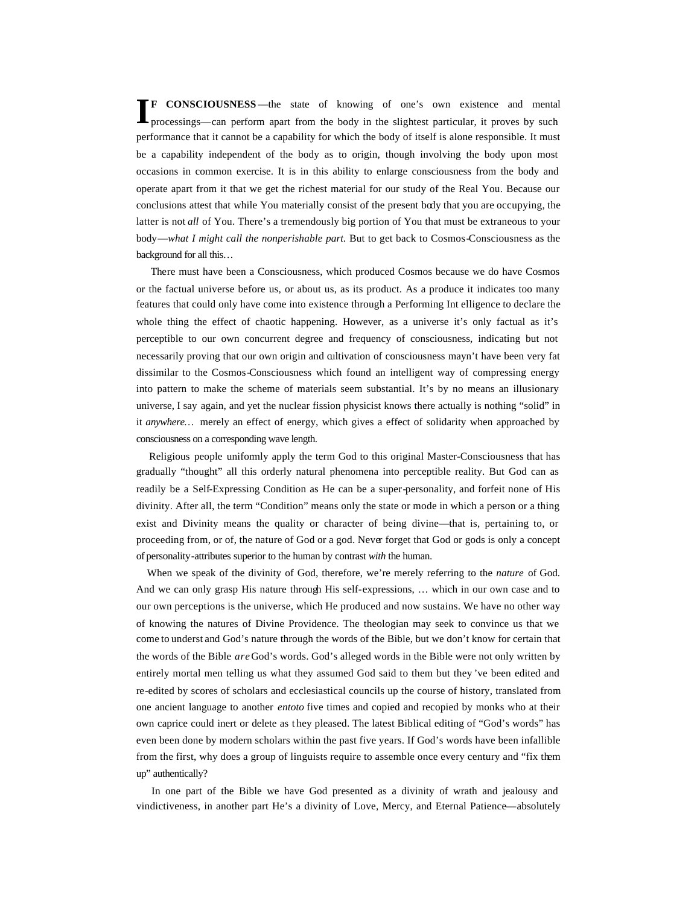**IF CONSCIOUSNESS**—the state of knowing of one's own existence and mental processings—can perform apart from the body in the slightest particular, it proves by such performance that it cannot be a capability for which the body of itself is alone responsible. It must be a capability independent of the body as to origin, though involving the body upon most occasions in common exercise. It is in this ability to enlarge consciousness from the body and operate apart from it that we get the richest material for our study of the Real You. Because our conclusions attest that while You materially consist of the present body that you are occupying, the latter is not *all* of You. There's a tremendously big portion of You that must be extraneous to your body—*what I might call the nonperishable part.* But to get back to Cosmos-Consciousness as the background for all this…

There must have been a Consciousness, which produced Cosmos because we do have Cosmos or the factual universe before us, or about us, as its product. As a produce it indicates too many features that could only have come into existence through a Performing Intelligence to declare the whole thing the effect of chaotic happening. However, as a universe it's only factual as it's perceptible to our own concurrent degree and frequency of consciousness, indicating but not necessarily proving that our own origin and cultivation of consciousness mayn't have been very fat dissimilar to the Cosmos-Consciousness which found an intelligent way of compressing energy into pattern to make the scheme of materials seem substantial. It's by no means an illusionary universe, I say again, and yet the nuclear fission physicist knows there actually is nothing "solid" in it *anywhere*… merely an effect of energy, which gives a effect of solidarity when approached by consciousness on a corresponding wave length.

Religious people uniformly apply the term God to this original Master-Consciousness that has gradually "thought" all this orderly natural phenomena into perceptible reality. But God can as readily be a Self-Expressing Condition as He can be a super-personality, and forfeit none of His divinity. After all, the term "Condition" means only the state or mode in which a person or a thing exist and Divinity means the quality or character of being divine—that is, pertaining to, or proceeding from, or of, the nature of God or a god. Never forget that God or gods is only a concept of personality-attributes superior to the human by contrast *with* the human.

When we speak of the divinity of God, therefore, we're merely referring to the *nature* of God. And we can only grasp His nature through His self-expressions, … which in our own case and to our own perceptions is the universe, which He produced and now sustains. We have no other way of knowing the natures of Divine Providence. The theologian may seek to convince us that we come to understand God's nature through the words of the Bible, but we don't know for certain that the words of the Bible *are* God's words. God's alleged words in the Bible were not only written by entirely mortal men telling us what they assumed God said to them but they've been edited and re-edited by scores of scholars and ecclesiastical councils up the course of history, translated from one ancient language to another *entoto* five times and copied and recopied by monks who at their own caprice could inert or delete as they pleased. The latest Biblical editing of "God's words" has even been done by modern scholars within the past five years. If God's words have been infallible from the first, why does a group of linguists require to assemble once every century and "fix them up" authentically?

In one part of the Bible we have God presented as a divinity of wrath and jealousy and vindictiveness, in another part He's a divinity of Love, Mercy, and Eternal Patience—absolutely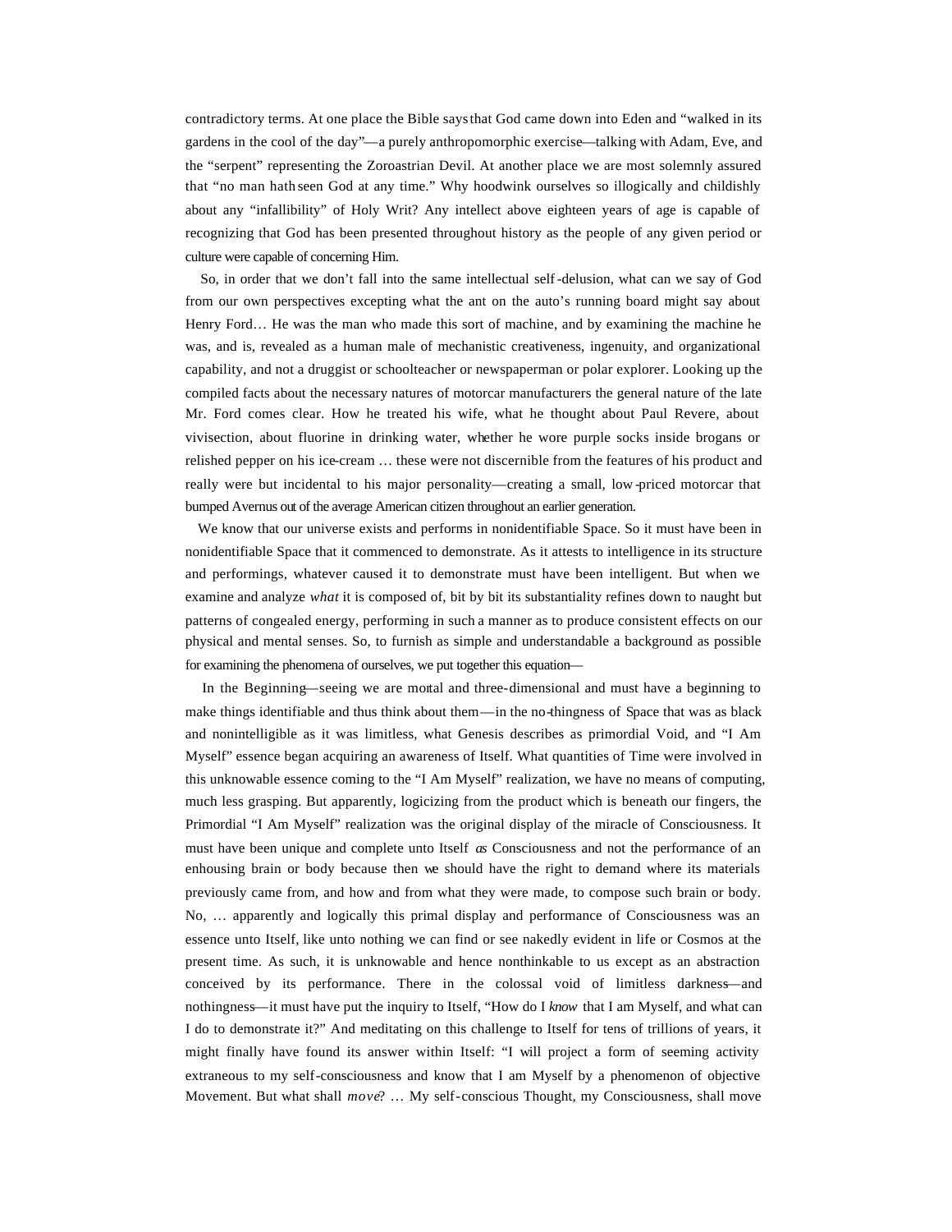contradictory terms. At one place the Bible says that God came down into Eden and "walked in its gardens in the cool of the day"—a purely anthropomorphic exercise—talking with Adam, Eve, and the "serpent" representing the Zoroastrian Devil. At another place we are most solemnly assured that "no man hath seen God at any time." Why hoodwink ourselves so illogically and childishly about any "infallibility" of Holy Writ? Any intellect above eighteen years of age is capable of recognizing that God has been presented throughout history as the people of any given period or culture were capable of concerning Him.

So, in order that we don't fall into the same intellectual self-delusion, what can we say of God from our own perspectives excepting what the ant on the auto's running board might say about Henry Ford… He was the man who made this sort of machine, and by examining the machine he was, and is, revealed as a human male of mechanistic creativeness, ingenuity, and organizational capability, and not a druggist or schoolteacher or newspaperman or polar explorer. Looking up the compiled facts about the necessary natures of motorcar manufacturers the general nature of the late Mr. Ford comes clear. How he treated his wife, what he thought about Paul Revere, about vivisection, about fluorine in drinking water, whether he wore purple socks inside brogans or relished pepper on his ice-cream … these were not discernible from the features of his product and really were but incidental to his major personality—creating a small, low-priced motorcar that bumped Avernus out of the average American citizen throughout an earlier generation.

We know that our universe exists and performs in nonidentifiable Space. So it must have been in nonidentifiable Space that it commenced to demonstrate. As it attests to intelligence in its structure and performings, whatever caused it to demonstrate must have been intelligent. But when we examine and analyze *what* it is composed of, bit by bit its substantiality refines down to naught but patterns of congealed energy, performing in such a manner as to produce consistent effects on our physical and mental senses. So, to furnish as simple and understandable a background as possible for examining the phenomena of ourselves, we put together this equation—

In the Beginning—seeing we are mortal and three-dimensional and must have a beginning to make things identifiable and thus think about them—in the no-thingness of Space that was as black and nonintelligible as it was limitless, what Genesis describes as primordial Void, and "I Am Myself" essence began acquiring an awareness of Itself. What quantities of Time were involved in this unknowable essence coming to the "I Am Myself" realization, we have no means of computing, much less grasping. But apparently, logicizing from the product which is beneath our fingers, the Primordial "I Am Myself" realization was the original display of the miracle of Consciousness. It must have been unique and complete unto Itself *as* Consciousness and not the performance of an enhousing brain or body because then we should have the right to demand where its materials previously came from, and how and from what they were made, to compose such brain or body. No, … apparently and logically this primal display and performance of Consciousness was an essence unto Itself, like unto nothing we can find or see nakedly evident in life or Cosmos at the present time. As such, it is unknowable and hence nonthinkable to us except as an abstraction conceived by its performance. There in the colossal void of limitless darkness—and nothingness—it must have put the inquiry to Itself, "How do I *know* that I am Myself, and what can I do to demonstrate it?" And meditating on this challenge to Itself for tens of trillions of years, it might finally have found its answer within Itself: "I will project a form of seeming activity extraneous to my self-consciousness and know that I am Myself by a phenomenon of objective Movement. But what shall *move*? … My self-conscious Thought, my Consciousness, shall move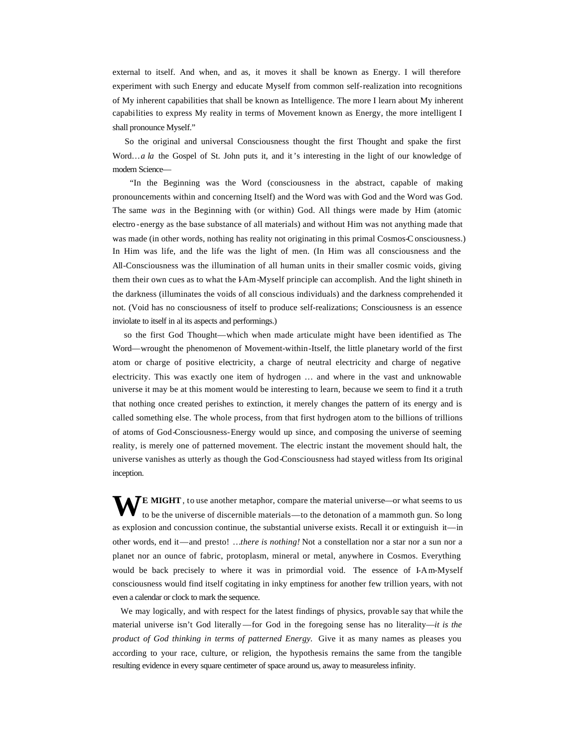external to itself. And when, and as, it moves it shall be known as Energy. I will therefore experiment with such Energy and educate Myself from common self-realization into recognitions of My inherent capabilities that shall be known as Intelligence. The more I learn about My inherent capabilities to express My reality in terms of Movement known as Energy, the more intelligent I shall pronounce Myself."

So the original and universal Consciousness thought the first Thought and spake the first Word… *a la* the Gospel of St. John puts it, and it's interesting in the light of our knowledge of modern Science—

"In the Beginning was the Word (consciousness in the abstract, capable of making pronouncements within and concerning Itself) and the Word was with God and the Word was God. The same *was* in the Beginning with (or within) God. All things were made by Him (atomic electro-energy as the base substance of all materials) and without Him was not anything made that was made (in other words, nothing has reality not originating in this primal Cosmos-Consciousness.) In Him was life, and the life was the light of men. (In Him was all consciousness and the All-Consciousness was the illumination of all human units in their smaller cosmic voids, giving them their own cues as to what the I-Am-Myself principle can accomplish. And the light shineth in the darkness (illuminates the voids of all conscious individuals) and the darkness comprehended it not. (Void has no consciousness of itself to produce self-realizations; Consciousness is an essence inviolate to itself in al its aspects and performings.)

so the first God Thought—which when made articulate might have been identified as The Word—wrought the phenomenon of Movement-within-Itself, the little planetary world of the first atom or charge of positive electricity, a charge of neutral electricity and charge of negative electricity. This was exactly one item of hydrogen … and where in the vast and unknowable universe it may be at this moment would be interesting to learn, because we seem to find it a truth that nothing once created perishes to extinction, it merely changes the pattern of its energy and is called something else. The whole process, from that first hydrogen atom to the billions of trillions of atoms of God-Consciousness-Energy would up since, and composing the universe of seeming reality, is merely one of patterned movement. The electric instant the movement should halt, the universe vanishes as utterly as though the God-Consciousness had stayed witless from Its original inception.

**WE MIGHT**, to use another metaphor, compare the material universe—or what seems to us to be the universe of discernible materials—to the detonation of a mammoth gun. So long as explosion and concussion continue, the substantial universe exists. Recall it or extinguish it—in other words, end it—and presto! …*there is nothing!* Not a constellation nor a star nor a sun nor a planet nor an ounce of fabric, protoplasm, mineral or metal, anywhere in Cosmos. Everything would be back precisely to where it was in primordial void. The essence of I-Am-Myself consciousness would find itself cogitating in inky emptiness for another few trillion years, with not even a calendar or clock to mark the sequence.

We may logically, and with respect for the latest findings of physics, provable say that while the material universe isn't God literally—for God in the foregoing sense has no literality—*it is the product of God thinking in terms of patterned Energy.* Give it as many names as pleases you according to your race, culture, or religion, the hypothesis remains the same from the tangible resulting evidence in every square centimeter of space around us, away to measureless infinity.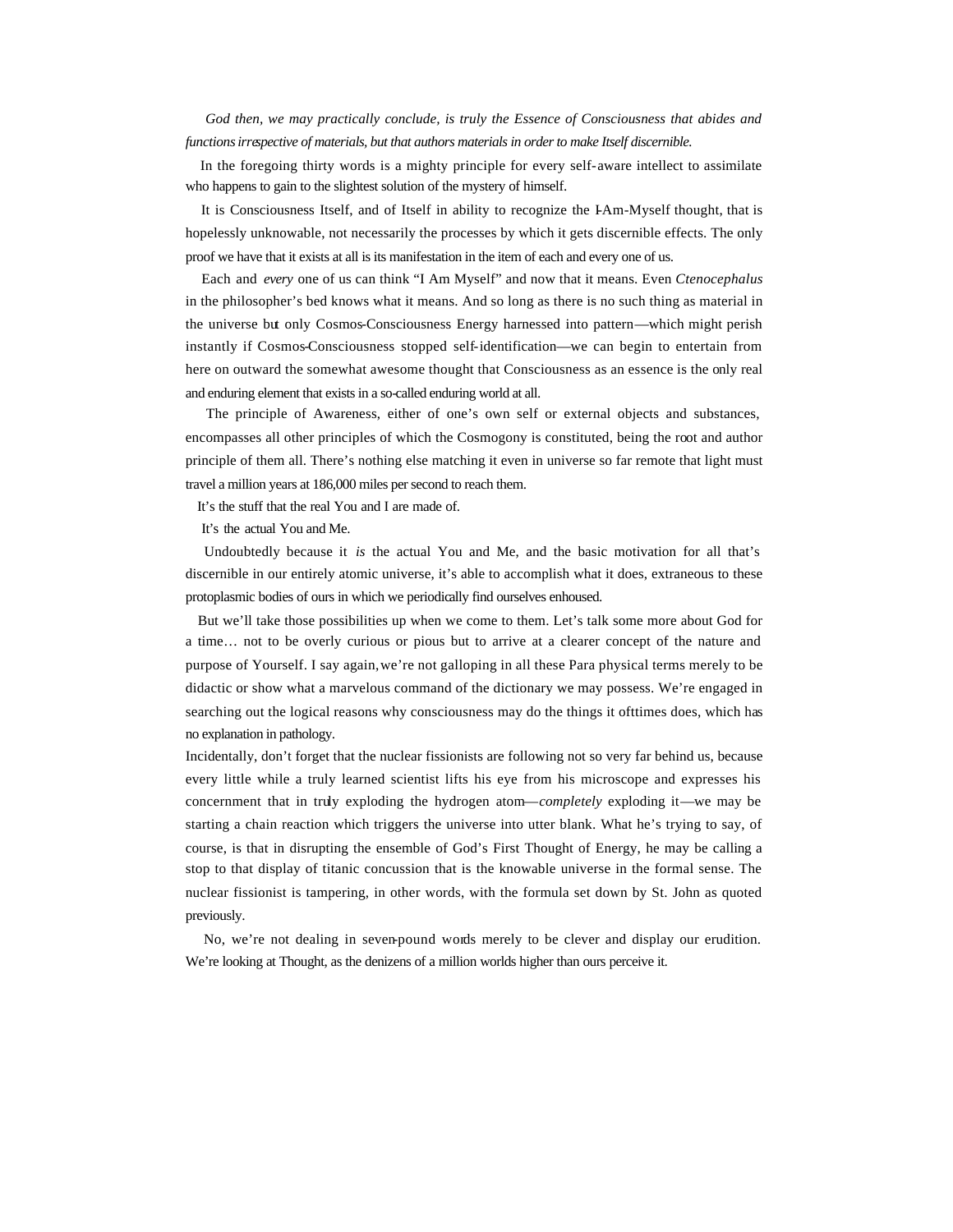*God then, we may practically conclude, is truly the Essence of Consciousness that abides and functions irrespective of materials, but that authors materials in order to make Itself discernible.*

In the foregoing thirty words is a mighty principle for every self-aware intellect to assimilate who happens to gain to the slightest solution of the mystery of himself.

It is Consciousness Itself, and of Itself in ability to recognize the I-Am-Myself thought, that is hopelessly unknowable, not necessarily the processes by which it gets discernible effects. The only proof we have that it exists at all is its manifestation in the item of each and every one of us.

Each and *every* one of us can think "I Am Myself" and now that it means. Even *Ctenocephalus* in the philosopher's bed knows what it means. And so long as there is no such thing as material in the universe but only Cosmos-Consciousness Energy harnessed into pattern—which might perish instantly if Cosmos-Consciousness stopped self-identification—we can begin to entertain from here on outward the somewhat awesome thought that Consciousness as an essence is the only real and enduring element that exists in a so-called enduring world at all.

The principle of Awareness, either of one's own self or external objects and substances, encompasses all other principles of which the Cosmogony is constituted, being the root and author principle of them all. There's nothing else matching it even in universe so far remote that light must travel a million years at 186,000 miles per second to reach them.

It's the stuff that the real You and I are made of.

It's the actual You and Me.

Undoubtedly because it *is* the actual You and Me, and the basic motivation for all that's discernible in our entirely atomic universe, it's able to accomplish what it does, extraneous to these protoplasmic bodies of ours in which we periodically find ourselves enhoused.

But we'll take those possibilities up when we come to them. Let's talk some more about God for a time… not to be overly curious or pious but to arrive at a clearer concept of the nature and purpose of Yourself. I say again, we're not galloping in all these Para physical terms merely to be didactic or show what a marvelous command of the dictionary we may possess. We're engaged in searching out the logical reasons why consciousness may do the things it ofttimes does, which has no explanation in pathology.

Incidentally, don't forget that the nuclear fissionists are following not so very far behind us, because every little while a truly learned scientist lifts his eye from his microscope and expresses his concernment that in truly exploding the hydrogen atom—*completely* exploding it—we may be starting a chain reaction which triggers the universe into utter blank. What he's trying to say, of course, is that in disrupting the ensemble of God's First Thought of Energy, he may be calling a stop to that display of titanic concussion that is the knowable universe in the formal sense. The nuclear fissionist is tampering, in other words, with the formula set down by St. John as quoted previously.

No, we're not dealing in seven-pound words merely to be clever and display our erudition. We're looking at Thought, as the denizens of a million worlds higher than ours perceive it.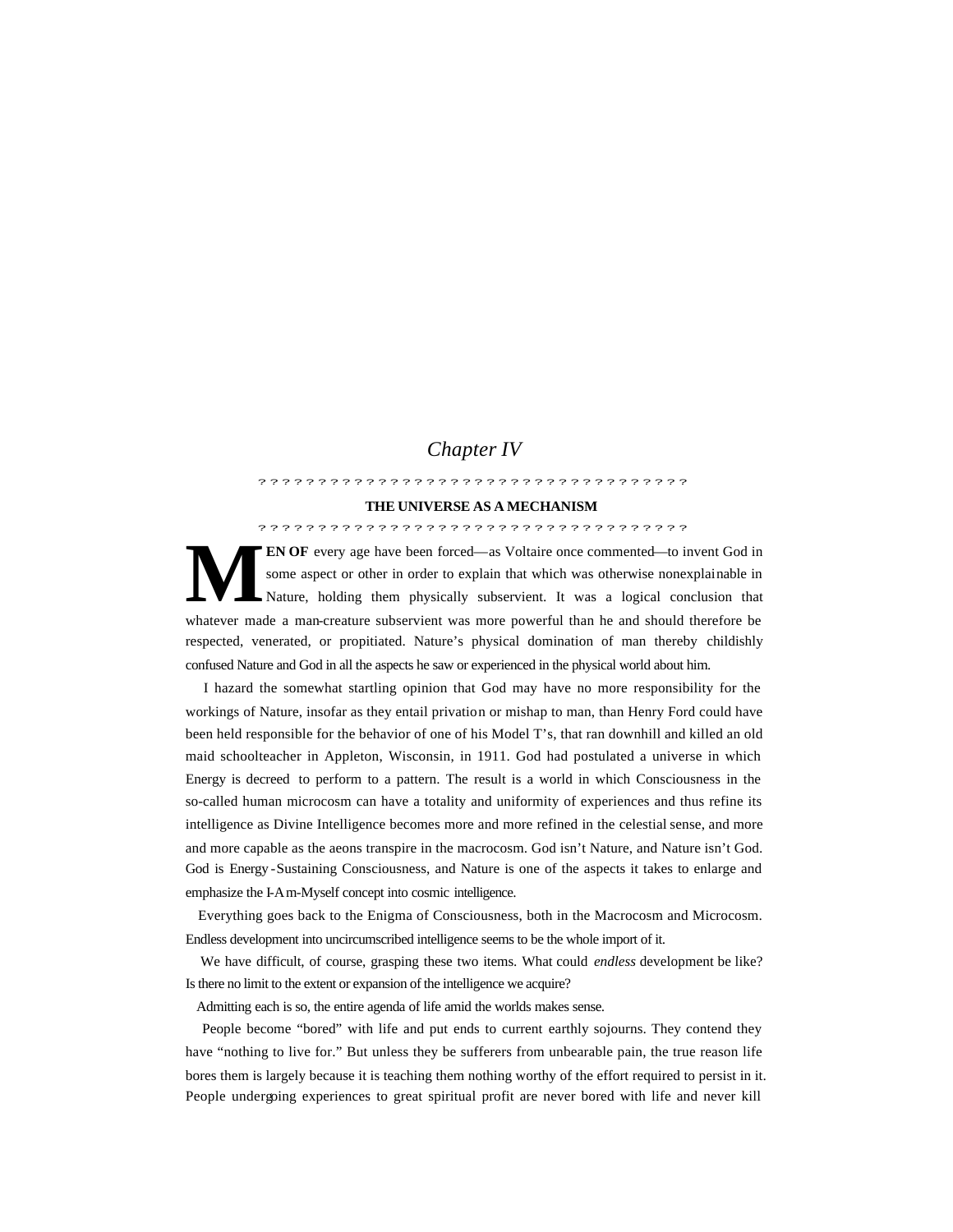# Chapter IV

## THE UNIVERSE AS A MECHANISM

**MEN OF** every age have been forced—as Voltaire once commented—to invent God in some aspect or other in order to explain that which was otherwise nonexplainable in Nature, holding them physically subservient. It was a logical conclusion that whatever made a man-creature subservient was more powerful than he and should therefore be respected, venerated, or propitiated. Nature's physical domination of man thereby childishly confused Nature and God in all the aspects he saw or experienced in the physical world about him.

I hazard the somewhat startling opinion that God may have no more responsibility for the workings of Nature, insofar as they entail privation or mishap to man, than Henry Ford could have been held responsible for the behavior of one of his Model T's, that ran downhill and killed an old maid schoolteacher in Appleton, Wisconsin, in 1911. God had postulated a universe in which Energy is decreed to perform to a pattern. The result is a world in which Consciousness in the so-called human microcosm can have a totality and uniformity of experiences and thus refine its intelligence as Divine Intelligence becomes more and more refined in the celestial sense, and more and more capable as the aeons transpire in the macrocosm. God isn't Nature, and Nature isn't God. God is Energy-Sustaining Consciousness, and Nature is one of the aspects it takes to enlarge and emphasize the I-Am-Myself concept into cosmic intelligence.

Everything goes back to the Enigma of Consciousness, both in the Macrocosm and Microcosm. Endless development into uncircumscribed intelligence seems to be the whole import of it.

We have difficult, of course, grasping these two items. What could *endless* development be like? Is there no limit to the extent or expansion of the intelligence we acquire?

Admitting each is so, the entire agenda of life amid the worlds makes sense.

People become "bored" with life and put ends to current earthly sojourns. They contend they have "nothing to live for." But unless they be sufferers from unbearable pain, the true reason life bores them is largely because it is teaching them nothing worthy of the effort required to persist in it. People undergoing experiences to great spiritual profit are never bored with life and never kill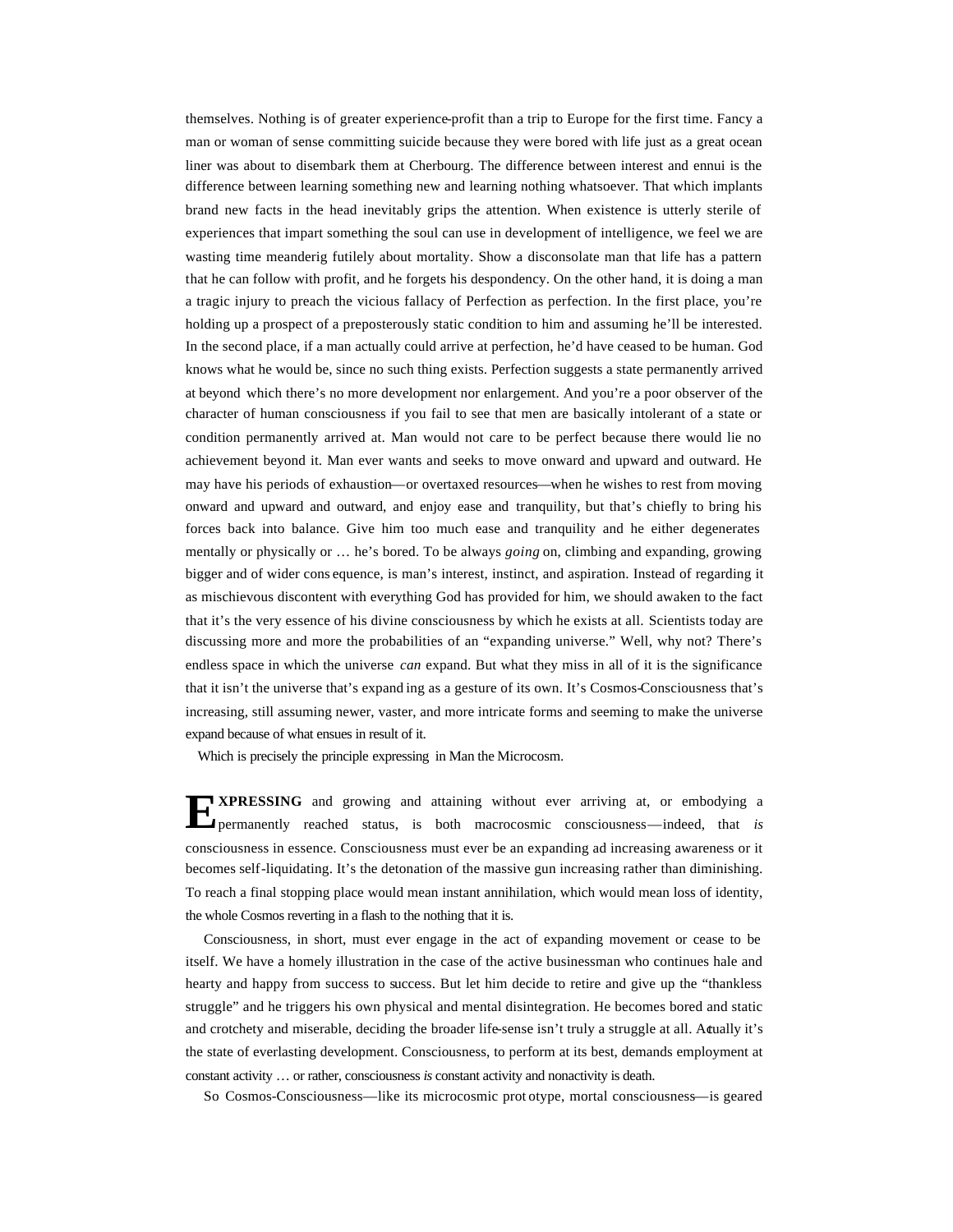themselves. Nothing is of greater experience-profit than a trip to Europe for the first time. Fancy a man or woman of sense committing suicide because they were bored with life just as a great ocean liner was about to disembark them at Cherbourg. The difference between interest and ennui is the difference between learning something new and learning nothing whatsoever. That which implants brand new facts in the head inevitably grips the attention. When existence is utterly sterile of experiences that impart something the soul can use in development of intelligence, we feel we are wasting time meanderig futilely about mortality. Show a disconsolate man that life has a pattern that he can follow with profit, and he forgets his despondency. On the other hand, it is doing a man a tragic injury to preach the vicious fallacy of Perfection as perfection. In the first place, you're holding up a prospect of a preposterously static condition to him and assuming he'll be interested. In the second place, if a man actually could arrive at perfection, he'd have ceased to be human. God knows what he would be, since no such thing exists. Perfection suggests a state permanently arrived at beyond which there's no more development nor enlargement. And you're a poor observer of the character of human consciousness if you fail to see that men are basically intolerant of a state or condition permanently arrived at. Man would not care to be perfect because there would lie no achievement beyond it. Man ever wants and seeks to move onward and upward and outward. He may have his periods of exhaustion—or overtaxed resources—when he wishes to rest from moving onward and upward and outward, and enjoy ease and tranquility, but that's chiefly to bring his forces back into balance. Give him too much ease and tranquility and he either degenerates mentally or physically or … he's bored. To be always *going* on, climbing and expanding, growing bigger and of wider consequence, is man's interest, instinct, and aspiration. Instead of regarding it as mischievous discontent with everything God has provided for him, we should awaken to the fact that it's the very essence of his divine consciousness by which he exists at all. Scientists today are discussing more and more the probabilities of an "expanding universe." Well, why not? There's endless space in which the universe *can* expand. But what they miss in all of it is the significance that it isn't the universe that's expanding as a gesture of its own. It's Cosmos-Consciousness that's increasing, still assuming newer, vaster, and more intricate forms and seeming to make the universe expand because of what ensues in result of it.

Which is precisely the principle expressing in Man the Microcosm.

**EXPRESSING** and growing and attaining without ever arriving at, or embodying a permanently reached status, is both macrocosmic consciousness—indeed, that *is* consciousness in essence. Consciousness must ever be an expanding ad increasing awareness or it becomes self-liquidating. It's the detonation of the massive gun increasing rather than diminishing. To reach a final stopping place would mean instant annihilation, which would mean loss of identity, the whole Cosmos reverting in a flash to the nothing that it is.

Consciousness, in short, must ever engage in the act of expanding movement or cease to be itself. We have a homely illustration in the case of the active businessman who continues hale and hearty and happy from success to success. But let him decide to retire and give up the "thankless struggle" and he triggers his own physical and mental disintegration. He becomes bored and static and crotchety and miserable, deciding the broader life-sense isn't truly a struggle at all. Actually it's the state of everlasting development. Consciousness, to perform at its best, demands employment at constant activity … or rather, consciousness *is* constant activity and nonactivity is death.

So Cosmos-Consciousness—like its microcosmic prototype, mortal consciousness—is geared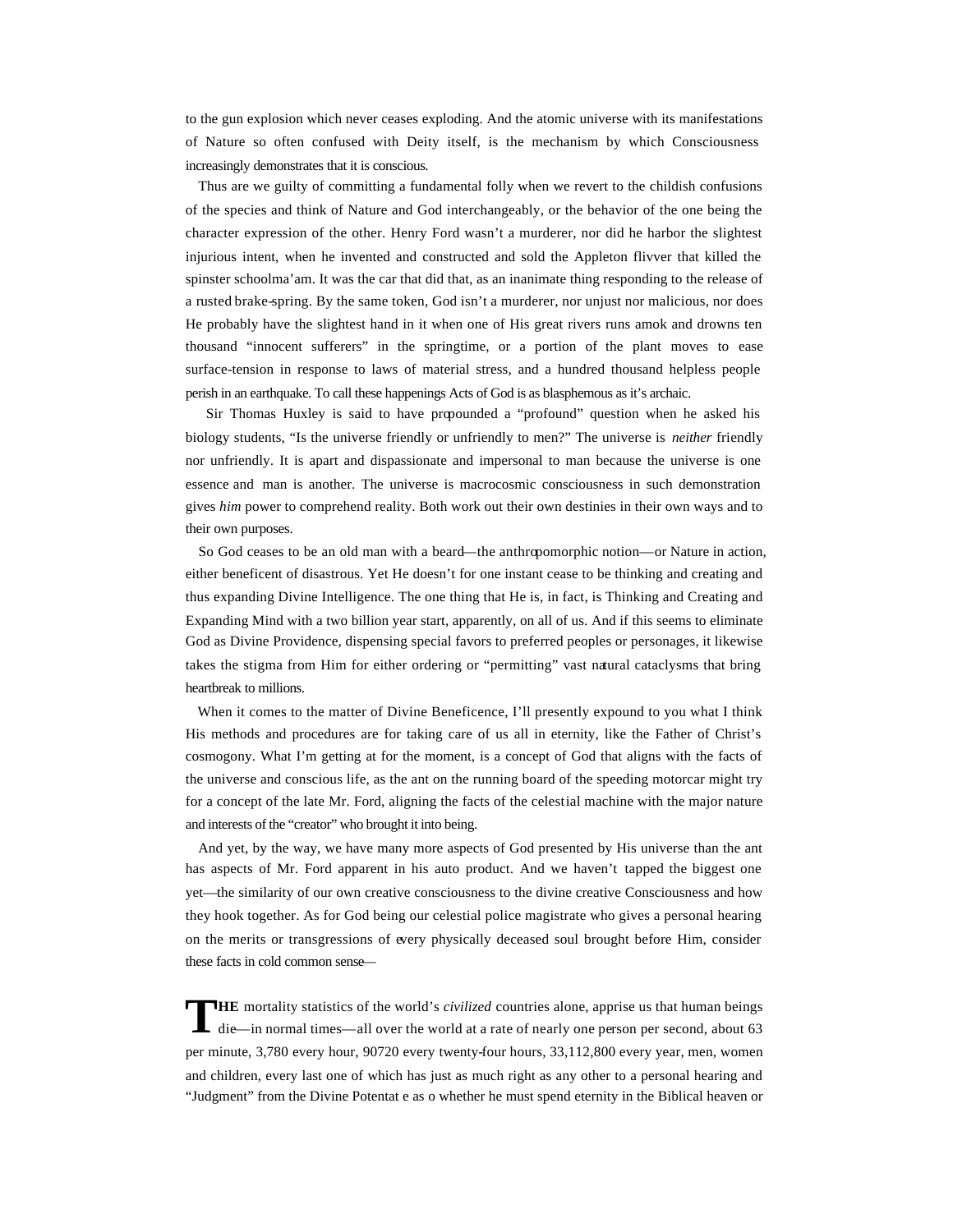to the gun explosion which never ceases exploding. And the atomic universe with its manifestations of Nature so often confused with Deity itself, is the mechanism by which Consciousness increasingly demonstrates that it is conscious.

Thus are we guilty of committing a fundamental folly when we revert to the childish confusions of the species and think of Nature and God interchangeably, or the behavior of the one being the character expression of the other. Henry Ford wasn't a murderer, nor did he harbor the slightest injurious intent, when he invented and constructed and sold the Appleton flivver that killed the spinster schoolma'am. It was the car that did that, as an inanimate thing responding to the release of a rusted brake-spring. By the same token, God isn't a murderer, nor unjust nor malicious, nor does He probably have the slightest hand in it when one of His great rivers runs amok and drowns ten thousand "innocent sufferers" in the springtime, or a portion of the plant moves to ease surface-tension in response to laws of material stress, and a hundred thousand helpless people perish in an earthquake. To call these happenings Acts of God is as blasphemous as it's archaic.

Sir Thomas Huxley is said to have propounded a "profound" question when he asked his biology students, "Is the universe friendly or unfriendly to men?" The universe is *neither* friendly nor unfriendly. It is apart and dispassionate and impersonal to man because the universe is one essence and man is another. The universe is macrocosmic consciousness in such demonstration gives *him* power to comprehend reality. Both work out their own destinies in their own ways and to their own purposes.

So God ceases to be an old man with a beard—the anthropomorphic notion—or Nature in action, either beneficent of disastrous. Yet He doesn't for one instant cease to be thinking and creating and thus expanding Divine Intelligence. The one thing that He is, in fact, is Thinking and Creating and Expanding Mind with a two billion year start, apparently, on all of us. And if this seems to eliminate God as Divine Providence, dispensing special favors to preferred peoples or personages, it likewise takes the stigma from Him for either ordering or "permitting" vast natural cataclysms that bring heartbreak to millions.

When it comes to the matter of Divine Beneficence, I'll presently expound to you what I think His methods and procedures are for taking care of us all in eternity, like the Father of Christ's cosmogony. What I'm getting at for the moment, is a concept of God that aligns with the facts of the universe and conscious life, as the ant on the running board of the speeding motorcar might try for a concept of the late Mr. Ford, aligning the facts of the celestial machine with the major nature and interests of the "creator" who brought it into being.

And yet, by the way, we have many more aspects of God presented by His universe than the ant has aspects of Mr. Ford apparent in his auto product. And we haven't tapped the biggest one yet—the similarity of our own creative consciousness to the divine creative Consciousness and how they hook together. As for God being our celestial police magistrate who gives a personal hearing on the merits or transgressions of every physically deceased soul brought before Him, consider these facts in cold common sense—

**THE** mortality statistics of the world's *civilized* countries alone, apprise us that human beings die—in normal times—all over the world at a rate of nearly one person per second, about 63 per minute, 3,780 every hour, 90720 every twenty-four hours, 33,112,800 every year, men, women and children, every last one of which has just as much right as any other to a personal hearing and "Judgment" from the Divine Potentat e as o whether he must spend eternity in the Biblical heaven or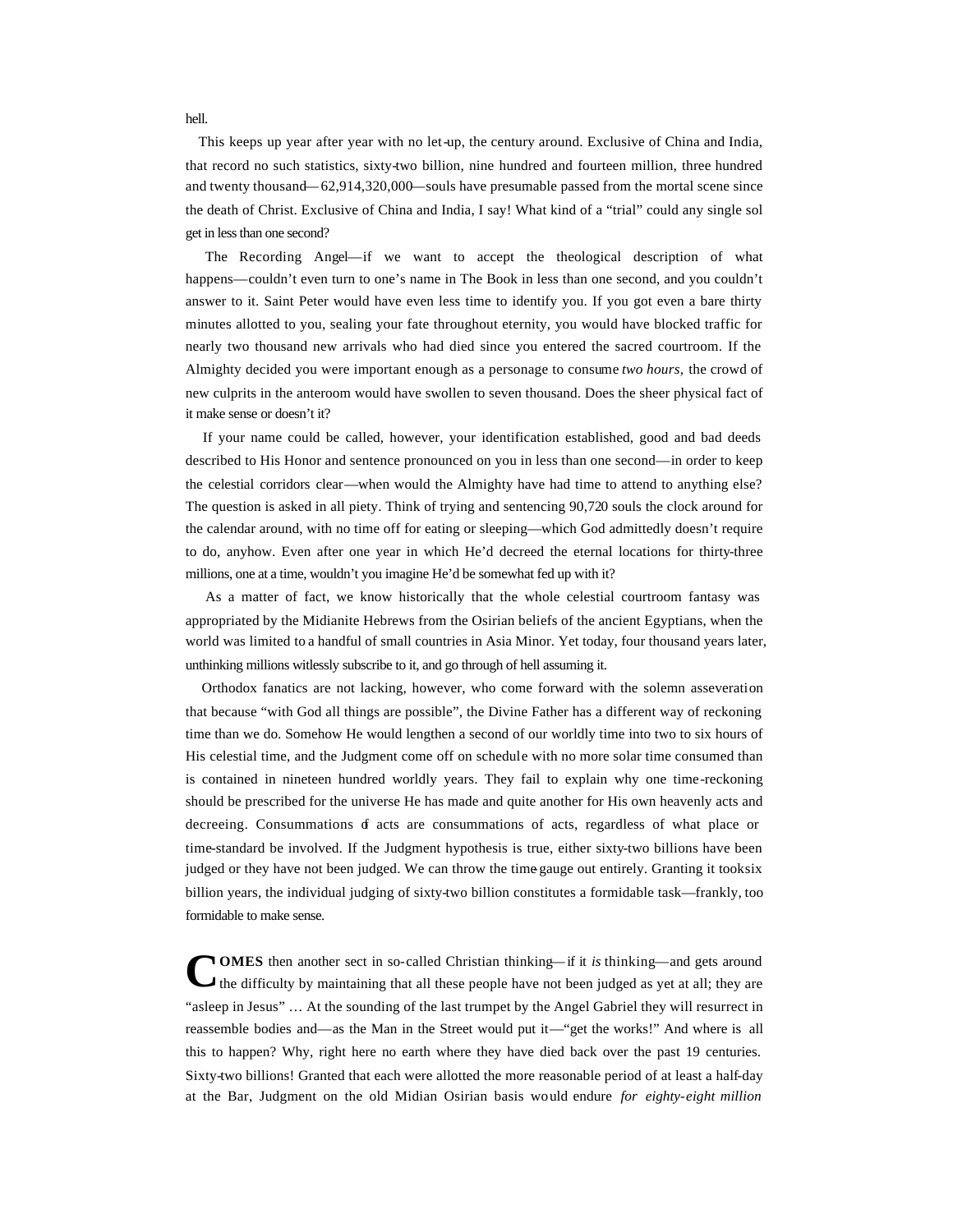hell.

This keeps up year after year with no let-up, the century around. Exclusive of China and India, that record no such statistics, sixty-two billion, nine hundred and fourteen million, three hundred and twenty thousand—62,914,320,000—souls have presumable passed from the mortal scene since the death of Christ. Exclusive of China and India, I say! What kind of a "trial" could any single sol get in less than one second?

The Recording Angel—if we want to accept the theological description of what happens—couldn't even turn to one's name in The Book in less than one second, and you couldn't answer to it. Saint Peter would have even less time to identify you. If you got even a bare thirty minutes allotted to you, sealing your fate throughout eternity, you would have blocked traffic for nearly two thousand new arrivals who had died since you entered the sacred courtroom. If the Almighty decided you were important enough as a personage to consume *two hours*, the crowd of new culprits in the anteroom would have swollen to seven thousand. Does the sheer physical fact of it make sense or doesn't it?

If your name could be called, however, your identification established, good and bad deeds described to His Honor and sentence pronounced on you in less than one second—in order to keep the celestial corridors clear—when would the Almighty have had time to attend to anything else? The question is asked in all piety. Think of trying and sentencing 90,720 souls the clock around for the calendar around, with no time off for eating or sleeping—which God admittedly doesn't require to do, anyhow. Even after one year in which He'd decreed the eternal locations for thirty-three millions, one at a time, wouldn't you imagine He'd be somewhat fed up with it?

As a matter of fact, we know historically that the whole celestial courtroom fantasy was appropriated by the Midianite Hebrews from the Osirian beliefs of the ancient Egyptians, when the world was limited to a handful of small countries in Asia Minor. Yet today, four thousand years later, unthinking millions witlessly subscribe to it, and go through of hell assuming it.

Orthodox fanatics are not lacking, however, who come forward with the solemn asseveration that because "with God all things are possible", the Divine Father has a different way of reckoning time than we do. Somehow He would lengthen a second of our worldly time into two to six hours of His celestial time, and the Judgment come off on schedule with no more solar time consumed than is contained in nineteen hundred worldly years. They fail to explain why one time-reckoning should be prescribed for the universe He has made and quite another for His own heavenly acts and decreeing. Consummations of acts are consummations of acts, regardless of what place or time-standard be involved. If the Judgment hypothesis is true, either sixty-two billions have been judged or they have not been judged. We can throw the time-gauge out entirely. Granting it tooksix billion years, the individual judging of sixty-two billion constitutes a formidable task—frankly, too formidable to make sense.

**COMES** then another sect in so-called Christian thinking—if it *is* thinking—and gets around the difficulty by maintaining that all these people have not been judged as yet at all; they are "asleep in Jesus" … At the sounding of the last trumpet by the Angel Gabriel they will resurrect in reassemble bodies and—as the Man in the Street would put it—"get the works!" And where is all this to happen? Why, right here no earth where they have died back over the past 19 centuries. Sixty-two billions! Granted that each were allotted the more reasonable period of at least a half-day at the Bar, Judgment on the old Midian Osirian basis would endure *for eighty-eight million*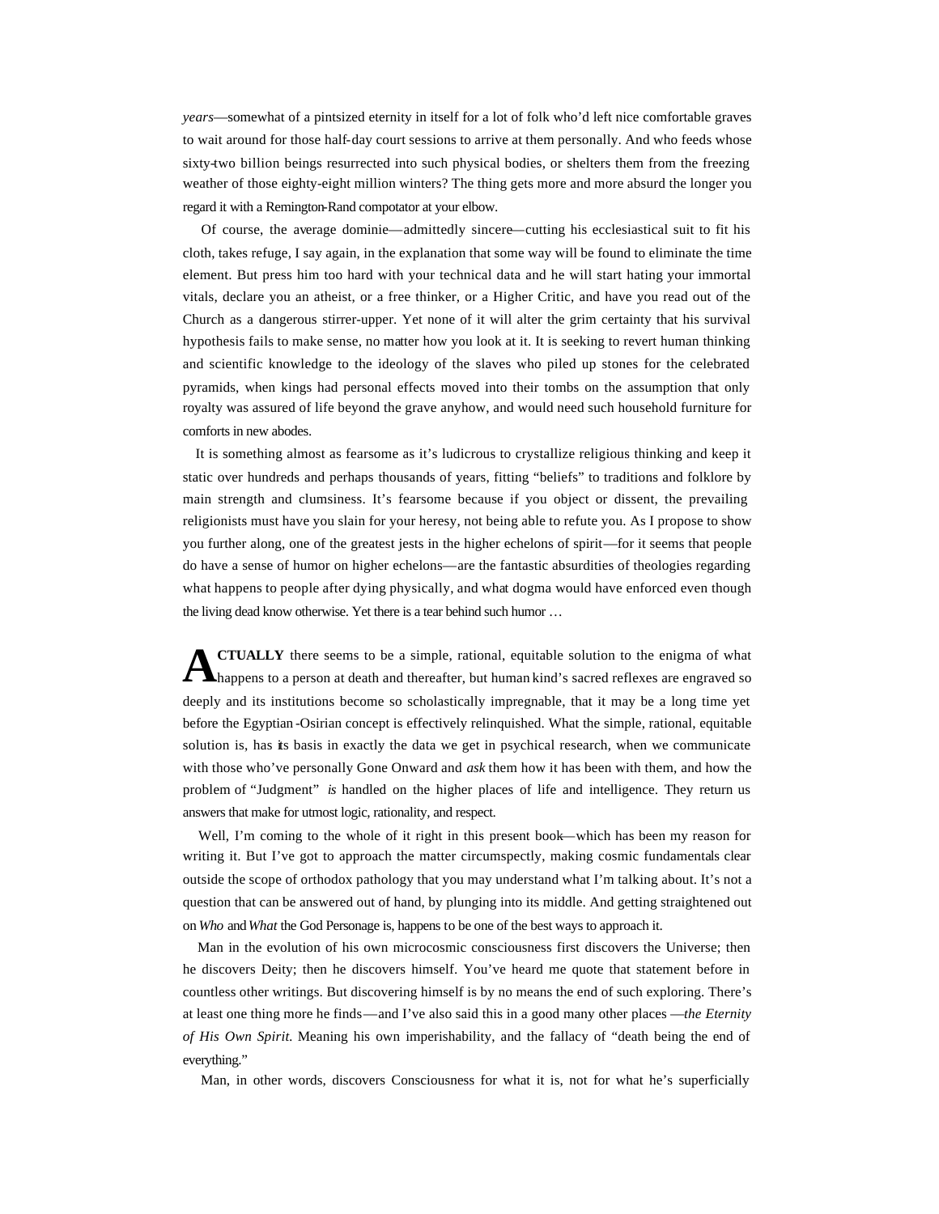*years*—somewhat of a pintsized eternity in itself for a lot of folk who'd left nice comfortable graves to wait around for those half-day court sessions to arrive at them personally. And who feeds whose sixty-two billion beings resurrected into such physical bodies, or shelters them from the freezing weather of those eighty-eight million winters? The thing gets more and more absurd the longer you regard it with a Remington-Rand compotator at your elbow.

Of course, the average dominie—admittedly sincere—cutting his ecclesiastical suit to fit his cloth, takes refuge, I say again, in the explanation that some way will be found to eliminate the time element. But press him too hard with your technical data and he will start hating your immortal vitals, declare you an atheist, or a free thinker, or a Higher Critic, and have you read out of the Church as a dangerous stirrer-upper. Yet none of it will alter the grim certainty that his survival hypothesis fails to make sense, no matter how you look at it. It is seeking to revert human thinking and scientific knowledge to the ideology of the slaves who piled up stones for the celebrated pyramids, when kings had personal effects moved into their tombs on the assumption that only royalty was assured of life beyond the grave anyhow, and would need such household furniture for comforts in new abodes.

It is something almost as fearsome as it's ludicrous to crystallize religious thinking and keep it static over hundreds and perhaps thousands of years, fitting "beliefs" to traditions and folklore by main strength and clumsiness. It's fearsome because if you object or dissent, the prevailing religionists must have you slain for your heresy, not being able to refute you. As I propose to show you further along, one of the greatest jests in the higher echelons of spirit—for it seems that people do have a sense of humor on higher echelons—are the fantastic absurdities of theologies regarding what happens to people after dying physically, and what dogma would have enforced even though the living dead know otherwise. Yet there is a tear behind such humor …

**ACTUALLY** there seems to be a simple, rational, equitable solution to the enigma of what happens to a person at death and thereafter, but human kind's sacred reflexes are engraved so deeply and its institutions become so scholastically impregnable, that it may be a long time yet before the Egyptian-Osirian concept is effectively relinquished. What the simple, rational, equitable solution is, has its basis in exactly the data we get in psychical research, when we communicate with those who've personally Gone Onward and *ask* them how it has been with them, and how the problem of "Judgment" *is* handled on the higher places of life and intelligence. They return us answers that make for utmost logic, rationality, and respect.

Well, I'm coming to the whole of it right in this present book—which has been my reason for writing it. But I've got to approach the matter circumspectly, making cosmic fundamentals clear outside the scope of orthodox pathology that you may understand what I'm talking about. It's not a question that can be answered out of hand, by plunging into its middle. And getting straightened out on *Who* and *What* the God Personage is, happens to be one of the best ways to approach it.

Man in the evolution of his own microcosmic consciousness first discovers the Universe; then he discovers Deity; then he discovers himself. You've heard me quote that statement before in countless other writings. But discovering himself is by no means the end of such exploring. There's at least one thing more he finds—and I've also said this in a good many other places—*the Eternity of His Own Spirit.* Meaning his own imperishability, and the fallacy of "death being the end of everything."

Man, in other words, discovers Consciousness for what it is, not for what he's superficially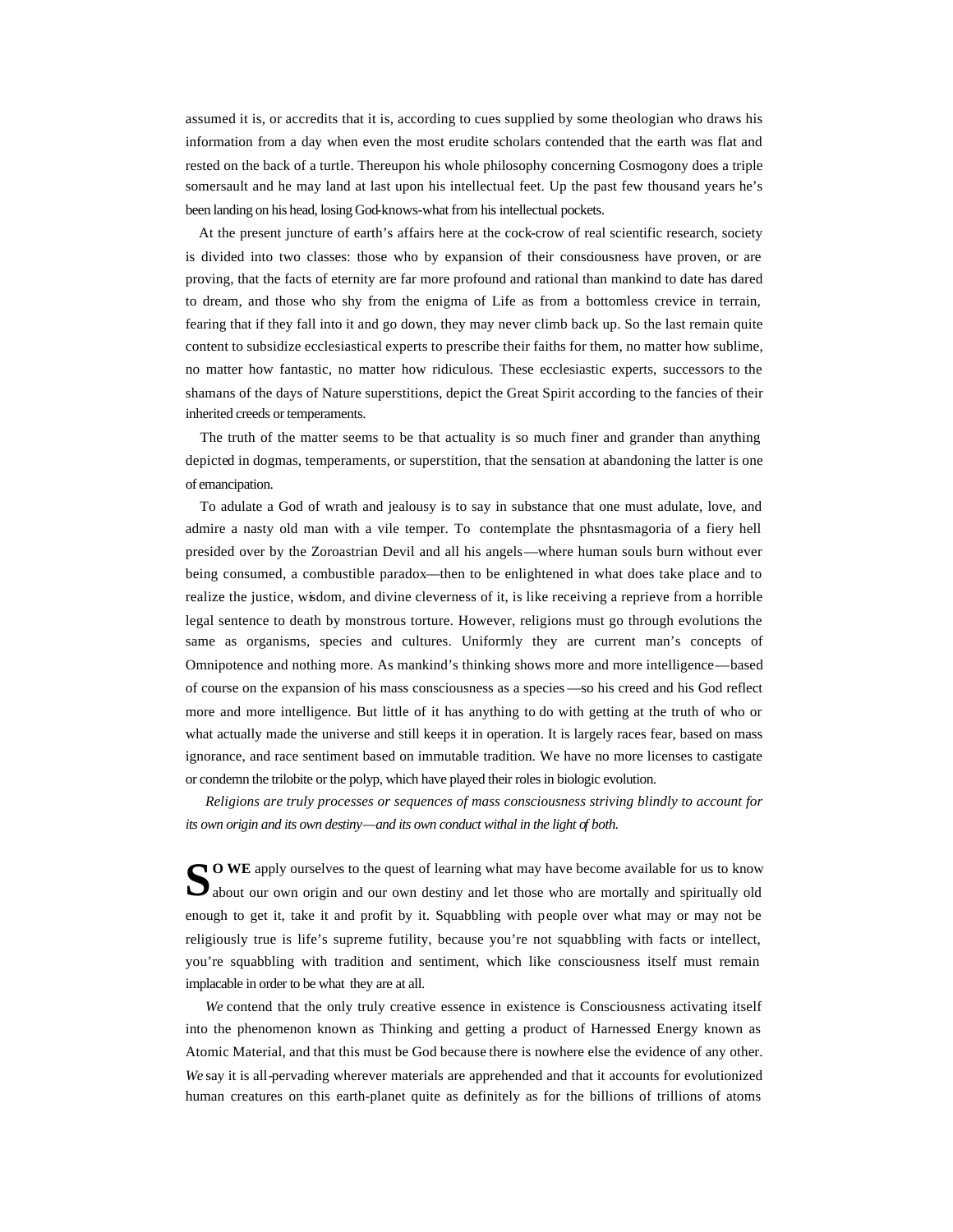assumed it is, or accredits that it is, according to cues supplied by some theologian who draws his information from a day when even the most erudite scholars contended that the earth was flat and rested on the back of a turtle. Thereupon his whole philosophy concerning Cosmogony does a triple somersault and he may land at last upon his intellectual feet. Up the past few thousand years he's been landing on his head, losing God-knows-what from his intellectual pockets.

At the present juncture of earth's affairs here at the cock-crow of real scientific research, society is divided into two classes: those who by expansion of their consciousness have proven, or are proving, that the facts of eternity are far more profound and rational than mankind to date has dared to dream, and those who shy from the enigma of Life as from a bottomless crevice in terrain, fearing that if they fall into it and go down, they may never climb back up. So the last remain quite content to subsidize ecclesiastical experts to prescribe their faiths for them, no matter how sublime, no matter how fantastic, no matter how ridiculous. These ecclesiastic experts, successors to the shamans of the days of Nature superstitions, depict the Great Spirit according to the fancies of their inherited creeds or temperaments.

The truth of the matter seems to be that actuality is so much finer and grander than anything depicted in dogmas, temperaments, or superstition, that the sensation at abandoning the latter is one of emancipation.

To adulate a God of wrath and jealousy is to say in substance that one must adulate, love, and admire a nasty old man with a vile temper. To contemplate the phsntasmagoria of a fiery hell presided over by the Zoroastrian Devil and all his angels—where human souls burn without ever being consumed, a combustible paradox—then to be enlightened in what does take place and to realize the justice, wisdom, and divine cleverness of it, is like receiving a reprieve from a horrible legal sentence to death by monstrous torture. However, religions must go through evolutions the same as organisms, species and cultures. Uniformly they are current man's concepts of Omnipotence and nothing more. As mankind's thinking shows more and more intelligence—based of course on the expansion of his mass consciousness as a species—so his creed and his God reflect more and more intelligence. But little of it has anything to do with getting at the truth of who or what actually made the universe and still keeps it in operation. It is largely races fear, based on mass ignorance, and race sentiment based on immutable tradition. We have no more licenses to castigate or condemn the trilobite or the polyp, which have played their roles in biologic evolution.

*Religions are truly processes or sequences of mass consciousness striving blindly to account for its own origin and its own destiny—and its own conduct withal in the light of both.*

**SO WE** apply ourselves to the quest of learning what may have become available for us to know about our own origin and our own destiny and let those who are mortally and spiritually old enough to get it, take it and profit by it. Squabbling with people over what may or may not be religiously true is life's supreme futility, because you're not squabbling with facts or intellect, you're squabbling with tradition and sentiment, which like consciousness itself must remain implacable in order to be what they are at all.

*We* contend that the only truly creative essence in existence is Consciousness activating itself into the phenomenon known as Thinking and getting a product of Harnessed Energy known as Atomic Material, and that this must be God because there is nowhere else the evidence of any other. *We* say it is all-pervading wherever materials are apprehended and that it accounts for evolutionized human creatures on this earth-planet quite as definitely as for the billions of trillions of atoms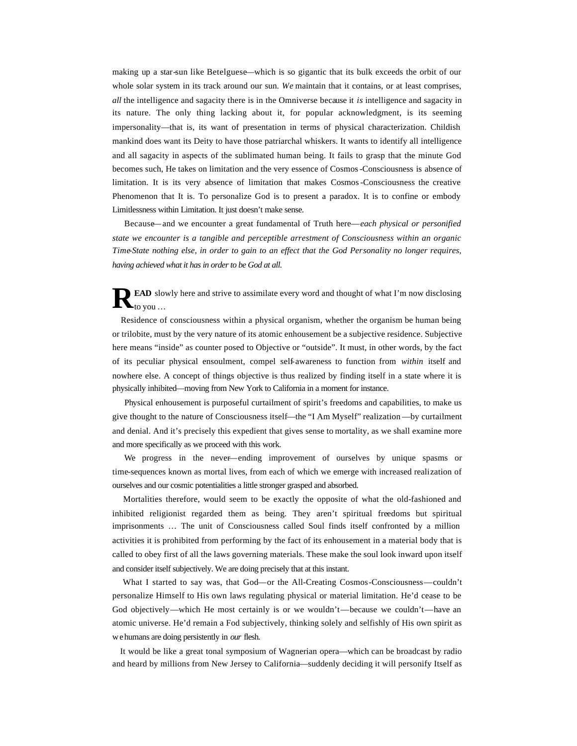making up a star-sun like Betelguese—which is so gigantic that its bulk exceeds the orbit of our whole solar system in its track around our sun. *We* maintain that it contains, or at least comprises, *all* the intelligence and sagacity there is in the Omniverse because it *is* intelligence and sagacity in its nature. The only thing lacking about it, for popular acknowledgment, is its seeming impersonality—that is, its want of presentation in terms of physical characterization. Childish mankind does want its Deity to have those patriarchal whiskers. It wants to identify all intelligence and all sagacity in aspects of the sublimated human being. It fails to grasp that the minute God becomes such, He takes on limitation and the very essence of Cosmos-Consciousness is absence of limitation. It is its very absence of limitation that makes Cosmos-Consciousness the creative Phenomenon that It is. To personalize God is to present a paradox. It is to confine or embody Limitlessness within Limitation. It just doesn't make sense.

Because—and we encounter a great fundamental of Truth here—*each physical or personified state we encounter is a tangible and perceptible arrestment of Consciousness within an organic Time-State nothing else, in order to gain to an effect that the God Personality no longer requires, having achieved what it has in order to be God at all.*

**READ** slowly here and strive to assimilate every word and thought of what I'm now disclosing to you …

Residence of consciousness within a physical organism, whether the organism be human being or trilobite, must by the very nature of its atomic enhousement be a subjective residence. Subjective here means "inside" as counter posed to Objective or "outside". It must, in other words, by the fact of its peculiar physical ensoulment, compel self-awareness to function from *within* itself and nowhere else. A concept of things objective is thus realized by finding itself in a state where it is physically inhibited—moving from New York to California in a moment for instance.

Physical enhousement is purposeful curtailment of spirit's freedoms and capabilities, to make us give thought to the nature of Consciousness itself—the "I Am Myself" realization—by curtailment and denial. And it's precisely this expedient that gives sense to mortality, as we shall examine more and more specifically as we proceed with this work.

We progress in the never—ending improvement of ourselves by unique spasms or time-sequences known as mortal lives, from each of which we emerge with increased realization of ourselves and our cosmic potentialities a little stronger grasped and absorbed.

Mortalities therefore, would seem to be exactly the opposite of what the old-fashioned and inhibited religionist regarded them as being. They aren't spiritual freedoms but spiritual imprisonments … The unit of Consciousness called Soul finds itself confronted by a million activities it is prohibited from performing by the fact of its enhousement in a material body that is called to obey first of all the laws governing materials. These make the soul look inward upon itself and consider itself subjectively. We are doing precisely that at this instant.

What I started to say was, that God—or the All-Creating Cosmos-Consciousness—couldn't personalize Himself to His own laws regulating physical or material limitation. He'd cease to be God objectively—which He most certainly is or we wouldn't—because we couldn't—have an atomic universe. He'd remain a Fod subjectively, thinking solely and selfishly of His own spirit as we humans are doing persistently in *our* flesh.

It would be like a great tonal symposium of Wagnerian opera—which can be broadcast by radio and heard by millions from New Jersey to California—suddenly deciding it will personify Itself as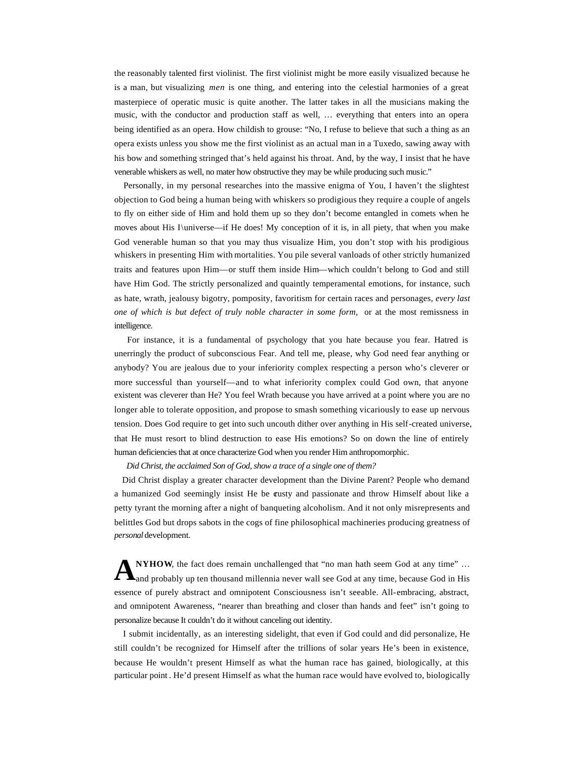the reasonably talented first violinist. The first violinist might be more easily visualized because he is a man, but visualizing *men* is one thing, and entering into the celestial harmonies of a great masterpiece of operatic music is quite another. The latter takes in all the musicians making the music, with the conductor and production staff as well, … everything that enters into an opera being identified as an opera. How childish to grouse: "No, I refuse to believe that such a thing as an opera exists unless you show me the first violinist as an actual man in a Tuxedo, sawing away with his bow and something stringed that's held against his throat. And, by the way, I insist that he have venerable whiskers as well, no mater how obstructive they may be while producing such music."

Personally, in my personal researches into the massive enigma of You, I haven't the slightest objection to God being a human being with whiskers so prodigious they require a couple of angels to fly on either side of Him and hold them up so they don't become entangled in comets when he moves about His I\universe—if He does! My conception of it is, in all piety, that when you make God venerable human so that you may thus visualize Him, you don't stop with his prodigious whiskers in presenting Him with mortalities. You pile several vanloads of other strictly humanized traits and features upon Him—or stuff them inside Him—which couldn't belong to God and still have Him God. The strictly personalized and quaintly temperamental emotions, for instance, such as hate, wrath, jealousy bigotry, pomposity, favoritism for certain races and personages, *every last one of which is but defect of truly noble character in some form*, or at the most remissness in intelligence.

For instance, it is a fundamental of psychology that you hate because you fear. Hatred is unerringly the product of subconscious Fear. And tell me, please, why God need fear anything or anybody? You are jealous due to your inferiority complex respecting a person who's cleverer or more successful than yourself—and to what inferiority complex could God own, that anyone existent was cleverer than He? You feel Wrath because you have arrived at a point where you are no longer able to tolerate opposition, and propose to smash something vicariously to ease up nervous tension. Does God require to get into such uncouth dither over anything in His self-created universe, that He must resort to blind destruction to ease His emotions? So on down the line of entirely human deficiencies that at once characterize God when you render Him anthropomorphic.

*Did Christ, the acclaimed Son of God, show a trace of a single one of them?*

Did Christ display a greater character development than the Divine Parent? People who demand a humanized God seemingly insist He be crusty and passionate and throw Himself about like a petty tyrant the morning after a night of banqueting alcoholism. And it not only misrepresents and belittles God but drops sabots in the cogs of fine philosophical machineries producing greatness of *personal* development.

**ANYHOW**, the fact does remain unchallenged that "no man hath seem God at any time" … and probably up ten thousand millennia never wall see God at any time, because God in His essence of purely abstract and omnipotent Consciousness isn't seeable. All-embracing, abstract, and omnipotent Awareness, "nearer than breathing and closer than hands and feet" isn't going to personalize because It couldn't do it without canceling out identity.

I submit incidentally, as an interesting sidelight, that even if God could and did personalize, He still couldn't be recognized for Himself after the trillions of solar years He's been in existence, because He wouldn't present Himself as what the human race has gained, biologically, at this particular point. He'd present Himself as what the human race would have evolved to, biologically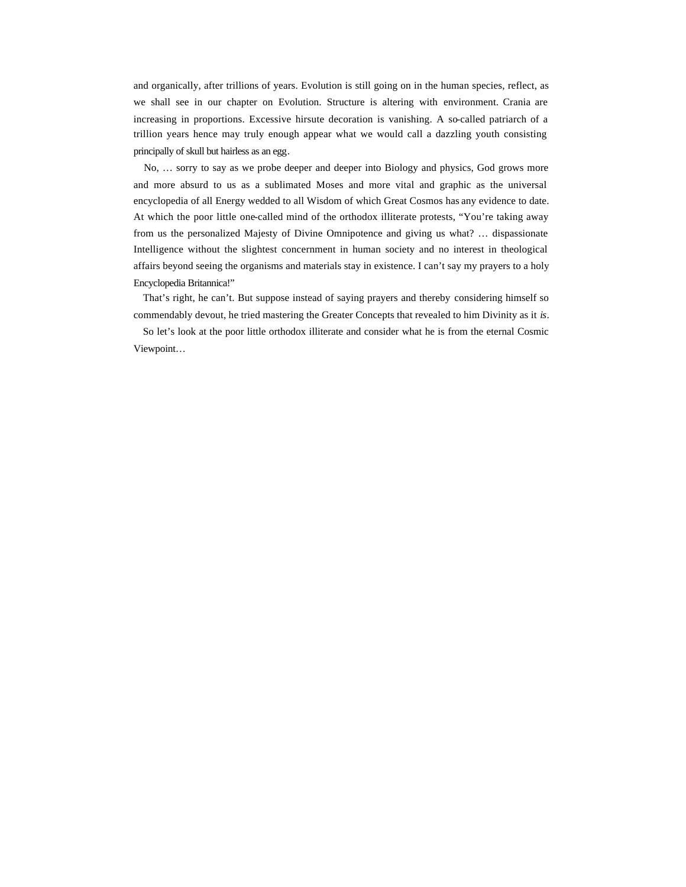and organically, after trillions of years. Evolution is still going on in the human species, reflect, as we shall see in our chapter on Evolution. Structure is altering with environment. Crania are increasing in proportions. Excessive hirsute decoration is vanishing. A so-called patriarch of a trillion years hence may truly enough appear what we would call a dazzling youth consisting principally of skull but hairless as an egg.

No, … sorry to say as we probe deeper and deeper into Biology and physics, God grows more and more absurd to us as a sublimated Moses and more vital and graphic as the universal encyclopedia of all Energy wedded to all Wisdom of which Great Cosmos has any evidence to date. At which the poor little one-called mind of the orthodox illiterate protests, "You're taking away from us the personalized Majesty of Divine Omnipotence and giving us what? … dispassionate Intelligence without the slightest concernment in human society and no interest in theological affairs beyond seeing the organisms and materials stay in existence. I can't say my prayers to a holy Encyclopedia Britannica!"

That's right, he can't. But suppose instead of saying prayers and thereby considering himself so commendably devout, he tried mastering the Greater Concepts that revealed to him Divinity as it *is*.

So let's look at the poor little orthodox illiterate and consider what he is from the eternal Cosmic Viewpoint…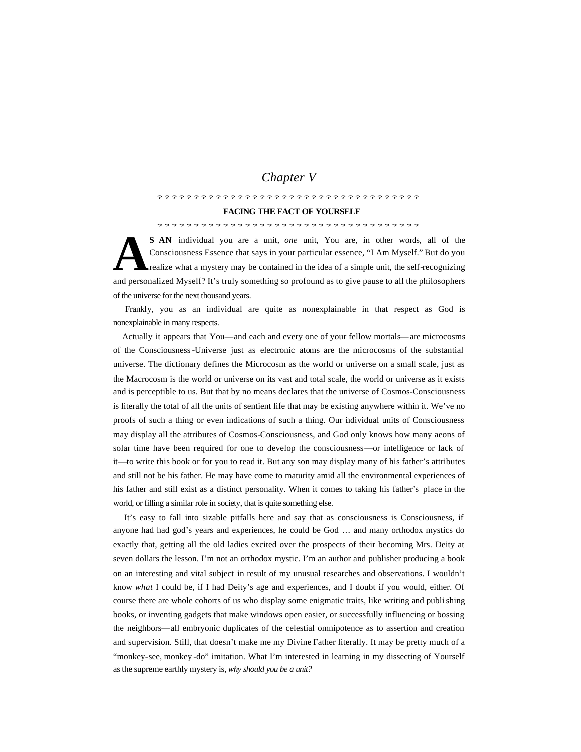# Chapter V

? ? ? ? ? ? ? ? ? ? ? ? ? ? ? ? ? ? ? ? ? ? ? ? ? ? ? ? ? ? ? ? ? ? ? ? ?

## FACING THE FACT OF YOURSELF

? ? ? ? ? ? ? ? ? ? ? ? ? ? ? ? ? ? ? ? ? ? ? ? ? ? ? ? ? ? ? ? ? ? ? ? ?

**AS AN** individual you are a unit, *one* unit, You are, in other words, all of the Consciousness Essence that says in your particular essence, "I Am Myself." But do you realize what a mystery may be contained in the idea of a simple unit, the self-recognizing and personalized Myself? It's truly something so profound as to give pause to all the philosophers of the universe for the next thousand years.

Frankly, you as an individual are quite as nonexplainable in that respect as God is nonexplainable in many respects.

Actually it appears that You—and each and every one of your fellow mortals—are microcosms of the Consciousness-Universe just as electronic atoms are the microcosms of the substantial universe. The dictionary defines the Microcosm as the world or universe on a small scale, just as the Macrocosm is the world or universe on its vast and total scale, the world or universe as it exists and is perceptible to us. But that by no means declares that the universe of Cosmos-Consciousness is literally the total of all the units of sentient life that may be existing anywhere within it. We've no proofs of such a thing or even indications of such a thing. Our individual units of Consciousness may display all the attributes of Cosmos-Consciousness, and God only knows how many aeons of solar time have been required for one to develop the consciousness—or intelligence or lack of it—to write this book or for you to read it. But any son may display many of his father's attributes and still not be his father. He may have come to maturity amid all the environmental experiences of his father and still exist as a distinct personality. When it comes to taking his father's place in the world, or filling a similar role in society, that is quite something else.

It's easy to fall into sizable pitfalls here and say that as consciousness is Consciousness, if anyone had had god's years and experiences, he could be God … and many orthodox mystics do exactly that, getting all the old ladies excited over the prospects of their becoming Mrs. Deity at seven dollars the lesson. I'm not an orthodox mystic. I'm an author and publisher producing a book on an interesting and vital subject in result of my unusual researches and observations. I wouldn't know *what* I could be, if I had Deity's age and experiences, and I doubt if you would, either. Of course there are whole cohorts of us who display some enigmatic traits, like writing and publishing books, or inventing gadgets that make windows open easier, or successfully influencing or bossing the neighbors—all embryonic duplicates of the celestial omnipotence as to assertion and creation and supervision. Still, that doesn't make me my Divine Father literally. It may be pretty much of a "monkey-see, monkey-do" imitation. What I'm interested in learning in my dissecting of Yourself as the supreme earthly mystery is, *why should you be a unit?*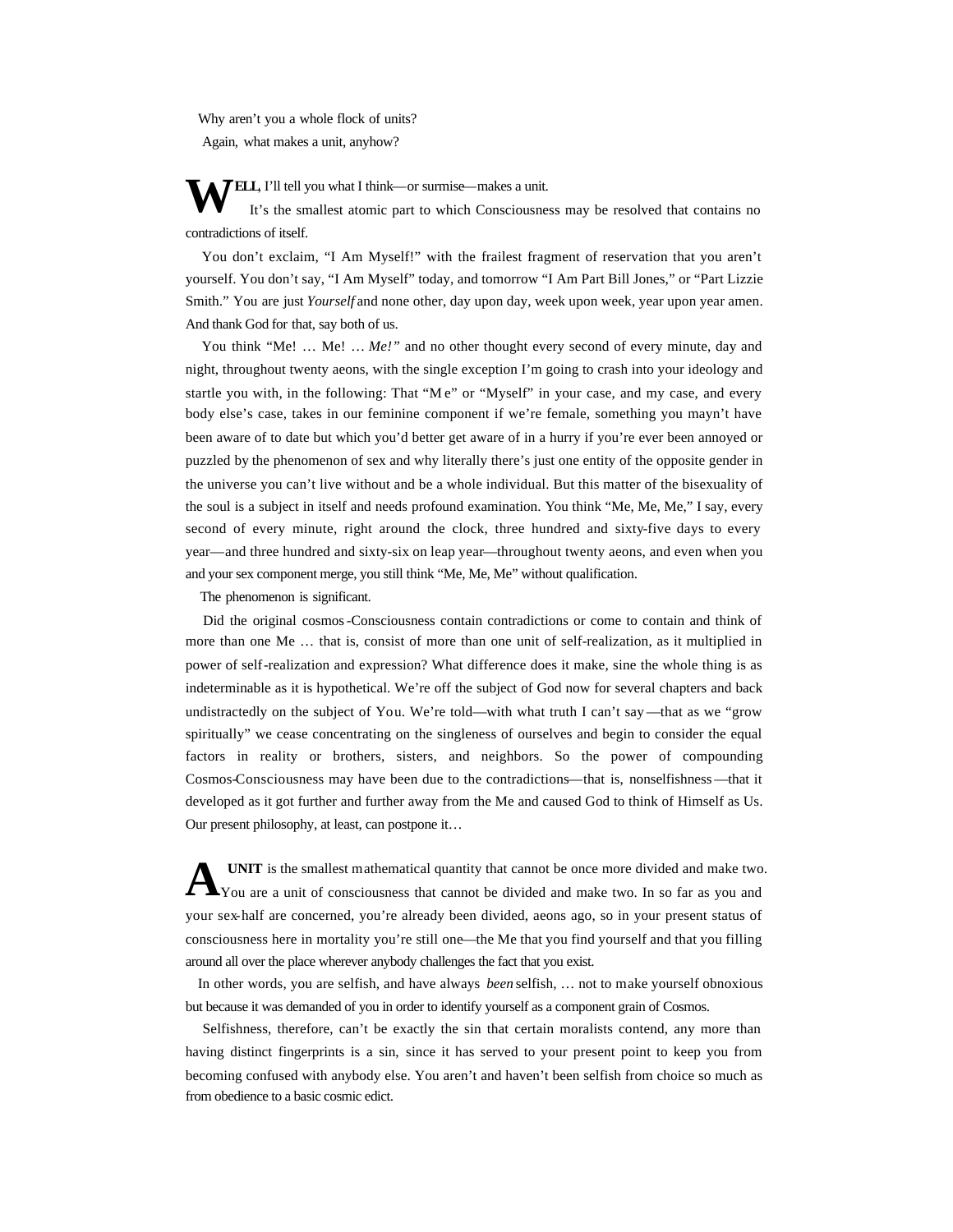Why aren't you a whole flock of units?

Again, what makes a unit, anyhow?

**WELL**, I'll tell you what I think—or surmise—makes a unit.

It's the smallest atomic part to which Consciousness may be resolved that contains no contradictions of itself.

You don't exclaim, "I Am Myself!" with the frailest fragment of reservation that you aren't yourself. You don't say, "I Am Myself" today, and tomorrow "I Am Part Bill Jones," or "Part Lizzie Smith." You are just *Yourself* and none other, day upon day, week upon week, year upon year amen. And thank God for that, say both of us.

You think "Me! … Me! … *Me!"* and no other thought every second of every minute, day and night, throughout twenty aeons, with the single exception I'm going to crash into your ideology and startle you with, in the following: That "Me" or "Myself" in your case, and my case, and every body else's case, takes in our feminine component if we're female, something you mayn't have been aware of to date but which you'd better get aware of in a hurry if you're ever been annoyed or puzzled by the phenomenon of sex and why literally there's just one entity of the opposite gender in the universe you can't live without and be a whole individual. But this matter of the bisexuality of the soul is a subject in itself and needs profound examination. You think "Me, Me, Me," I say, every second of every minute, right around the clock, three hundred and sixty-five days to every year—and three hundred and sixty-six on leap year—throughout twenty aeons, and even when you and your sex component merge, you still think "Me, Me, Me" without qualification.

The phenomenon is significant.

Did the original cosmos-Consciousness contain contradictions or come to contain and think of more than one Me … that is, consist of more than one unit of self-realization, as it multiplied in power of self-realization and expression? What difference does it make, sine the whole thing is as indeterminable as it is hypothetical. We're off the subject of God now for several chapters and back undistractedly on the subject of You. We're told—with what truth I can't say—that as we "grow spiritually" we cease concentrating on the singleness of ourselves and begin to consider the equal factors in reality or brothers, sisters, and neighbors. So the power of compounding Cosmos-Consciousness may have been due to the contradictions—that is, nonselfishness—that it developed as it got further and further away from the Me and caused God to think of Himself as Us. Our present philosophy, at least, can postpone it…

**A UNIT** is the smallest mathematical quantity that cannot be once more divided and make two. You are a unit of consciousness that cannot be divided and make two. In so far as you and your sex-half are concerned, you're already been divided, aeons ago, so in your present status of consciousness here in mortality you're still one—the Me that you find yourself and that you filling around all over the place wherever anybody challenges the fact that you exist.

In other words, you are selfish, and have always *been* selfish, … not to make yourself obnoxious but because it was demanded of you in order to identify yourself as a component grain of Cosmos.

Selfishness, therefore, can't be exactly the sin that certain moralists contend, any more than having distinct fingerprints is a sin, since it has served to your present point to keep you from becoming confused with anybody else. You aren't and haven't been selfish from choice so much as from obedience to a basic cosmic edict.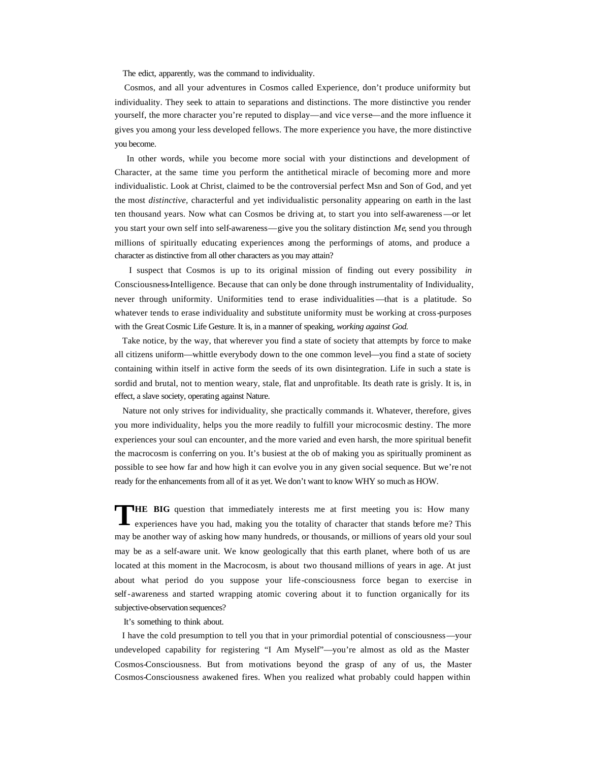The edict, apparently, was the command to individuality.

Cosmos, and all your adventures in Cosmos called Experience, don't produce uniformity but individuality. They seek to attain to separations and distinctions. The more distinctive you render yourself, the more character you're reputed to display—and vice verse—and the more influence it gives you among your less developed fellows. The more experience you have, the more distinctive you become.

In other words, while you become more social with your distinctions and development of Character, at the same time you perform the antithetical miracle of becoming more and more individualistic. Look at Christ, claimed to be the controversial perfect Msn and Son of God, and yet the most *distinctive*, characterful and yet individualistic personality appearing on earth in the last ten thousand years. Now what can Cosmos be driving at, to start you into self-awareness—or let you start your own self into self-awareness—give you the solitary distinction *Me*, send you through millions of spiritually educating experiences among the performings of atoms, and produce a character as distinctive from all other characters as you may attain?

I suspect that Cosmos is up to its original mission of finding out every possibility *in* Consciousness-Intelligence. Because that can only be done through instrumentality of Individuality, never through uniformity. Uniformities tend to erase individualities—that is a platitude. So whatever tends to erase individuality and substitute uniformity must be working at cross-purposes with the Great Cosmic Life Gesture. It is, in a manner of speaking, *working against God*.

Take notice, by the way, that wherever you find a state of society that attempts by force to make all citizens uniform—whittle everybody down to the one common level—you find a state of society containing within itself in active form the seeds of its own disintegration. Life in such a state is sordid and brutal, not to mention weary, stale, flat and unprofitable. Its death rate is grisly. It is, in effect, a slave society, operating against Nature.

Nature not only strives for individuality, she practically commands it. Whatever, therefore, gives you more individuality, helps you the more readily to fulfill your microcosmic destiny. The more experiences your soul can encounter, and the more varied and even harsh, the more spiritual benefit the macrocosm is conferring on you. It's busiest at the ob of making you as spiritually prominent as possible to see how far and how high it can evolve you in any given social sequence. But we're not ready for the enhancements from all of it as yet. We don't want to know WHY so much as HOW.

**THE BIG** question that immediately interests me at first meeting you is: How many experiences have you had, making you the totality of character that stands before me? This may be another way of asking how many hundreds, or thousands, or millions of years old your soul may be as a self-aware unit. We know geologically that this earth planet, where both of us are located at this moment in the Macrocosm, is about two thousand millions of years in age. At just about what period do you suppose your life-consciousness force began to exercise in self-awareness and started wrapping atomic covering about it to function organically for its subjective-observation sequences?

It's something to think about.

I have the cold presumption to tell you that in your primordial potential of consciousness—your undeveloped capability for registering "I Am Myself"—you're almost as old as the Master Cosmos-Consciousness. But from motivations beyond the grasp of any of us, the Master Cosmos-Consciousness awakened fires. When you realized what probably could happen within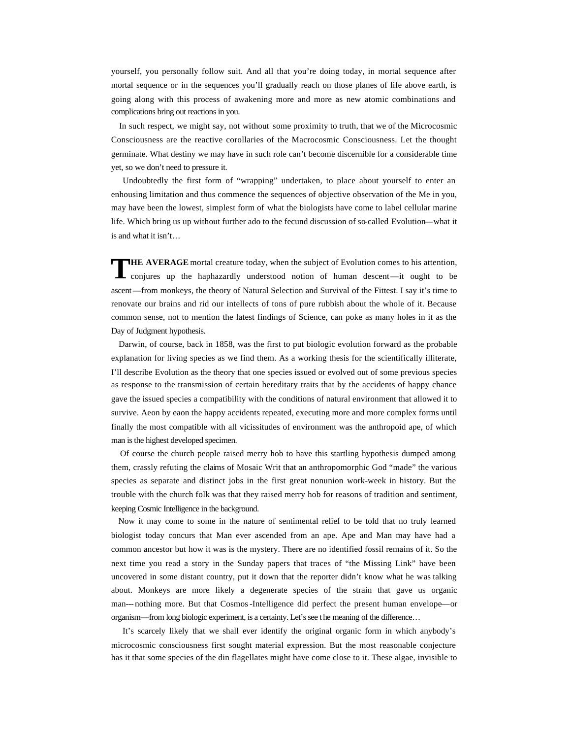yourself, you personally follow suit. And all that you're doing today, in mortal sequence after mortal sequence or in the sequences you'll gradually reach on those planes of life above earth, is going along with this process of awakening more and more as new atomic combinations and complications bring out reactions in you.

In such respect, we might say, not without some proximity to truth, that we of the Microcosmic Consciousness are the reactive corollaries of the Macrocosmic Consciousness. Let the thought germinate. What destiny we may have in such role can't become discernible for a considerable time yet, so we don't need to pressure it.

Undoubtedly the first form of "wrapping" undertaken, to place about yourself to enter an enhousing limitation and thus commence the sequences of objective observation of the Me in you, may have been the lowest, simplest form of what the biologists have come to label cellular marine life. Which bring us up without further ado to the fecund discussion of so-called Evolution—what it is and what it isn't…

**THE AVERAGE** mortal creature today, when the subject of Evolution comes to his attention, conjures up the haphazardly understood notion of human descent—it ought to be ascent—from monkeys, the theory of Natural Selection and Survival of the Fittest. I say it's time to renovate our brains and rid our intellects of tons of pure rubbish about the whole of it. Because common sense, not to mention the latest findings of Science, can poke as many holes in it as the Day of Judgment hypothesis.

Darwin, of course, back in 1858, was the first to put biologic evolution forward as the probable explanation for living species as we find them. As a working thesis for the scientifically illiterate, I'll describe Evolution as the theory that one species issued or evolved out of some previous species as response to the transmission of certain hereditary traits that by the accidents of happy chance gave the issued species a compatibility with the conditions of natural environment that allowed it to survive. Aeon by eaon the happy accidents repeated, executing more and more complex forms until finally the most compatible with all vicissitudes of environment was the anthropoid ape, of which man is the highest developed specimen.

Of course the church people raised merry hob to have this startling hypothesis dumped among them, crassly refuting the claims of Mosaic Writ that an anthropomorphic God "made" the various species as separate and distinct jobs in the first great nonunion work-week in history. But the trouble with the church folk was that they raised merry hob for reasons of tradition and sentiment, keeping Cosmic Intelligence in the background.

Now it may come to some in the nature of sentimental relief to be told that no truly learned biologist today concurs that Man ever ascended from an ape. Ape and Man may have had a common ancestor but how it was is the mystery. There are no identified fossil remains of it. So the next time you read a story in the Sunday papers that traces of "the Missing Link" have been uncovered in some distant country, put it down that the reporter didn't know what he was talking about. Monkeys are more likely a degenerate species of the strain that gave us organic man---nothing more. But that Cosmos-Intelligence did perfect the present human envelope—or organism—from long biologic experiment, is a certainty. Let's see the meaning of the difference…

It's scarcely likely that we shall ever identify the original organic form in which anybody's microcosmic consciousness first sought material expression. But the most reasonable conjecture has it that some species of the din flagellates might have come close to it. These algae, invisible to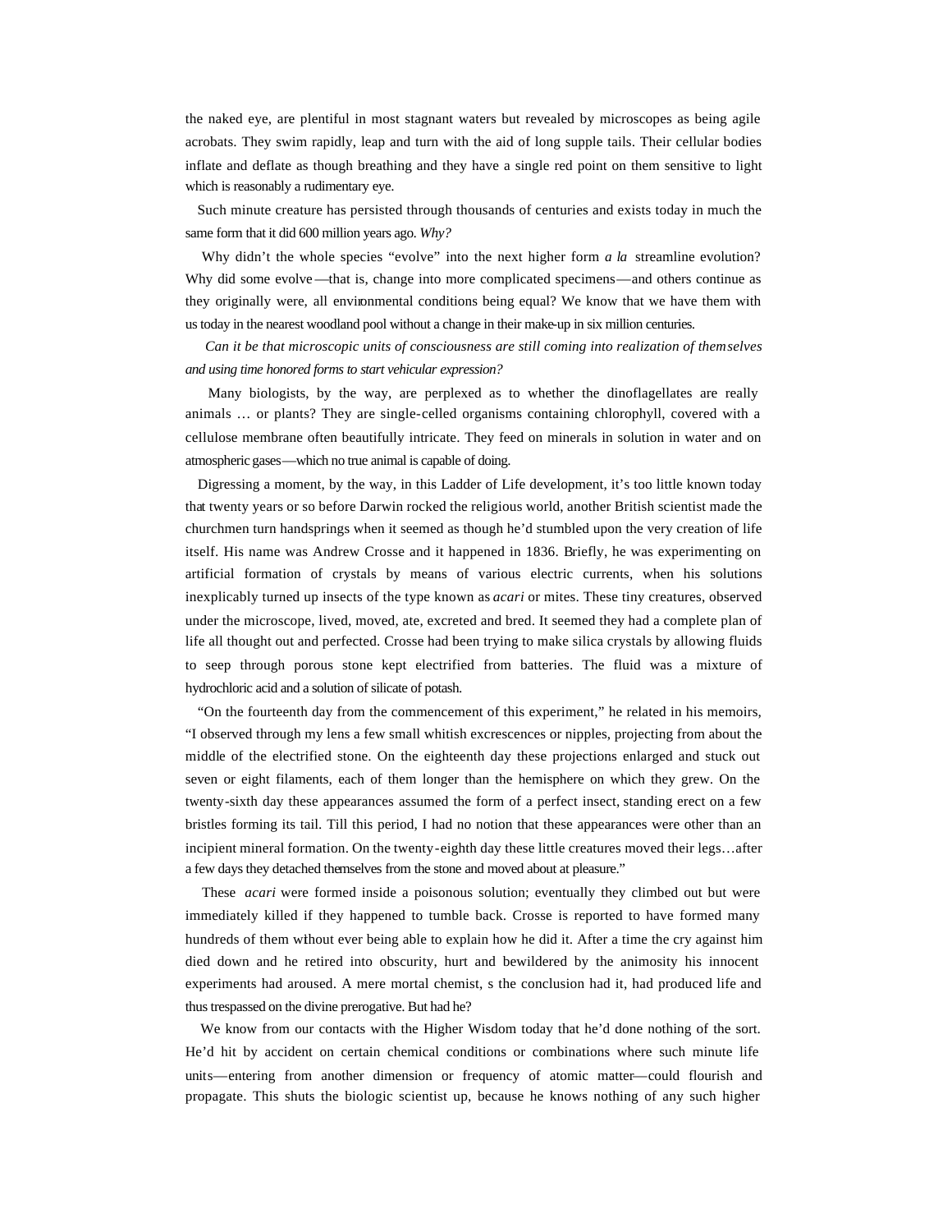the naked eye, are plentiful in most stagnant waters but revealed by microscopes as being agile acrobats. They swim rapidly, leap and turn with the aid of long supple tails. Their cellular bodies inflate and deflate as though breathing and they have a single red point on them sensitive to light which is reasonably a rudimentary eye.

Such minute creature has persisted through thousands of centuries and exists today in much the same form that it did 600 million years ago. *Why?*

Why didn't the whole species "evolve" into the next higher form *a la* streamline evolution? Why did some evolve—that is, change into more complicated specimens—and others continue as they originally were, all environmental conditions being equal? We know that we have them with us today in the nearest woodland pool without a change in their make-up in six million centuries.

*Can it be that microscopic units of consciousness are still coming into realization of themselves and using time honored forms to start vehicular expression?*

Many biologists, by the way, are perplexed as to whether the dinoflagellates are really animals … or plants? They are single-celled organisms containing chlorophyll, covered with a cellulose membrane often beautifully intricate. They feed on minerals in solution in water and on atmospheric gases—which no true animal is capable of doing.

Digressing a moment, by the way, in this Ladder of Life development, it's too little known today that twenty years or so before Darwin rocked the religious world, another British scientist made the churchmen turn handsprings when it seemed as though he'd stumbled upon the very creation of life itself. His name was Andrew Crosse and it happened in 1836. Briefly, he was experimenting on artificial formation of crystals by means of various electric currents, when his solutions inexplicably turned up insects of the type known as *acari* or mites. These tiny creatures, observed under the microscope, lived, moved, ate, excreted and bred. It seemed they had a complete plan of life all thought out and perfected. Crosse had been trying to make silica crystals by allowing fluids to seep through porous stone kept electrified from batteries. The fluid was a mixture of hydrochloric acid and a solution of silicate of potash.

"On the fourteenth day from the commencement of this experiment," he related in his memoirs, "I observed through my lens a few small whitish excrescences or nipples, projecting from about the middle of the electrified stone. On the eighteenth day these projections enlarged and stuck out seven or eight filaments, each of them longer than the hemisphere on which they grew. On the twenty-sixth day these appearances assumed the form of a perfect insect, standing erect on a few bristles forming its tail. Till this period, I had no notion that these appearances were other than an incipient mineral formation. On the twenty-eighth day these little creatures moved their legs…after a few days they detached themselves from the stone and moved about at pleasure."

These *acari* were formed inside a poisonous solution; eventually they climbed out but were immediately killed if they happened to tumble back. Crosse is reported to have formed many hundreds of them without ever being able to explain how he did it. After a time the cry against him died down and he retired into obscurity, hurt and bewildered by the animosity his innocent experiments had aroused. A mere mortal chemist, s the conclusion had it, had produced life and thus trespassed on the divine prerogative. But had he?

We know from our contacts with the Higher Wisdom today that he'd done nothing of the sort. He'd hit by accident on certain chemical conditions or combinations where such minute life units—entering from another dimension or frequency of atomic matter—could flourish and propagate. This shuts the biologic scientist up, because he knows nothing of any such higher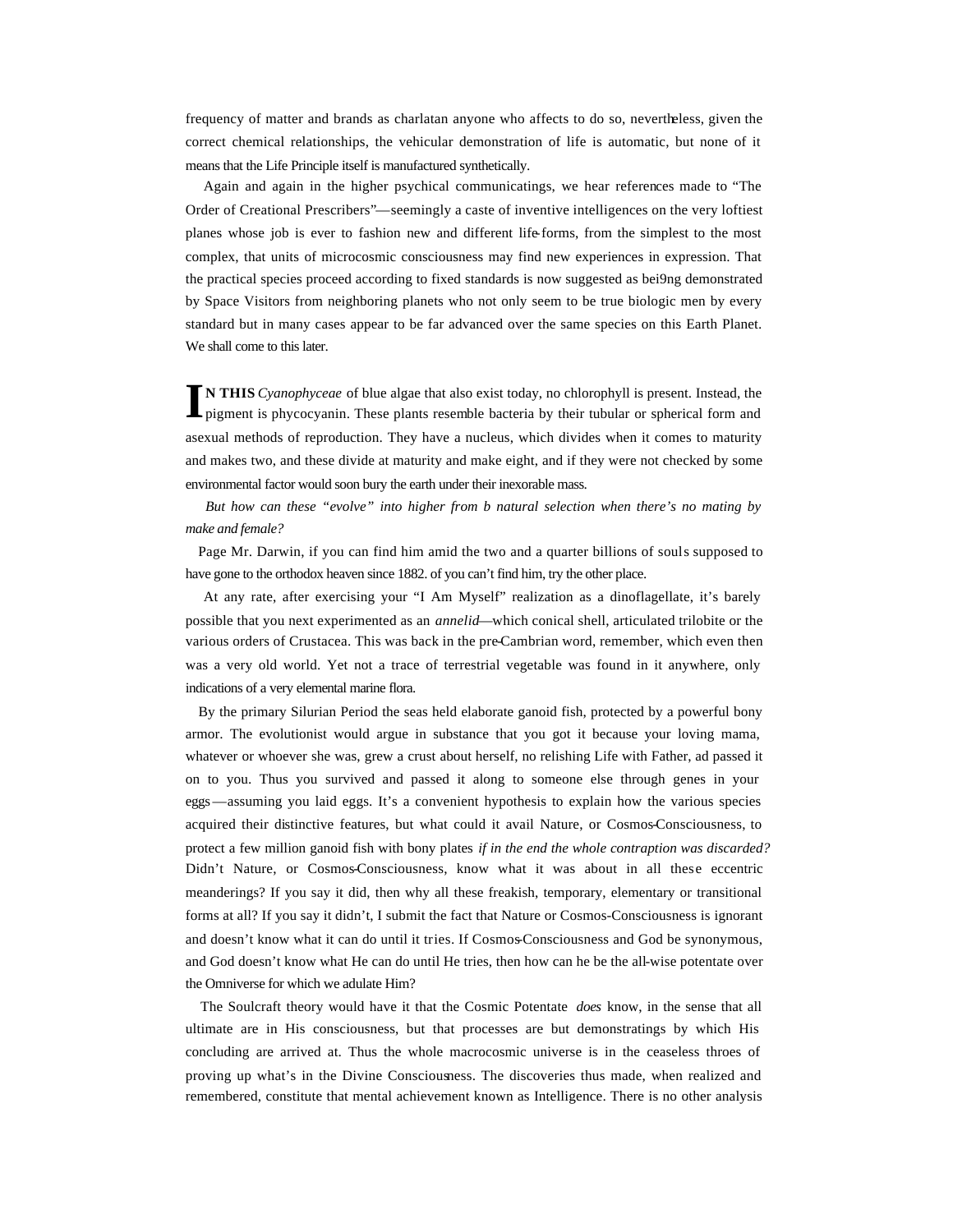frequency of matter and brands as charlatan anyone who affects to do so, nevertheless, given the correct chemical relationships, the vehicular demonstration of life is automatic, but none of it means that the Life Principle itself is manufactured synthetically.

Again and again in the higher psychical communicatings, we hear references made to "The Order of Creational Prescribers"—seemingly a caste of inventive intelligences on the very loftiest planes whose job is ever to fashion new and different life-forms, from the simplest to the most complex, that units of microcosmic consciousness may find new experiences in expression. That the practical species proceed according to fixed standards is now suggested as bei9ng demonstrated by Space Visitors from neighboring planets who not only seem to be true biologic men by every standard but in many cases appear to be far advanced over the same species on this Earth Planet. We shall come to this later.

**IN THIS** *Cyanophyceae* of blue algae that also exist today, no chlorophyll is present. Instead, the pigment is phycocyanin. These plants resemble bacteria by their tubular or spherical form and asexual methods of reproduction. They have a nucleus, which divides when it comes to maturity and makes two, and these divide at maturity and make eight, and if they were not checked by some environmental factor would soon bury the earth under their inexorable mass.

*But how can these "evolve" into higher from b natural selection when there's no mating by make and female?*

Page Mr. Darwin, if you can find him amid the two and a quarter billions of souls supposed to have gone to the orthodox heaven since 1882. of you can't find him, try the other place.

At any rate, after exercising your "I Am Myself" realization as a dinoflagellate, it's barely possible that you next experimented as an *annelid*—which conical shell, articulated trilobite or the various orders of Crustacea. This was back in the pre-Cambrian word, remember, which even then was a very old world. Yet not a trace of terrestrial vegetable was found in it anywhere, only indications of a very elemental marine flora.

By the primary Silurian Period the seas held elaborate ganoid fish, protected by a powerful bony armor. The evolutionist would argue in substance that you got it because your loving mama, whatever or whoever she was, grew a crust about herself, no relishing Life with Father, ad passed it on to you. Thus you survived and passed it along to someone else through genes in your eggs—assuming you laid eggs. It's a convenient hypothesis to explain how the various species acquired their distinctive features, but what could it avail Nature, or Cosmos-Consciousness, to protect a few million ganoid fish with bony plates *if in the end the whole contraption was discarded?* Didn't Nature, or Cosmos-Consciousness, know what it was about in all these eccentric meanderings? If you say it did, then why all these freakish, temporary, elementary or transitional forms at all? If you say it didn't, I submit the fact that Nature or Cosmos-Consciousness is ignorant and doesn't know what it can do until it tries. If Cosmos-Consciousness and God be synonymous, and God doesn't know what He can do until He tries, then how can he be the all-wise potentate over the Omniverse for which we adulate Him?

The Soulcraft theory would have it that the Cosmic Potentate *does* know, in the sense that all ultimate are in His consciousness, but that processes are but demonstratings by which His concluding are arrived at. Thus the whole macrocosmic universe is in the ceaseless throes of proving up what's in the Divine Consciousness. The discoveries thus made, when realized and remembered, constitute that mental achievement known as Intelligence. There is no other analysis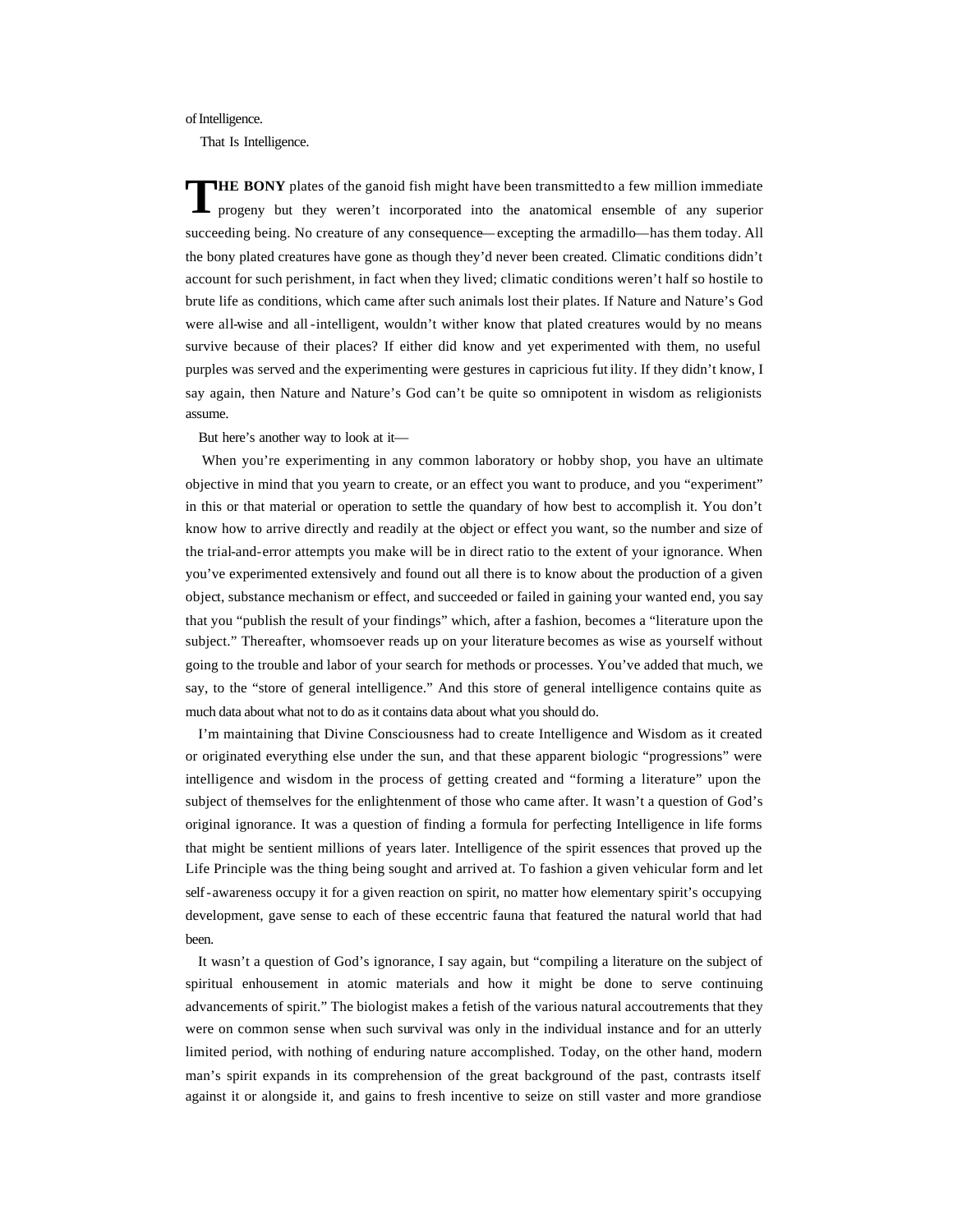of Intelligence.

That Is Intelligence.

**THE BONY** plates of the ganoid fish might have been transmitted to a few million immediate progeny but they weren't incorporated into the anatomical ensemble of any superior succeeding being. No creature of any consequence—excepting the armadillo—has them today. All the bony plated creatures have gone as though they'd never been created. Climatic conditions didn't account for such perishment, in fact when they lived; climatic conditions weren't half so hostile to brute life as conditions, which came after such animals lost their plates. If Nature and Nature's God were all-wise and all-intelligent, wouldn't wither know that plated creatures would by no means survive because of their places? If either did know and yet experimented with them, no useful purples was served and the experimenting were gestures in capricious futility. If they didn't know, I say again, then Nature and Nature's God can't be quite so omnipotent in wisdom as religionists assume.

But here's another way to look at it—

When you're experimenting in any common laboratory or hobby shop, you have an ultimate objective in mind that you yearn to create, or an effect you want to produce, and you "experiment" in this or that material or operation to settle the quandary of how best to accomplish it. You don't know how to arrive directly and readily at the object or effect you want, so the number and size of the trial-and-error attempts you make will be in direct ratio to the extent of your ignorance. When you've experimented extensively and found out all there is to know about the production of a given object, substance mechanism or effect, and succeeded or failed in gaining your wanted end, you say that you "publish the result of your findings" which, after a fashion, becomes a "literature upon the subject." Thereafter, whomsoever reads up on your literature becomes as wise as yourself without going to the trouble and labor of your search for methods or processes. You've added that much, we say, to the "store of general intelligence." And this store of general intelligence contains quite as much data about what not to do as it contains data about what you should do.

I'm maintaining that Divine Consciousness had to create Intelligence and Wisdom as it created or originated everything else under the sun, and that these apparent biologic "progressions" were intelligence and wisdom in the process of getting created and "forming a literature" upon the subject of themselves for the enlightenment of those who came after. It wasn't a question of God's original ignorance. It was a question of finding a formula for perfecting Intelligence in life forms that might be sentient millions of years later. Intelligence of the spirit essences that proved up the Life Principle was the thing being sought and arrived at. To fashion a given vehicular form and let self-awareness occupy it for a given reaction on spirit, no matter how elementary spirit's occupying development, gave sense to each of these eccentric fauna that featured the natural world that had been.

It wasn't a question of God's ignorance, I say again, but "compiling a literature on the subject of spiritual enhousement in atomic materials and how it might be done to serve continuing advancements of spirit." The biologist makes a fetish of the various natural accoutrements that they were on common sense when such survival was only in the individual instance and for an utterly limited period, with nothing of enduring nature accomplished. Today, on the other hand, modern man's spirit expands in its comprehension of the great background of the past, contrasts itself against it or alongside it, and gains to fresh incentive to seize on still vaster and more grandiose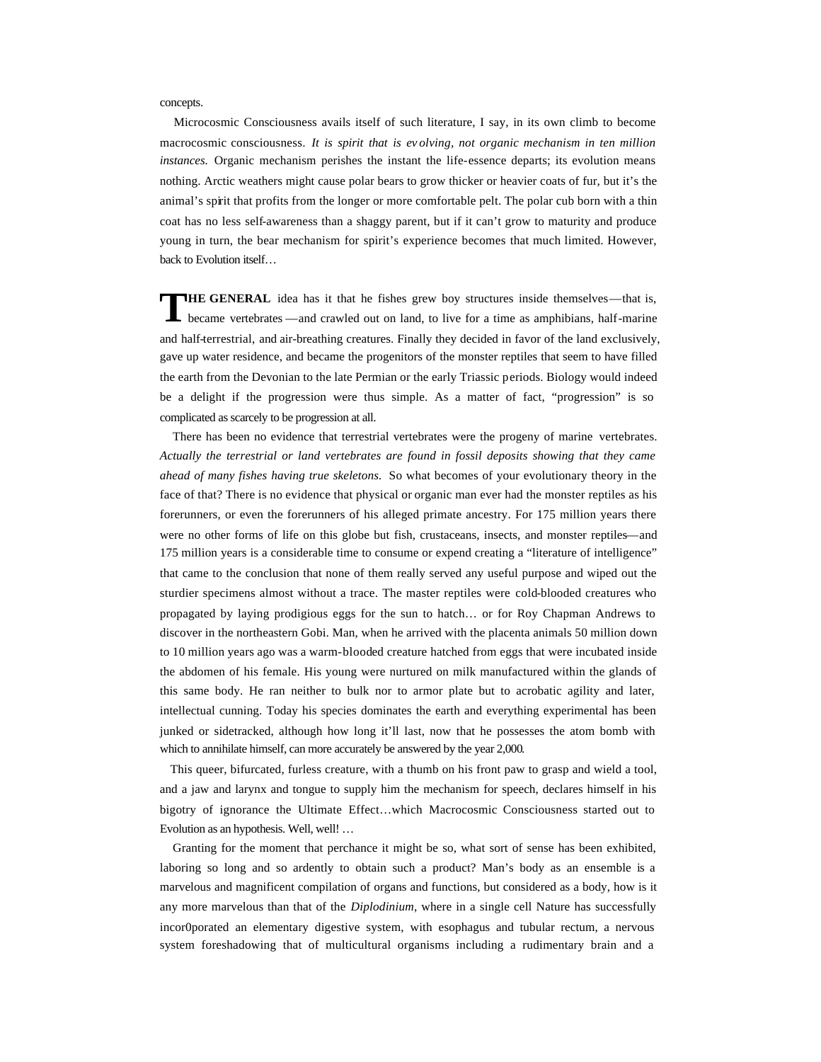concepts.

Microcosmic Consciousness avails itself of such literature, I say, in its own climb to become macrocosmic consciousness. *It is spirit that is evolving, not organic mechanism in ten million instances.* Organic mechanism perishes the instant the life-essence departs; its evolution means nothing. Arctic weathers might cause polar bears to grow thicker or heavier coats of fur, but it's the animal's spirit that profits from the longer or more comfortable pelt. The polar cub born with a thin coat has no less self-awareness than a shaggy parent, but if it can't grow to maturity and produce young in turn, the bear mechanism for spirit's experience becomes that much limited. However, back to Evolution itself…

**THE GENERAL** idea has it that he fishes grew boy structures inside themselves—that is, became vertebrates—and crawled out on land, to live for a time as amphibians, half-marine and half-terrestrial, and air-breathing creatures. Finally they decided in favor of the land exclusively, gave up water residence, and became the progenitors of the monster reptiles that seem to have filled the earth from the Devonian to the late Permian or the early Triassic periods. Biology would indeed be a delight if the progression were thus simple. As a matter of fact, "progression" is so complicated as scarcely to be progression at all.

There has been no evidence that terrestrial vertebrates were the progeny of marine vertebrates. *Actually the terrestrial or land vertebrates are found in fossil deposits showing that they came ahead of many fishes having true skeletons.* So what becomes of your evolutionary theory in the face of that? There is no evidence that physical or organic man ever had the monster reptiles as his forerunners, or even the forerunners of his alleged primate ancestry. For 175 million years there were no other forms of life on this globe but fish, crustaceans, insects, and monster reptiles—and 175 million years is a considerable time to consume or expend creating a "literature of intelligence" that came to the conclusion that none of them really served any useful purpose and wiped out the sturdier specimens almost without a trace. The master reptiles were cold-blooded creatures who propagated by laying prodigious eggs for the sun to hatch… or for Roy Chapman Andrews to discover in the northeastern Gobi. Man, when he arrived with the placenta animals 50 million down to 10 million years ago was a warm-blooded creature hatched from eggs that were incubated inside the abdomen of his female. His young were nurtured on milk manufactured within the glands of this same body. He ran neither to bulk nor to armor plate but to acrobatic agility and later, intellectual cunning. Today his species dominates the earth and everything experimental has been junked or sidetracked, although how long it'll last, now that he possesses the atom bomb with which to annihilate himself, can more accurately be answered by the year 2,000.

This queer, bifurcated, furless creature, with a thumb on his front paw to grasp and wield a tool, and a jaw and larynx and tongue to supply him the mechanism for speech, declares himself in his bigotry of ignorance the Ultimate Effect…which Macrocosmic Consciousness started out to Evolution as an hypothesis. Well, well! …

Granting for the moment that perchance it might be so, what sort of sense has been exhibited, laboring so long and so ardently to obtain such a product? Man's body as an ensemble is a marvelous and magnificent compilation of organs and functions, but considered as a body, how is it any more marvelous than that of the *Diplodinium*, where in a single cell Nature has successfully incor0porated an elementary digestive system, with esophagus and tubular rectum, a nervous system foreshadowing that of multicultural organisms including a rudimentary brain and a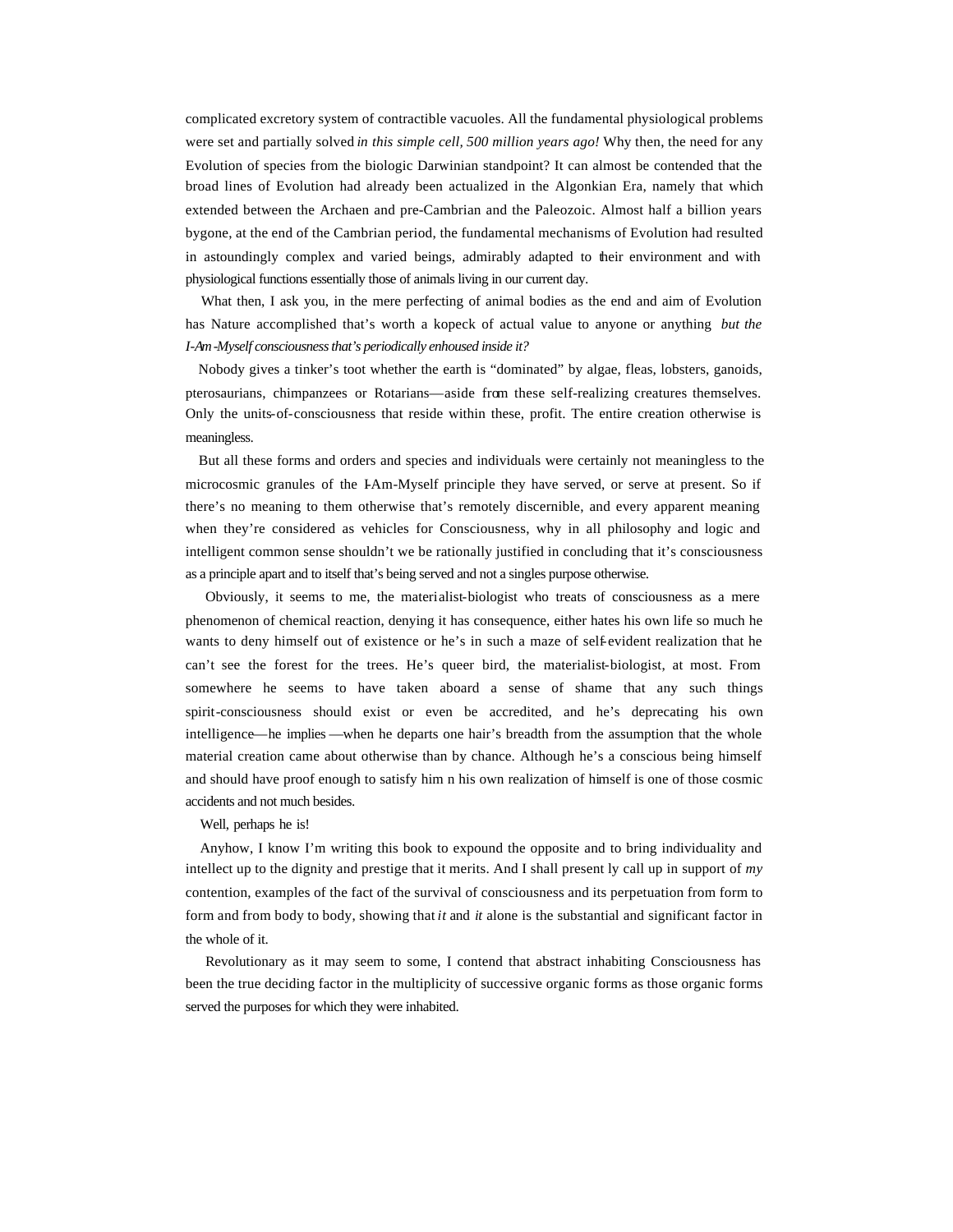complicated excretory system of contractible vacuoles. All the fundamental physiological problems were set and partially solved *in this simple cell, 500 million years ago!* Why then, the need for any Evolution of species from the biologic Darwinian standpoint? It can almost be contended that the broad lines of Evolution had already been actualized in the Algonkian Era, namely that which extended between the Archaen and pre-Cambrian and the Paleozoic. Almost half a billion years bygone, at the end of the Cambrian period, the fundamental mechanisms of Evolution had resulted in astoundingly complex and varied beings, admirably adapted to their environment and with physiological functions essentially those of animals living in our current day.

What then, I ask you, in the mere perfecting of animal bodies as the end and aim of Evolution has Nature accomplished that's worth a kopeck of actual value to anyone or anything *but the I-Am-Myself consciousness that's periodically enhoused inside it?*

Nobody gives a tinker's toot whether the earth is "dominated" by algae, fleas, lobsters, ganoids, pterosaurians, chimpanzees or Rotarians—aside from these self-realizing creatures themselves. Only the units-of-consciousness that reside within these, profit. The entire creation otherwise is meaningless.

But all these forms and orders and species and individuals were certainly not meaningless to the microcosmic granules of the I-Am-Myself principle they have served, or serve at present. So if there's no meaning to them otherwise that's remotely discernible, and every apparent meaning when they're considered as vehicles for Consciousness, why in all philosophy and logic and intelligent common sense shouldn't we be rationally justified in concluding that it's consciousness as a principle apart and to itself that's being served and not a singles purpose otherwise.

Obviously, it seems to me, the materialist-biologist who treats of consciousness as a mere phenomenon of chemical reaction, denying it has consequence, either hates his own life so much he wants to deny himself out of existence or he's in such a maze of self-evident realization that he can't see the forest for the trees. He's queer bird, the materialist-biologist, at most. From somewhere he seems to have taken aboard a sense of shame that any such things spirit-consciousness should exist or even be accredited, and he's deprecating his own intelligence—he implies—when he departs one hair's breadth from the assumption that the whole material creation came about otherwise than by chance. Although he's a conscious being himself and should have proof enough to satisfy him n his own realization of himself is one of those cosmic accidents and not much besides.

Well, perhaps he is!

Anyhow, I know I'm writing this book to expound the opposite and to bring individuality and intellect up to the dignity and prestige that it merits. And I shall present ly call up in support of *my* contention, examples of the fact of the survival of consciousness and its perpetuation from form to form and from body to body, showing that *it* and *it* alone is the substantial and significant factor in the whole of it.

Revolutionary as it may seem to some, I contend that abstract inhabiting Consciousness has been the true deciding factor in the multiplicity of successive organic forms as those organic forms served the purposes for which they were inhabited.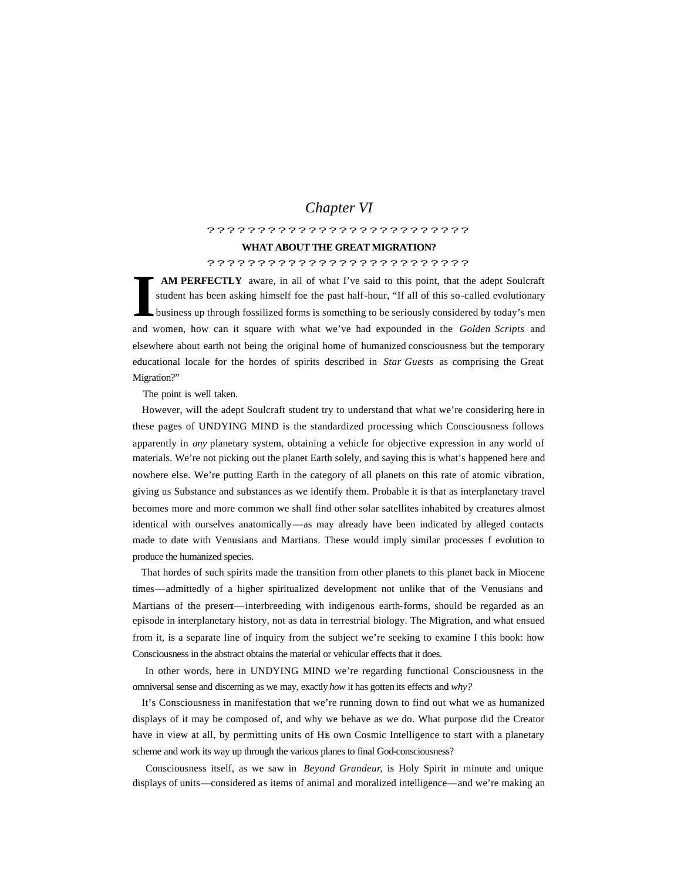# *Chapter VI*

???????????????????????????

**WHAT ABOUT THE GREAT MIGRATION?**

???????????????????????????

**I AM PERFECTLY** aware, in all of what I've said to this point, that the adept Soulcraft student has been asking himself foe the past half-hour, "If all of this so-called evolutionary business up through fossilized forms is something to be seriously considered by today's men and women, how can it square with what we've had expounded in the *Golden Scripts* and elsewhere about earth not being the original home of humanized consciousness but the temporary educational locale for the hordes of spirits described in *Star Guests* as comprising the Great Migration?"

The point is well taken.

However, will the adept Soulcraft student try to understand that what we're considering here in these pages of UNDYING MIND is the standardized processing which Consciousness follows apparently in *any* planetary system, obtaining a vehicle for objective expression in any world of materials. We're not picking out the planet Earth solely, and saying this is what's happened here and nowhere else. We're putting Earth in the category of all planets on this rate of atomic vibration, giving us Substance and substances as we identify them. Probable it is that as interplanetary travel becomes more and more common we shall find other solar satellites inhabited by creatures almost identical with ourselves anatomically—as may already have been indicated by alleged contacts made to date with Venusians and Martians. These would imply similar processes f evolution to produce the humanized species.

That hordes of such spirits made the transition from other planets to this planet back in Miocene times—admittedly of a higher spiritualized development not unlike that of the Venusians and Martians of the present—interbreeding with indigenous earth-forms, should be regarded as an episode in interplanetary history, not as data in terrestrial biology. The Migration, and what ensued from it, is a separate line of inquiry from the subject we're seeking to examine I this book: how Consciousness in the abstract obtains the material or vehicular effects that it does.

In other words, here in UNDYING MIND we're regarding functional Consciousness in the omniversal sense and discerning as we may, exactly *how* it has gotten its effects and *why?*

It's Consciousness in manifestation that we're running down to find out what we as humanized displays of it may be composed of, and why we behave as we do. What purpose did the Creator have in view at all, by permitting units of His own Cosmic Intelligence to start with a planetary scheme and work its way up through the various planes to final God-consciousness?

Consciousness itself, as we saw in *Beyond Grandeur*, is Holy Spirit in minute and unique displays of units—considered as items of animal and moralized intelligence—and we're making an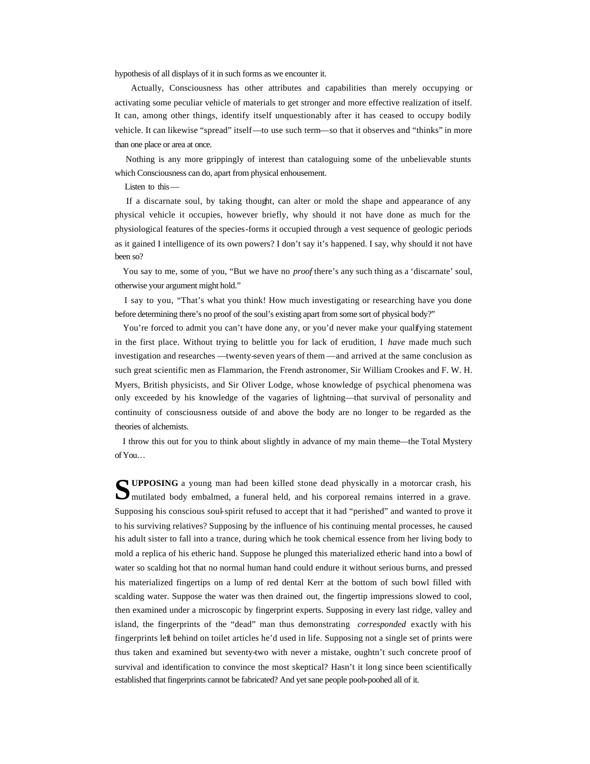hypothesis of all displays of it in such forms as we encounter it.

Actually, Consciousness has other attributes and capabilities than merely occupying or activating some peculiar vehicle of materials to get stronger and more effective realization of itself. It can, among other things, identify itself unquestionably after it has ceased to occupy bodily vehicle. It can likewise "spread" itself—to use such term—so that it observes and "thinks" in more than one place or area at once.

Nothing is any more grippingly of interest than cataloguing some of the unbelievable stunts which Consciousness can do, apart from physical enhousement.

Listen to this—

If a discarnate soul, by taking thought, can alter or mold the shape and appearance of any physical vehicle it occupies, however briefly, why should it not have done as much for the physiological features of the species-forms it occupied through a vest sequence of geologic periods as it gained I intelligence of its own powers? I don't say it's happened. I say, why should it not have been so?

You say to me, some of you, "But we have no *proof* there's any such thing as a 'discarnate' soul, otherwise your argument might hold."

I say to you, "That's what you think! How much investigating or researching have you done before determining there's no proof of the soul's existing apart from some sort of physical body?"

You're forced to admit you can't have done any, or you'd never make your qualifying statement in the first place. Without trying to belittle you for lack of erudition, I *have* made much such investigation and researches—twenty-seven years of them—and arrived at the same conclusion as such great scientific men as Flammarion, the French astronomer, Sir William Crookes and F. W. H. Myers, British physicists, and Sir Oliver Lodge, whose knowledge of psychical phenomena was only exceeded by his knowledge of the vagaries of lightning—that survival of personality and continuity of consciousness outside of and above the body are no longer to be regarded as the theories of alchemists.

I throw this out for you to think about slightly in advance of my main theme—the Total Mystery of You…

**SUPPOSING** a young man had been killed stone dead physically in a motorcar crash, his mutilated body embalmed, a funeral held, and his corporeal remains interred in a grave. Supposing his conscious soul-spirit refused to accept that it had "perished" and wanted to prove it to his surviving relatives? Supposing by the influence of his continuing mental processes, he caused his adult sister to fall into a trance, during which he took chemical essence from her living body to mold a replica of his etheric hand. Suppose he plunged this materialized etheric hand into a bowl of water so scalding hot that no normal human hand could endure it without serious burns, and pressed his materialized fingertips on a lump of red dental Kerr at the bottom of such bowl filled with scalding water. Suppose the water was then drained out, the fingertip impressions slowed to cool, then examined under a microscopic by fingerprint experts. Supposing in every last ridge, valley and island, the fingerprints of the "dead" man thus demonstrating *corresponded* exactly with his fingerprints left behind on toilet articles he'd used in life. Supposing not a single set of prints were thus taken and examined but seventy-two with never a mistake, oughtn't such concrete proof of survival and identification to convince the most skeptical? Hasn't it long since been scientifically established that fingerprints cannot be fabricated? And yet sane people pooh-poohed all of it.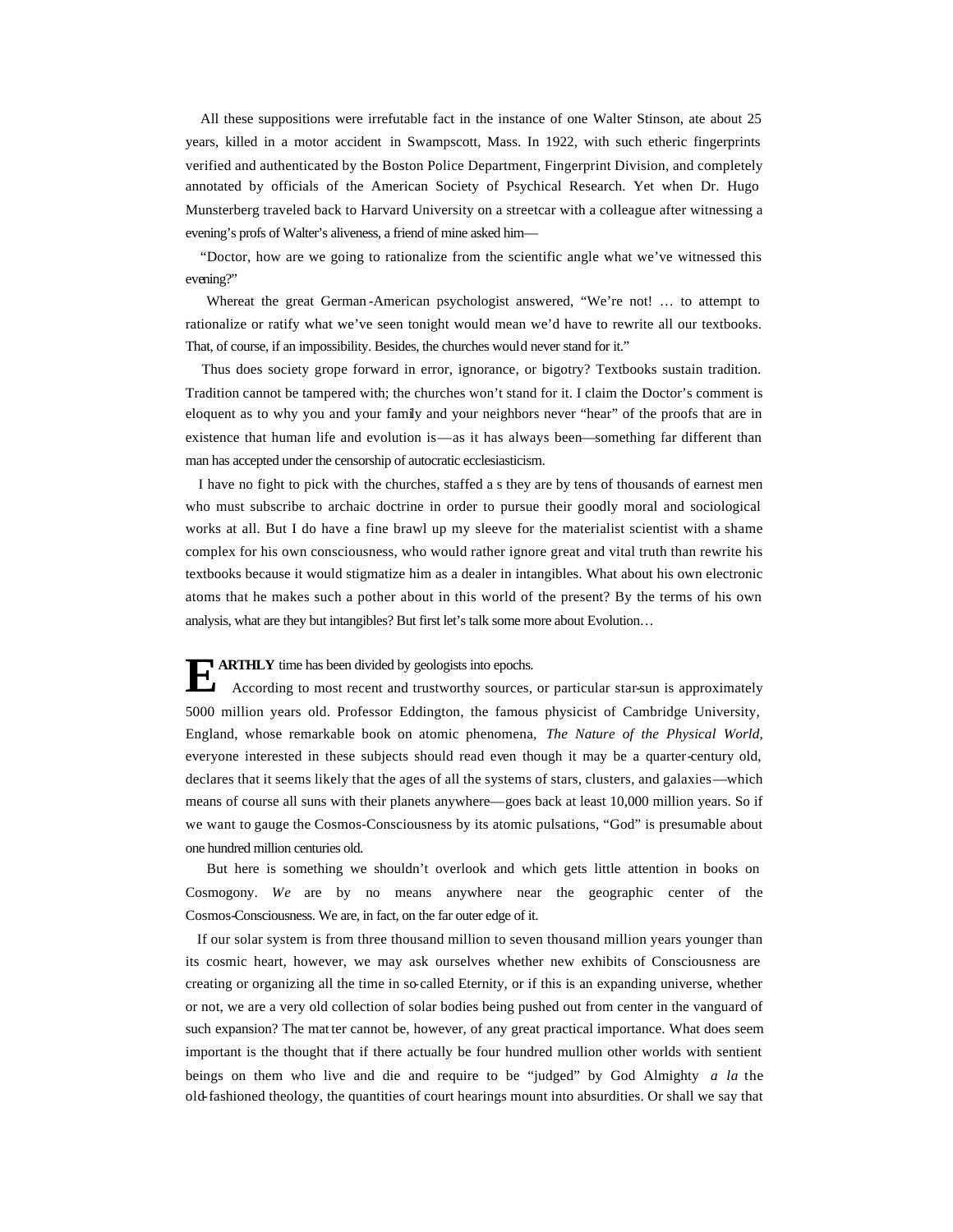All these suppositions were irrefutable fact in the instance of one Walter Stinson, ate about 25 years, killed in a motor accident in Swampscott, Mass. In 1922, with such etheric fingerprints verified and authenticated by the Boston Police Department, Fingerprint Division, and completely annotated by officials of the American Society of Psychical Research. Yet when Dr. Hugo Munsterberg traveled back to Harvard University on a streetcar with a colleague after witnessing a evening's profs of Walter's aliveness, a friend of mine asked him—

"Doctor, how are we going to rationalize from the scientific angle what we've witnessed this evening?"

Whereat the great German-American psychologist answered, "We're not! … to attempt to rationalize or ratify what we've seen tonight would mean we'd have to rewrite all our textbooks. That, of course, if an impossibility. Besides, the churches would never stand for it."

Thus does society grope forward in error, ignorance, or bigotry? Textbooks sustain tradition. Tradition cannot be tampered with; the churches won't stand for it. I claim the Doctor's comment is eloquent as to why you and your family and your neighbors never "hear" of the proofs that are in existence that human life and evolution is—as it has always been—something far different than man has accepted under the censorship of autocratic ecclesiasticism.

I have no fight to pick with the churches, staffed a s they are by tens of thousands of earnest men who must subscribe to archaic doctrine in order to pursue their goodly moral and sociological works at all. But I do have a fine brawl up my sleeve for the materialist scientist with a shame complex for his own consciousness, who would rather ignore great and vital truth than rewrite his textbooks because it would stigmatize him as a dealer in intangibles. What about his own electronic atoms that he makes such a pother about in this world of the present? By the terms of his own analysis, what are they but intangibles? But first let's talk some more about Evolution…

**EARTHLY** time has been divided by geologists into epochs.

According to most recent and trustworthy sources, or particular star-sun is approximately 5000 million years old. Professor Eddington, the famous physicist of Cambridge University, England, whose remarkable book on atomic phenomena, *The Nature of the Physical World,* everyone interested in these subjects should read even though it may be a quarter-century old, declares that it seems likely that the ages of all the systems of stars, clusters, and galaxies—which means of course all suns with their planets anywhere—goes back at least 10,000 million years. So if we want to gauge the Cosmos-Consciousness by its atomic pulsations, "God" is presumable about one hundred million centuries old.

But here is something we shouldn't overlook and which gets little attention in books on Cosmogony. *We* are by no means anywhere near the geographic center of the Cosmos-Consciousness. We are, in fact, on the far outer edge of it.

If our solar system is from three thousand million to seven thousand million years younger than its cosmic heart, however, we may ask ourselves whether new exhibits of Consciousness are creating or organizing all the time in so-called Eternity, or if this is an expanding universe, whether or not, we are a very old collection of solar bodies being pushed out from center in the vanguard of such expansion? The mat ter cannot be, however, of any great practical importance. What does seem important is the thought that if there actually be four hundred mullion other worlds with sentient beings on them who live and die and require to be "judged" by God Almighty *a la* the old-fashioned theology, the quantities of court hearings mount into absurdities. Or shall we say that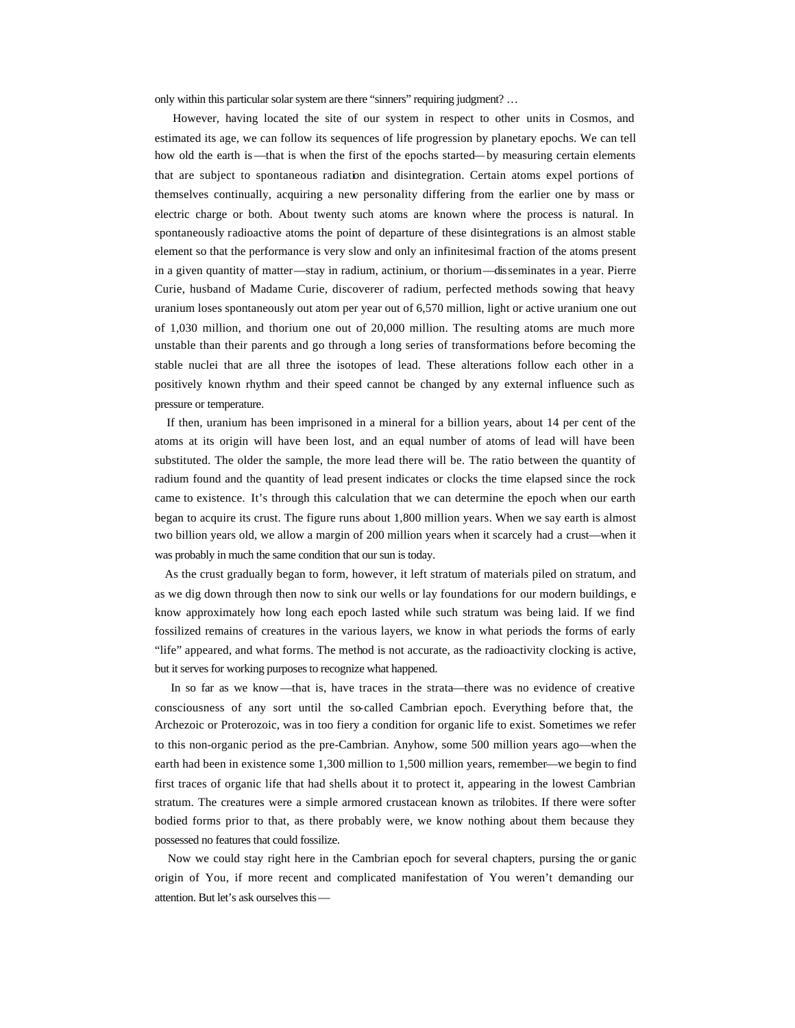only within this particular solar system are there “sinners” requiring judgment? …

However, having located the site of our system in respect to other units in Cosmos, and estimated its age, we can follow its sequences of life progression by planetary epochs. We can tell how old the earth is—that is when the first of the epochs started—by measuring certain elements that are subject to spontaneous radiation and disintegration. Certain atoms expel portions of themselves continually, acquiring a new personality differing from the earlier one by mass or electric charge or both. About twenty such atoms are known where the process is natural. In spontaneously radioactive atoms the point of departure of these disintegrations is an almost stable element so that the performance is very slow and only an infinitesimal fraction of the atoms present in a given quantity of matter—stay in radium, actinium, or thorium—disseminates in a year. Pierre Curie, husband of Madame Curie, discoverer of radium, perfected methods sowing that heavy uranium loses spontaneously out atom per year out of 6,570 million, light or active uranium one out of 1,030 million, and thorium one out of 20,000 million. The resulting atoms are much more unstable than their parents and go through a long series of transformations before becoming the stable nuclei that are all three the isotopes of lead. These alterations follow each other in a positively known rhythm and their speed cannot be changed by any external influence such as pressure or temperature.

If then, uranium has been imprisoned in a mineral for a billion years, about 14 per cent of the atoms at its origin will have been lost, and an equal number of atoms of lead will have been substituted. The older the sample, the more lead there will be. The ratio between the quantity of radium found and the quantity of lead present indicates or clocks the time elapsed since the rock came to existence. It’s through this calculation that we can determine the epoch when our earth began to acquire its crust. The figure runs about 1,800 million years. When we say earth is almost two billion years old, we allow a margin of 200 million years when it scarcely had a crust—when it was probably in much the same condition that our sun is today.

As the crust gradually began to form, however, it left stratum of materials piled on stratum, and as we dig down through then now to sink our wells or lay foundations for our modern buildings, e know approximately how long each epoch lasted while such stratum was being laid. If we find fossilized remains of creatures in the various layers, we know in what periods the forms of early “life” appeared, and what forms. The method is not accurate, as the radioactivity clocking is active, but it serves for working purposes to recognize what happened.

In so far as we know—that is, have traces in the strata—there was no evidence of creative consciousness of any sort until the so-called Cambrian epoch. Everything before that, the Archezoic or Proterozoic, was in too fiery a condition for organic life to exist. Sometimes we refer to this non-organic period as the pre-Cambrian. Anyhow, some 500 million years ago—when the earth had been in existence some 1,300 million to 1,500 million years, remember—we begin to find first traces of organic life that had shells about it to protect it, appearing in the lowest Cambrian stratum. The creatures were a simple armored crustacean known as trilobites. If there were softer bodied forms prior to that, as there probably were, we know nothing about them because they possessed no features that could fossilize.

Now we could stay right here in the Cambrian epoch for several chapters, pursing the organic origin of You, if more recent and complicated manifestation of You weren’t demanding our attention. But let’s ask ourselves this—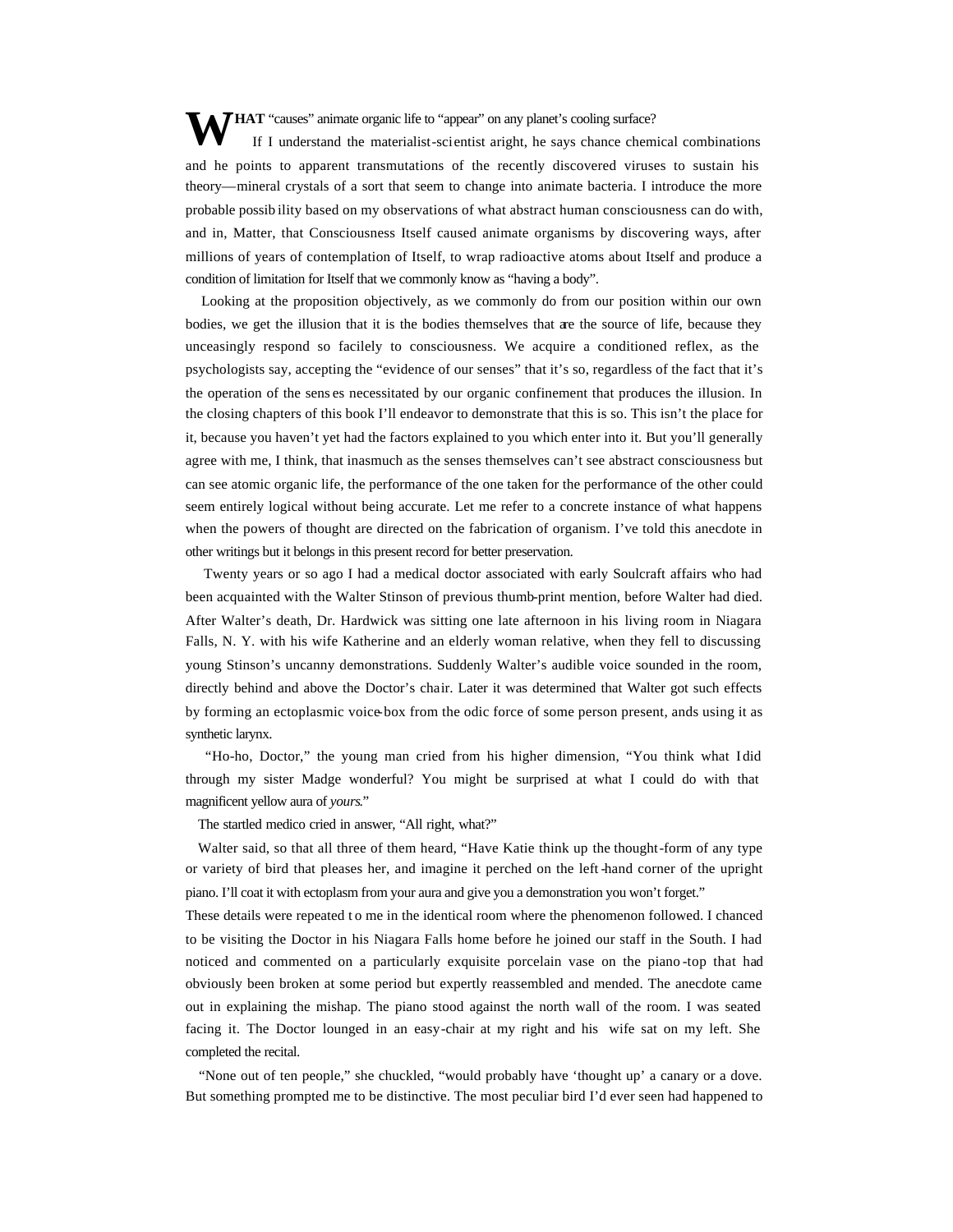**WHAT** "causes" animate organic life to "appear" on any planet's cooling surface?

If I understand the materialist-scientist aright, he says chance chemical combinations and he points to apparent transmutations of the recently discovered viruses to sustain his theory—mineral crystals of a sort that seem to change into animate bacteria. I introduce the more probable possibility based on my observations of what abstract human consciousness can do with, and in, Matter, that Consciousness Itself caused animate organisms by discovering ways, after millions of years of contemplation of Itself, to wrap radioactive atoms about Itself and produce a condition of limitation for Itself that we commonly know as "having a body".

Looking at the proposition objectively, as we commonly do from our position within our own bodies, we get the illusion that it is the bodies themselves that are the source of life, because they unceasingly respond so facilely to consciousness. We acquire a conditioned reflex, as the psychologists say, accepting the "evidence of our senses" that it's so, regardless of the fact that it's the operation of the senses necessitated by our organic confinement that produces the illusion. In the closing chapters of this book I'll endeavor to demonstrate that this is so. This isn't the place for it, because you haven't yet had the factors explained to you which enter into it. But you'll generally agree with me, I think, that inasmuch as the senses themselves can't see abstract consciousness but can see atomic organic life, the performance of the one taken for the performance of the other could seem entirely logical without being accurate. Let me refer to a concrete instance of what happens when the powers of thought are directed on the fabrication of organism. I've told this anecdote in other writings but it belongs in this present record for better preservation.

Twenty years or so ago I had a medical doctor associated with early Soulcraft affairs who had been acquainted with the Walter Stinson of previous thumb-print mention, before Walter had died. After Walter's death, Dr. Hardwick was sitting one late afternoon in his living room in Niagara Falls, N. Y. with his wife Katherine and an elderly woman relative, when they fell to discussing young Stinson's uncanny demonstrations. Suddenly Walter's audible voice sounded in the room, directly behind and above the Doctor's chair. Later it was determined that Walter got such effects by forming an ectoplasmic voice-box from the odic force of some person present, ands using it as synthetic larynx.

"Ho-ho, Doctor," the young man cried from his higher dimension, "You think what I did through my sister Madge wonderful? You might be surprised at what I could do with that magnificent yellow aura of *yours*."

The startled medico cried in answer, "All right, what?"

Walter said, so that all three of them heard, "Have Katie think up the thought-form of any type or variety of bird that pleases her, and imagine it perched on the left-hand corner of the upright piano. I'll coat it with ectoplasm from your aura and give you a demonstration you won't forget."

These details were repeated to me in the identical room where the phenomenon followed. I chanced to be visiting the Doctor in his Niagara Falls home before he joined our staff in the South. I had noticed and commented on a particularly exquisite porcelain vase on the piano-top that had obviously been broken at some period but expertly reassembled and mended. The anecdote came out in explaining the mishap. The piano stood against the north wall of the room. I was seated facing it. The Doctor lounged in an easy-chair at my right and his wife sat on my left. She completed the recital.

"None out of ten people," she chuckled, "would probably have 'thought up' a canary or a dove. But something prompted me to be distinctive. The most peculiar bird I'd ever seen had happened to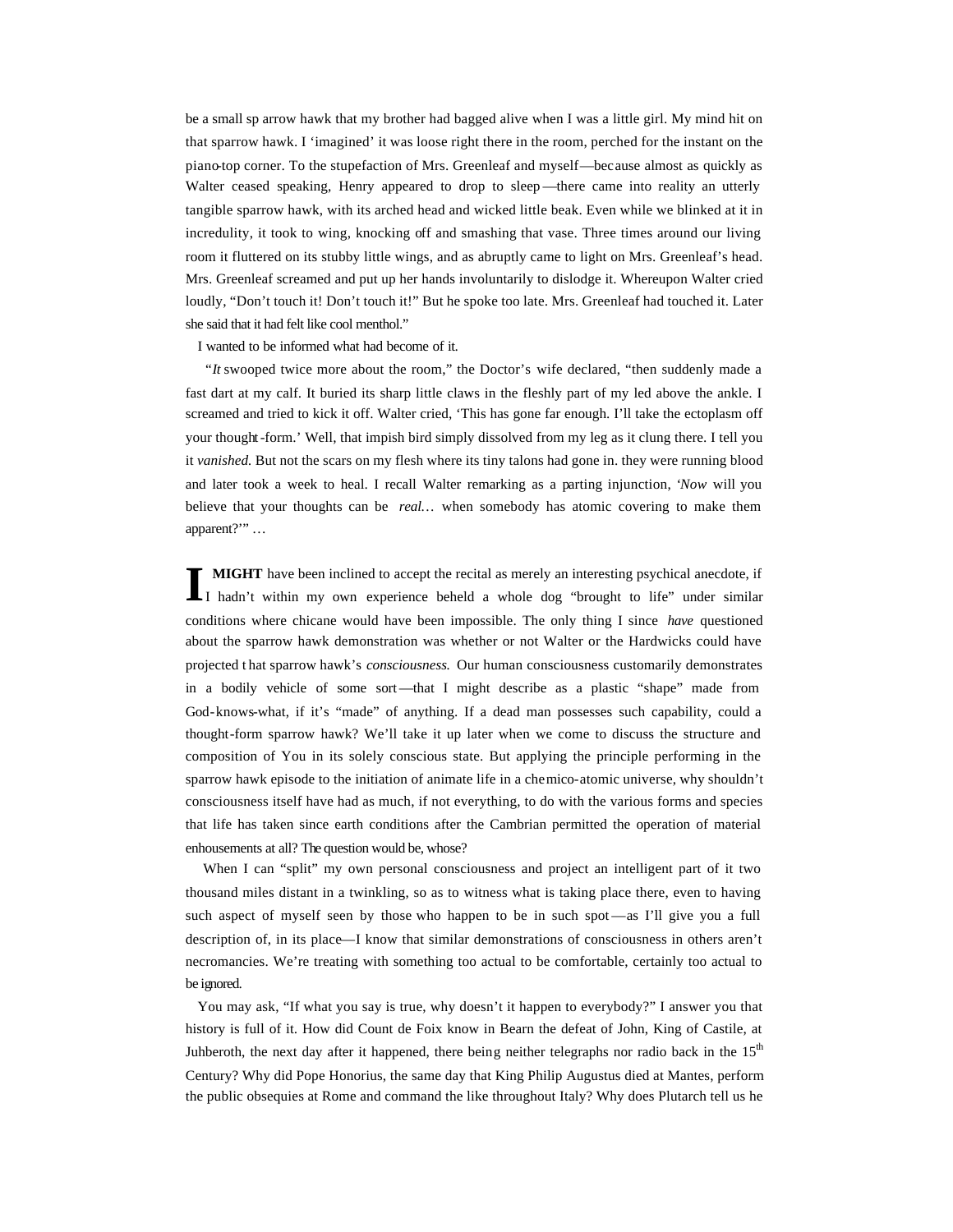be a small sp arrow hawk that my brother had bagged alive when I was a little girl. My mind hit on that sparrow hawk. I 'imagined' it was loose right there in the room, perched for the instant on the piano-top corner. To the stupefaction of Mrs. Greenleaf and myself—because almost as quickly as Walter ceased speaking, Henry appeared to drop to sleep—there came into reality an utterly tangible sparrow hawk, with its arched head and wicked little beak. Even while we blinked at it in incredulity, it took to wing, knocking off and smashing that vase. Three times around our living room it fluttered on its stubby little wings, and as abruptly came to light on Mrs. Greenleaf's head. Mrs. Greenleaf screamed and put up her hands involuntarily to dislodge it. Whereupon Walter cried loudly, "Don't touch it! Don't touch it!" But he spoke too late. Mrs. Greenleaf had touched it. Later she said that it had felt like cool menthol."

I wanted to be informed what had become of it.

"*It* swooped twice more about the room," the Doctor's wife declared, "then suddenly made a fast dart at my calf. It buried its sharp little claws in the fleshly part of my led above the ankle. I screamed and tried to kick it off. Walter cried, 'This has gone far enough. I'll take the ectoplasm off your thought-form.' Well, that impish bird simply dissolved from my leg as it clung there. I tell you it *vanished.* But not the scars on my flesh where its tiny talons had gone in. they were running blood and later took a week to heal. I recall Walter remarking as a parting injunction, '*Now* will you believe that your thoughts can be *real…* when somebody has atomic covering to make them apparent?'" …

**I MIGHT** have been inclined to accept the recital as merely an interesting psychical anecdote, if I hadn't within my own experience beheld a whole dog "brought to life" under similar conditions where chicane would have been impossible. The only thing I since *have* questioned about the sparrow hawk demonstration was whether or not Walter or the Hardwicks could have projected that sparrow hawk's *consciousness.* Our human consciousness customarily demonstrates in a bodily vehicle of some sort—that I might describe as a plastic "shape" made from God-knows-what, if it's "made" of anything. If a dead man possesses such capability, could a thought-form sparrow hawk? We'll take it up later when we come to discuss the structure and composition of You in its solely conscious state. But applying the principle performing in the sparrow hawk episode to the initiation of animate life in a chemico-atomic universe, why shouldn't consciousness itself have had as much, if not everything, to do with the various forms and species that life has taken since earth conditions after the Cambrian permitted the operation of material enhousements at all? The question would be, whose?

When I can "split" my own personal consciousness and project an intelligent part of it two thousand miles distant in a twinkling, so as to witness what is taking place there, even to having such aspect of myself seen by those who happen to be in such spot—as I'll give you a full description of, in its place—I know that similar demonstrations of consciousness in others aren't necromancies. We're treating with something too actual to be comfortable, certainly too actual to be ignored.

You may ask, "If what you say is true, why doesn't it happen to everybody?" I answer you that history is full of it. How did Count de Foix know in Bearn the defeat of John, King of Castile, at Juhberoth, the next day after it happened, there being neither telegraphs nor radio back in the 15th Century? Why did Pope Honorius, the same day that King Philip Augustus died at Mantes, perform the public obsequies at Rome and command the like throughout Italy? Why does Plutarch tell us he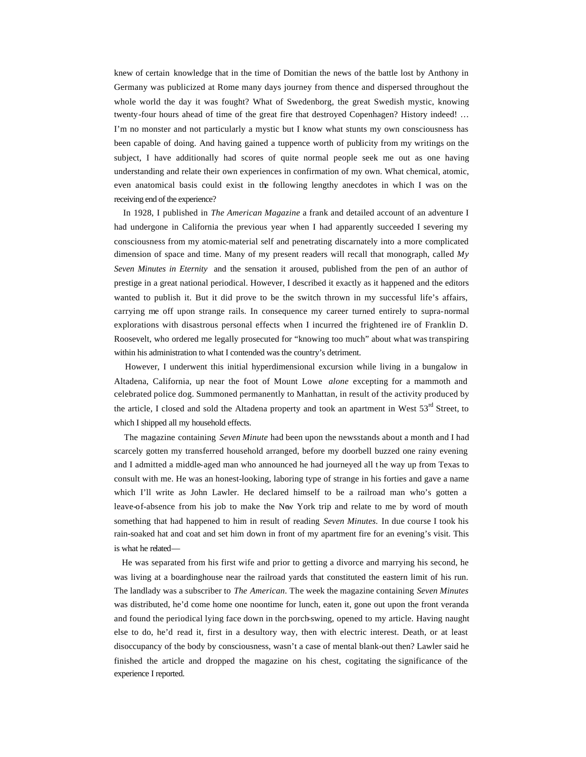knew of certain knowledge that in the time of Domitian the news of the battle lost by Anthony in Germany was publicized at Rome many days journey from thence and dispersed throughout the whole world the day it was fought? What of Swedenborg, the great Swedish mystic, knowing twenty-four hours ahead of time of the great fire that destroyed Copenhagen? History indeed! … I'm no monster and not particularly a mystic but I know what stunts my own consciousness has been capable of doing. And having gained a tuppence worth of publicity from my writings on the subject, I have additionally had scores of quite normal people seek me out as one having understanding and relate their own experiences in confirmation of my own. What chemical, atomic, even anatomical basis could exist in the following lengthy anecdotes in which I was on the receiving end of the experience?

In 1928, I published in *The American Magazine* a frank and detailed account of an adventure I had undergone in California the previous year when I had apparently succeeded I severing my consciousness from my atomic-material self and penetrating discarnately into a more complicated dimension of space and time. Many of my present readers will recall that monograph, called *My Seven Minutes in Eternity* and the sensation it aroused, published from the pen of an author of prestige in a great national periodical. However, I described it exactly as it happened and the editors wanted to publish it. But it did prove to be the switch thrown in my successful life's affairs, carrying me off upon strange rails. In consequence my career turned entirely to supra-normal explorations with disastrous personal effects when I incurred the frightened ire of Franklin D. Roosevelt, who ordered me legally prosecuted for "knowing too much" about what was transpiring within his administration to what I contended was the country's detriment.

However, I underwent this initial hyperdimensional excursion while living in a bungalow in Altadena, California, up near the foot of Mount Lowe *alone* excepting for a mammoth and celebrated police dog. Summoned permanently to Manhattan, in result of the activity produced by the article, I closed and sold the Altadena property and took an apartment in West 53rd Street, to which I shipped all my household effects.

The magazine containing *Seven Minute* had been upon the newsstands about a month and I had scarcely gotten my transferred household arranged, before my doorbell buzzed one rainy evening and I admitted a middle-aged man who announced he had journeyed all the way up from Texas to consult with me. He was an honest-looking, laboring type of strange in his forties and gave a name which I'll write as John Lawler. He declared himself to be a railroad man who's gotten a leave-of-absence from his job to make the New York trip and relate to me by word of mouth something that had happened to him in result of reading *Seven Minutes.* In due course I took his rain-soaked hat and coat and set him down in front of my apartment fire for an evening's visit. This is what he related—

He was separated from his first wife and prior to getting a divorce and marrying his second, he was living at a boardinghouse near the railroad yards that constituted the eastern limit of his run. The landlady was a subscriber to *The American*. The week the magazine containing *Seven Minutes* was distributed, he'd come home one noontime for lunch, eaten it, gone out upon the front veranda and found the periodical lying face down in the porch-swing, opened to my article. Having naught else to do, he'd read it, first in a desultory way, then with electric interest. Death, or at least disoccupancy of the body by consciousness, wasn't a case of mental blank-out then? Lawler said he finished the article and dropped the magazine on his chest, cogitating the significance of the experience I reported.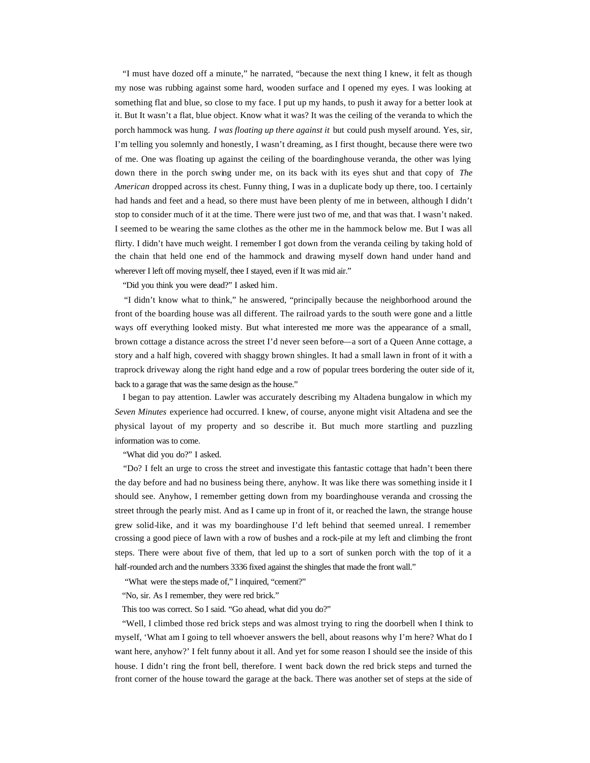"I must have dozed off a minute," he narrated, "because the next thing I knew, it felt as though my nose was rubbing against some hard, wooden surface and I opened my eyes. I was looking at something flat and blue, so close to my face. I put up my hands, to push it away for a better look at it. But It wasn't a flat, blue object. Know what it was? It was the ceiling of the veranda to which the porch hammock was hung. *I was floating up there against it* but could push myself around. Yes, sir, I'm telling you solemnly and honestly, I wasn't dreaming, as I first thought, because there were two of me. One was floating up against the ceiling of the boardinghouse veranda, the other was lying down there in the porch swing under me, on its back with its eyes shut and that copy of *The American* dropped across its chest. Funny thing, I was in a duplicate body up there, too. I certainly had hands and feet and a head, so there must have been plenty of me in between, although I didn't stop to consider much of it at the time. There were just two of me, and that was that. I wasn't naked. I seemed to be wearing the same clothes as the other me in the hammock below me. But I was all flirty. I didn't have much weight. I remember I got down from the veranda ceiling by taking hold of the chain that held one end of the hammock and drawing myself down hand under hand and wherever I left off moving myself, thee I stayed, even if It was mid air."

"Did you think you were dead?" I asked him.

"I didn't know what to think," he answered, "principally because the neighborhood around the front of the boarding house was all different. The railroad yards to the south were gone and a little ways off everything looked misty. But what interested me more was the appearance of a small, brown cottage a distance across the street I'd never seen before—a sort of a Queen Anne cottage, a story and a half high, covered with shaggy brown shingles. It had a small lawn in front of it with a traprock driveway along the right hand edge and a row of popular trees bordering the outer side of it, back to a garage that was the same design as the house."

I began to pay attention. Lawler was accurately describing my Altadena bungalow in which my *Seven Minutes* experience had occurred. I knew, of course, anyone might visit Altadena and see the physical layout of my property and so describe it. But much more startling and puzzling information was to come.

"What did you do?" I asked.

"Do? I felt an urge to cross the street and investigate this fantastic cottage that hadn't been there the day before and had no business being there, anyhow. It was like there was something inside it I should see. Anyhow, I remember getting down from my boardinghouse veranda and crossing the street through the pearly mist. And as I came up in front of it, or reached the lawn, the strange house grew solid-like, and it was my boardinghouse I'd left behind that seemed unreal. I remember crossing a good piece of lawn with a row of bushes and a rock-pile at my left and climbing the front steps. There were about five of them, that led up to a sort of sunken porch with the top of it a half-rounded arch and the numbers 3336 fixed against the shingles that made the front wall."

"What were the steps made of," I inquired, "cement?"

"No, sir. As I remember, they were red brick."

This too was correct. So I said. "Go ahead, what did you do?"

"Well, I climbed those red brick steps and was almost trying to ring the doorbell when I think to myself, 'What am I going to tell whoever answers the bell, about reasons why I'm here? What do I want here, anyhow?' I felt funny about it all. And yet for some reason I should see the inside of this house. I didn't ring the front bell, therefore. I went back down the red brick steps and turned the front corner of the house toward the garage at the back. There was another set of steps at the side of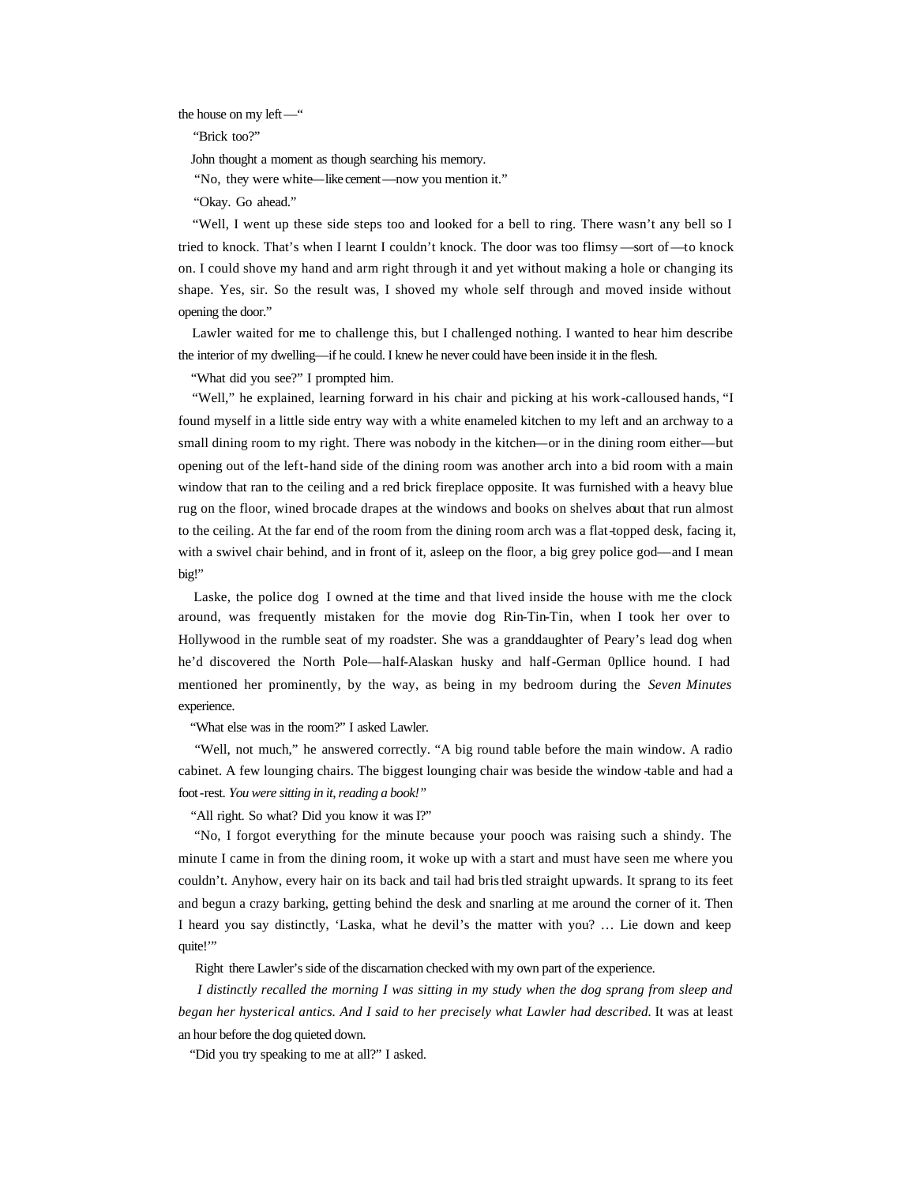the house on my left—"

"Brick too?"

John thought a moment as though searching his memory.

"No, they were white—like cement—now you mention it."

"Okay. Go ahead."

"Well, I went up these side steps too and looked for a bell to ring. There wasn't any bell so I tried to knock. That's when I learnt I couldn't knock. The door was too flimsy—sort of—to knock on. I could shove my hand and arm right through it and yet without making a hole or changing its shape. Yes, sir. So the result was, I shoved my whole self through and moved inside without opening the door."

Lawler waited for me to challenge this, but I challenged nothing. I wanted to hear him describe the interior of my dwelling—if he could. I knew he never could have been inside it in the flesh.

"What did you see?" I prompted him.

"Well," he explained, learning forward in his chair and picking at his work-calloused hands, "I found myself in a little side entry way with a white enameled kitchen to my left and an archway to a small dining room to my right. There was nobody in the kitchen—or in the dining room either—but opening out of the left-hand side of the dining room was another arch into a bid room with a main window that ran to the ceiling and a red brick fireplace opposite. It was furnished with a heavy blue rug on the floor, wined brocade drapes at the windows and books on shelves about that run almost to the ceiling. At the far end of the room from the dining room arch was a flat-topped desk, facing it, with a swivel chair behind, and in front of it, asleep on the floor, a big grey police god—and I mean big!"

Laske, the police dog I owned at the time and that lived inside the house with me the clock around, was frequently mistaken for the movie dog Rin-Tin-Tin, when I took her over to Hollywood in the rumble seat of my roadster. She was a granddaughter of Peary's lead dog when he'd discovered the North Pole—half-Alaskan husky and half-German 0pllice hound. I had mentioned her prominently, by the way, as being in my bedroom during the *Seven Minutes* experience.

"What else was in the room?" I asked Lawler.

"Well, not much," he answered correctly. "A big round table before the main window. A radio cabinet. A few lounging chairs. The biggest lounging chair was beside the window-table and had a foot-rest. *You were sitting in it, reading a book!"*

"All right. So what? Did you know it was I?"

"No, I forgot everything for the minute because your pooch was raising such a shindy. The minute I came in from the dining room, it woke up with a start and must have seen me where you couldn't. Anyhow, every hair on its back and tail had bristled straight upwards. It sprang to its feet and begun a crazy barking, getting behind the desk and snarling at me around the corner of it. Then I heard you say distinctly, 'Laska, what he devil's the matter with you? … Lie down and keep quite!'"

Right there Lawler's side of the discarnation checked with my own part of the experience.

*I distinctly recalled the morning I was sitting in my study when the dog sprang from sleep and began her hysterical antics. And I said to her precisely what Lawler had described.* It was at least an hour before the dog quieted down.

"Did you try speaking to me at all?" I asked.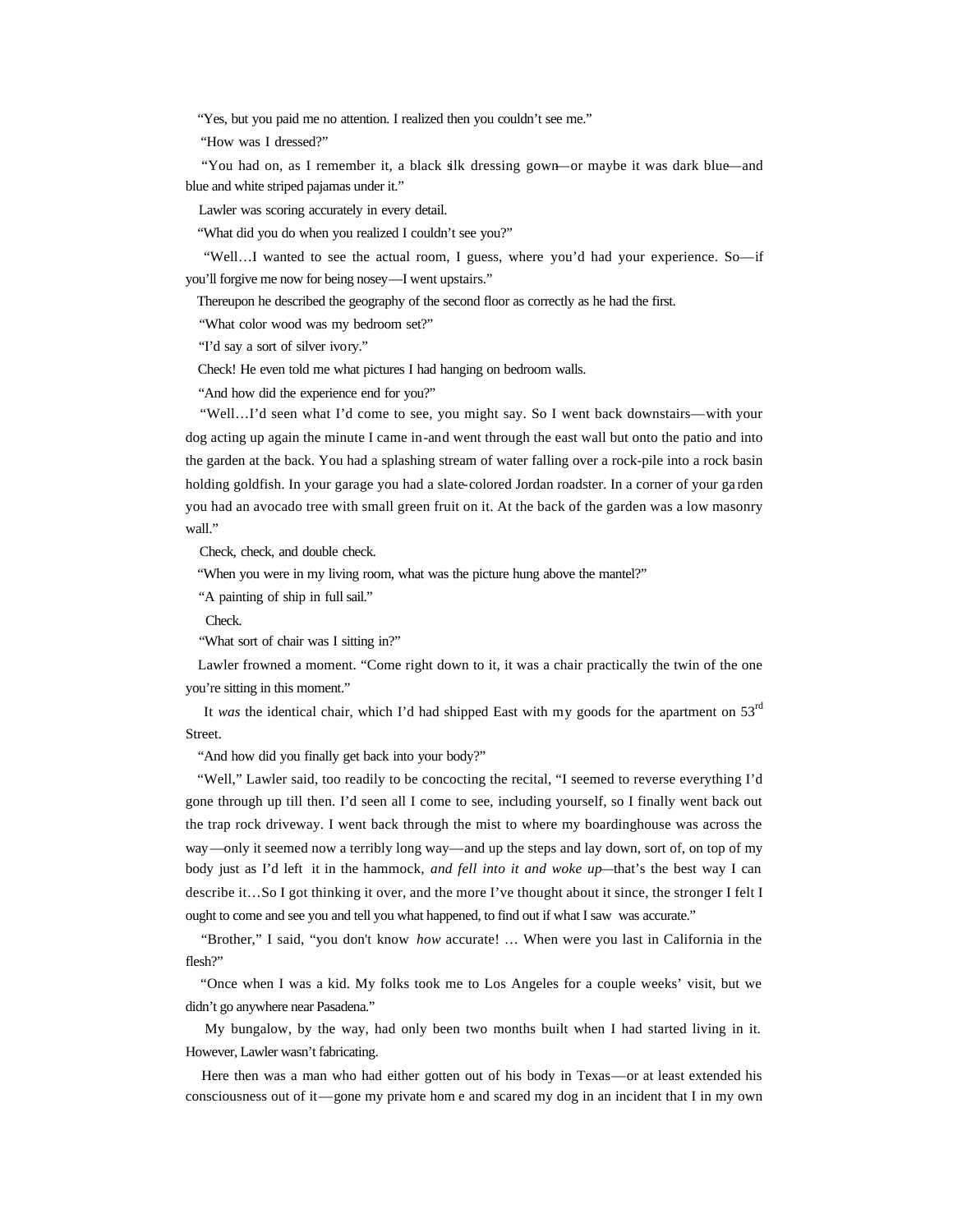"Yes, but you paid me no attention. I realized then you couldn't see me."

"How was I dressed?"

"You had on, as I remember it, a black silk dressing gown—or maybe it was dark blue—and blue and white striped pajamas under it."

Lawler was scoring accurately in every detail.

"What did you do when you realized I couldn't see you?"

"Well…I wanted to see the actual room, I guess, where you'd had your experience. So—if you'll forgive me now for being nosey—I went upstairs."

Thereupon he described the geography of the second floor as correctly as he had the first.

"What color wood was my bedroom set?"

"I'd say a sort of silver ivory."

Check! He even told me what pictures I had hanging on bedroom walls.

"And how did the experience end for you?"

"Well…I'd seen what I'd come to see, you might say. So I went back downstairs—with your dog acting up again the minute I came in-and went through the east wall but onto the patio and into the garden at the back. You had a splashing stream of water falling over a rock-pile into a rock basin holding goldfish. In your garage you had a slate-colored Jordan roadster. In a corner of your garden you had an avocado tree with small green fruit on it. At the back of the garden was a low masonry wall."

Check, check, and double check.

"When you were in my living room, what was the picture hung above the mantel?"

"A painting of ship in full sail."

Check.

"What sort of chair was I sitting in?"

Lawler frowned a moment. "Come right down to it, it was a chair practically the twin of the one you're sitting in this moment."

It *was* the identical chair, which I'd had shipped East with my goods for the apartment on 53rd Street.

"And how did you finally get back into your body?"

"Well," Lawler said, too readily to be concocting the recital, "I seemed to reverse everything I'd gone through up till then. I'd seen all I come to see, including yourself, so I finally went back out the trap rock driveway. I went back through the mist to where my boardinghouse was across the way—only it seemed now a terribly long way—and up the steps and lay down, sort of, on top of my body just as I'd left it in the hammock, *and fell into it and woke up*—that's the best way I can describe it…So I got thinking it over, and the more I've thought about it since, the stronger I felt I ought to come and see you and tell you what happened, to find out if what I saw was accurate."

"Brother," I said, "you don't know *how* accurate! … When were you last in California in the flesh?"

"Once when I was a kid. My folks took me to Los Angeles for a couple weeks' visit, but we didn't go anywhere near Pasadena."

My bungalow, by the way, had only been two months built when I had started living in it. However, Lawler wasn't fabricating.

Here then was a man who had either gotten out of his body in Texas—or at least extended his consciousness out of it—gone my private home and scared my dog in an incident that I in my own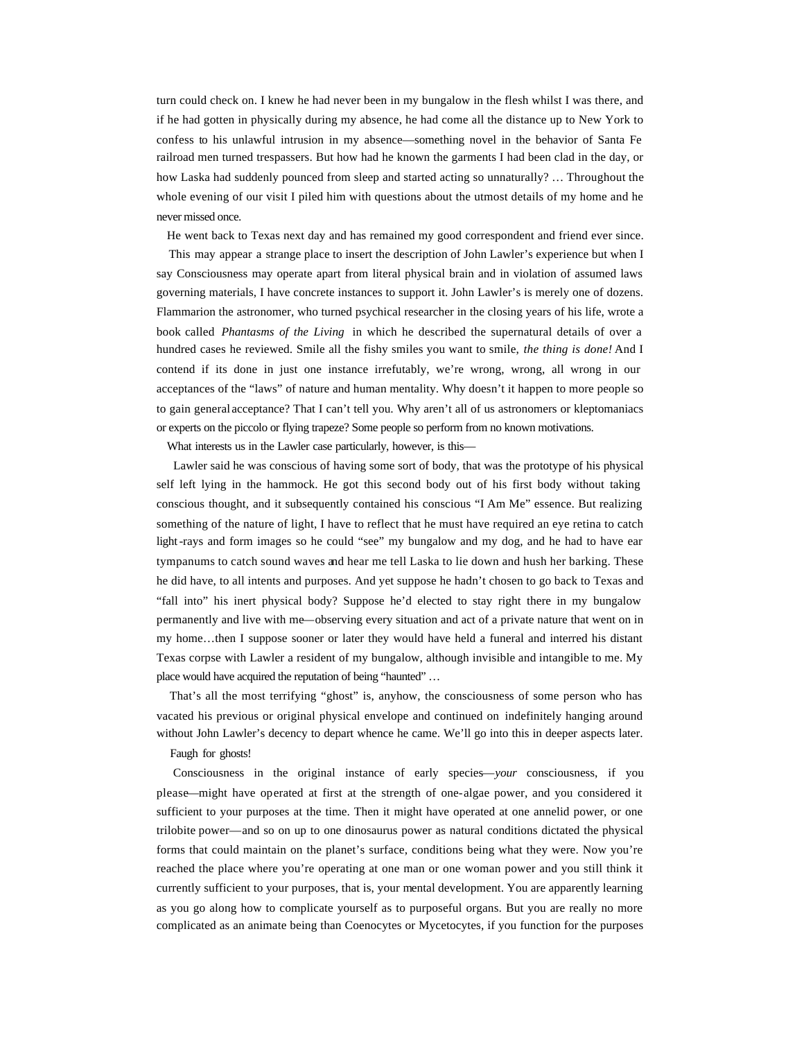turn could check on. I knew he had never been in my bungalow in the flesh whilst I was there, and if he had gotten in physically during my absence, he had come all the distance up to New York to confess to his unlawful intrusion in my absence—something novel in the behavior of Santa Fe railroad men turned trespassers. But how had he known the garments I had been clad in the day, or how Laska had suddenly pounced from sleep and started acting so unnaturally? … Throughout the whole evening of our visit I piled him with questions about the utmost details of my home and he never missed once.

He went back to Texas next day and has remained my good correspondent and friend ever since.

This may appear a strange place to insert the description of John Lawler's experience but when I say Consciousness may operate apart from literal physical brain and in violation of assumed laws governing materials, I have concrete instances to support it. John Lawler's is merely one of dozens. Flammarion the astronomer, who turned psychical researcher in the closing years of his life, wrote a book called *Phantasms of the Living* in which he described the supernatural details of over a hundred cases he reviewed. Smile all the fishy smiles you want to smile, *the thing is done!* And I contend if its done in just one instance irrefutably, we're wrong, wrong, all wrong in our acceptances of the "laws" of nature and human mentality. Why doesn't it happen to more people so to gain general acceptance? That I can't tell you. Why aren't all of us astronomers or kleptomaniacs or experts on the piccolo or flying trapeze? Some people so perform from no known motivations.

What interests us in the Lawler case particularly, however, is this—

Lawler said he was conscious of having some sort of body, that was the prototype of his physical self left lying in the hammock. He got this second body out of his first body without taking conscious thought, and it subsequently contained his conscious "I Am Me" essence. But realizing something of the nature of light, I have to reflect that he must have required an eye retina to catch light-rays and form images so he could "see" my bungalow and my dog, and he had to have ear tympanums to catch sound waves and hear me tell Laska to lie down and hush her barking. These he did have, to all intents and purposes. And yet suppose he hadn't chosen to go back to Texas and "fall into" his inert physical body? Suppose he'd elected to stay right there in my bungalow permanently and live with me—observing every situation and act of a private nature that went on in my home…then I suppose sooner or later they would have held a funeral and interred his distant Texas corpse with Lawler a resident of my bungalow, although invisible and intangible to me. My place would have acquired the reputation of being "haunted" …

That's all the most terrifying "ghost" is, anyhow, the consciousness of some person who has vacated his previous or original physical envelope and continued on indefinitely hanging around without John Lawler's decency to depart whence he came. We'll go into this in deeper aspects later.

Faugh for ghosts!

Consciousness in the original instance of early species—*your* consciousness, if you please—might have operated at first at the strength of one-algae power, and you considered it sufficient to your purposes at the time. Then it might have operated at one annelid power, or one trilobite power—and so on up to one dinosaurus power as natural conditions dictated the physical forms that could maintain on the planet's surface, conditions being what they were. Now you're reached the place where you're operating at one man or one woman power and you still think it currently sufficient to your purposes, that is, your mental development. You are apparently learning as you go along how to complicate yourself as to purposeful organs. But you are really no more complicated as an animate being than Coenocytes or Mycetocytes, if you function for the purposes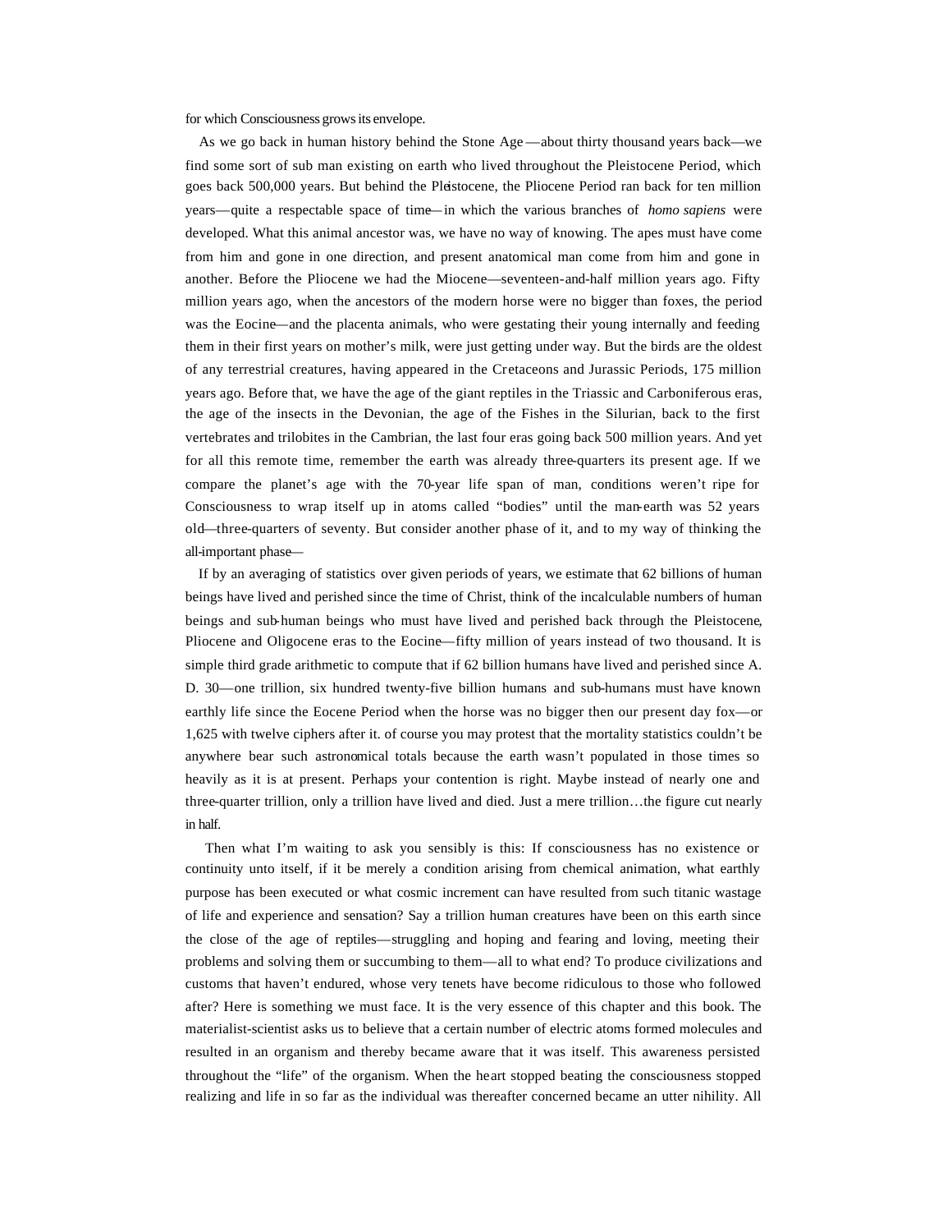for which Consciousness grows its envelope.

As we go back in human history behind the Stone Age—about thirty thousand years back—we find some sort of sub man existing on earth who lived throughout the Pleistocene Period, which goes back 500,000 years. But behind the Pleistocene, the Pliocene Period ran back for ten million years—quite a respectable space of time—in which the various branches of *homo sapiens* were developed. What this animal ancestor was, we have no way of knowing. The apes must have come from him and gone in one direction, and present anatomical man come from him and gone in another. Before the Pliocene we had the Miocene—seventeen-and-half million years ago. Fifty million years ago, when the ancestors of the modern horse were no bigger than foxes, the period was the Eocine—and the placenta animals, who were gestating their young internally and feeding them in their first years on mother's milk, were just getting under way. But the birds are the oldest of any terrestrial creatures, having appeared in the Cretaceons and Jurassic Periods, 175 million years ago. Before that, we have the age of the giant reptiles in the Triassic and Carboniferous eras, the age of the insects in the Devonian, the age of the Fishes in the Silurian, back to the first vertebrates and trilobites in the Cambrian, the last four eras going back 500 million years. And yet for all this remote time, remember the earth was already three-quarters its present age. If we compare the planet's age with the 70-year life span of man, conditions weren't ripe for Consciousness to wrap itself up in atoms called "bodies" until the man-earth was 52 years old—three-quarters of seventy. But consider another phase of it, and to my way of thinking the all-important phase—

If by an averaging of statistics over given periods of years, we estimate that 62 billions of human beings have lived and perished since the time of Christ, think of the incalculable numbers of human beings and sub-human beings who must have lived and perished back through the Pleistocene, Pliocene and Oligocene eras to the Eocine—fifty million of years instead of two thousand. It is simple third grade arithmetic to compute that if 62 billion humans have lived and perished since A. D. 30—one trillion, six hundred twenty-five billion humans and sub-humans must have known earthly life since the Eocene Period when the horse was no bigger then our present day fox—or 1,625 with twelve ciphers after it. of course you may protest that the mortality statistics couldn't be anywhere bear such astronomical totals because the earth wasn't populated in those times so heavily as it is at present. Perhaps your contention is right. Maybe instead of nearly one and three-quarter trillion, only a trillion have lived and died. Just a mere trillion…the figure cut nearly in half.

Then what I'm waiting to ask you sensibly is this: If consciousness has no existence or continuity unto itself, if it be merely a condition arising from chemical animation, what earthly purpose has been executed or what cosmic increment can have resulted from such titanic wastage of life and experience and sensation? Say a trillion human creatures have been on this earth since the close of the age of reptiles—struggling and hoping and fearing and loving, meeting their problems and solving them or succumbing to them—all to what end? To produce civilizations and customs that haven't endured, whose very tenets have become ridiculous to those who followed after? Here is something we must face. It is the very essence of this chapter and this book. The materialist-scientist asks us to believe that a certain number of electric atoms formed molecules and resulted in an organism and thereby became aware that it was itself. This awareness persisted throughout the "life" of the organism. When the heart stopped beating the consciousness stopped realizing and life in so far as the individual was thereafter concerned became an utter nihility. All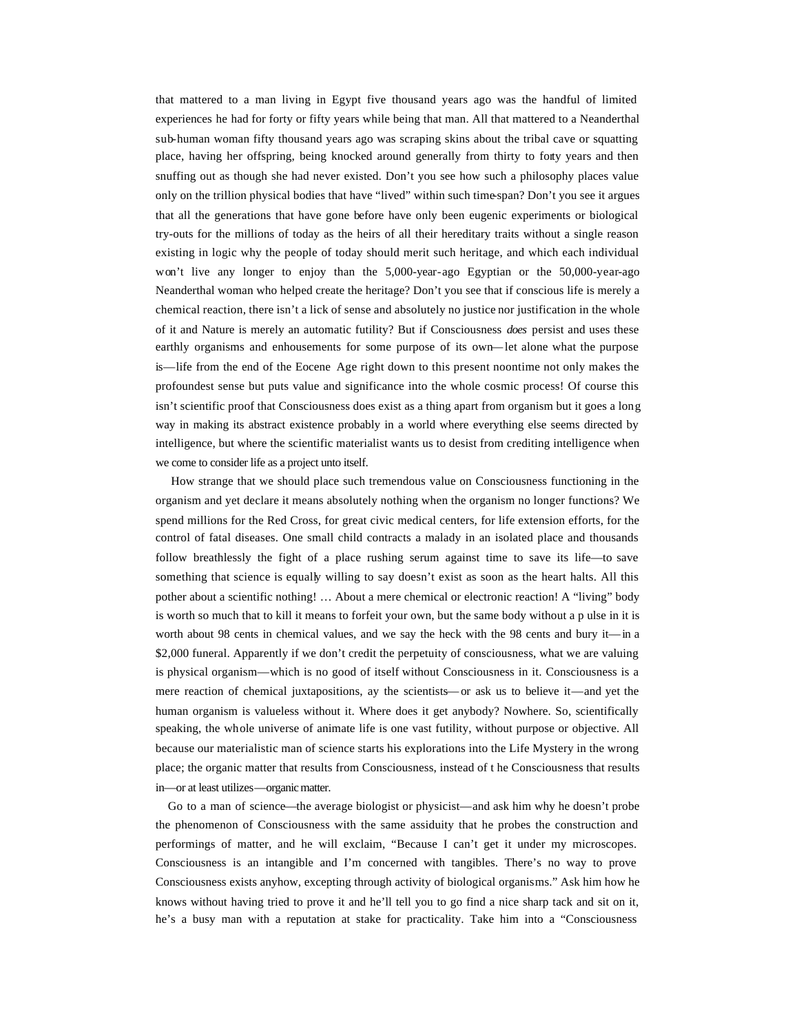that mattered to a man living in Egypt five thousand years ago was the handful of limited experiences he had for forty or fifty years while being that man. All that mattered to a Neanderthal sub-human woman fifty thousand years ago was scraping skins about the tribal cave or squatting place, having her offspring, being knocked around generally from thirty to forty years and then snuffing out as though she had never existed. Don't you see how such a philosophy places value only on the trillion physical bodies that have "lived" within such time-span? Don't you see it argues that all the generations that have gone before have only been eugenic experiments or biological try-outs for the millions of today as the heirs of all their hereditary traits without a single reason existing in logic why the people of today should merit such heritage, and which each individual won't live any longer to enjoy than the 5,000-year-ago Egyptian or the 50,000-year-ago Neanderthal woman who helped create the heritage? Don't you see that if conscious life is merely a chemical reaction, there isn't a lick of sense and absolutely no justice nor justification in the whole of it and Nature is merely an automatic futility? But if Consciousness *does* persist and uses these earthly organisms and enhousements for some purpose of its own—let alone what the purpose is—life from the end of the Eocene Age right down to this present noontime not only makes the profoundest sense but puts value and significance into the whole cosmic process! Of course this isn't scientific proof that Consciousness does exist as a thing apart from organism but it goes a long way in making its abstract existence probably in a world where everything else seems directed by intelligence, but where the scientific materialist wants us to desist from crediting intelligence when we come to consider life as a project unto itself.

How strange that we should place such tremendous value on Consciousness functioning in the organism and yet declare it means absolutely nothing when the organism no longer functions? We spend millions for the Red Cross, for great civic medical centers, for life extension efforts, for the control of fatal diseases. One small child contracts a malady in an isolated place and thousands follow breathlessly the fight of a place rushing serum against time to save its life—to save something that science is equally willing to say doesn't exist as soon as the heart halts. All this pother about a scientific nothing! … About a mere chemical or electronic reaction! A "living" body is worth so much that to kill it means to forfeit your own, but the same body without a pulse in it is worth about 98 cents in chemical values, and we say the heck with the 98 cents and bury it—in a $2,000 funeral. Apparently if we don't credit the perpetuity of consciousness, what we are valuing is physical organism—which is no good of itself without Consciousness in it. Consciousness is a mere reaction of chemical juxtapositions, ay the scientists—or ask us to believe it—and yet the human organism is valueless without it. Where does it get anybody? Nowhere. So, scientifically speaking, the whole universe of animate life is one vast futility, without purpose or objective. All because our materialistic man of science starts his explorations into the Life Mystery in the wrong place; the organic matter that results from Consciousness, instead of the Consciousness that results in—or at least utilizes—organic matter.

Go to a man of science—the average biologist or physicist—and ask him why he doesn't probe the phenomenon of Consciousness with the same assiduity that he probes the construction and performings of matter, and he will exclaim, "Because I can't get it under my microscopes. Consciousness is an intangible and I'm concerned with tangibles. There's no way to prove Consciousness exists anyhow, excepting through activity of biological organisms." Ask him how he knows without having tried to prove it and he'll tell you to go find a nice sharp tack and sit on it, he's a busy man with a reputation at stake for practicality. Take him into a "Consciousness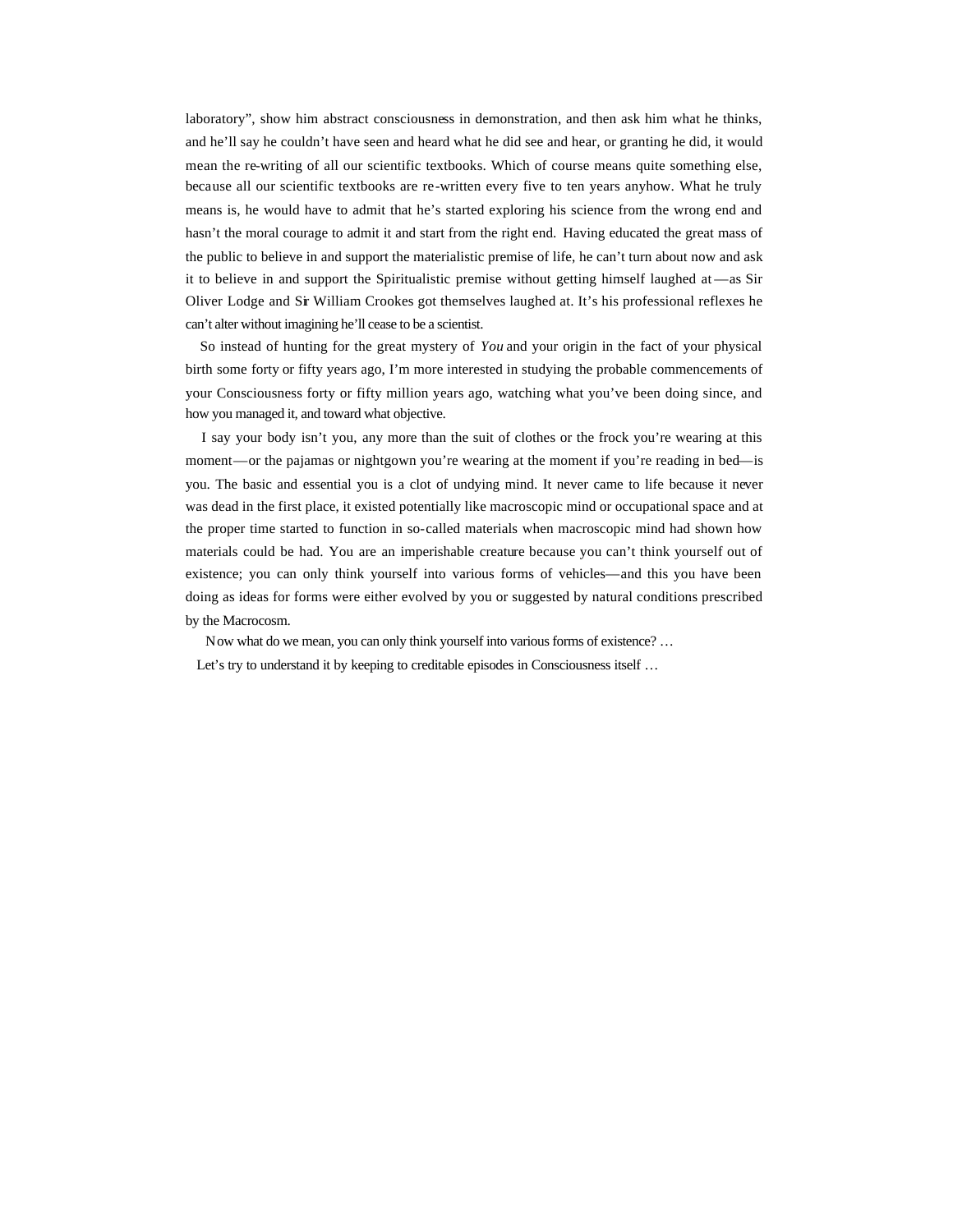laboratory", show him abstract consciousness in demonstration, and then ask him what he thinks, and he'll say he couldn't have seen and heard what he did see and hear, or granting he did, it would mean the re-writing of all our scientific textbooks. Which of course means quite something else, because all our scientific textbooks are re-written every five to ten years anyhow. What he truly means is, he would have to admit that he's started exploring his science from the wrong end and hasn't the moral courage to admit it and start from the right end. Having educated the great mass of the public to believe in and support the materialistic premise of life, he can't turn about now and ask it to believe in and support the Spiritualistic premise without getting himself laughed at—as Sir Oliver Lodge and Sir William Crookes got themselves laughed at. It's his professional reflexes he can't alter without imagining he'll cease to be a scientist.

So instead of hunting for the great mystery of *You* and your origin in the fact of your physical birth some forty or fifty years ago, I'm more interested in studying the probable commencements of your Consciousness forty or fifty million years ago, watching what you've been doing since, and how you managed it, and toward what objective.

I say your body isn't you, any more than the suit of clothes or the frock you're wearing at this moment—or the pajamas or nightgown you're wearing at the moment if you're reading in bed—is you. The basic and essential you is a clot of undying mind. It never came to life because it never was dead in the first place, it existed potentially like macroscopic mind or occupational space and at the proper time started to function in so-called materials when macroscopic mind had shown how materials could be had. You are an imperishable creature because you can't think yourself out of existence; you can only think yourself into various forms of vehicles—and this you have been doing as ideas for forms were either evolved by you or suggested by natural conditions prescribed by the Macrocosm.

Now what do we mean, you can only think yourself into various forms of existence? …

Let's try to understand it by keeping to creditable episodes in Consciousness itself …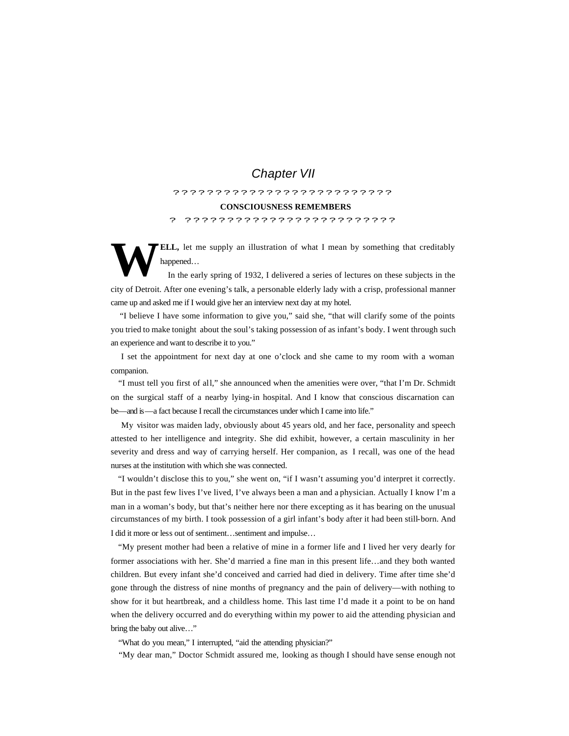# Chapter VII

??????????????????????????

## CONSCIOUSNESS REMEMBERS

? ?????????????????????????

**WELL,** let me supply an illustration of what I mean by something that creditably happened…

In the early spring of 1932, I delivered a series of lectures on these subjects in the city of Detroit. After one evening's talk, a personable elderly lady with a crisp, professional manner came up and asked me if I would give her an interview next day at my hotel.

"I believe I have some information to give you," said she, "that will clarify some of the points you tried to make tonight about the soul's taking possession of as infant's body. I went through such an experience and want to describe it to you."

I set the appointment for next day at one o'clock and she came to my room with a woman companion.

"I must tell you first of all," she announced when the amenities were over, "that I'm Dr. Schmidt on the surgical staff of a nearby lying-in hospital. And I know that conscious discarnation can be—and is—a fact because I recall the circumstances under which I came into life."

My visitor was maiden lady, obviously about 45 years old, and her face, personality and speech attested to her intelligence and integrity. She did exhibit, however, a certain masculinity in her severity and dress and way of carrying herself. Her companion, as I recall, was one of the head nurses at the institution with which she was connected.

"I wouldn't disclose this to you," she went on, "if I wasn't assuming you'd interpret it correctly. But in the past few lives I've lived, I've always been a man and a physician. Actually I know I'm a man in a woman's body, but that's neither here nor there excepting as it has bearing on the unusual circumstances of my birth. I took possession of a girl infant's body after it had been still-born. And I did it more or less out of sentiment…sentiment and impulse…

"My present mother had been a relative of mine in a former life and I lived her very dearly for former associations with her. She'd married a fine man in this present life…and they both wanted children. But every infant she'd conceived and carried had died in delivery. Time after time she'd gone through the distress of nine months of pregnancy and the pain of delivery—with nothing to show for it but heartbreak, and a childless home. This last time I'd made it a point to be on hand when the delivery occurred and do everything within my power to aid the attending physician and bring the baby out alive…"

"What do you mean," I interrupted, "aid the attending physician?"

"My dear man," Doctor Schmidt assured me, looking as though I should have sense enough not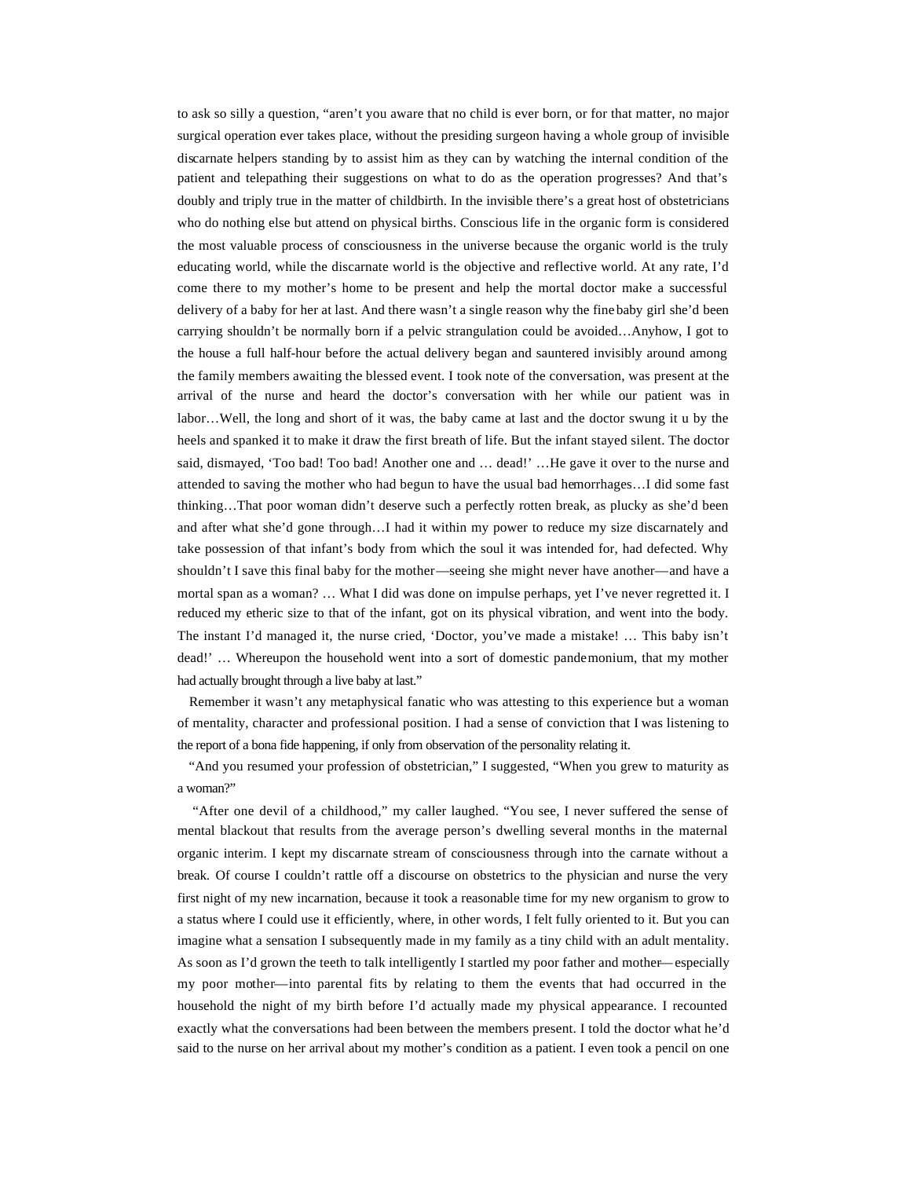to ask so silly a question, "aren't you aware that no child is ever born, or for that matter, no major surgical operation ever takes place, without the presiding surgeon having a whole group of invisible discarnate helpers standing by to assist him as they can by watching the internal condition of the patient and telepathing their suggestions on what to do as the operation progresses? And that's doubly and triply true in the matter of childbirth. In the invisible there's a great host of obstetricians who do nothing else but attend on physical births. Conscious life in the organic form is considered the most valuable process of consciousness in the universe because the organic world is the truly educating world, while the discarnate world is the objective and reflective world. At any rate, I'd come there to my mother's home to be present and help the mortal doctor make a successful delivery of a baby for her at last. And there wasn't a single reason why the fine baby girl she'd been carrying shouldn't be normally born if a pelvic strangulation could be avoided…Anyhow, I got to the house a full half-hour before the actual delivery began and sauntered invisibly around among the family members awaiting the blessed event. I took note of the conversation, was present at the arrival of the nurse and heard the doctor's conversation with her while our patient was in labor…Well, the long and short of it was, the baby came at last and the doctor swung it u by the heels and spanked it to make it draw the first breath of life. But the infant stayed silent. The doctor said, dismayed, 'Too bad! Too bad! Another one and … dead!' …He gave it over to the nurse and attended to saving the mother who had begun to have the usual bad hemorrhages…I did some fast thinking…That poor woman didn't deserve such a perfectly rotten break, as plucky as she'd been and after what she'd gone through…I had it within my power to reduce my size discarnately and take possession of that infant's body from which the soul it was intended for, had defected. Why shouldn't I save this final baby for the mother—seeing she might never have another—and have a mortal span as a woman? … What I did was done on impulse perhaps, yet I've never regretted it. I reduced my etheric size to that of the infant, got on its physical vibration, and went into the body. The instant I'd managed it, the nurse cried, 'Doctor, you've made a mistake! … This baby isn't dead!' … Whereupon the household went into a sort of domestic pandemonium, that my mother had actually brought through a live baby at last."

Remember it wasn't any metaphysical fanatic who was attesting to this experience but a woman of mentality, character and professional position. I had a sense of conviction that I was listening to the report of a bona fide happening, if only from observation of the personality relating it.

"And you resumed your profession of obstetrician," I suggested, "When you grew to maturity as a woman?"

"After one devil of a childhood," my caller laughed. "You see, I never suffered the sense of mental blackout that results from the average person's dwelling several months in the maternal organic interim. I kept my discarnate stream of consciousness through into the carnate without a break. Of course I couldn't rattle off a discourse on obstetrics to the physician and nurse the very first night of my new incarnation, because it took a reasonable time for my new organism to grow to a status where I could use it efficiently, where, in other words, I felt fully oriented to it. But you can imagine what a sensation I subsequently made in my family as a tiny child with an adult mentality. As soon as I'd grown the teeth to talk intelligently I startled my poor father and mother—especially my poor mother—into parental fits by relating to them the events that had occurred in the household the night of my birth before I'd actually made my physical appearance. I recounted exactly what the conversations had been between the members present. I told the doctor what he'd said to the nurse on her arrival about my mother's condition as a patient. I even took a pencil on one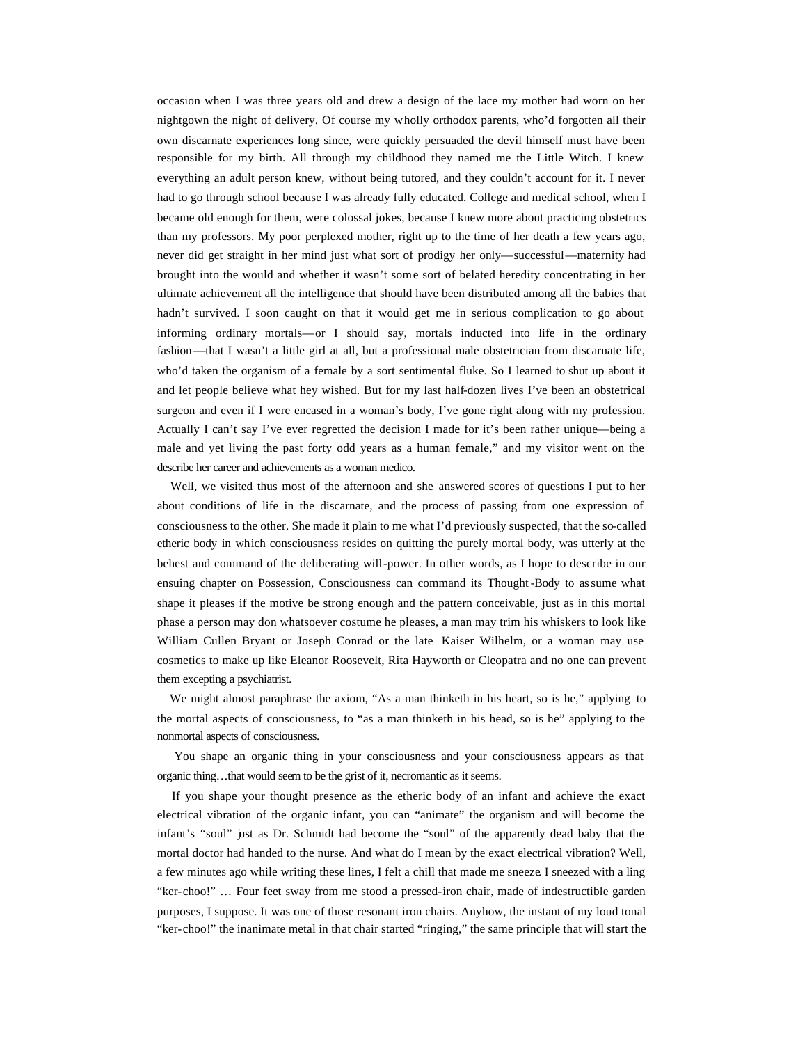occasion when I was three years old and drew a design of the lace my mother had worn on her nightgown the night of delivery. Of course my wholly orthodox parents, who'd forgotten all their own discarnate experiences long since, were quickly persuaded the devil himself must have been responsible for my birth. All through my childhood they named me the Little Witch. I knew everything an adult person knew, without being tutored, and they couldn't account for it. I never had to go through school because I was already fully educated. College and medical school, when I became old enough for them, were colossal jokes, because I knew more about practicing obstetrics than my professors. My poor perplexed mother, right up to the time of her death a few years ago, never did get straight in her mind just what sort of prodigy her only—successful—maternity had brought into the would and whether it wasn't some sort of belated heredity concentrating in her ultimate achievement all the intelligence that should have been distributed among all the babies that hadn't survived. I soon caught on that it would get me in serious complication to go about informing ordinary mortals—or I should say, mortals inducted into life in the ordinary fashion—that I wasn't a little girl at all, but a professional male obstetrician from discarnate life, who'd taken the organism of a female by a sort sentimental fluke. So I learned to shut up about it and let people believe what hey wished. But for my last half-dozen lives I've been an obstetrical surgeon and even if I were encased in a woman's body, I've gone right along with my profession. Actually I can't say I've ever regretted the decision I made for it's been rather unique—being a male and yet living the past forty odd years as a human female," and my visitor went on the describe her career and achievements as a woman medico.

Well, we visited thus most of the afternoon and she answered scores of questions I put to her about conditions of life in the discarnate, and the process of passing from one expression of consciousness to the other. She made it plain to me what I'd previously suspected, that the so-called etheric body in which consciousness resides on quitting the purely mortal body, was utterly at the behest and command of the deliberating will-power. In other words, as I hope to describe in our ensuing chapter on Possession, Consciousness can command its Thought-Body to assume what shape it pleases if the motive be strong enough and the pattern conceivable, just as in this mortal phase a person may don whatsoever costume he pleases, a man may trim his whiskers to look like William Cullen Bryant or Joseph Conrad or the late Kaiser Wilhelm, or a woman may use cosmetics to make up like Eleanor Roosevelt, Rita Hayworth or Cleopatra and no one can prevent them excepting a psychiatrist.

We might almost paraphrase the axiom, "As a man thinketh in his heart, so is he," applying to the mortal aspects of consciousness, to "as a man thinketh in his head, so is he" applying to the nonmortal aspects of consciousness.

You shape an organic thing in your consciousness and your consciousness appears as that organic thing…that would seem to be the grist of it, necromantic as it seems.

If you shape your thought presence as the etheric body of an infant and achieve the exact electrical vibration of the organic infant, you can "animate" the organism and will become the infant's "soul" just as Dr. Schmidt had become the "soul" of the apparently dead baby that the mortal doctor had handed to the nurse. And what do I mean by the exact electrical vibration? Well, a few minutes ago while writing these lines, I felt a chill that made me sneeze. I sneezed with a ling "ker-choo!" … Four feet sway from me stood a pressed-iron chair, made of indestructible garden purposes, I suppose. It was one of those resonant iron chairs. Anyhow, the instant of my loud tonal "ker-choo!" the inanimate metal in that chair started "ringing," the same principle that will start the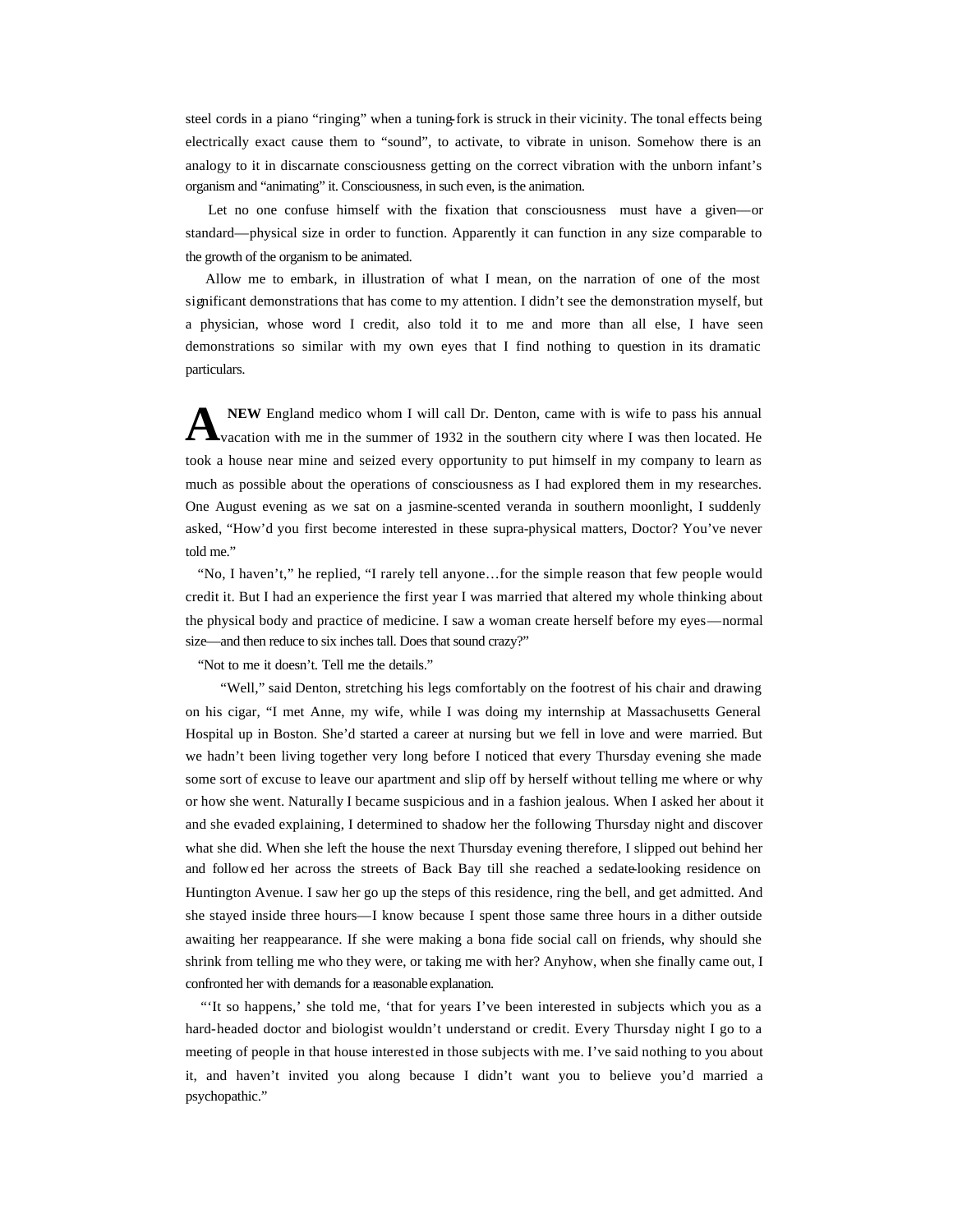steel cords in a piano "ringing" when a tuning-fork is struck in their vicinity. The tonal effects being electrically exact cause them to "sound", to activate, to vibrate in unison. Somehow there is an analogy to it in discarnate consciousness getting on the correct vibration with the unborn infant's organism and "animating" it. Consciousness, in such even, is the animation.

Let no one confuse himself with the fixation that consciousness must have a given—or standard—physical size in order to function. Apparently it can function in any size comparable to the growth of the organism to be animated.

Allow me to embark, in illustration of what I mean, on the narration of one of the most significant demonstrations that has come to my attention. I didn't see the demonstration myself, but a physician, whose word I credit, also told it to me and more than all else, I have seen demonstrations so similar with my own eyes that I find nothing to question in its dramatic particulars.

**A NEW** England medico whom I will call Dr. Denton, came with is wife to pass his annual vacation with me in the summer of 1932 in the southern city where I was then located. He took a house near mine and seized every opportunity to put himself in my company to learn as much as possible about the operations of consciousness as I had explored them in my researches. One August evening as we sat on a jasmine-scented veranda in southern moonlight, I suddenly asked, "How'd you first become interested in these supra-physical matters, Doctor? You've never told me."

"No, I haven't," he replied, "I rarely tell anyone…for the simple reason that few people would credit it. But I had an experience the first year I was married that altered my whole thinking about the physical body and practice of medicine. I saw a woman create herself before my eyes—normal size—and then reduce to six inches tall. Does that sound crazy?"

"Not to me it doesn't. Tell me the details."

"Well," said Denton, stretching his legs comfortably on the footrest of his chair and drawing on his cigar, "I met Anne, my wife, while I was doing my internship at Massachusetts General Hospital up in Boston. She'd started a career at nursing but we fell in love and were married. But we hadn't been living together very long before I noticed that every Thursday evening she made some sort of excuse to leave our apartment and slip off by herself without telling me where or why or how she went. Naturally I became suspicious and in a fashion jealous. When I asked her about it and she evaded explaining, I determined to shadow her the following Thursday night and discover what she did. When she left the house the next Thursday evening therefore, I slipped out behind her and followed her across the streets of Back Bay till she reached a sedate-looking residence on Huntington Avenue. I saw her go up the steps of this residence, ring the bell, and get admitted. And she stayed inside three hours—I know because I spent those same three hours in a dither outside awaiting her reappearance. If she were making a bona fide social call on friends, why should she shrink from telling me who they were, or taking me with her? Anyhow, when she finally came out, I confronted her with demands for a reasonable explanation.

"'It so happens,' she told me, 'that for years I've been interested in subjects which you as a hard-headed doctor and biologist wouldn't understand or credit. Every Thursday night I go to a meeting of people in that house interested in those subjects with me. I've said nothing to you about it, and haven't invited you along because I didn't want you to believe you'd married a psychopathic."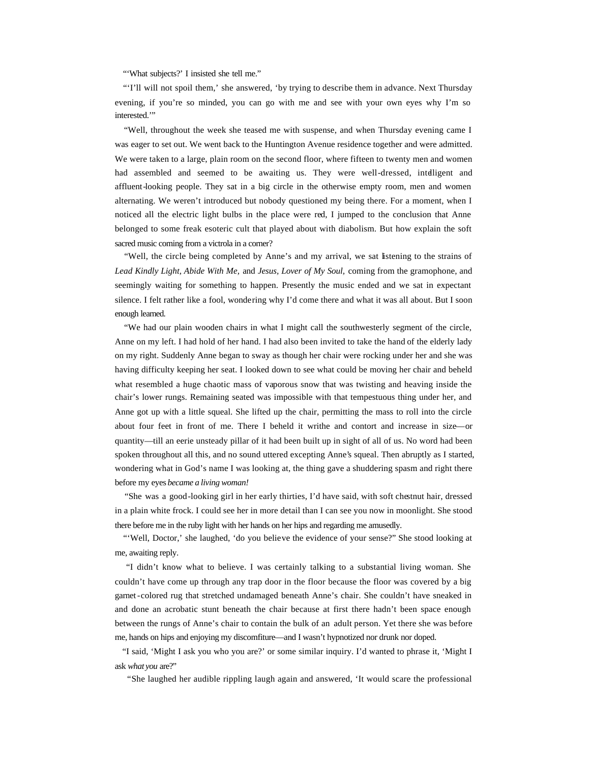"'What subjects?' I insisted she tell me."

"'I'll will not spoil them,' she answered, 'by trying to describe them in advance. Next Thursday evening, if you're so minded, you can go with me and see with your own eyes why I'm so interested.'"

"Well, throughout the week she teased me with suspense, and when Thursday evening came I was eager to set out. We went back to the Huntington Avenue residence together and were admitted. We were taken to a large, plain room on the second floor, where fifteen to twenty men and women had assembled and seemed to be awaiting us. They were well-dressed, intelligent and affluent-looking people. They sat in a big circle in the otherwise empty room, men and women alternating. We weren't introduced but nobody questioned my being there. For a moment, when I noticed all the electric light bulbs in the place were red, I jumped to the conclusion that Anne belonged to some freak esoteric cult that played about with diabolism. But how explain the soft sacred music coming from a victrola in a corner?

"Well, the circle being completed by Anne's and my arrival, we sat listening to the strains of *Lead Kindly Light, Abide With Me,* and *Jesus, Lover of My Soul,* coming from the gramophone, and seemingly waiting for something to happen. Presently the music ended and we sat in expectant silence. I felt rather like a fool, wondering why I'd come there and what it was all about. But I soon enough learned.

"We had our plain wooden chairs in what I might call the southwesterly segment of the circle, Anne on my left. I had hold of her hand. I had also been invited to take the hand of the elderly lady on my right. Suddenly Anne began to sway as though her chair were rocking under her and she was having difficulty keeping her seat. I looked down to see what could be moving her chair and beheld what resembled a huge chaotic mass of vaporous snow that was twisting and heaving inside the chair's lower rungs. Remaining seated was impossible with that tempestuous thing under her, and Anne got up with a little squeal. She lifted up the chair, permitting the mass to roll into the circle about four feet in front of me. There I beheld it writhe and contort and increase in size—or quantity—till an eerie unsteady pillar of it had been built up in sight of all of us. No word had been spoken throughout all this, and no sound uttered excepting Anne's squeal. Then abruptly as I started, wondering what in God's name I was looking at, the thing gave a shuddering spasm and right there before my eyes *became a living woman!*

"She was a good-looking girl in her early thirties, I'd have said, with soft chestnut hair, dressed in a plain white frock. I could see her in more detail than I can see you now in moonlight. She stood there before me in the ruby light with her hands on her hips and regarding me amusedly.

"'Well, Doctor,' she laughed, 'do you believe the evidence of your sense?" She stood looking at me, awaiting reply.

"I didn't know what to believe. I was certainly talking to a substantial living woman. She couldn't have come up through any trap door in the floor because the floor was covered by a big garnet-colored rug that stretched undamaged beneath Anne's chair. She couldn't have sneaked in and done an acrobatic stunt beneath the chair because at first there hadn't been space enough between the rungs of Anne's chair to contain the bulk of an adult person. Yet there she was before me, hands on hips and enjoying my discomfiture—and I wasn't hypnotized nor drunk nor doped.

"I said, 'Might I ask you who you are?' or some similar inquiry. I'd wanted to phrase it, 'Might I ask *what you* are?"

"She laughed her audible rippling laugh again and answered, 'It would scare the professional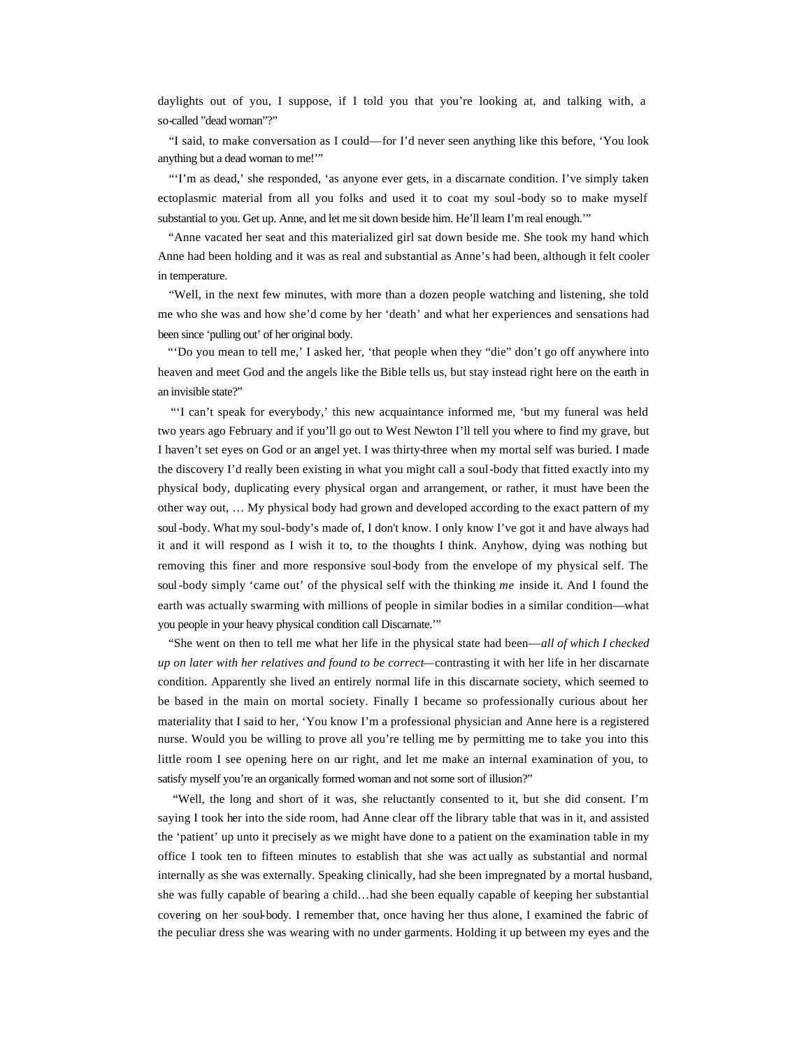daylights out of you, I suppose, if I told you that you're looking at, and talking with, a so-called "dead woman"?"

"I said, to make conversation as I could—for I'd never seen anything like this before, 'You look anything but a dead woman to me!'"

"'I'm as dead,' she responded, 'as anyone ever gets, in a discarnate condition. I've simply taken ectoplasmic material from all you folks and used it to coat my soul-body so to make myself substantial to you. Get up. Anne, and let me sit down beside him. He'll learn I'm real enough.'"

"Anne vacated her seat and this materialized girl sat down beside me. She took my hand which Anne had been holding and it was as real and substantial as Anne's had been, although it felt cooler in temperature.

"Well, in the next few minutes, with more than a dozen people watching and listening, she told me who she was and how she'd come by her 'death' and what her experiences and sensations had been since 'pulling out' of her original body.

"'Do you mean to tell me,' I asked her, 'that people when they "die" don't go off anywhere into heaven and meet God and the angels like the Bible tells us, but stay instead right here on the earth in an invisible state?"

"'I can't speak for everybody,' this new acquaintance informed me, 'but my funeral was held two years ago February and if you'll go out to West Newton I'll tell you where to find my grave, but I haven't set eyes on God or an angel yet. I was thirty-three when my mortal self was buried. I made the discovery I'd really been existing in what you might call a soul-body that fitted exactly into my physical body, duplicating every physical organ and arrangement, or rather, it must have been the other way out, … My physical body had grown and developed according to the exact pattern of my soul-body. What my soul-body's made of, I don't know. I only know I've got it and have always had it and it will respond as I wish it to, to the thoughts I think. Anyhow, dying was nothing but removing this finer and more responsive soul-body from the envelope of my physical self. The soul-body simply 'came out' of the physical self with the thinking *me* inside it. And I found the earth was actually swarming with millions of people in similar bodies in a similar condition—what you people in your heavy physical condition call Discarnate.'"

"She went on then to tell me what her life in the physical state had been—*all of which I checked up on later with her relatives and found to be correct*—contrasting it with her life in her discarnate condition. Apparently she lived an entirely normal life in this discarnate society, which seemed to be based in the main on mortal society. Finally I became so professionally curious about her materiality that I said to her, 'You know I'm a professional physician and Anne here is a registered nurse. Would you be willing to prove all you're telling me by permitting me to take you into this little room I see opening here on our right, and let me make an internal examination of you, to satisfy myself you're an organically formed woman and not some sort of illusion?"

"Well, the long and short of it was, she reluctantly consented to it, but she did consent. I'm saying I took her into the side room, had Anne clear off the library table that was in it, and assisted the 'patient' up unto it precisely as we might have done to a patient on the examination table in my office I took ten to fifteen minutes to establish that she was actually as substantial and normal internally as she was externally. Speaking clinically, had she been impregnated by a mortal husband, she was fully capable of bearing a child…had she been equally capable of keeping her substantial covering on her soul-body. I remember that, once having her thus alone, I examined the fabric of the peculiar dress she was wearing with no under garments. Holding it up between my eyes and the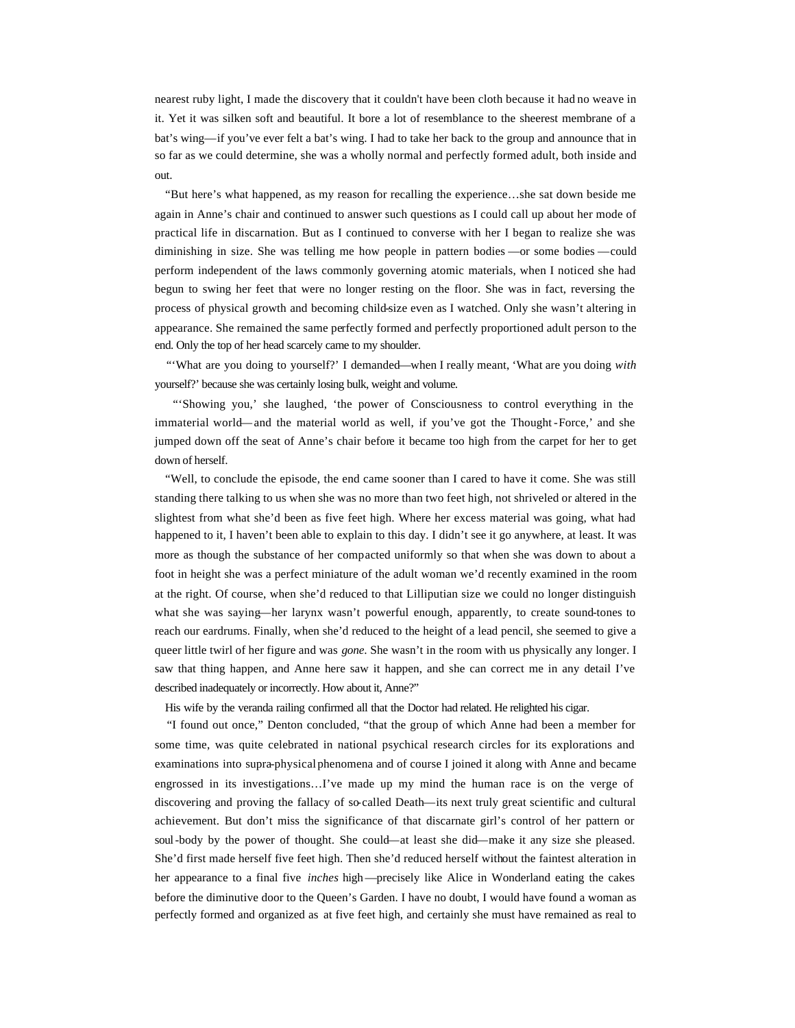nearest ruby light, I made the discovery that it couldn't have been cloth because it had no weave in it. Yet it was silken soft and beautiful. It bore a lot of resemblance to the sheerest membrane of a bat's wing—if you've ever felt a bat's wing. I had to take her back to the group and announce that in so far as we could determine, she was a wholly normal and perfectly formed adult, both inside and out.

"But here's what happened, as my reason for recalling the experience…she sat down beside me again in Anne's chair and continued to answer such questions as I could call up about her mode of practical life in discarnation. But as I continued to converse with her I began to realize she was diminishing in size. She was telling me how people in pattern bodies —or some bodies —could perform independent of the laws commonly governing atomic materials, when I noticed she had begun to swing her feet that were no longer resting on the floor. She was in fact, reversing the process of physical growth and becoming child-size even as I watched. Only she wasn't altering in appearance. She remained the same perfectly formed and perfectly proportioned adult person to the end. Only the top of her head scarcely came to my shoulder.

"'What are you doing to yourself?' I demanded—when I really meant, 'What are you doing *with* yourself?' because she was certainly losing bulk, weight and volume.

"'Showing you,' she laughed, 'the power of Consciousness to control everything in the immaterial world— and the material world as well, if you've got the Thought-Force,' and she jumped down off the seat of Anne's chair before it became too high from the carpet for her to get down of herself.

"Well, to conclude the episode, the end came sooner than I cared to have it come. She was still standing there talking to us when she was no more than two feet high, not shriveled or altered in the slightest from what she'd been as five feet high. Where her excess material was going, what had happened to it, I haven't been able to explain to this day. I didn't see it go anywhere, at least. It was more as though the substance of her compacted uniformly so that when she was down to about a foot in height she was a perfect miniature of the adult woman we'd recently examined in the room at the right. Of course, when she'd reduced to that Lilliputian size we could no longer distinguish what she was saying—her larynx wasn't powerful enough, apparently, to create sound-tones to reach our eardrums. Finally, when she'd reduced to the height of a lead pencil, she seemed to give a queer little twirl of her figure and was *gone*. She wasn't in the room with us physically any longer. I saw that thing happen, and Anne here saw it happen, and she can correct me in any detail I've described inadequately or incorrectly. How about it, Anne?"

His wife by the veranda railing confirmed all that the Doctor had related. He relighted his cigar.

"I found out once," Denton concluded, "that the group of which Anne had been a member for some time, was quite celebrated in national psychical research circles for its explorations and examinations into supra-physical phenomena and of course I joined it along with Anne and became engrossed in its investigations…I've made up my mind the human race is on the verge of discovering and proving the fallacy of so-called Death—its next truly great scientific and cultural achievement. But don't miss the significance of that discarnate girl's control of her pattern or soul-body by the power of thought. She could—at least she did—make it any size she pleased. She'd first made herself five feet high. Then she'd reduced herself without the faintest alteration in her appearance to a final five *inches* high—precisely like Alice in Wonderland eating the cakes before the diminutive door to the Queen's Garden. I have no doubt, I would have found a woman as perfectly formed and organized as at five feet high, and certainly she must have remained as real to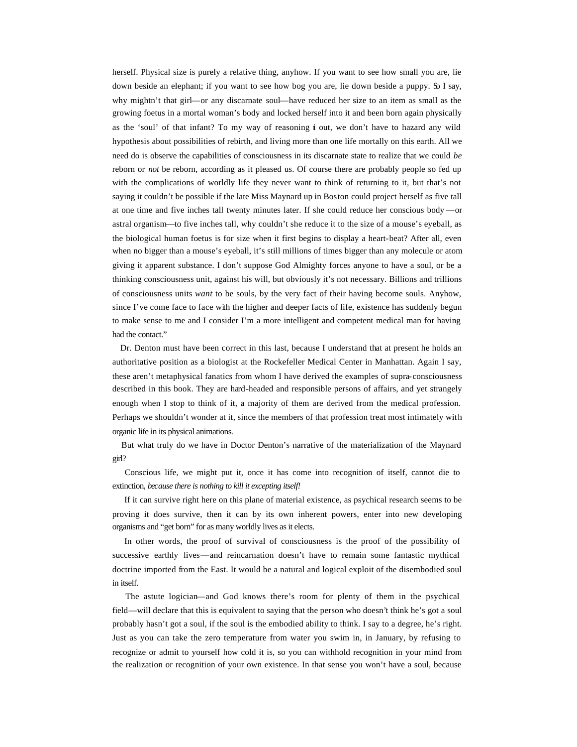herself. Physical size is purely a relative thing, anyhow. If you want to see how small you are, lie down beside an elephant; if you want to see how bog you are, lie down beside a puppy. So I say, why mightn't that girl—or any discarnate soul—have reduced her size to an item as small as the growing foetus in a mortal woman's body and locked herself into it and been born again physically as the 'soul' of that infant? To my way of reasoning it out, we don't have to hazard any wild hypothesis about possibilities of rebirth, and living more than one life mortally on this earth. All we need do is observe the capabilities of consciousness in its discarnate state to realize that we could *be* reborn or *not* be reborn, according as it pleased us. Of course there are probably people so fed up with the complications of worldly life they never want to think of returning to it, but that's not saying it couldn't be possible if the late Miss Maynard up in Boston could project herself as five tall at one time and five inches tall twenty minutes later. If she could reduce her conscious body—or astral organism—to five inches tall, why couldn't she reduce it to the size of a mouse's eyeball, as the biological human foetus is for size when it first begins to display a heart-beat? After all, even when no bigger than a mouse's eyeball, it's still millions of times bigger than any molecule or atom giving it apparent substance. I don't suppose God Almighty forces anyone to have a soul, or be a thinking consciousness unit, against his will, but obviously it's not necessary. Billions and trillions of consciousness units *want* to be souls, by the very fact of their having become souls. Anyhow, since I've come face to face with the higher and deeper facts of life, existence has suddenly begun to make sense to me and I consider I'm a more intelligent and competent medical man for having had the contact."

Dr. Denton must have been correct in this last, because I understand that at present he holds an authoritative position as a biologist at the Rockefeller Medical Center in Manhattan. Again I say, these aren't metaphysical fanatics from whom I have derived the examples of supra-consciousness described in this book. They are hard-headed and responsible persons of affairs, and yet strangely enough when I stop to think of it, a majority of them are derived from the medical profession. Perhaps we shouldn't wonder at it, since the members of that profession treat most intimately with organic life in its physical animations.

But what truly do we have in Doctor Denton's narrative of the materialization of the Maynard girl?

Conscious life, we might put it, once it has come into recognition of itself, cannot die to extinction, *because there is nothing to kill it excepting itself!*

If it can survive right here on this plane of material existence, as psychical research seems to be proving it does survive, then it can by its own inherent powers, enter into new developing organisms and "get born" for as many worldly lives as it elects.

In other words, the proof of survival of consciousness is the proof of the possibility of successive earthly lives—and reincarnation doesn't have to remain some fantastic mythical doctrine imported from the East. It would be a natural and logical exploit of the disembodied soul in itself.

The astute logician—and God knows there's room for plenty of them in the psychical field—will declare that this is equivalent to saying that the person who doesn't think he's got a soul probably hasn't got a soul, if the soul is the embodied ability to think. I say to a degree, he's right. Just as you can take the zero temperature from water you swim in, in January, by refusing to recognize or admit to yourself how cold it is, so you can withhold recognition in your mind from the realization or recognition of your own existence. In that sense you won't have a soul, because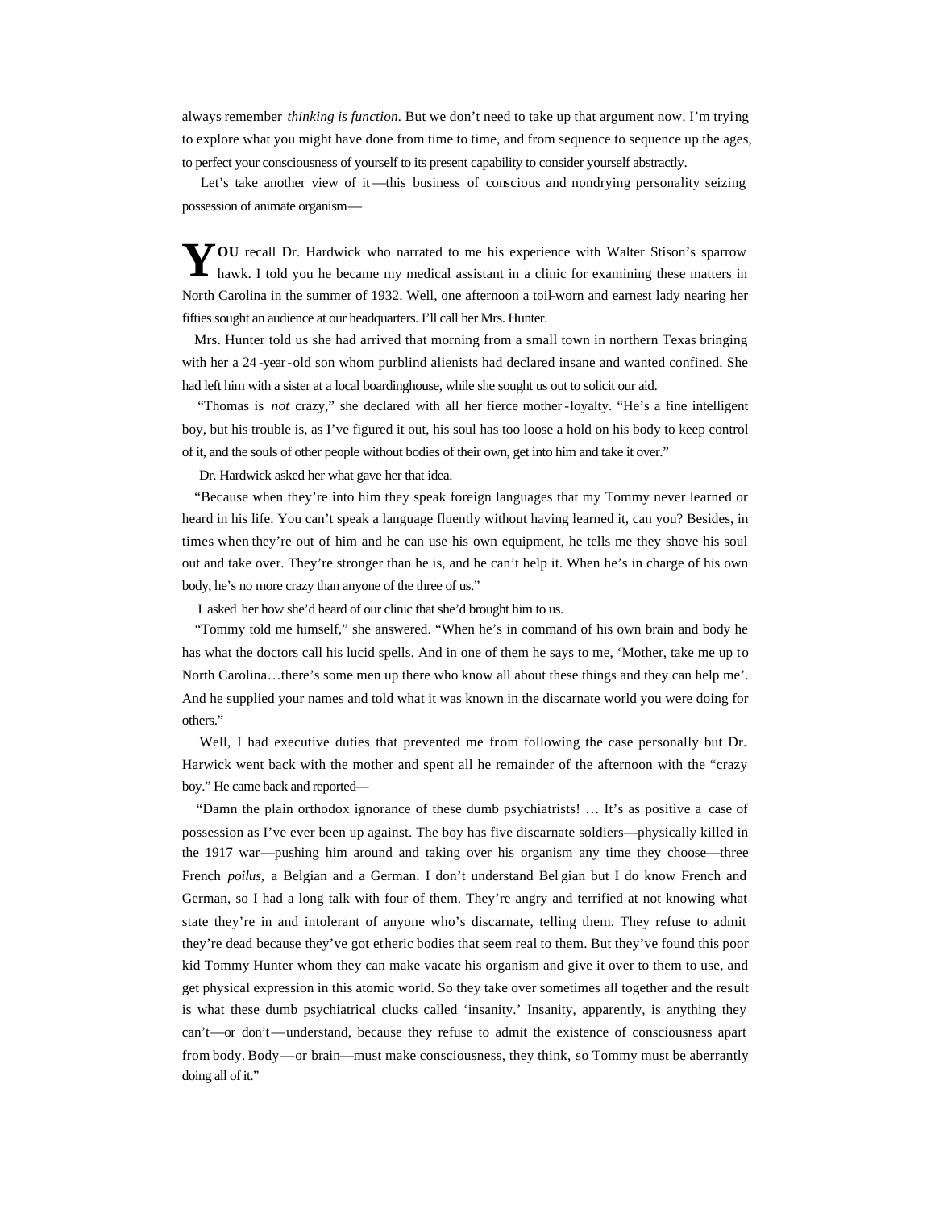always remember *thinking is function.* But we don't need to take up that argument now. I'm trying to explore what you might have done from time to time, and from sequence to sequence up the ages, to perfect your consciousness of yourself to its present capability to consider yourself abstractly.

Let's take another view of it—this business of conscious and nondrying personality seizing possession of animate organism—

**YOU** recall Dr. Hardwick who narrated to me his experience with Walter Stison's sparrow hawk. I told you he became my medical assistant in a clinic for examining these matters in North Carolina in the summer of 1932. Well, one afternoon a toil-worn and earnest lady nearing her fifties sought an audience at our headquarters. I'll call her Mrs. Hunter.

Mrs. Hunter told us she had arrived that morning from a small town in northern Texas bringing with her a 24-year-old son whom purblind alienists had declared insane and wanted confined. She had left him with a sister at a local boardinghouse, while she sought us out to solicit our aid.

"Thomas is *not* crazy," she declared with all her fierce mother-loyalty. "He's a fine intelligent boy, but his trouble is, as I've figured it out, his soul has too loose a hold on his body to keep control of it, and the souls of other people without bodies of their own, get into him and take it over."

Dr. Hardwick asked her what gave her that idea.

"Because when they're into him they speak foreign languages that my Tommy never learned or heard in his life. You can't speak a language fluently without having learned it, can you? Besides, in times when they're out of him and he can use his own equipment, he tells me they shove his soul out and take over. They're stronger than he is, and he can't help it. When he's in charge of his own body, he's no more crazy than anyone of the three of us."

I asked her how she'd heard of our clinic that she'd brought him to us.

"Tommy told me himself," she answered. "When he's in command of his own brain and body he has what the doctors call his lucid spells. And in one of them he says to me, 'Mother, take me up to North Carolina…there's some men up there who know all about these things and they can help me'. And he supplied your names and told what it was known in the discarnate world you were doing for others."

Well, I had executive duties that prevented me from following the case personally but Dr. Harwick went back with the mother and spent all he remainder of the afternoon with the "crazy boy." He came back and reported—

"Damn the plain orthodox ignorance of these dumb psychiatrists! … It's as positive a case of possession as I've ever been up against. The boy has five discarnate soldiers—physically killed in the 1917 war—pushing him around and taking over his organism any time they choose—three French *poilus*, a Belgian and a German. I don't understand Belgian but I do know French and German, so I had a long talk with four of them. They're angry and terrified at not knowing what state they're in and intolerant of anyone who's discarnate, telling them. They refuse to admit they're dead because they've got etheric bodies that seem real to them. But they've found this poor kid Tommy Hunter whom they can make vacate his organism and give it over to them to use, and get physical expression in this atomic world. So they take over sometimes all together and the result is what these dumb psychiatrical clucks called 'insanity.' Insanity, apparently, is anything they can't—or don't—understand, because they refuse to admit the existence of consciousness apart from body. Body—or brain—must make consciousness, they think, so Tommy must be aberrantly doing all of it."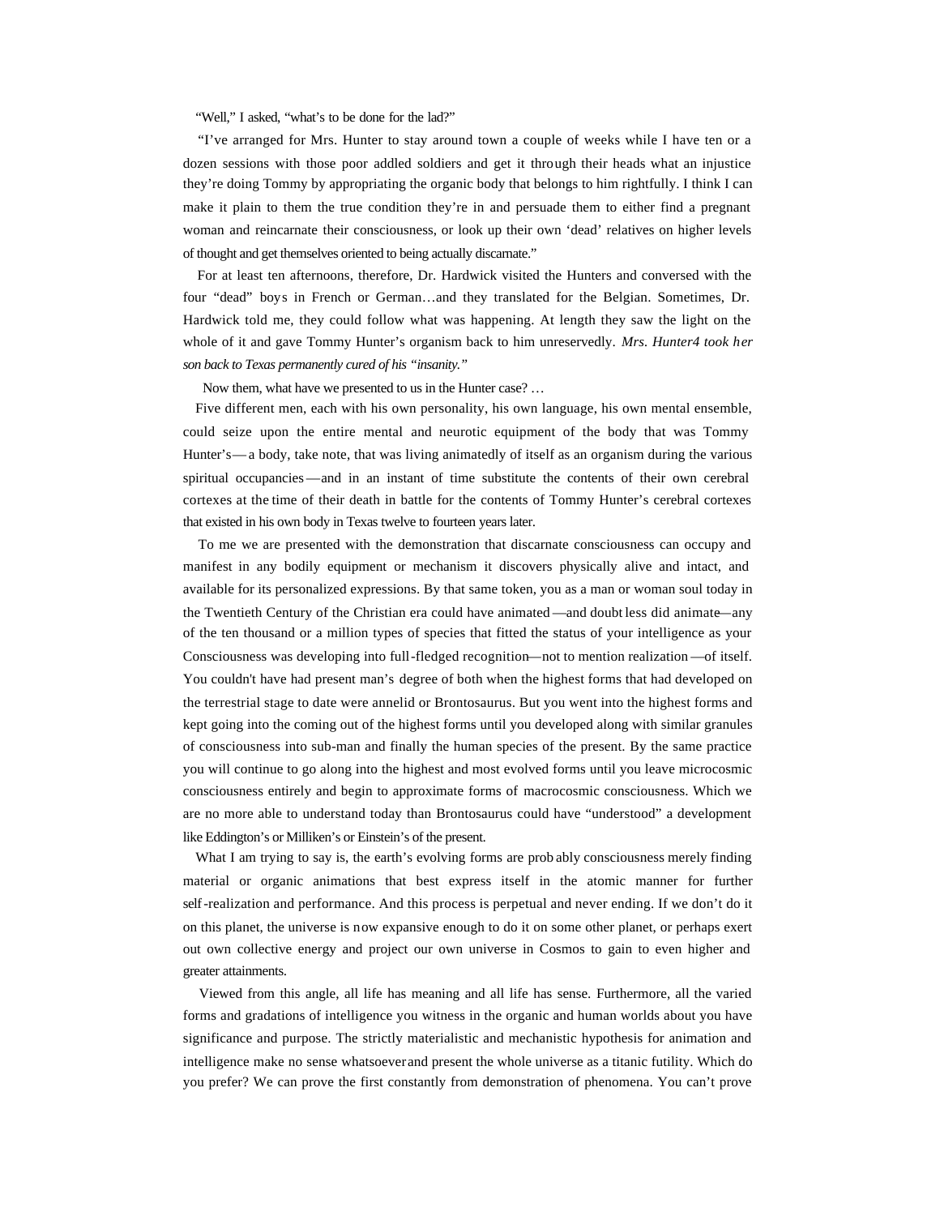"Well," I asked, "what's to be done for the lad?"

"I've arranged for Mrs. Hunter to stay around town a couple of weeks while I have ten or a dozen sessions with those poor addled soldiers and get it through their heads what an injustice they're doing Tommy by appropriating the organic body that belongs to him rightfully. I think I can make it plain to them the true condition they're in and persuade them to either find a pregnant woman and reincarnate their consciousness, or look up their own 'dead' relatives on higher levels of thought and get themselves oriented to being actually discarnate."

For at least ten afternoons, therefore, Dr. Hardwick visited the Hunters and conversed with the four "dead" boys in French or German…and they translated for the Belgian. Sometimes, Dr. Hardwick told me, they could follow what was happening. At length they saw the light on the whole of it and gave Tommy Hunter's organism back to him unreservedly. *Mrs. Hunter4 took her son back to Texas permanently cured of his "insanity."*

Now them, what have we presented to us in the Hunter case? …

Five different men, each with his own personality, his own language, his own mental ensemble, could seize upon the entire mental and neurotic equipment of the body that was Tommy Hunter's—a body, take note, that was living animatedly of itself as an organism during the various spiritual occupancies—and in an instant of time substitute the contents of their own cerebral cortexes at the time of their death in battle for the contents of Tommy Hunter's cerebral cortexes that existed in his own body in Texas twelve to fourteen years later.

To me we are presented with the demonstration that discarnate consciousness can occupy and manifest in any bodily equipment or mechanism it discovers physically alive and intact, and available for its personalized expressions. By that same token, you as a man or woman soul today in the Twentieth Century of the Christian era could have animated—and doubtless did animate—any of the ten thousand or a million types of species that fitted the status of your intelligence as your Consciousness was developing into full-fledged recognition—not to mention realization—of itself. You couldn't have had present man's degree of both when the highest forms that had developed on the terrestrial stage to date were annelid or Brontosaurus. But you went into the highest forms and kept going into the coming out of the highest forms until you developed along with similar granules of consciousness into sub-man and finally the human species of the present. By the same practice you will continue to go along into the highest and most evolved forms until you leave microcosmic consciousness entirely and begin to approximate forms of macrocosmic consciousness. Which we are no more able to understand today than Brontosaurus could have "understood" a development like Eddington's or Milliken's or Einstein's of the present.

What I am trying to say is, the earth's evolving forms are probably consciousness merely finding material or organic animations that best express itself in the atomic manner for further self-realization and performance. And this process is perpetual and never ending. If we don't do it on this planet, the universe is now expansive enough to do it on some other planet, or perhaps exert out own collective energy and project our own universe in Cosmos to gain to even higher and greater attainments.

Viewed from this angle, all life has meaning and all life has sense. Furthermore, all the varied forms and gradations of intelligence you witness in the organic and human worlds about you have significance and purpose. The strictly materialistic and mechanistic hypothesis for animation and intelligence make no sense whatsoever and present the whole universe as a titanic futility. Which do you prefer? We can prove the first constantly from demonstration of phenomena. You can't prove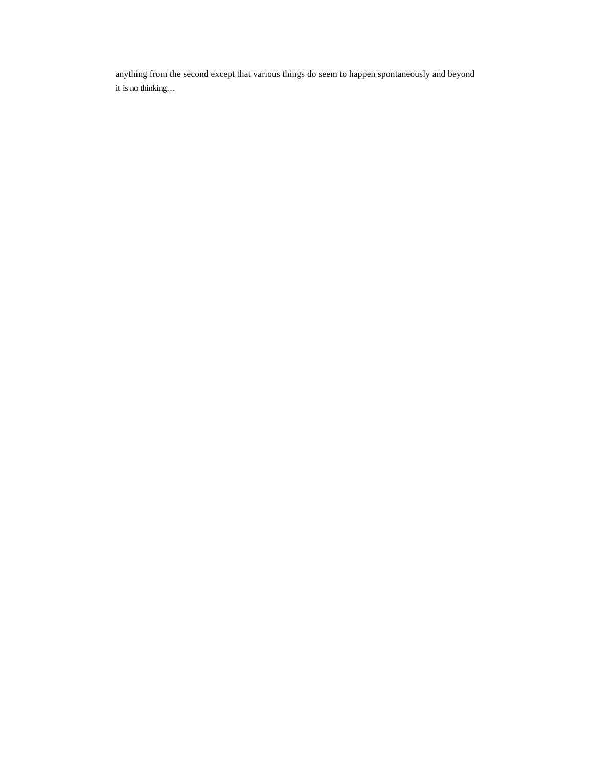anything from the second except that various things do seem to happen spontaneously and beyond it is no thinking…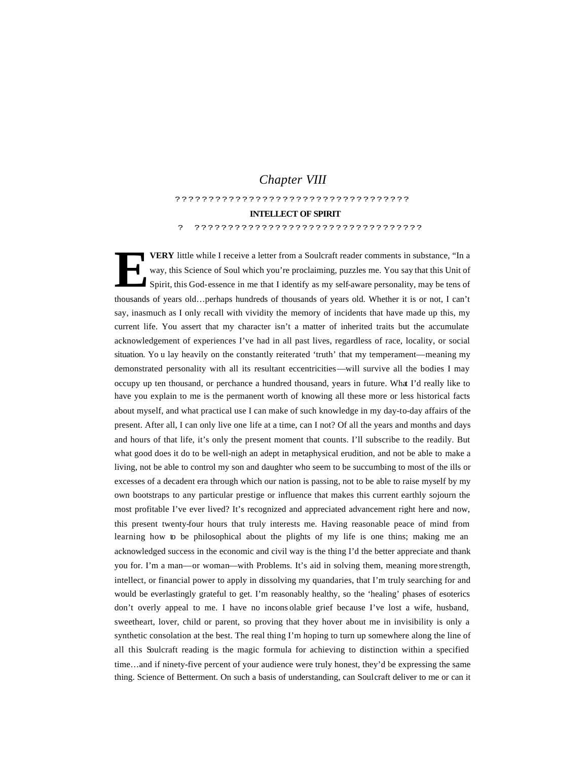*Chapter VIII*

???????????????????????????????????

**INTELLECT OF SPIRIT**

? ???????????????????????????????????

**EVERY** little while I receive a letter from a Soulcraft reader comments in substance, "In a way, this Science of Soul which you're proclaiming, puzzles me. You say that this Unit of Spirit, this God-essence in me that I identify as my self-aware personality, may be tens of thousands of years old…perhaps hundreds of thousands of years old. Whether it is or not, I can't say, inasmuch as I only recall with vividity the memory of incidents that have made up this, my current life. You assert that my character isn't a matter of inherited traits but the accumulate acknowledgement of experiences I've had in all past lives, regardless of race, locality, or social situation. Yo u lay heavily on the constantly reiterated 'truth' that my temperament—meaning my demonstrated personality with all its resultant eccentricities—will survive all the bodies I may occupy up ten thousand, or perchance a hundred thousand, years in future. What I'd really like to have you explain to me is the permanent worth of knowing all these more or less historical facts about myself, and what practical use I can make of such knowledge in my day-to-day affairs of the present. After all, I can only live one life at a time, can I not? Of all the years and months and days and hours of that life, it's only the present moment that counts. I'll subscribe to the readily. But what good does it do to be well-nigh an adept in metaphysical erudition, and not be able to make a living, not be able to control my son and daughter who seem to be succumbing to most of the ills or excesses of a decadent era through which our nation is passing, not to be able to raise myself by my own bootstraps to any particular prestige or influence that makes this current earthly sojourn the most profitable I've ever lived? It's recognized and appreciated advancement right here and now, this present twenty-four hours that truly interests me. Having reasonable peace of mind from learning how to be philosophical about the plights of my life is one thins; making me an acknowledged success in the economic and civil way is the thing I'd the better appreciate and thank you for. I'm a man—or woman—with Problems. It's aid in solving them, meaning more strength, intellect, or financial power to apply in dissolving my quandaries, that I'm truly searching for and would be everlastingly grateful to get. I'm reasonably healthy, so the 'healing' phases of esoterics don't overly appeal to me. I have no inconsolable grief because I've lost a wife, husband, sweetheart, lover, child or parent, so proving that they hover about me in invisibility is only a synthetic consolation at the best. The real thing I'm hoping to turn up somewhere along the line of all this Soulcraft reading is the magic formula for achieving to distinction within a specified time…and if ninety-five percent of your audience were truly honest, they'd be expressing the same thing. Science of Betterment. On such a basis of understanding, can Soulcraft deliver to me or can it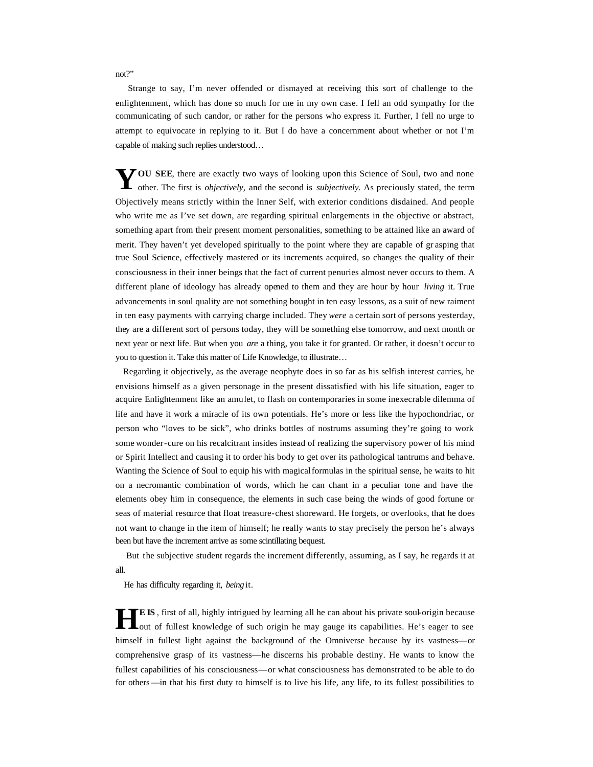not?"

Strange to say, I'm never offended or dismayed at receiving this sort of challenge to the enlightenment, which has done so much for me in my own case. I fell an odd sympathy for the communicating of such candor, or rather for the persons who express it. Further, I fell no urge to attempt to equivocate in replying to it. But I do have a concernment about whether or not I'm capable of making such replies understood…

**YOU SEE**, there are exactly two ways of looking upon this Science of Soul, two and none other. The first is *objectively,* and the second is *subjectively.* As preciously stated, the term Objectively means strictly within the Inner Self, with exterior conditions disdained. And people who write me as I've set down, are regarding spiritual enlargements in the objective or abstract, something apart from their present moment personalities, something to be attained like an award of merit. They haven't yet developed spiritually to the point where they are capable of grasping that true Soul Science, effectively mastered or its increments acquired, so changes the quality of their consciousness in their inner beings that the fact of current penuries almost never occurs to them. A different plane of ideology has already opened to them and they are hour by hour *living* it. True advancements in soul quality are not something bought in ten easy lessons, as a suit of new raiment in ten easy payments with carrying charge included. They *were* a certain sort of persons yesterday, they are a different sort of persons today, they will be something else tomorrow, and next month or next year or next life. But when you *are* a thing, you take it for granted. Or rather, it doesn't occur to you to question it. Take this matter of Life Knowledge, to illustrate…

Regarding it objectively, as the average neophyte does in so far as his selfish interest carries, he envisions himself as a given personage in the present dissatisfied with his life situation, eager to acquire Enlightenment like an amulet, to flash on contemporaries in some inexecrable dilemma of life and have it work a miracle of its own potentials. He's more or less like the hypochondriac, or person who "loves to be sick", who drinks bottles of nostrums assuming they're going to work some wonder-cure on his recalcitrant insides instead of realizing the supervisory power of his mind or Spirit Intellect and causing it to order his body to get over its pathological tantrums and behave. Wanting the Science of Soul to equip his with magical formulas in the spiritual sense, he waits to hit on a necromantic combination of words, which he can chant in a peculiar tone and have the elements obey him in consequence, the elements in such case being the winds of good fortune or seas of material resource that float treasure-chest shoreward. He forgets, or overlooks, that he does not want to change in the item of himself; he really wants to stay precisely the person he's always been but have the increment arrive as some scintillating bequest.

But the subjective student regards the increment differently, assuming, as I say, he regards it at all.

He has difficulty regarding it, *being* it.

**HE IS**, first of all, highly intrigued by learning all he can about his private soul-origin because out of fullest knowledge of such origin he may gauge its capabilities. He's eager to see himself in fullest light against the background of the Omniverse because by its vastness—or comprehensive grasp of its vastness—he discerns his probable destiny. He wants to know the fullest capabilities of his consciousness—or what consciousness has demonstrated to be able to do for others—in that his first duty to himself is to live his life, any life, to its fullest possibilities to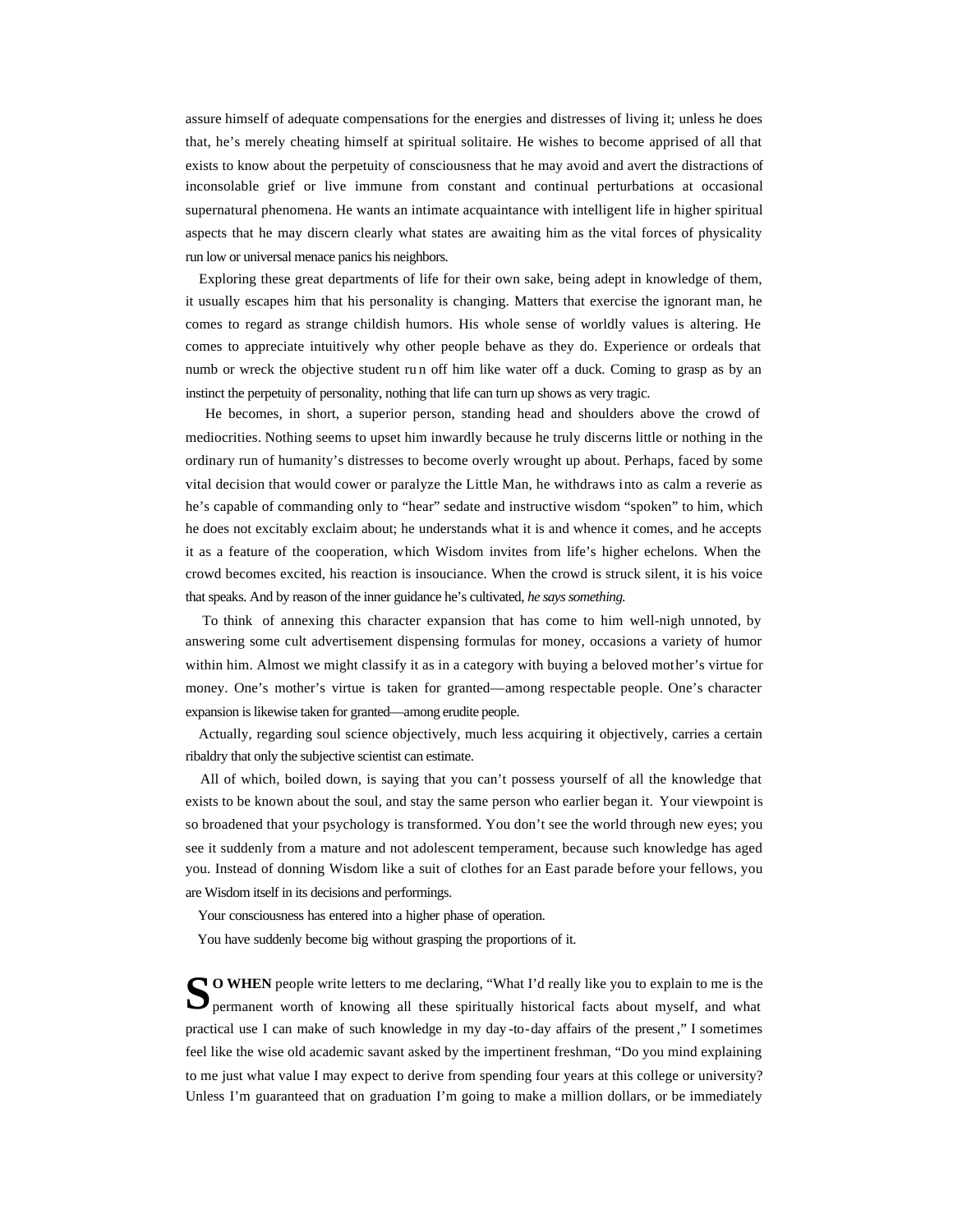assure himself of adequate compensations for the energies and distresses of living it; unless he does that, he's merely cheating himself at spiritual solitaire. He wishes to become apprised of all that exists to know about the perpetuity of consciousness that he may avoid and avert the distractions of inconsolable grief or live immune from constant and continual perturbations at occasional supernatural phenomena. He wants an intimate acquaintance with intelligent life in higher spiritual aspects that he may discern clearly what states are awaiting him as the vital forces of physicality run low or universal menace panics his neighbors.

Exploring these great departments of life for their own sake, being adept in knowledge of them, it usually escapes him that his personality is changing. Matters that exercise the ignorant man, he comes to regard as strange childish humors. His whole sense of worldly values is altering. He comes to appreciate intuitively why other people behave as they do. Experience or ordeals that numb or wreck the objective student run off him like water off a duck. Coming to grasp as by an instinct the perpetuity of personality, nothing that life can turn up shows as very tragic.

He becomes, in short, a superior person, standing head and shoulders above the crowd of mediocrities. Nothing seems to upset him inwardly because he truly discerns little or nothing in the ordinary run of humanity's distresses to become overly wrought up about. Perhaps, faced by some vital decision that would cower or paralyze the Little Man, he withdraws into as calm a reverie as he's capable of commanding only to "hear" sedate and instructive wisdom "spoken" to him, which he does not excitably exclaim about; he understands what it is and whence it comes, and he accepts it as a feature of the cooperation, which Wisdom invites from life's higher echelons. When the crowd becomes excited, his reaction is insouciance. When the crowd is struck silent, it is his voice that speaks. And by reason of the inner guidance he's cultivated, *he says something.*

To think of annexing this character expansion that has come to him well-nigh unnoted, by answering some cult advertisement dispensing formulas for money, occasions a variety of humor within him. Almost we might classify it as in a category with buying a beloved mother's virtue for money. One's mother's virtue is taken for granted—among respectable people. One's character expansion is likewise taken for granted—among erudite people.

Actually, regarding soul science objectively, much less acquiring it objectively, carries a certain ribaldry that only the subjective scientist can estimate.

All of which, boiled down, is saying that you can't possess yourself of all the knowledge that exists to be known about the soul, and stay the same person who earlier began it. Your viewpoint is so broadened that your psychology is transformed. You don't see the world through new eyes; you see it suddenly from a mature and not adolescent temperament, because such knowledge has aged you. Instead of donning Wisdom like a suit of clothes for an East parade before your fellows, you are Wisdom itself in its decisions and performings.

Your consciousness has entered into a higher phase of operation.

You have suddenly become big without grasping the proportions of it.

**SO WHEN** people write letters to me declaring, "What I'd really like you to explain to me is the permanent worth of knowing all these spiritually historical facts about myself, and what practical use I can make of such knowledge in my day-to-day affairs of the present," I sometimes feel like the wise old academic savant asked by the impertinent freshman, "Do you mind explaining to me just what value I may expect to derive from spending four years at this college or university? Unless I'm guaranteed that on graduation I'm going to make a million dollars, or be immediately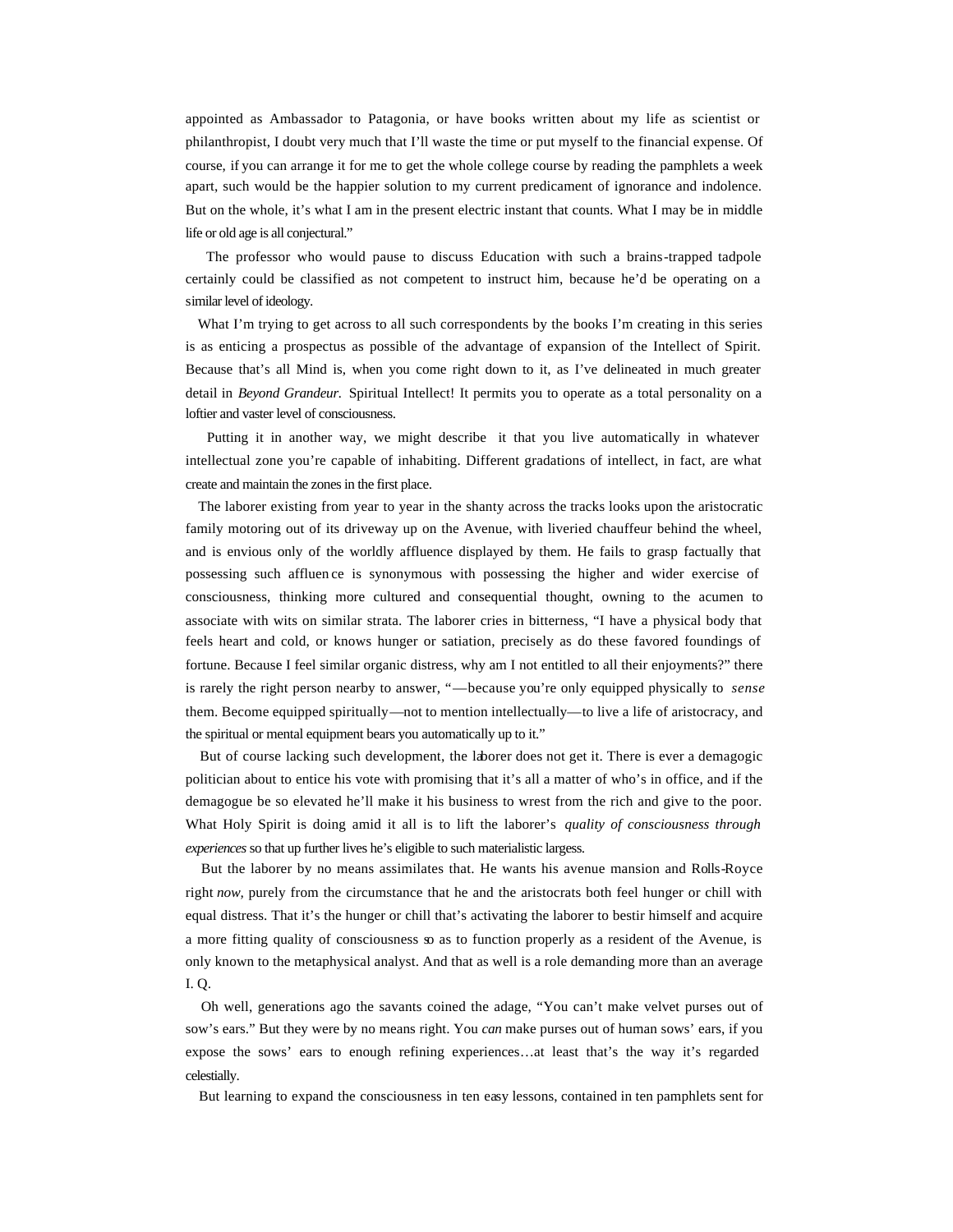appointed as Ambassador to Patagonia, or have books written about my life as scientist or philanthropist, I doubt very much that I'll waste the time or put myself to the financial expense. Of course, if you can arrange it for me to get the whole college course by reading the pamphlets a week apart, such would be the happier solution to my current predicament of ignorance and indolence. But on the whole, it's what I am in the present electric instant that counts. What I may be in middle life or old age is all conjectural."

The professor who would pause to discuss Education with such a brains-trapped tadpole certainly could be classified as not competent to instruct him, because he'd be operating on a similar level of ideology.

What I'm trying to get across to all such correspondents by the books I'm creating in this series is as enticing a prospectus as possible of the advantage of expansion of the Intellect of Spirit. Because that's all Mind is, when you come right down to it, as I've delineated in much greater detail in *Beyond Grandeur.* Spiritual Intellect! It permits you to operate as a total personality on a loftier and vaster level of consciousness.

Putting it in another way, we might describe it that you live automatically in whatever intellectual zone you're capable of inhabiting. Different gradations of intellect, in fact, are what create and maintain the zones in the first place.

The laborer existing from year to year in the shanty across the tracks looks upon the aristocratic family motoring out of its driveway up on the Avenue, with liveried chauffeur behind the wheel, and is envious only of the worldly affluence displayed by them. He fails to grasp factually that possessing such affluence is synonymous with possessing the higher and wider exercise of consciousness, thinking more cultured and consequential thought, owning to the acumen to associate with wits on similar strata. The laborer cries in bitterness, "I have a physical body that feels heart and cold, or knows hunger or satiation, precisely as do these favored foundings of fortune. Because I feel similar organic distress, why am I not entitled to all their enjoyments?" there is rarely the right person nearby to answer, "—because you're only equipped physically to *sense* them. Become equipped spiritually—not to mention intellectually—to live a life of aristocracy, and the spiritual or mental equipment bears you automatically up to it."

But of course lacking such development, the laborer does not get it. There is ever a demagogic politician about to entice his vote with promising that it's all a matter of who's in office, and if the demagogue be so elevated he'll make it his business to wrest from the rich and give to the poor. What Holy Spirit is doing amid it all is to lift the laborer's *quality of consciousness through experiences* so that up further lives he's eligible to such materialistic largess.

But the laborer by no means assimilates that. He wants his avenue mansion and Rolls-Royce right *now,* purely from the circumstance that he and the aristocrats both feel hunger or chill with equal distress. That it's the hunger or chill that's activating the laborer to bestir himself and acquire a more fitting quality of consciousness so as to function properly as a resident of the Avenue, is only known to the metaphysical analyst. And that as well is a role demanding more than an average I. Q.

Oh well, generations ago the savants coined the adage, "You can't make velvet purses out of sow's ears." But they were by no means right. You *can* make purses out of human sows' ears, if you expose the sows' ears to enough refining experiences…at least that's the way it's regarded celestially.

But learning to expand the consciousness in ten easy lessons, contained in ten pamphlets sent for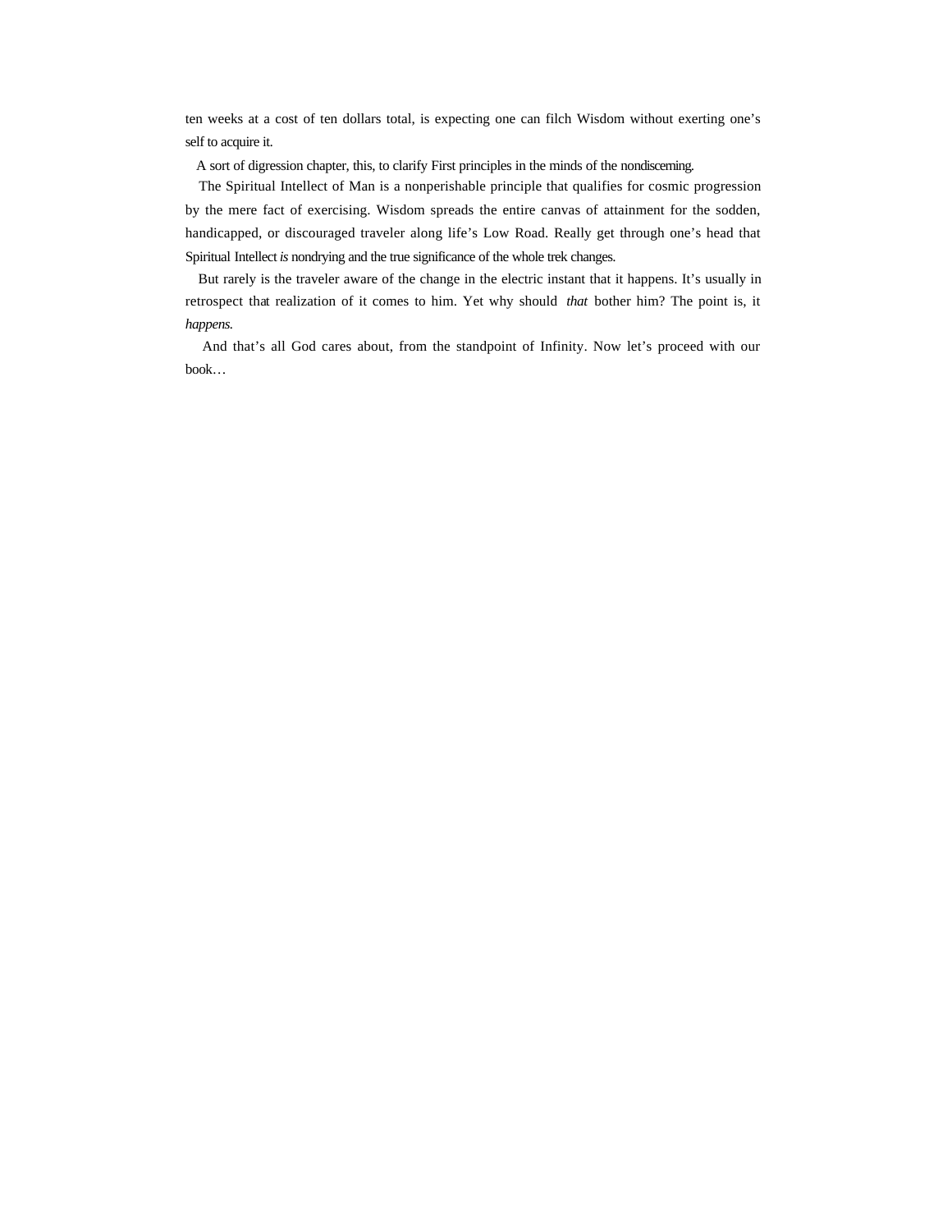ten weeks at a cost of ten dollars total, is expecting one can filch Wisdom without exerting one's self to acquire it.

A sort of digression chapter, this, to clarify First principles in the minds of the nondiscerning.

The Spiritual Intellect of Man is a nonperishable principle that qualifies for cosmic progression by the mere fact of exercising. Wisdom spreads the entire canvas of attainment for the sodden, handicapped, or discouraged traveler along life's Low Road. Really get through one's head that Spiritual Intellect *is* nondrying and the true significance of the whole trek changes.

But rarely is the traveler aware of the change in the electric instant that it happens. It's usually in retrospect that realization of it comes to him. Yet why should *that* bother him? The point is, it *happens*.

And that's all God cares about, from the standpoint of Infinity. Now let's proceed with our book…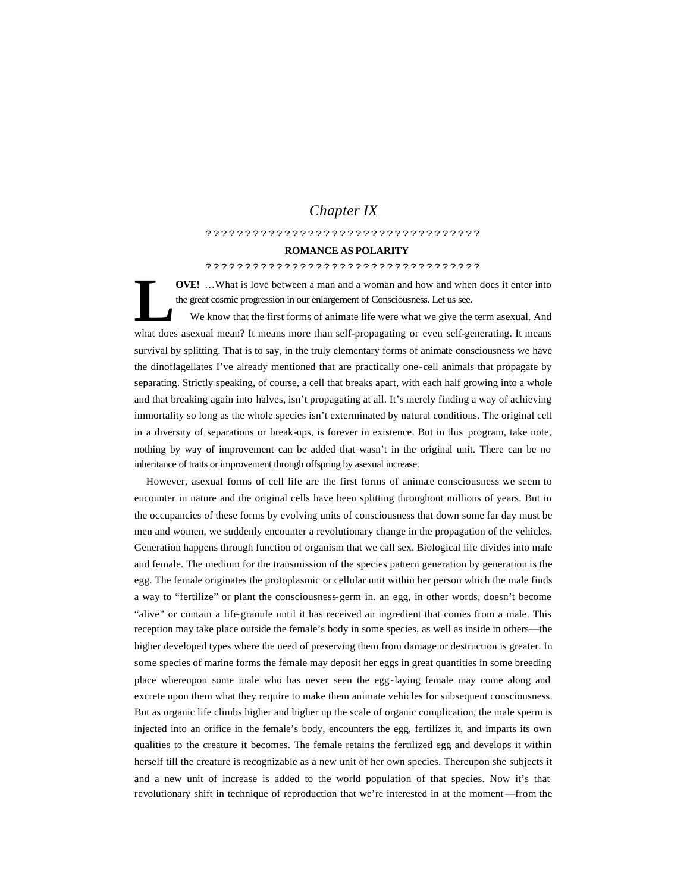# *Chapter IX*

????????????????????????????????????

## ROMANCE AS POLARITY

????????????????????????????????????

**LOVE!** …What is love between a man and a woman and how and when does it enter into the great cosmic progression in our enlargement of Consciousness. Let us see.

We know that the first forms of animate life were what we give the term asexual. And what does asexual mean? It means more than self-propagating or even self-generating. It means survival by splitting. That is to say, in the truly elementary forms of animate consciousness we have the dinoflagellates I've already mentioned that are practically one-cell animals that propagate by separating. Strictly speaking, of course, a cell that breaks apart, with each half growing into a whole and that breaking again into halves, isn't propagating at all. It's merely finding a way of achieving immortality so long as the whole species isn't exterminated by natural conditions. The original cell in a diversity of separations or break-ups, is forever in existence. But in this program, take note, nothing by way of improvement can be added that wasn't in the original unit. There can be no inheritance of traits or improvement through offspring by asexual increase.

However, asexual forms of cell life are the first forms of animate consciousness we seem to encounter in nature and the original cells have been splitting throughout millions of years. But in the occupancies of these forms by evolving units of consciousness that down some far day must be men and women, we suddenly encounter a revolutionary change in the propagation of the vehicles. Generation happens through function of organism that we call sex. Biological life divides into male and female. The medium for the transmission of the species pattern generation by generation is the egg. The female originates the protoplasmic or cellular unit within her person which the male finds a way to "fertilize" or plant the consciousness-germ in. an egg, in other words, doesn't become "alive" or contain a life-granule until it has received an ingredient that comes from a male. This reception may take place outside the female's body in some species, as well as inside in others—the higher developed types where the need of preserving them from damage or destruction is greater. In some species of marine forms the female may deposit her eggs in great quantities in some breeding place whereupon some male who has never seen the egg-laying female may come along and excrete upon them what they require to make them animate vehicles for subsequent consciousness. But as organic life climbs higher and higher up the scale of organic complication, the male sperm is injected into an orifice in the female's body, encounters the egg, fertilizes it, and imparts its own qualities to the creature it becomes. The female retains the fertilized egg and develops it within herself till the creature is recognizable as a new unit of her own species. Thereupon she subjects it and a new unit of increase is added to the world population of that species. Now it's that revolutionary shift in technique of reproduction that we're interested in at the moment—from the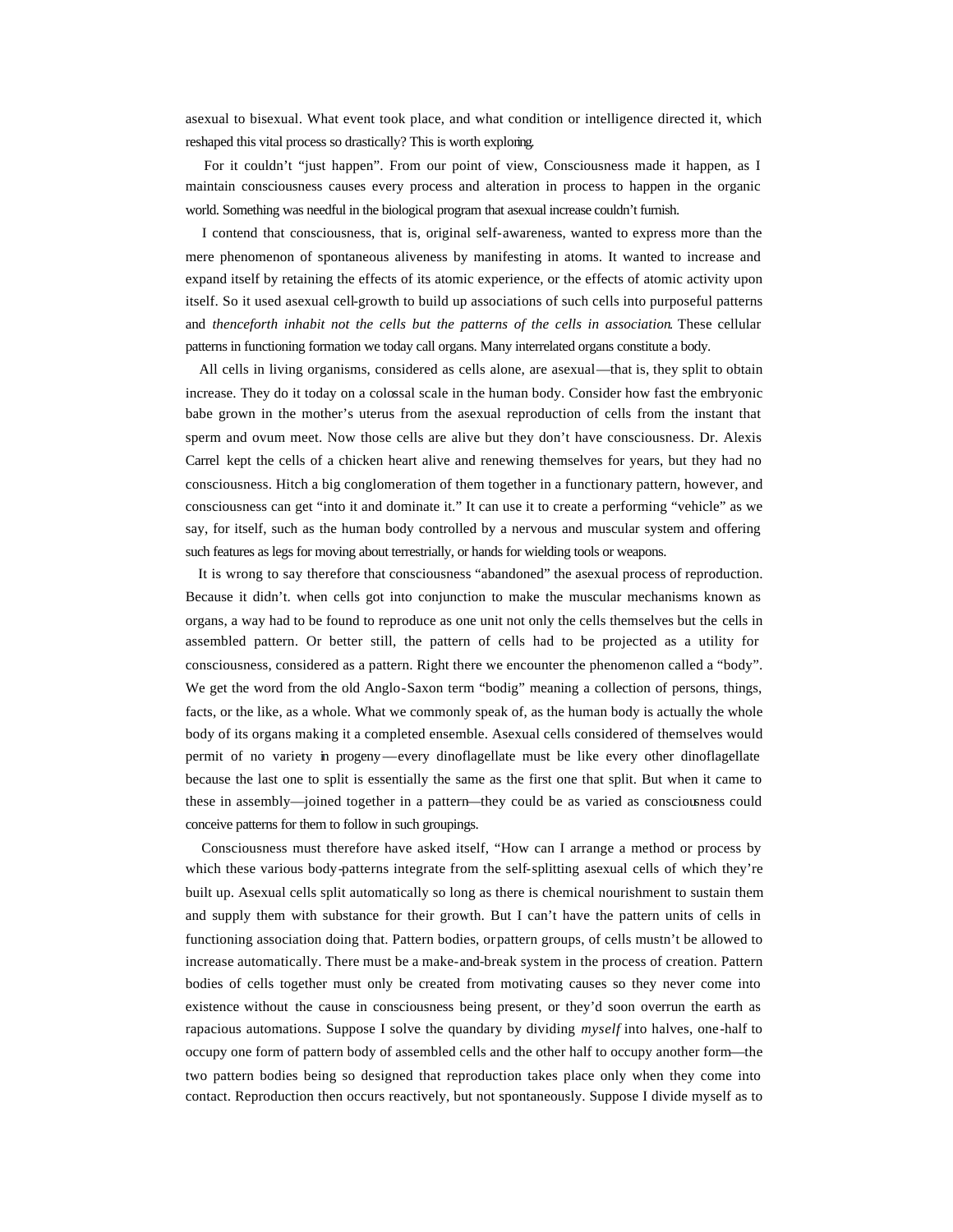asexual to bisexual. What event took place, and what condition or intelligence directed it, which reshaped this vital process so drastically? This is worth exploring.

For it couldn't "just happen". From our point of view, Consciousness made it happen, as I maintain consciousness causes every process and alteration in process to happen in the organic world. Something was needful in the biological program that asexual increase couldn't furnish.

I contend that consciousness, that is, original self-awareness, wanted to express more than the mere phenomenon of spontaneous aliveness by manifesting in atoms. It wanted to increase and expand itself by retaining the effects of its atomic experience, or the effects of atomic activity upon itself. So it used asexual cell-growth to build up associations of such cells into purposeful patterns and *thenceforth inhabit not the cells but the patterns of the cells in association*. These cellular patterns in functioning formation we today call organs. Many interrelated organs constitute a body.

All cells in living organisms, considered as cells alone, are asexual—that is, they split to obtain increase. They do it today on a colossal scale in the human body. Consider how fast the embryonic babe grown in the mother's uterus from the asexual reproduction of cells from the instant that sperm and ovum meet. Now those cells are alive but they don't have consciousness. Dr. Alexis Carrel kept the cells of a chicken heart alive and renewing themselves for years, but they had no consciousness. Hitch a big conglomeration of them together in a functionary pattern, however, and consciousness can get "into it and dominate it." It can use it to create a performing "vehicle" as we say, for itself, such as the human body controlled by a nervous and muscular system and offering such features as legs for moving about terrestrially, or hands for wielding tools or weapons.

It is wrong to say therefore that consciousness "abandoned" the asexual process of reproduction. Because it didn't. when cells got into conjunction to make the muscular mechanisms known as organs, a way had to be found to reproduce as one unit not only the cells themselves but the cells in assembled pattern. Or better still, the pattern of cells had to be projected as a utility for consciousness, considered as a pattern. Right there we encounter the phenomenon called a "body". We get the word from the old Anglo-Saxon term "bodig" meaning a collection of persons, things, facts, or the like, as a whole. What we commonly speak of, as the human body is actually the whole body of its organs making it a completed ensemble. Asexual cells considered of themselves would permit of no variety in progeny—every dinoflagellate must be like every other dinoflagellate because the last one to split is essentially the same as the first one that split. But when it came to these in assembly—joined together in a pattern—they could be as varied as consciousness could conceive patterns for them to follow in such groupings.

Consciousness must therefore have asked itself, "How can I arrange a method or process by which these various body-patterns integrate from the self-splitting asexual cells of which they're built up. Asexual cells split automatically so long as there is chemical nourishment to sustain them and supply them with substance for their growth. But I can't have the pattern units of cells in functioning association doing that. Pattern bodies, or pattern groups, of cells mustn't be allowed to increase automatically. There must be a make-and-break system in the process of creation. Pattern bodies of cells together must only be created from motivating causes so they never come into existence without the cause in consciousness being present, or they'd soon overrun the earth as rapacious automations. Suppose I solve the quandary by dividing *myself* into halves, one-half to occupy one form of pattern body of assembled cells and the other half to occupy another form—the two pattern bodies being so designed that reproduction takes place only when they come into contact. Reproduction then occurs reactively, but not spontaneously. Suppose I divide myself as to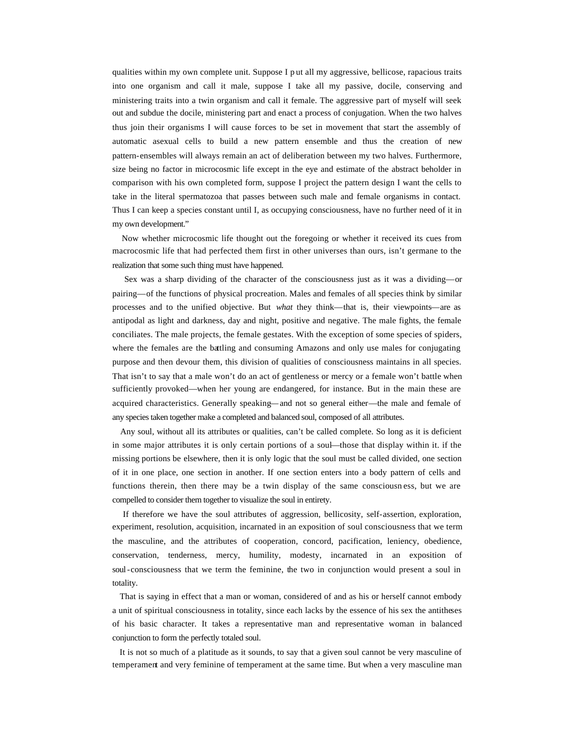qualities within my own complete unit. Suppose I put all my aggressive, bellicose, rapacious traits into one organism and call it male, suppose I take all my passive, docile, conserving and ministering traits into a twin organism and call it female. The aggressive part of myself will seek out and subdue the docile, ministering part and enact a process of conjugation. When the two halves thus join their organisms I will cause forces to be set in movement that start the assembly of automatic asexual cells to build a new pattern ensemble and thus the creation of new pattern-ensembles will always remain an act of deliberation between my two halves. Furthermore, size being no factor in microcosmic life except in the eye and estimate of the abstract beholder in comparison with his own completed form, suppose I project the pattern design I want the cells to take in the literal spermatozoa that passes between such male and female organisms in contact. Thus I can keep a species constant until I, as occupying consciousness, have no further need of it in my own development."

Now whether microcosmic life thought out the foregoing or whether it received its cues from macrocosmic life that had perfected them first in other universes than ours, isn't germane to the realization that some such thing must have happened.

Sex was a sharp dividing of the character of the consciousness just as it was a dividing—or pairing—of the functions of physical procreation. Males and females of all species think by similar processes and to the unified objective. But *what* they think—that is, their viewpoints—are as antipodal as light and darkness, day and night, positive and negative. The male fights, the female conciliates. The male projects, the female gestates. With the exception of some species of spiders, where the females are the battling and consuming Amazons and only use males for conjugating purpose and then devour them, this division of qualities of consciousness maintains in all species. That isn't to say that a male won't do an act of gentleness or mercy or a female won't battle when sufficiently provoked—when her young are endangered, for instance. But in the main these are acquired characteristics. Generally speaking—and not so general either—the male and female of any species taken together make a completed and balanced soul, composed of all attributes.

Any soul, without all its attributes or qualities, can't be called complete. So long as it is deficient in some major attributes it is only certain portions of a soul—those that display within it. if the missing portions be elsewhere, then it is only logic that the soul must be called divided, one section of it in one place, one section in another. If one section enters into a body pattern of cells and functions therein, then there may be a twin display of the same consciousness, but we are compelled to consider them together to visualize the soul in entirety.

If therefore we have the soul attributes of aggression, bellicosity, self-assertion, exploration, experiment, resolution, acquisition, incarnated in an exposition of soul consciousness that we term the masculine, and the attributes of cooperation, concord, pacification, leniency, obedience, conservation, tenderness, mercy, humility, modesty, incarnated in an exposition of soul-consciousness that we term the feminine, the two in conjunction would present a soul in totality.

That is saying in effect that a man or woman, considered of and as his or herself cannot embody a unit of spiritual consciousness in totality, since each lacks by the essence of his sex the antitheses of his basic character. It takes a representative man and representative woman in balanced conjunction to form the perfectly totaled soul.

It is not so much of a platitude as it sounds, to say that a given soul cannot be very masculine of temperament and very feminine of temperament at the same time. But when a very masculine man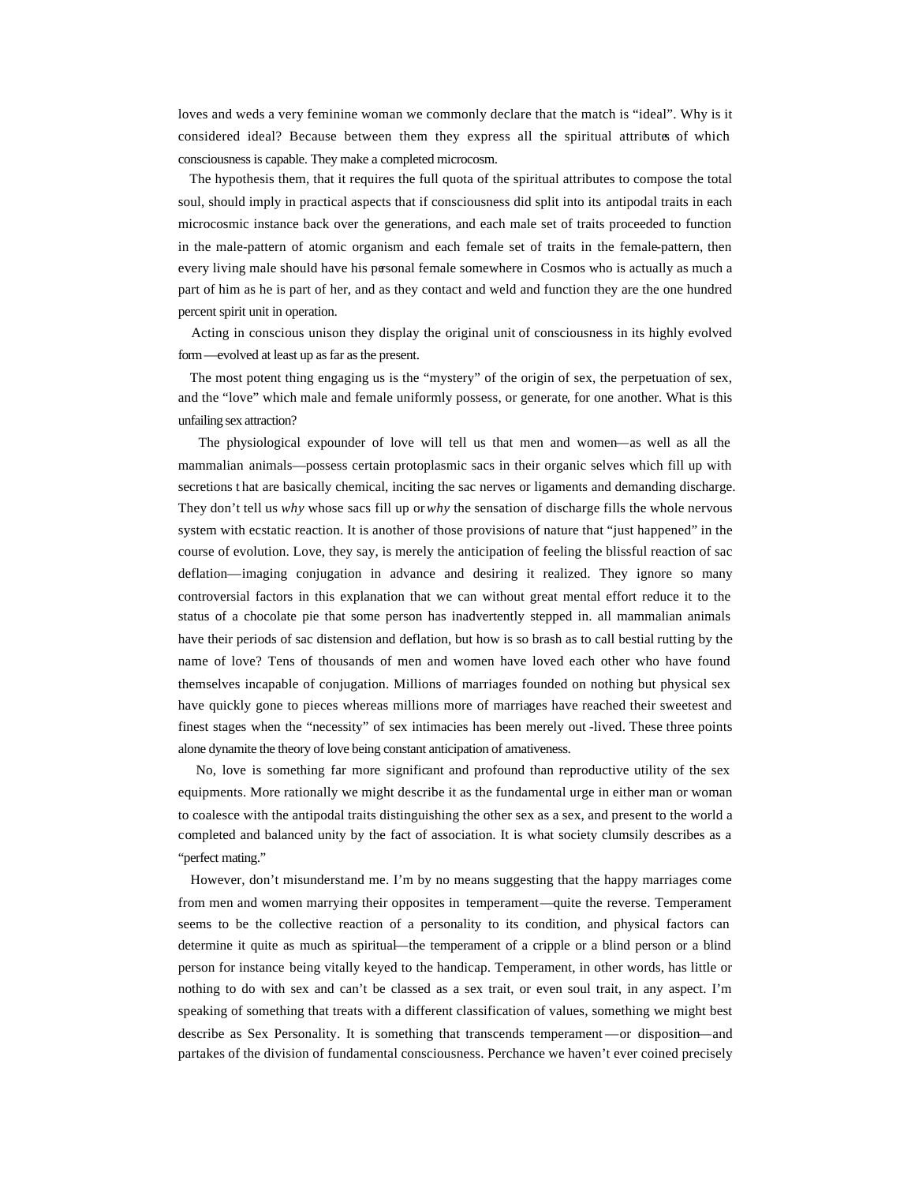loves and weds a very feminine woman we commonly declare that the match is "ideal". Why is it considered ideal? Because between them they express all the spiritual attributes of which consciousness is capable. They make a completed microcosm.

The hypothesis them, that it requires the full quota of the spiritual attributes to compose the total soul, should imply in practical aspects that if consciousness did split into its antipodal traits in each microcosmic instance back over the generations, and each male set of traits proceeded to function in the male-pattern of atomic organism and each female set of traits in the female-pattern, then every living male should have his personal female somewhere in Cosmos who is actually as much a part of him as he is part of her, and as they contact and weld and function they are the one hundred percent spirit unit in operation.

Acting in conscious unison they display the original unit of consciousness in its highly evolved form—evolved at least up as far as the present.

The most potent thing engaging us is the "mystery" of the origin of sex, the perpetuation of sex, and the "love" which male and female uniformly possess, or generate, for one another. What is this unfailing sex attraction?

The physiological expounder of love will tell us that men and women—as well as all the mammalian animals—possess certain protoplasmic sacs in their organic selves which fill up with secretions that are basically chemical, inciting the sac nerves or ligaments and demanding discharge. They don't tell us *why* whose sacs fill up or *why* the sensation of discharge fills the whole nervous system with ecstatic reaction. It is another of those provisions of nature that "just happened" in the course of evolution. Love, they say, is merely the anticipation of feeling the blissful reaction of sac deflation—imaging conjugation in advance and desiring it realized. They ignore so many controversial factors in this explanation that we can without great mental effort reduce it to the status of a chocolate pie that some person has inadvertently stepped in. all mammalian animals have their periods of sac distension and deflation, but how is so brash as to call bestial rutting by the name of love? Tens of thousands of men and women have loved each other who have found themselves incapable of conjugation. Millions of marriages founded on nothing but physical sex have quickly gone to pieces whereas millions more of marriages have reached their sweetest and finest stages when the "necessity" of sex intimacies has been merely out-lived. These three points alone dynamite the theory of love being constant anticipation of amativeness.

No, love is something far more significant and profound than reproductive utility of the sex equipments. More rationally we might describe it as the fundamental urge in either man or woman to coalesce with the antipodal traits distinguishing the other sex as a sex, and present to the world a completed and balanced unity by the fact of association. It is what society clumsily describes as a "perfect mating."

However, don't misunderstand me. I'm by no means suggesting that the happy marriages come from men and women marrying their opposites in temperament—quite the reverse. Temperament seems to be the collective reaction of a personality to its condition, and physical factors can determine it quite as much as spiritual—the temperament of a cripple or a blind person or a blind person for instance being vitally keyed to the handicap. Temperament, in other words, has little or nothing to do with sex and can't be classed as a sex trait, or even soul trait, in any aspect. I'm speaking of something that treats with a different classification of values, something we might best describe as Sex Personality. It is something that transcends temperament—or disposition—and partakes of the division of fundamental consciousness. Perchance we haven't ever coined precisely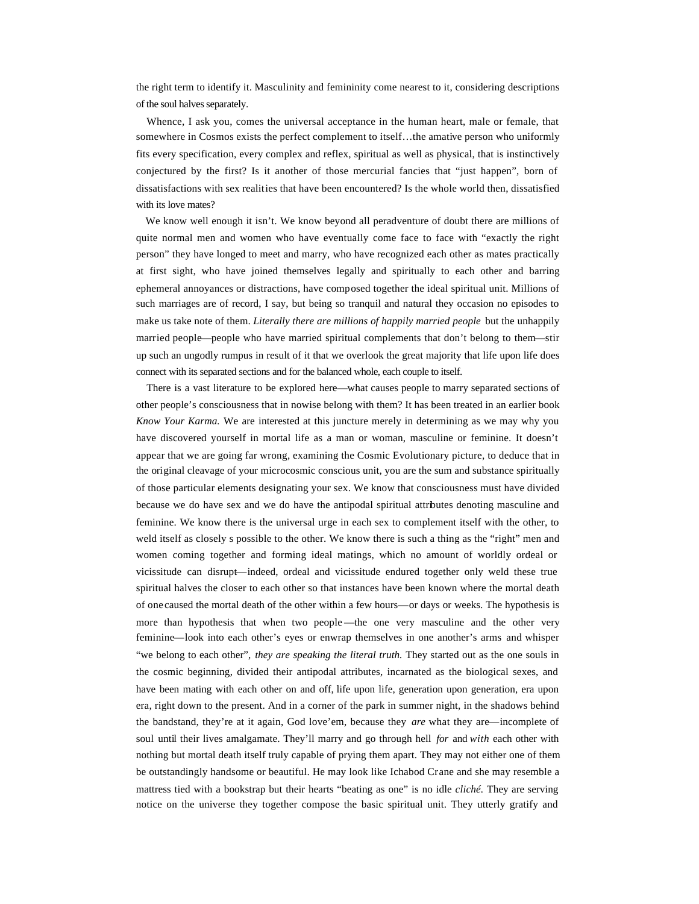the right term to identify it. Masculinity and femininity come nearest to it, considering descriptions of the soul halves separately.

Whence, I ask you, comes the universal acceptance in the human heart, male or female, that somewhere in Cosmos exists the perfect complement to itself…the amative person who uniformly fits every specification, every complex and reflex, spiritual as well as physical, that is instinctively conjectured by the first? Is it another of those mercurial fancies that "just happen", born of dissatisfactions with sex realities that have been encountered? Is the whole world then, dissatisfied with its love mates?

We know well enough it isn't. We know beyond all peradventure of doubt there are millions of quite normal men and women who have eventually come face to face with "exactly the right person" they have longed to meet and marry, who have recognized each other as mates practically at first sight, who have joined themselves legally and spiritually to each other and barring ephemeral annoyances or distractions, have composed together the ideal spiritual unit. Millions of such marriages are of record, I say, but being so tranquil and natural they occasion no episodes to make us take note of them. *Literally there are millions of happily married people* but the unhappily married people—people who have married spiritual complements that don't belong to them—stir up such an ungodly rumpus in result of it that we overlook the great majority that life upon life does connect with its separated sections and for the balanced whole, each couple to itself.

There is a vast literature to be explored here—what causes people to marry separated sections of other people's consciousness that in nowise belong with them? It has been treated in an earlier book *Know Your Karma.* We are interested at this juncture merely in determining as we may why you have discovered yourself in mortal life as a man or woman, masculine or feminine. It doesn't appear that we are going far wrong, examining the Cosmic Evolutionary picture, to deduce that in the original cleavage of your microcosmic conscious unit, you are the sum and substance spiritually of those particular elements designating your sex. We know that consciousness must have divided because we do have sex and we do have the antipodal spiritual attributes denoting masculine and feminine. We know there is the universal urge in each sex to complement itself with the other, to weld itself as closely s possible to the other. We know there is such a thing as the "right" men and women coming together and forming ideal matings, which no amount of worldly ordeal or vicissitude can disrupt—indeed, ordeal and vicissitude endured together only weld these true spiritual halves the closer to each other so that instances have been known where the mortal death of one caused the mortal death of the other within a few hours—or days or weeks. The hypothesis is more than hypothesis that when two people—the one very masculine and the other very feminine—look into each other's eyes or enwrap themselves in one another's arms and whisper "we belong to each other", *they are speaking the literal truth.* They started out as the one souls in the cosmic beginning, divided their antipodal attributes, incarnated as the biological sexes, and have been mating with each other on and off, life upon life, generation upon generation, era upon era, right down to the present. And in a corner of the park in summer night, in the shadows behind the bandstand, they're at it again, God love'em, because they *are* what they are—incomplete of soul until their lives amalgamate. They'll marry and go through hell *for* and *with* each other with nothing but mortal death itself truly capable of prying them apart. They may not either one of them be outstandingly handsome or beautiful. He may look like Ichabod Crane and she may resemble a mattress tied with a bookstrap but their hearts "beating as one" is no idle *cliché.* They are serving notice on the universe they together compose the basic spiritual unit. They utterly gratify and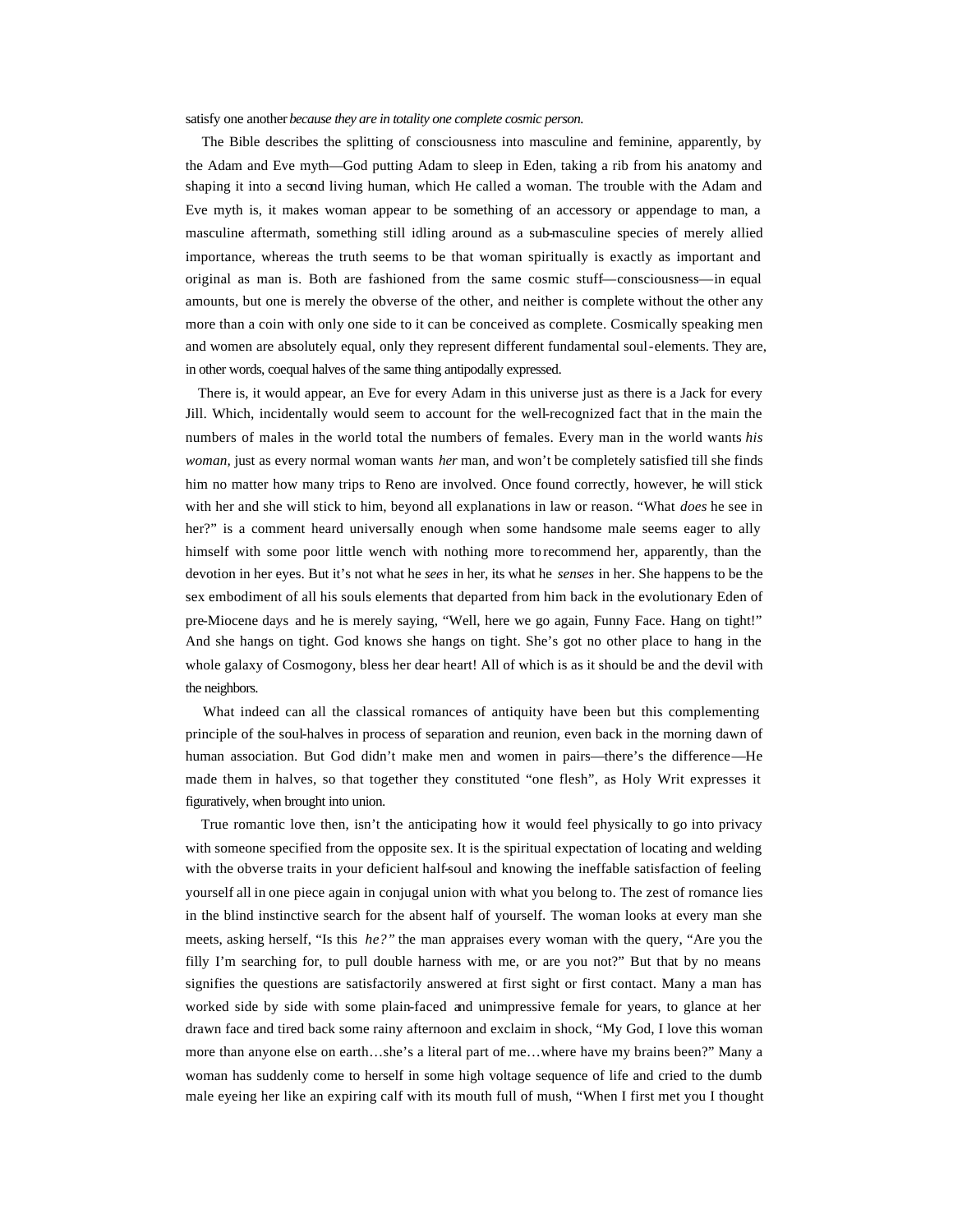satisfy one another *because they are in totality one complete cosmic person.*

The Bible describes the splitting of consciousness into masculine and feminine, apparently, by the Adam and Eve myth—God putting Adam to sleep in Eden, taking a rib from his anatomy and shaping it into a second living human, which He called a woman. The trouble with the Adam and Eve myth is, it makes woman appear to be something of an accessory or appendage to man, a masculine aftermath, something still idling around as a sub-masculine species of merely allied importance, whereas the truth seems to be that woman spiritually is exactly as important and original as man is. Both are fashioned from the same cosmic stuff—consciousness—in equal amounts, but one is merely the obverse of the other, and neither is complete without the other any more than a coin with only one side to it can be conceived as complete. Cosmically speaking men and women are absolutely equal, only they represent different fundamental soul-elements. They are, in other words, coequal halves of the same thing antipodally expressed.

There is, it would appear, an Eve for every Adam in this universe just as there is a Jack for every Jill. Which, incidentally would seem to account for the well-recognized fact that in the main the numbers of males in the world total the numbers of females. Every man in the world wants *his woman,* just as every normal woman wants *her* man, and won't be completely satisfied till she finds him no matter how many trips to Reno are involved. Once found correctly, however, he will stick with her and she will stick to him, beyond all explanations in law or reason. "What *does* he see in her?" is a comment heard universally enough when some handsome male seems eager to ally himself with some poor little wench with nothing more to recommend her, apparently, than the devotion in her eyes. But it's not what he *sees* in her, its what he *senses* in her. She happens to be the sex embodiment of all his souls elements that departed from him back in the evolutionary Eden of pre-Miocene days and he is merely saying, "Well, here we go again, Funny Face. Hang on tight!" And she hangs on tight. God knows she hangs on tight. She's got no other place to hang in the whole galaxy of Cosmogony, bless her dear heart! All of which is as it should be and the devil with the neighbors.

What indeed can all the classical romances of antiquity have been but this complementing principle of the soul-halves in process of separation and reunion, even back in the morning dawn of human association. But God didn't make men and women in pairs—there's the difference—He made them in halves, so that together they constituted "one flesh", as Holy Writ expresses it figuratively, when brought into union.

True romantic love then, isn't the anticipating how it would feel physically to go into privacy with someone specified from the opposite sex. It is the spiritual expectation of locating and welding with the obverse traits in your deficient half-soul and knowing the ineffable satisfaction of feeling yourself all in one piece again in conjugal union with what you belong to. The zest of romance lies in the blind instinctive search for the absent half of yourself. The woman looks at every man she meets, asking herself, "Is this *he?"* the man appraises every woman with the query, "Are you the filly I'm searching for, to pull double harness with me, or are you not?" But that by no means signifies the questions are satisfactorily answered at first sight or first contact. Many a man has worked side by side with some plain-faced and unimpressive female for years, to glance at her drawn face and tired back some rainy afternoon and exclaim in shock, "My God, I love this woman more than anyone else on earth…she's a literal part of me…where have my brains been?" Many a woman has suddenly come to herself in some high voltage sequence of life and cried to the dumb male eyeing her like an expiring calf with its mouth full of mush, "When I first met you I thought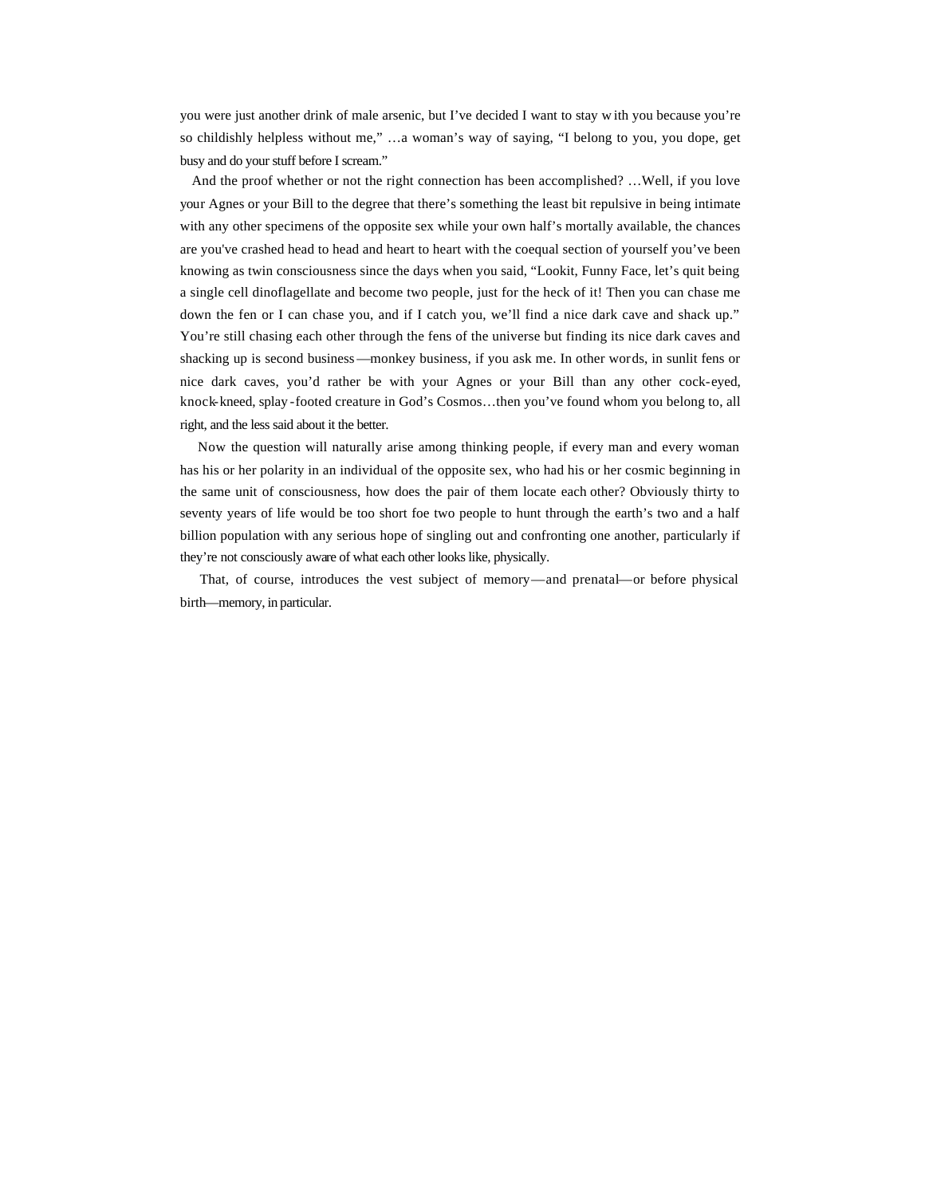you were just another drink of male arsenic, but I've decided I want to stay with you because you're so childishly helpless without me," …a woman's way of saying, "I belong to you, you dope, get busy and do your stuff before I scream."

And the proof whether or not the right connection has been accomplished? …Well, if you love your Agnes or your Bill to the degree that there's something the least bit repulsive in being intimate with any other specimens of the opposite sex while your own half's mortally available, the chances are you've crashed head to head and heart to heart with the coequal section of yourself you've been knowing as twin consciousness since the days when you said, "Lookit, Funny Face, let's quit being a single cell dinoflagellate and become two people, just for the heck of it! Then you can chase me down the fen or I can chase you, and if I catch you, we'll find a nice dark cave and shack up." You're still chasing each other through the fens of the universe but finding its nice dark caves and shacking up is second business—monkey business, if you ask me. In other words, in sunlit fens or nice dark caves, you'd rather be with your Agnes or your Bill than any other cock-eyed, knock-kneed, splay-footed creature in God's Cosmos…then you've found whom you belong to, all right, and the less said about it the better.

Now the question will naturally arise among thinking people, if every man and every woman has his or her polarity in an individual of the opposite sex, who had his or her cosmic beginning in the same unit of consciousness, how does the pair of them locate each other? Obviously thirty to seventy years of life would be too short foe two people to hunt through the earth's two and a half billion population with any serious hope of singling out and confronting one another, particularly if they're not consciously aware of what each other looks like, physically.

That, of course, introduces the vest subject of memory—and prenatal—or before physical birth—memory, in particular.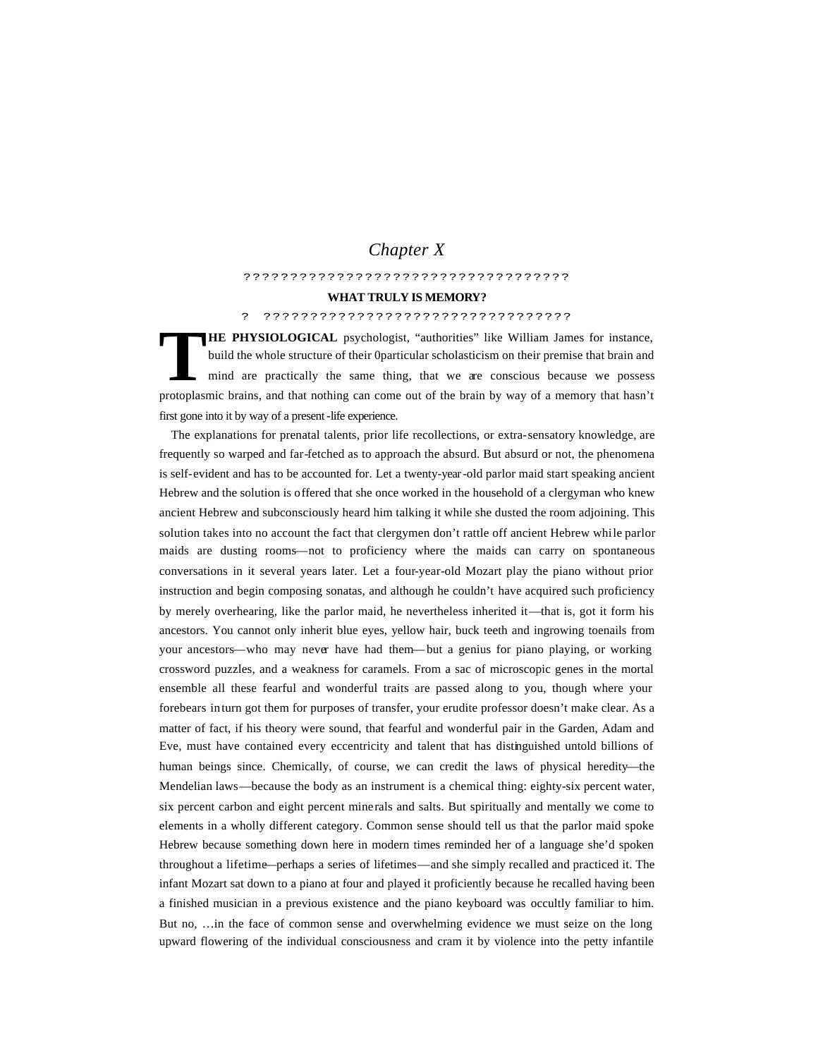# *Chapter X*

???????????????????????????????????

**WHAT TRULY IS MEMORY?**

? ?????????????????????????????????

**THE PHYSIOLOGICAL** psychologist, “authorities” like William James for instance, build the whole structure of their 0particular scholasticism on their premise that brain and mind are practically the same thing, that we are conscious because we possess protoplasmic brains, and that nothing can come out of the brain by way of a memory that hasn’t first gone into it by way of a present-life experience.

The explanations for prenatal talents, prior life recollections, or extra-sensatory knowledge, are frequently so warped and far-fetched as to approach the absurd. But absurd or not, the phenomena is self-evident and has to be accounted for. Let a twenty-year-old parlor maid start speaking ancient Hebrew and the solution is offered that she once worked in the household of a clergyman who knew ancient Hebrew and subconsciously heard him talking it while she dusted the room adjoining. This solution takes into no account the fact that clergymen don’t rattle off ancient Hebrew while parlor maids are dusting rooms—not to proficiency where the maids can carry on spontaneous conversations in it several years later. Let a four-year-old Mozart play the piano without prior instruction and begin composing sonatas, and although he couldn’t have acquired such proficiency by merely overhearing, like the parlor maid, he nevertheless inherited it—that is, got it form his ancestors. You cannot only inherit blue eyes, yellow hair, buck teeth and ingrowing toenails from your ancestors—who may never have had them—but a genius for piano playing, or working crossword puzzles, and a weakness for caramels. From a sac of microscopic genes in the mortal ensemble all these fearful and wonderful traits are passed along to you, though where your forebears in turn got them for purposes of transfer, your erudite professor doesn’t make clear. As a matter of fact, if his theory were sound, that fearful and wonderful pair in the Garden, Adam and Eve, must have contained every eccentricity and talent that has distinguished untold billions of human beings since. Chemically, of course, we can credit the laws of physical heredity—the Mendelian laws—because the body as an instrument is a chemical thing: eighty-six percent water, six percent carbon and eight percent minerals and salts. But spiritually and mentally we come to elements in a wholly different category. Common sense should tell us that the parlor maid spoke Hebrew because something down here in modern times reminded her of a language she’d spoken throughout a lifetime—perhaps a series of lifetimes—and she simply recalled and practiced it. The infant Mozart sat down to a piano at four and played it proficiently because he recalled having been a finished musician in a previous existence and the piano keyboard was occultly familiar to him. But no, …in the face of common sense and overwhelming evidence we must seize on the long upward flowering of the individual consciousness and cram it by violence into the petty infantile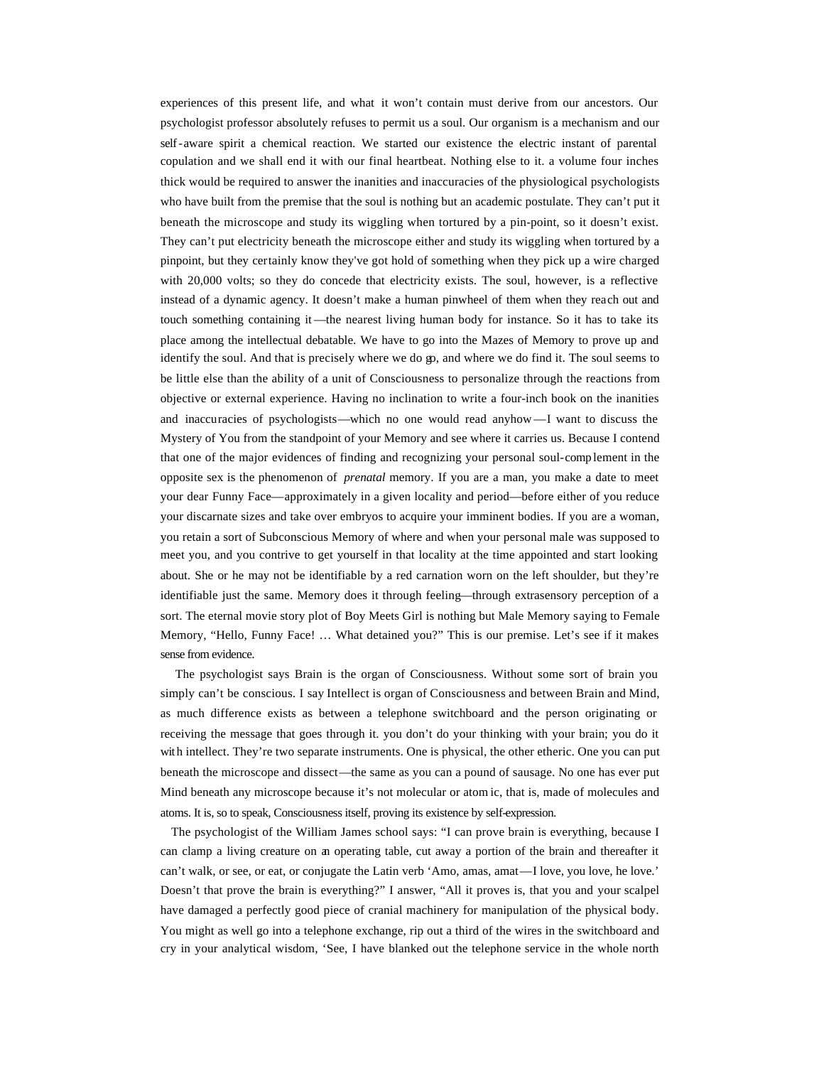experiences of this present life, and what it won't contain must derive from our ancestors. Our psychologist professor absolutely refuses to permit us a soul. Our organism is a mechanism and our self-aware spirit a chemical reaction. We started our existence the electric instant of parental copulation and we shall end it with our final heartbeat. Nothing else to it. a volume four inches thick would be required to answer the inanities and inaccuracies of the physiological psychologists who have built from the premise that the soul is nothing but an academic postulate. They can't put it beneath the microscope and study its wiggling when tortured by a pin-point, so it doesn't exist. They can't put electricity beneath the microscope either and study its wiggling when tortured by a pinpoint, but they certainly know they've got hold of something when they pick up a wire charged with 20,000 volts; so they do concede that electricity exists. The soul, however, is a reflective instead of a dynamic agency. It doesn't make a human pinwheel of them when they reach out and touch something containing it—the nearest living human body for instance. So it has to take its place among the intellectual debatable. We have to go into the Mazes of Memory to prove up and identify the soul. And that is precisely where we do go, and where we do find it. The soul seems to be little else than the ability of a unit of Consciousness to personalize through the reactions from objective or external experience. Having no inclination to write a four-inch book on the inanities and inaccuracies of psychologists—which no one would read anyhow—I want to discuss the Mystery of You from the standpoint of your Memory and see where it carries us. Because I contend that one of the major evidences of finding and recognizing your personal soul-complement in the opposite sex is the phenomenon of *prenatal* memory. If you are a man, you make a date to meet your dear Funny Face—approximately in a given locality and period—before either of you reduce your discarnate sizes and take over embryos to acquire your imminent bodies. If you are a woman, you retain a sort of Subconscious Memory of where and when your personal male was supposed to meet you, and you contrive to get yourself in that locality at the time appointed and start looking about. She or he may not be identifiable by a red carnation worn on the left shoulder, but they're identifiable just the same. Memory does it through feeling—through extrasensory perception of a sort. The eternal movie story plot of Boy Meets Girl is nothing but Male Memory saying to Female Memory, "Hello, Funny Face! … What detained you?" This is our premise. Let's see if it makes sense from evidence.

The psychologist says Brain is the organ of Consciousness. Without some sort of brain you simply can't be conscious. I say Intellect is organ of Consciousness and between Brain and Mind, as much difference exists as between a telephone switchboard and the person originating or receiving the message that goes through it. you don't do your thinking with your brain; you do it with intellect. They're two separate instruments. One is physical, the other etheric. One you can put beneath the microscope and dissect—the same as you can a pound of sausage. No one has ever put Mind beneath any microscope because it's not molecular or atomic, that is, made of molecules and atoms. It is, so to speak, Consciousness itself, proving its existence by self-expression.

The psychologist of the William James school says: "I can prove brain is everything, because I can clamp a living creature on an operating table, cut away a portion of the brain and thereafter it can't walk, or see, or eat, or conjugate the Latin verb 'Amo, amas, amat—I love, you love, he love.' Doesn't that prove the brain is everything?" I answer, "All it proves is, that you and your scalpel have damaged a perfectly good piece of cranial machinery for manipulation of the physical body. You might as well go into a telephone exchange, rip out a third of the wires in the switchboard and cry in your analytical wisdom, 'See, I have blanked out the telephone service in the whole north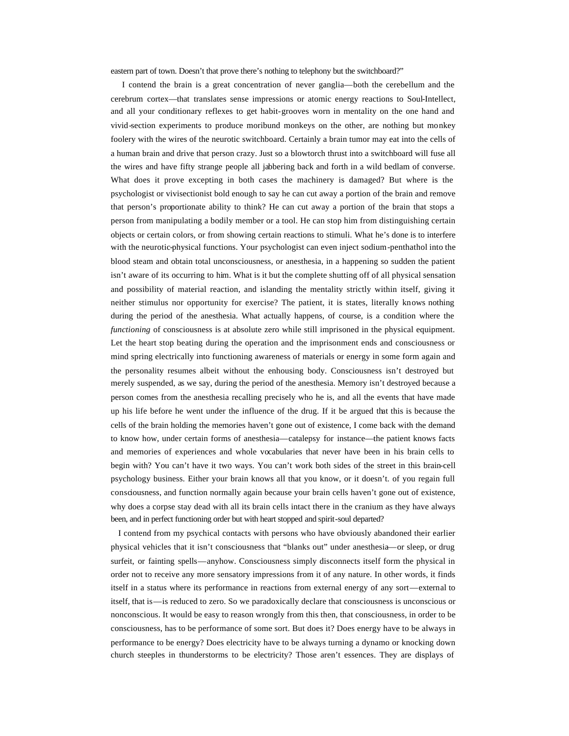eastern part of town. Doesn't that prove there's nothing to telephony but the switchboard?"

I contend the brain is a great concentration of never ganglia—both the cerebellum and the cerebrum cortex—that translates sense impressions or atomic energy reactions to Soul-Intellect, and all your conditionary reflexes to get habit-grooves worn in mentality on the one hand and vivid-section experiments to produce moribund monkeys on the other, are nothing but monkey foolery with the wires of the neurotic switchboard. Certainly a brain tumor may eat into the cells of a human brain and drive that person crazy. Just so a blowtorch thrust into a switchboard will fuse all the wires and have fifty strange people all jabbering back and forth in a wild bedlam of converse. What does it prove excepting in both cases the machinery is damaged? But where is the psychologist or vivisectionist bold enough to say he can cut away a portion of the brain and remove that person's proportionate ability to think? He can cut away a portion of the brain that stops a person from manipulating a bodily member or a tool. He can stop him from distinguishing certain objects or certain colors, or from showing certain reactions to stimuli. What he's done is to interfere with the neurotic-physical functions. Your psychologist can even inject sodium-penthathol into the blood steam and obtain total unconsciousness, or anesthesia, in a happening so sudden the patient isn't aware of its occurring to him. What is it but the complete shutting off of all physical sensation and possibility of material reaction, and islanding the mentality strictly within itself, giving it neither stimulus nor opportunity for exercise? The patient, it is states, literally knows nothing during the period of the anesthesia. What actually happens, of course, is a condition where the *functioning* of consciousness is at absolute zero while still imprisoned in the physical equipment. Let the heart stop beating during the operation and the imprisonment ends and consciousness or mind spring electrically into functioning awareness of materials or energy in some form again and the personality resumes albeit without the enhousing body. Consciousness isn't destroyed but merely suspended, as we say, during the period of the anesthesia. Memory isn't destroyed because a person comes from the anesthesia recalling precisely who he is, and all the events that have made up his life before he went under the influence of the drug. If it be argued that this is because the cells of the brain holding the memories haven't gone out of existence, I come back with the demand to know how, under certain forms of anesthesia—catalepsy for instance—the patient knows facts and memories of experiences and whole vocabularies that never have been in his brain cells to begin with? You can't have it two ways. You can't work both sides of the street in this brain-cell psychology business. Either your brain knows all that you know, or it doesn't. of you regain full consciousness, and function normally again because your brain cells haven't gone out of existence, why does a corpse stay dead with all its brain cells intact there in the cranium as they have always been, and in perfect functioning order but with heart stopped and spirit-soul departed?

I contend from my psychical contacts with persons who have obviously abandoned their earlier physical vehicles that it isn't consciousness that "blanks out" under anesthesia—or sleep, or drug surfeit, or fainting spells—anyhow. Consciousness simply disconnects itself form the physical in order not to receive any more sensatory impressions from it of any nature. In other words, it finds itself in a status where its performance in reactions from external energy of any sort—external to itself, that is—is reduced to zero. So we paradoxically declare that consciousness is unconscious or nonconscious. It would be easy to reason wrongly from this then, that consciousness, in order to be consciousness, has to be performance of some sort. But does it? Does energy have to be always in performance to be energy? Does electricity have to be always turning a dynamo or knocking down church steeples in thunderstorms to be electricity? Those aren't essences. They are displays of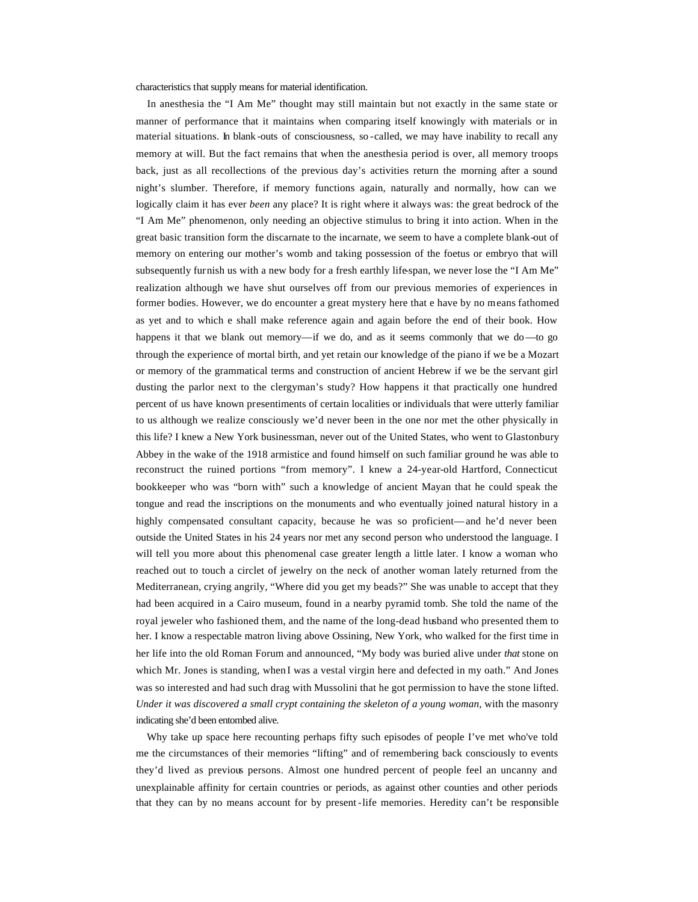characteristics that supply means for material identification.

In anesthesia the "I Am Me" thought may still maintain but not exactly in the same state or manner of performance that it maintains when comparing itself knowingly with materials or in material situations. In blank-outs of consciousness, so-called, we may have inability to recall any memory at will. But the fact remains that when the anesthesia period is over, all memory troops back, just as all recollections of the previous day's activities return the morning after a sound night's slumber. Therefore, if memory functions again, naturally and normally, how can we logically claim it has ever *been* any place? It is right where it always was: the great bedrock of the "I Am Me" phenomenon, only needing an objective stimulus to bring it into action. When in the great basic transition form the discarnate to the incarnate, we seem to have a complete blank-out of memory on entering our mother's womb and taking possession of the foetus or embryo that will subsequently furnish us with a new body for a fresh earthly life-span, we never lose the "I Am Me" realization although we have shut ourselves off from our previous memories of experiences in former bodies. However, we do encounter a great mystery here that e have by no means fathomed as yet and to which e shall make reference again and again before the end of their book. How happens it that we blank out memory—if we do, and as it seems commonly that we do—to go through the experience of mortal birth, and yet retain our knowledge of the piano if we be a Mozart or memory of the grammatical terms and construction of ancient Hebrew if we be the servant girl dusting the parlor next to the clergyman's study? How happens it that practically one hundred percent of us have known presentiments of certain localities or individuals that were utterly familiar to us although we realize consciously we'd never been in the one nor met the other physically in this life? I knew a New York businessman, never out of the United States, who went to Glastonbury Abbey in the wake of the 1918 armistice and found himself on such familiar ground he was able to reconstruct the ruined portions "from memory". I knew a 24-year-old Hartford, Connecticut bookkeeper who was "born with" such a knowledge of ancient Mayan that he could speak the tongue and read the inscriptions on the monuments and who eventually joined natural history in a highly compensated consultant capacity, because he was so proficient—and he'd never been outside the United States in his 24 years nor met any second person who understood the language. I will tell you more about this phenomenal case greater length a little later. I know a woman who reached out to touch a circlet of jewelry on the neck of another woman lately returned from the Mediterranean, crying angrily, "Where did you get my beads?" She was unable to accept that they had been acquired in a Cairo museum, found in a nearby pyramid tomb. She told the name of the royal jeweler who fashioned them, and the name of the long-dead husband who presented them to her. I know a respectable matron living above Ossining, New York, who walked for the first time in her life into the old Roman Forum and announced, "My body was buried alive under *that* stone on which Mr. Jones is standing, when I was a vestal virgin here and defected in my oath." And Jones was so interested and had such drag with Mussolini that he got permission to have the stone lifted. *Under it was discovered a small crypt containing the skeleton of a young woman*, with the masonry indicating she'd been entombed alive.

Why take up space here recounting perhaps fifty such episodes of people I've met who've told me the circumstances of their memories "lifting" and of remembering back consciously to events they'd lived as previous persons. Almost one hundred percent of people feel an uncanny and unexplainable affinity for certain countries or periods, as against other counties and other periods that they can by no means account for by present-life memories. Heredity can't be responsible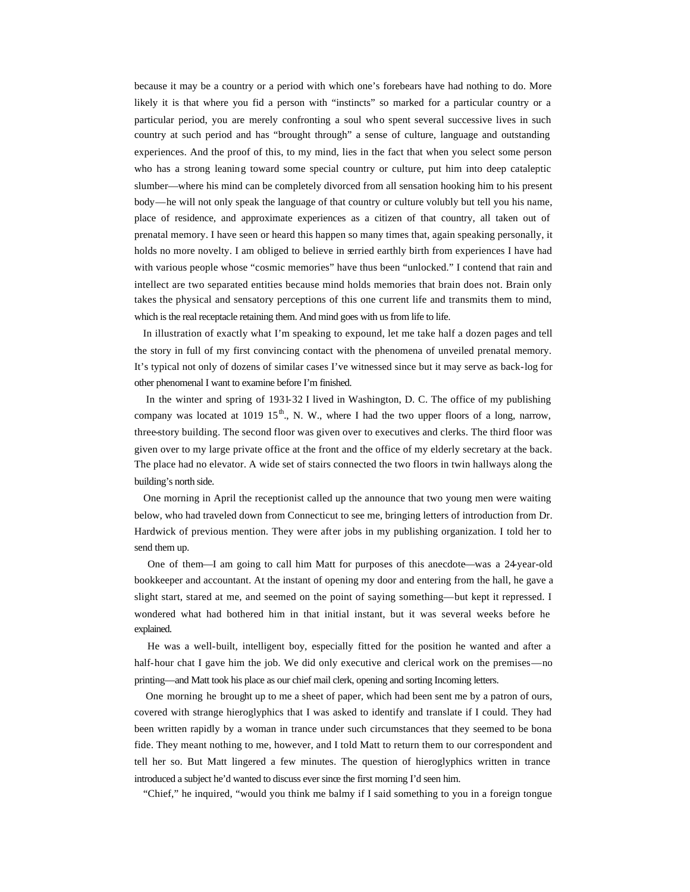because it may be a country or a period with which one's forebears have had nothing to do. More likely it is that where you fid a person with "instincts" so marked for a particular country or a particular period, you are merely confronting a soul who spent several successive lives in such country at such period and has "brought through" a sense of culture, language and outstanding experiences. And the proof of this, to my mind, lies in the fact that when you select some person who has a strong leaning toward some special country or culture, put him into deep cataleptic slumber—where his mind can be completely divorced from all sensation hooking him to his present body—he will not only speak the language of that country or culture volubly but tell you his name, place of residence, and approximate experiences as a citizen of that country, all taken out of prenatal memory. I have seen or heard this happen so many times that, again speaking personally, it holds no more novelty. I am obliged to believe in serried earthly birth from experiences I have had with various people whose "cosmic memories" have thus been "unlocked." I contend that rain and intellect are two separated entities because mind holds memories that brain does not. Brain only takes the physical and sensatory perceptions of this one current life and transmits them to mind, which is the real receptacle retaining them. And mind goes with us from life to life.

In illustration of exactly what I'm speaking to expound, let me take half a dozen pages and tell the story in full of my first convincing contact with the phenomena of unveiled prenatal memory. It's typical not only of dozens of similar cases I've witnessed since but it may serve as back-log for other phenomenal I want to examine before I'm finished.

In the winter and spring of 1931-32 I lived in Washington, D. C. The office of my publishing company was located at 1019 15th., N. W., where I had the two upper floors of a long, narrow, three-story building. The second floor was given over to executives and clerks. The third floor was given over to my large private office at the front and the office of my elderly secretary at the back. The place had no elevator. A wide set of stairs connected the two floors in twin hallways along the building's north side.

One morning in April the receptionist called up the announce that two young men were waiting below, who had traveled down from Connecticut to see me, bringing letters of introduction from Dr. Hardwick of previous mention. They were after jobs in my publishing organization. I told her to send them up.

One of them—I am going to call him Matt for purposes of this anecdote—was a 24-year-old bookkeeper and accountant. At the instant of opening my door and entering from the hall, he gave a slight start, stared at me, and seemed on the point of saying something—but kept it repressed. I wondered what had bothered him in that initial instant, but it was several weeks before he explained.

He was a well-built, intelligent boy, especially fitted for the position he wanted and after a half-hour chat I gave him the job. We did only executive and clerical work on the premises—no printing—and Matt took his place as our chief mail clerk, opening and sorting Incoming letters.

One morning he brought up to me a sheet of paper, which had been sent me by a patron of ours, covered with strange hieroglyphics that I was asked to identify and translate if I could. They had been written rapidly by a woman in trance under such circumstances that they seemed to be bona fide. They meant nothing to me, however, and I told Matt to return them to our correspondent and tell her so. But Matt lingered a few minutes. The question of hieroglyphics written in trance introduced a subject he'd wanted to discuss ever since the first morning I'd seen him.

"Chief," he inquired, "would you think me balmy if I said something to you in a foreign tongue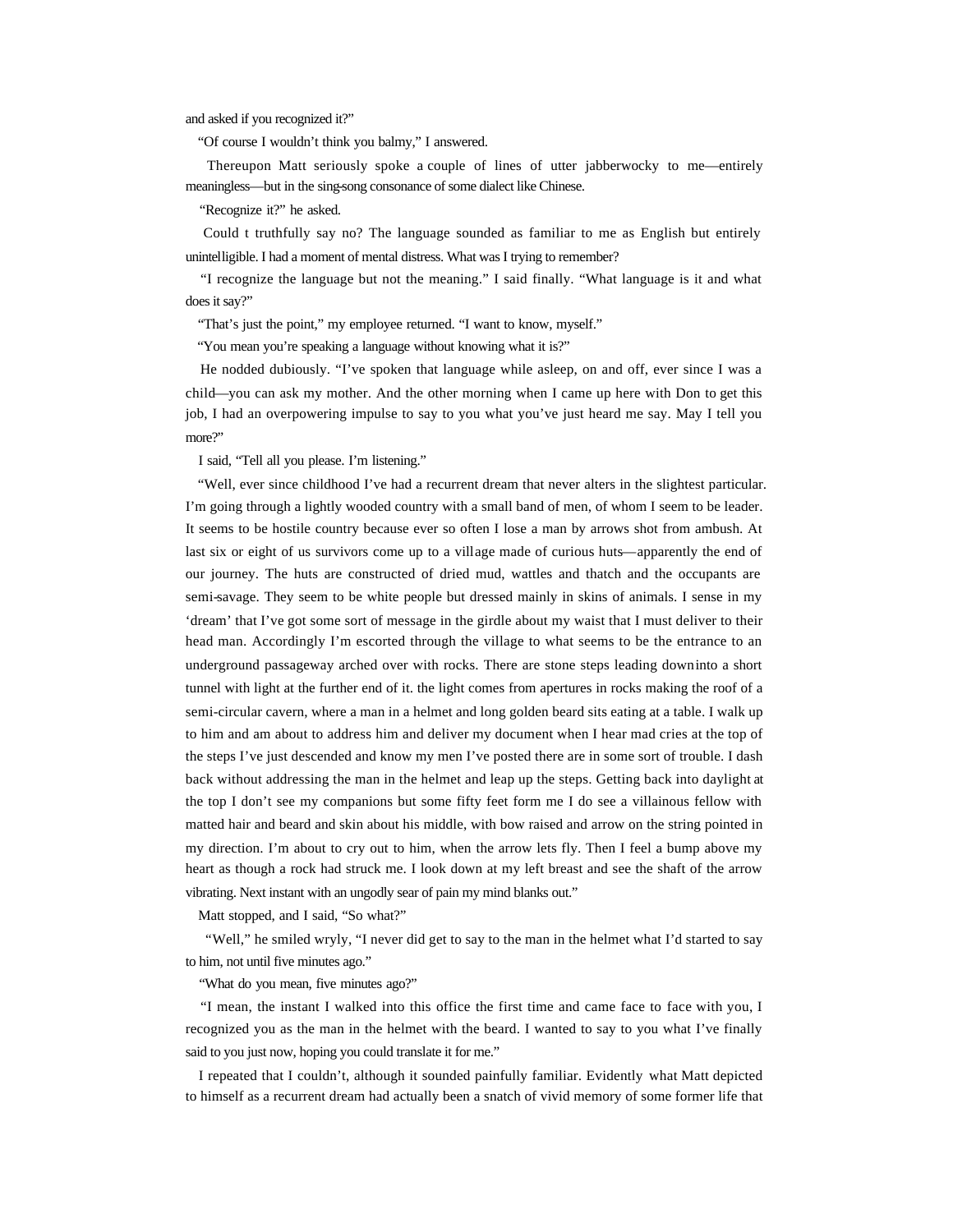and asked if you recognized it?"

"Of course I wouldn't think you balmy," I answered.

Thereupon Matt seriously spoke a couple of lines of utter jabberwocky to me—entirely meaningless—but in the sing-song consonance of some dialect like Chinese.

"Recognize it?" he asked.

Could t truthfully say no? The language sounded as familiar to me as English but entirely unintelligible. I had a moment of mental distress. What was I trying to remember?

"I recognize the language but not the meaning." I said finally. "What language is it and what does it say?"

"That's just the point," my employee returned. "I want to know, myself."

"You mean you're speaking a language without knowing what it is?"

He nodded dubiously. "I've spoken that language while asleep, on and off, ever since I was a child—you can ask my mother. And the other morning when I came up here with Don to get this job, I had an overpowering impulse to say to you what you've just heard me say. May I tell you more?"

I said, "Tell all you please. I'm listening."

"Well, ever since childhood I've had a recurrent dream that never alters in the slightest particular. I'm going through a lightly wooded country with a small band of men, of whom I seem to be leader. It seems to be hostile country because ever so often I lose a man by arrows shot from ambush. At last six or eight of us survivors come up to a village made of curious huts—apparently the end of our journey. The huts are constructed of dried mud, wattles and thatch and the occupants are semi-savage. They seem to be white people but dressed mainly in skins of animals. I sense in my 'dream' that I've got some sort of message in the girdle about my waist that I must deliver to their head man. Accordingly I'm escorted through the village to what seems to be the entrance to an underground passageway arched over with rocks. There are stone steps leading downinto a short tunnel with light at the further end of it. the light comes from apertures in rocks making the roof of a semi-circular cavern, where a man in a helmet and long golden beard sits eating at a table. I walk up to him and am about to address him and deliver my document when I hear mad cries at the top of the steps I've just descended and know my men I've posted there are in some sort of trouble. I dash back without addressing the man in the helmet and leap up the steps. Getting back into daylight at the top I don't see my companions but some fifty feet form me I do see a villainous fellow with matted hair and beard and skin about his middle, with bow raised and arrow on the string pointed in my direction. I'm about to cry out to him, when the arrow lets fly. Then I feel a bump above my heart as though a rock had struck me. I look down at my left breast and see the shaft of the arrow vibrating. Next instant with an ungodly sear of pain my mind blanks out."

Matt stopped, and I said, "So what?"

"Well," he smiled wryly, "I never did get to say to the man in the helmet what I'd started to say to him, not until five minutes ago."

"What do you mean, five minutes ago?"

"I mean, the instant I walked into this office the first time and came face to face with you, I recognized you as the man in the helmet with the beard. I wanted to say to you what I've finally said to you just now, hoping you could translate it for me."

I repeated that I couldn't, although it sounded painfully familiar. Evidently what Matt depicted to himself as a recurrent dream had actually been a snatch of vivid memory of some former life that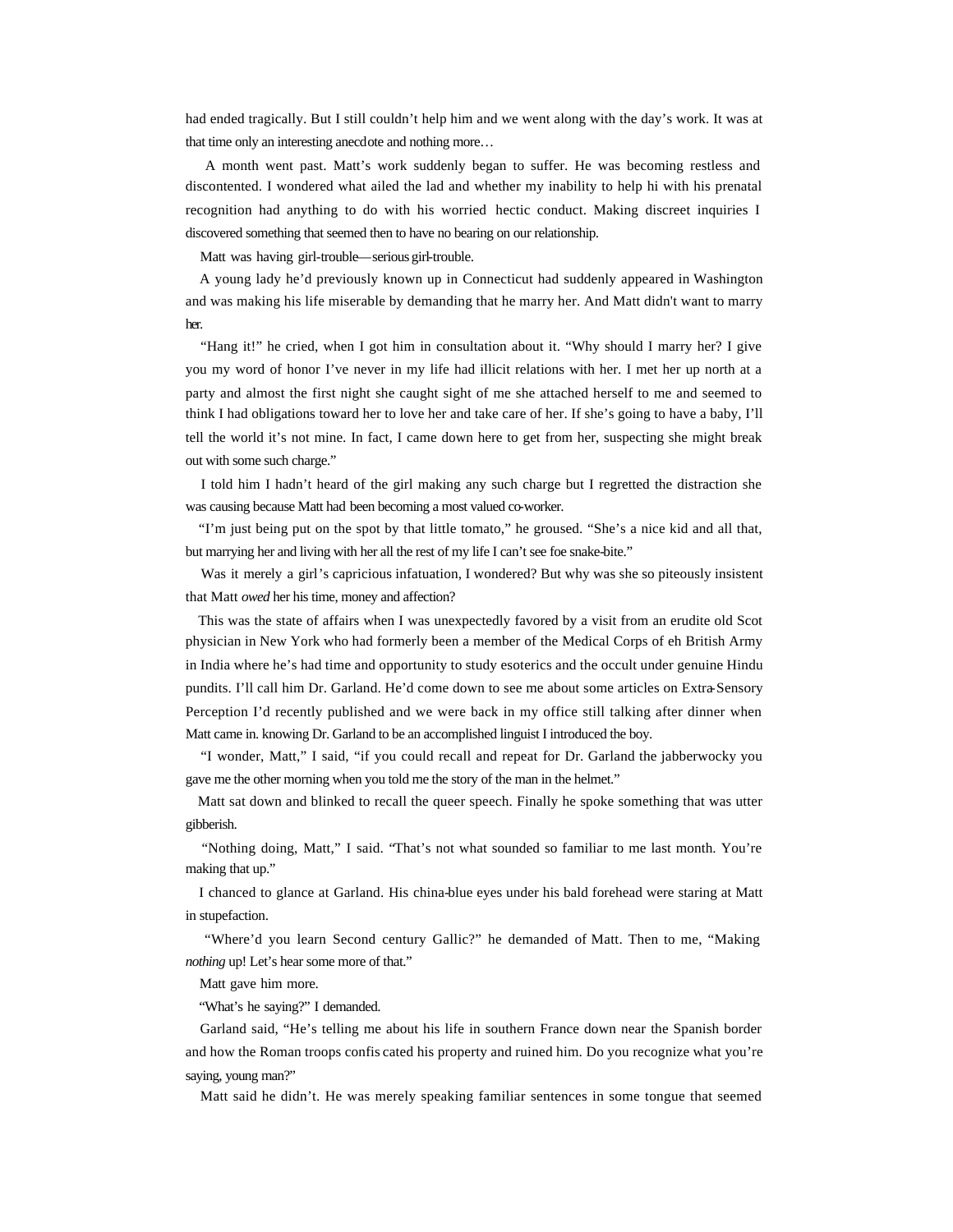had ended tragically. But I still couldn't help him and we went along with the day's work. It was at that time only an interesting anecdote and nothing more…

A month went past. Matt's work suddenly began to suffer. He was becoming restless and discontented. I wondered what ailed the lad and whether my inability to help hi with his prenatal recognition had anything to do with his worried hectic conduct. Making discreet inquiries I discovered something that seemed then to have no bearing on our relationship.

Matt was having girl-trouble—serious girl-trouble.

A young lady he'd previously known up in Connecticut had suddenly appeared in Washington and was making his life miserable by demanding that he marry her. And Matt didn't want to marry her.

"Hang it!" he cried, when I got him in consultation about it. "Why should I marry her? I give you my word of honor I've never in my life had illicit relations with her. I met her up north at a party and almost the first night she caught sight of me she attached herself to me and seemed to think I had obligations toward her to love her and take care of her. If she's going to have a baby, I'll tell the world it's not mine. In fact, I came down here to get from her, suspecting she might break out with some such charge."

I told him I hadn't heard of the girl making any such charge but I regretted the distraction she was causing because Matt had been becoming a most valued co-worker.

"I'm just being put on the spot by that little tomato," he groused. "She's a nice kid and all that, but marrying her and living with her all the rest of my life I can't see foe snake-bite."

Was it merely a girl's capricious infatuation, I wondered? But why was she so piteously insistent that Matt *owed* her his time, money and affection?

This was the state of affairs when I was unexpectedly favored by a visit from an erudite old Scot physician in New York who had formerly been a member of the Medical Corps of eh British Army in India where he's had time and opportunity to study esoterics and the occult under genuine Hindu pundits. I'll call him Dr. Garland. He'd come down to see me about some articles on Extra-Sensory Perception I'd recently published and we were back in my office still talking after dinner when Matt came in. knowing Dr. Garland to be an accomplished linguist I introduced the boy.

"I wonder, Matt," I said, "if you could recall and repeat for Dr. Garland the jabberwocky you gave me the other morning when you told me the story of the man in the helmet."

Matt sat down and blinked to recall the queer speech. Finally he spoke something that was utter gibberish.

"Nothing doing, Matt," I said. "That's not what sounded so familiar to me last month. You're making that up."

I chanced to glance at Garland. His china-blue eyes under his bald forehead were staring at Matt in stupefaction.

"Where'd you learn Second century Gallic?" he demanded of Matt. Then to me, "Making *nothing* up! Let's hear some more of that."

Matt gave him more.

"What's he saying?" I demanded.

Garland said, "He's telling me about his life in southern France down near the Spanish border and how the Roman troops confiscated his property and ruined him. Do you recognize what you're saying, young man?"

Matt said he didn't. He was merely speaking familiar sentences in some tongue that seemed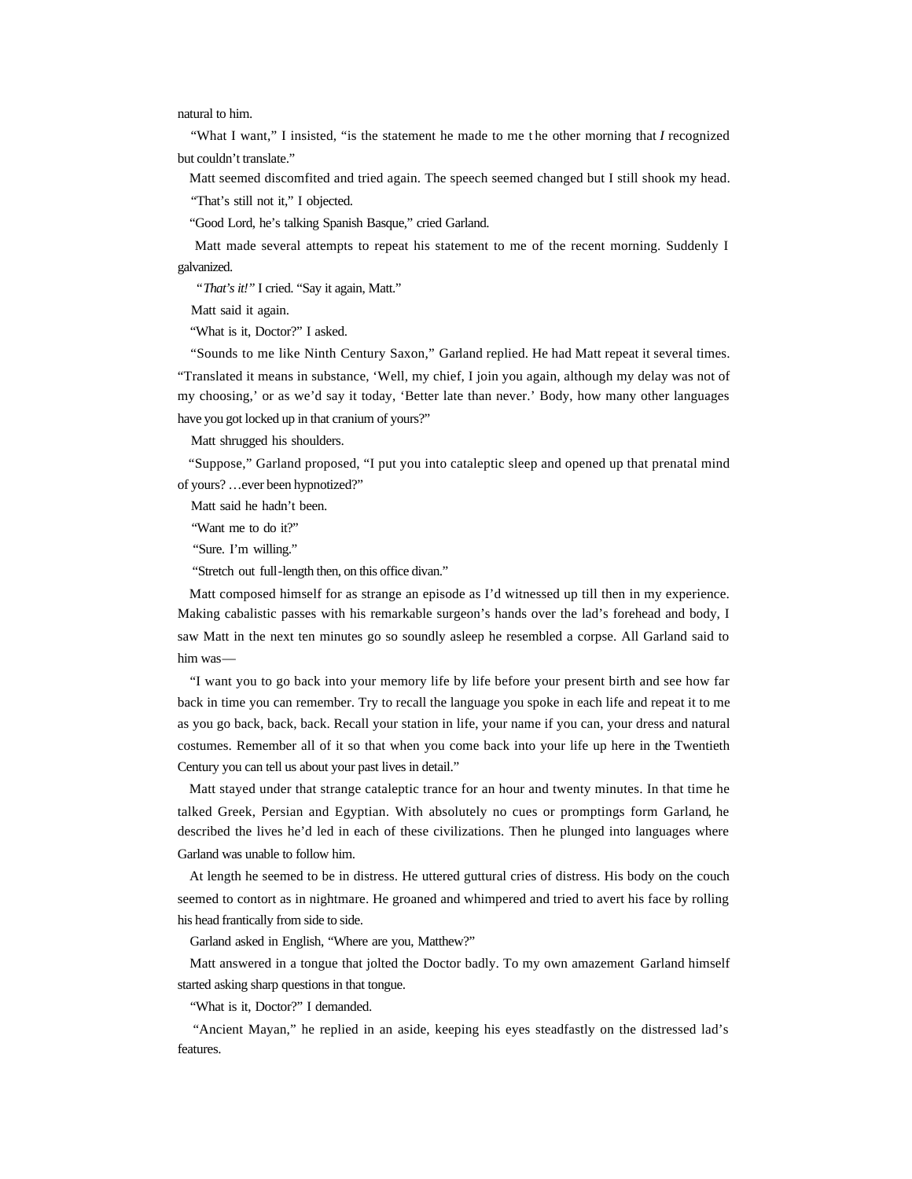natural to him.

"What I want," I insisted, "is the statement he made to me the other morning that *I* recognized but couldn't translate."

Matt seemed discomfited and tried again. The speech seemed changed but I still shook my head.

"That's still not it," I objected.

"Good Lord, he's talking Spanish Basque," cried Garland.

Matt made several attempts to repeat his statement to me of the recent morning. Suddenly I galvanized.

"*That's it!*" I cried. "Say it again, Matt."

Matt said it again.

"What is it, Doctor?" I asked.

"Sounds to me like Ninth Century Saxon," Garland replied. He had Matt repeat it several times. "Translated it means in substance, 'Well, my chief, I join you again, although my delay was not of my choosing,' or as we'd say it today, 'Better late than never.' Body, how many other languages have you got locked up in that cranium of yours?"

Matt shrugged his shoulders.

"Suppose," Garland proposed, "I put you into cataleptic sleep and opened up that prenatal mind of yours? …ever been hypnotized?"

Matt said he hadn't been.

"Want me to do it?"

"Sure. I'm willing."

"Stretch out full-length then, on this office divan."

Matt composed himself for as strange an episode as I'd witnessed up till then in my experience. Making cabalistic passes with his remarkable surgeon's hands over the lad's forehead and body, I saw Matt in the next ten minutes go so soundly asleep he resembled a corpse. All Garland said to him was—

"I want you to go back into your memory life by life before your present birth and see how far back in time you can remember. Try to recall the language you spoke in each life and repeat it to me as you go back, back, back. Recall your station in life, your name if you can, your dress and natural costumes. Remember all of it so that when you come back into your life up here in the Twentieth Century you can tell us about your past lives in detail."

Matt stayed under that strange cataleptic trance for an hour and twenty minutes. In that time he talked Greek, Persian and Egyptian. With absolutely no cues or promptings form Garland, he described the lives he'd led in each of these civilizations. Then he plunged into languages where Garland was unable to follow him.

At length he seemed to be in distress. He uttered guttural cries of distress. His body on the couch seemed to contort as in nightmare. He groaned and whimpered and tried to avert his face by rolling his head frantically from side to side.

Garland asked in English, "Where are you, Matthew?"

Matt answered in a tongue that jolted the Doctor badly. To my own amazement Garland himself started asking sharp questions in that tongue.

"What is it, Doctor?" I demanded.

"Ancient Mayan," he replied in an aside, keeping his eyes steadfastly on the distressed lad's features.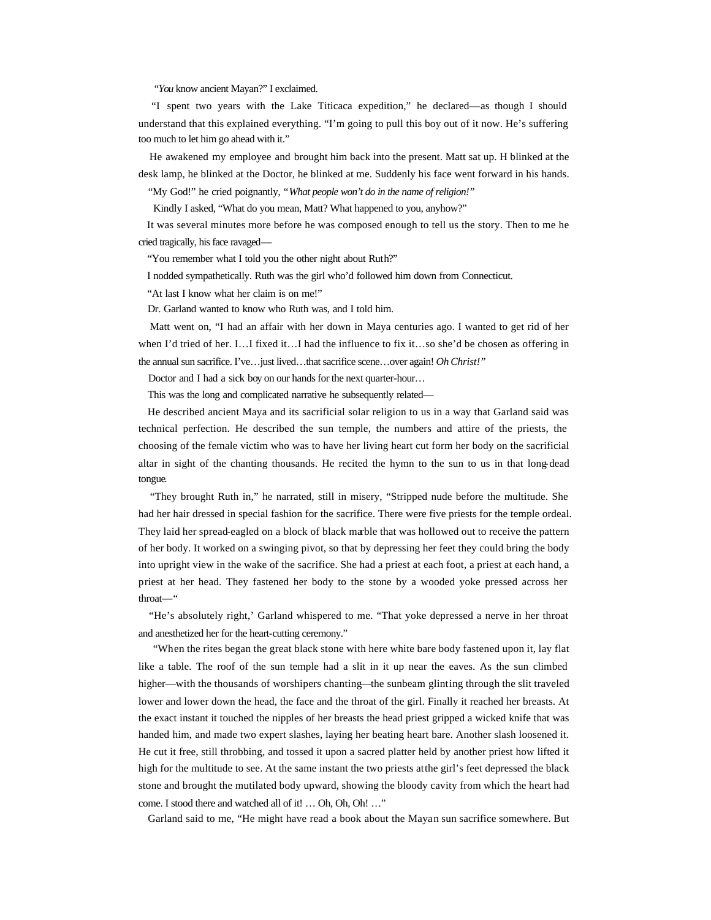"*You* know ancient Mayan?" I exclaimed.

"I spent two years with the Lake Titicaca expedition," he declared—as though I should understand that this explained everything. "I'm going to pull this boy out of it now. He's suffering too much to let him go ahead with it."

He awakened my employee and brought him back into the present. Matt sat up. H blinked at the desk lamp, he blinked at the Doctor, he blinked at me. Suddenly his face went forward in his hands.

"My God!" he cried poignantly, "*What people won't do in the name of religion!*"

Kindly I asked, "What do you mean, Matt? What happened to you, anyhow?"

It was several minutes more before he was composed enough to tell us the story. Then to me he cried tragically, his face ravaged—

"You remember what I told you the other night about Ruth?"

I nodded sympathetically. Ruth was the girl who'd followed him down from Connecticut.

"At last I know what her claim is on me!"

Dr. Garland wanted to know who Ruth was, and I told him.

Matt went on, "I had an affair with her down in Maya centuries ago. I wanted to get rid of her when I'd tried of her. I…I fixed it…I had the influence to fix it…so she'd be chosen as offering in the annual sun sacrifice. I've…just lived…that sacrifice scene…over again! *Oh Christ!*"

Doctor and I had a sick boy on our hands for the next quarter-hour…

This was the long and complicated narrative he subsequently related—

He described ancient Maya and its sacrificial solar religion to us in a way that Garland said was technical perfection. He described the sun temple, the numbers and attire of the priests, the choosing of the female victim who was to have her living heart cut form her body on the sacrificial altar in sight of the chanting thousands. He recited the hymn to the sun to us in that long-dead tongue.

"They brought Ruth in," he narrated, still in misery, "Stripped nude before the multitude. She had her hair dressed in special fashion for the sacrifice. There were five priests for the temple ordeal. They laid her spread-eagled on a block of black marble that was hollowed out to receive the pattern of her body. It worked on a swinging pivot, so that by depressing her feet they could bring the body into upright view in the wake of the sacrifice. She had a priest at each foot, a priest at each hand, a priest at her head. They fastened her body to the stone by a wooded yoke pressed across her throat—"

"He's absolutely right,' Garland whispered to me. "That yoke depressed a nerve in her throat and anesthetized her for the heart-cutting ceremony."

"When the rites began the great black stone with here white bare body fastened upon it, lay flat like a table. The roof of the sun temple had a slit in it up near the eaves. As the sun climbed higher—with the thousands of worshipers chanting—the sunbeam glinting through the slit traveled lower and lower down the head, the face and the throat of the girl. Finally it reached her breasts. At the exact instant it touched the nipples of her breasts the head priest gripped a wicked knife that was handed him, and made two expert slashes, laying her beating heart bare. Another slash loosened it. He cut it free, still throbbing, and tossed it upon a sacred platter held by another priest how lifted it high for the multitude to see. At the same instant the two priests atthe girl's feet depressed the black stone and brought the mutilated body upward, showing the bloody cavity from which the heart had come. I stood there and watched all of it! … Oh, Oh, Oh! …"

Garland said to me, "He might have read a book about the Mayan sun sacrifice somewhere. But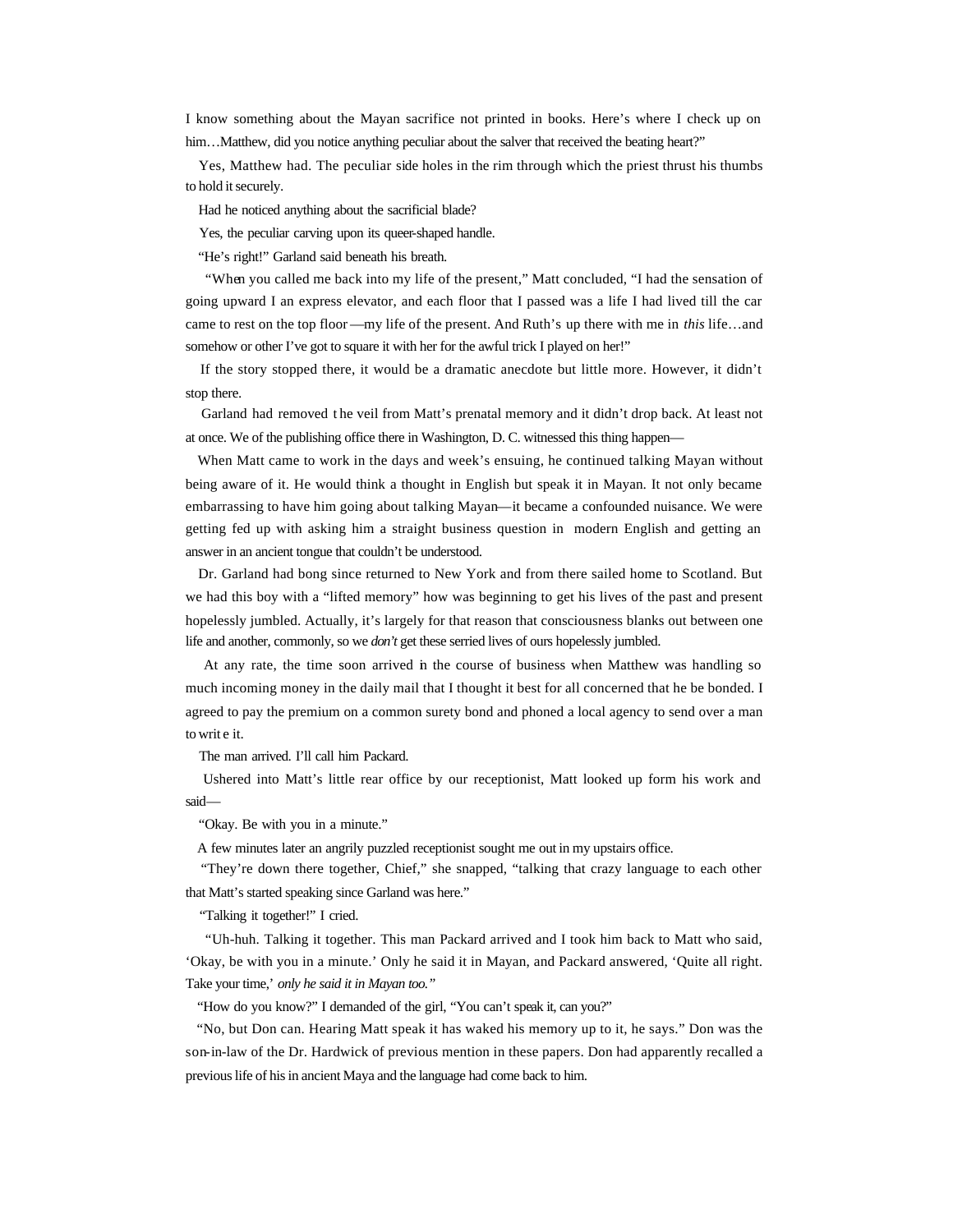I know something about the Mayan sacrifice not printed in books. Here's where I check up on him…Matthew, did you notice anything peculiar about the salver that received the beating heart?"

Yes, Matthew had. The peculiar side holes in the rim through which the priest thrust his thumbs to hold it securely.

Had he noticed anything about the sacrificial blade?

Yes, the peculiar carving upon its queer-shaped handle.

"He's right!" Garland said beneath his breath.

"When you called me back into my life of the present," Matt concluded, "I had the sensation of going upward I an express elevator, and each floor that I passed was a life I had lived till the car came to rest on the top floor—my life of the present. And Ruth's up there with me in *this* life…and somehow or other I've got to square it with her for the awful trick I played on her!"

If the story stopped there, it would be a dramatic anecdote but little more. However, it didn't stop there.

Garland had removed the veil from Matt's prenatal memory and it didn't drop back. At least not at once. We of the publishing office there in Washington, D. C. witnessed this thing happen—

When Matt came to work in the days and week's ensuing, he continued talking Mayan without being aware of it. He would think a thought in English but speak it in Mayan. It not only became embarrassing to have him going about talking Mayan—it became a confounded nuisance. We were getting fed up with asking him a straight business question in modern English and getting an answer in an ancient tongue that couldn't be understood.

Dr. Garland had bong since returned to New York and from there sailed home to Scotland. But we had this boy with a "lifted memory" how was beginning to get his lives of the past and present hopelessly jumbled. Actually, it's largely for that reason that consciousness blanks out between one life and another, commonly, so we *don't* get these serried lives of ours hopelessly jumbled.

At any rate, the time soon arrived in the course of business when Matthew was handling so much incoming money in the daily mail that I thought it best for all concerned that he be bonded. I agreed to pay the premium on a common surety bond and phoned a local agency to send over a man to write it.

The man arrived. I'll call him Packard.

Ushered into Matt's little rear office by our receptionist, Matt looked up form his work and said—

"Okay. Be with you in a minute."

A few minutes later an angrily puzzled receptionist sought me out in my upstairs office.

"They're down there together, Chief," she snapped, "talking that crazy language to each other that Matt's started speaking since Garland was here."

"Talking it together!" I cried.

"Uh-huh. Talking it together. This man Packard arrived and I took him back to Matt who said, 'Okay, be with you in a minute.' Only he said it in Mayan, and Packard answered, 'Quite all right. Take your time,' *only he said it in Mayan too."*

"How do you know?" I demanded of the girl, "You can't speak it, can you?"

"No, but Don can. Hearing Matt speak it has waked his memory up to it, he says." Don was the son-in-law of the Dr. Hardwick of previous mention in these papers. Don had apparently recalled a previous life of his in ancient Maya and the language had come back to him.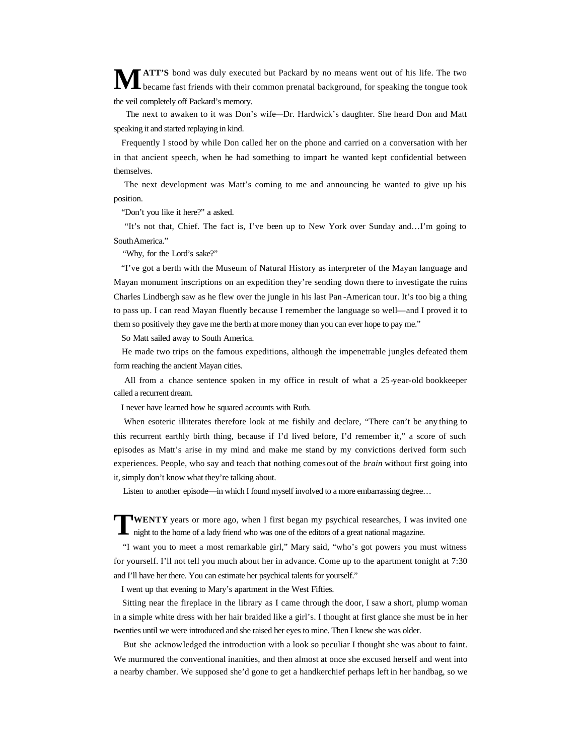**MATT'S** bond was duly executed but Packard by no means went out of his life. The two became fast friends with their common prenatal background, for speaking the tongue took the veil completely off Packard's memory.

The next to awaken to it was Don's wife—Dr. Hardwick's daughter. She heard Don and Matt speaking it and started replaying in kind.

Frequently I stood by while Don called her on the phone and carried on a conversation with her in that ancient speech, when he had something to impart he wanted kept confidential between themselves.

The next development was Matt's coming to me and announcing he wanted to give up his position.

"Don't you like it here?" a asked.

"It's not that, Chief. The fact is, I've been up to New York over Sunday and…I'm going to South America."

"Why, for the Lord's sake?"

"I've got a berth with the Museum of Natural History as interpreter of the Mayan language and Mayan monument inscriptions on an expedition they're sending down there to investigate the ruins Charles Lindbergh saw as he flew over the jungle in his last Pan-American tour. It's too big a thing to pass up. I can read Mayan fluently because I remember the language so well—and I proved it to them so positively they gave me the berth at more money than you can ever hope to pay me."

So Matt sailed away to South America.

He made two trips on the famous expeditions, although the impenetrable jungles defeated them form reaching the ancient Mayan cities.

All from a chance sentence spoken in my office in result of what a 25-year-old bookkeeper called a recurrent dream.

I never have learned how he squared accounts with Ruth.

When esoteric illiterates therefore look at me fishily and declare, "There can't be any thing to this recurrent earthly birth thing, because if I'd lived before, I'd remember it," a score of such episodes as Matt's arise in my mind and make me stand by my convictions derived form such experiences. People, who say and teach that nothing comes out of the *brain* without first going into it, simply don't know what they're talking about.

Listen to another episode—in which I found myself involved to a more embarrassing degree…

**TWENTY** years or more ago, when I first began my psychical researches, I was invited one night to the home of a lady friend who was one of the editors of a great national magazine.

"I want you to meet a most remarkable girl," Mary said, "who's got powers you must witness for yourself. I'll not tell you much about her in advance. Come up to the apartment tonight at 7:30 and I'll have her there. You can estimate her psychical talents for yourself."

I went up that evening to Mary's apartment in the West Fifties.

Sitting near the fireplace in the library as I came through the door, I saw a short, plump woman in a simple white dress with her hair braided like a girl's. I thought at first glance she must be in her twenties until we were introduced and she raised her eyes to mine. Then I knew she was older.

But she acknowledged the introduction with a look so peculiar I thought she was about to faint. We murmured the conventional inanities, and then almost at once she excused herself and went into a nearby chamber. We supposed she'd gone to get a handkerchief perhaps left in her handbag, so we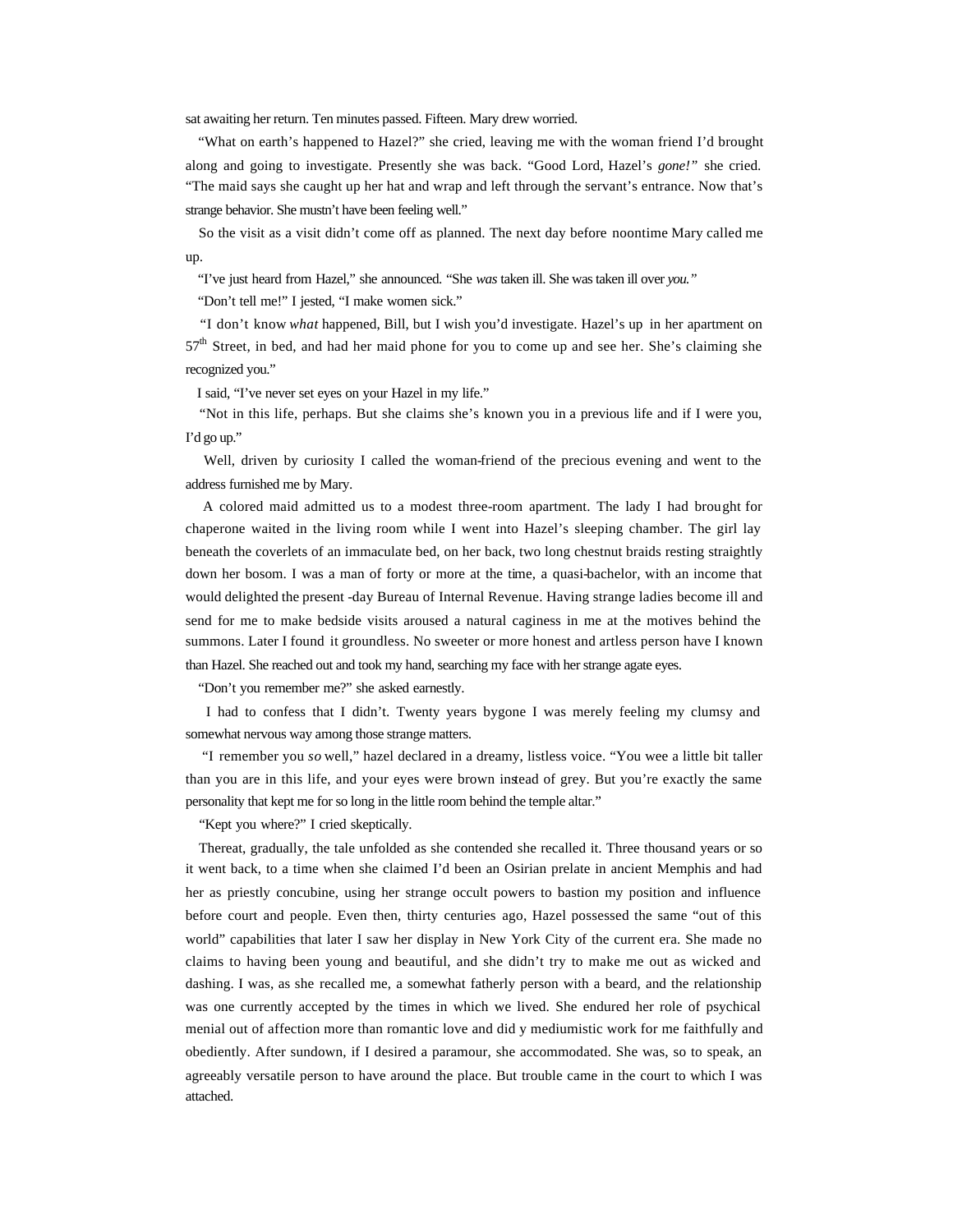sat awaiting her return. Ten minutes passed. Fifteen. Mary drew worried.

"What on earth's happened to Hazel?" she cried, leaving me with the woman friend I'd brought along and going to investigate. Presently she was back. "Good Lord, Hazel's *gone!*" she cried. "The maid says she caught up her hat and wrap and left through the servant's entrance. Now that's strange behavior. She mustn't have been feeling well."

So the visit as a visit didn't come off as planned. The next day before noontime Mary called me up.

"I've just heard from Hazel," she announced. "She *was* taken ill. She was taken ill over *you.*"

"Don't tell me!" I jested, "I make women sick."

"I don't know *what* happened, Bill, but I wish you'd investigate. Hazel's up in her apartment on 57th Street, in bed, and had her maid phone for you to come up and see her. She's claiming she recognized you."

I said, "I've never set eyes on your Hazel in my life."

"Not in this life, perhaps. But she claims she's known you in a previous life and if I were you, I'd go up."

Well, driven by curiosity I called the woman-friend of the precious evening and went to the address furnished me by Mary.

A colored maid admitted us to a modest three-room apartment. The lady I had brought for chaperone waited in the living room while I went into Hazel's sleeping chamber. The girl lay beneath the coverlets of an immaculate bed, on her back, two long chestnut braids resting straightly down her bosom. I was a man of forty or more at the time, a quasi-bachelor, with an income that would delighted the present -day Bureau of Internal Revenue. Having strange ladies become ill and send for me to make bedside visits aroused a natural caginess in me at the motives behind the summons. Later I found it groundless. No sweeter or more honest and artless person have I known than Hazel. She reached out and took my hand, searching my face with her strange agate eyes.

"Don't you remember me?" she asked earnestly.

I had to confess that I didn't. Twenty years bygone I was merely feeling my clumsy and somewhat nervous way among those strange matters.

"I remember you *so* well," hazel declared in a dreamy, listless voice. "You wee a little bit taller than you are in this life, and your eyes were brown instead of grey. But you're exactly the same personality that kept me for so long in the little room behind the temple altar."

"Kept you where?" I cried skeptically.

Thereat, gradually, the tale unfolded as she contended she recalled it. Three thousand years or so it went back, to a time when she claimed I'd been an Osirian prelate in ancient Memphis and had her as priestly concubine, using her strange occult powers to bastion my position and influence before court and people. Even then, thirty centuries ago, Hazel possessed the same "out of this world" capabilities that later I saw her display in New York City of the current era. She made no claims to having been young and beautiful, and she didn't try to make me out as wicked and dashing. I was, as she recalled me, a somewhat fatherly person with a beard, and the relationship was one currently accepted by the times in which we lived. She endured her role of psychical menial out of affection more than romantic love and did y mediumistic work for me faithfully and obediently. After sundown, if I desired a paramour, she accommodated. She was, so to speak, an agreeably versatile person to have around the place. But trouble came in the court to which I was attached.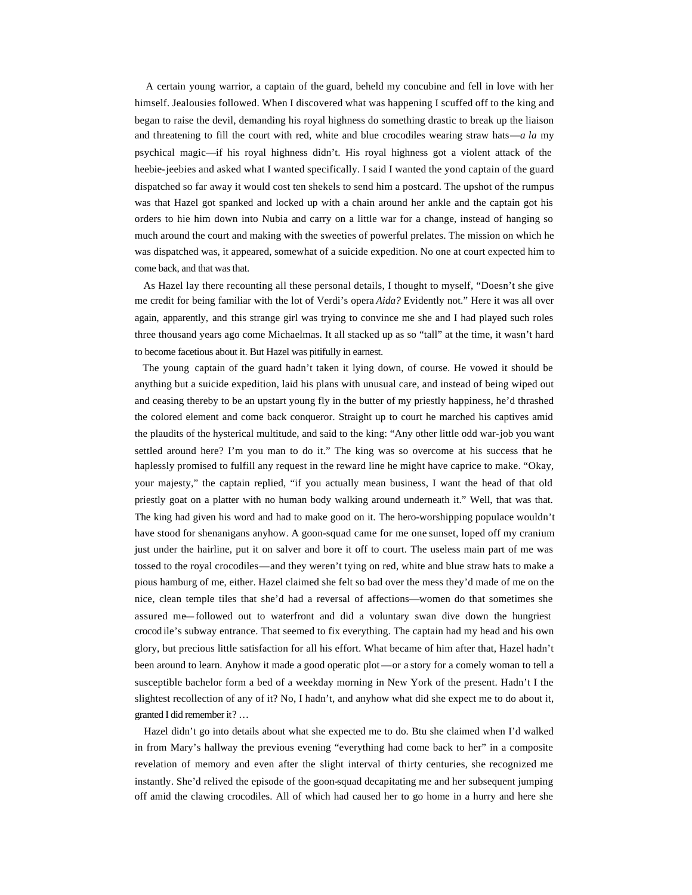A certain young warrior, a captain of the guard, beheld my concubine and fell in love with her himself. Jealousies followed. When I discovered what was happening I scuffed off to the king and began to raise the devil, demanding his royal highness do something drastic to break up the liaison and threatening to fill the court with red, white and blue crocodiles wearing straw hats—*a la* my psychical magic—if his royal highness didn't. His royal highness got a violent attack of the heebie-jeebies and asked what I wanted specifically. I said I wanted the yond captain of the guard dispatched so far away it would cost ten shekels to send him a postcard. The upshot of the rumpus was that Hazel got spanked and locked up with a chain around her ankle and the captain got his orders to hie him down into Nubia and carry on a little war for a change, instead of hanging so much around the court and making with the sweeties of powerful prelates. The mission on which he was dispatched was, it appeared, somewhat of a suicide expedition. No one at court expected him to come back, and that was that.

As Hazel lay there recounting all these personal details, I thought to myself, "Doesn't she give me credit for being familiar with the lot of Verdi's opera *Aida?* Evidently not." Here it was all over again, apparently, and this strange girl was trying to convince me she and I had played such roles three thousand years ago come Michaelmas. It all stacked up as so "tall" at the time, it wasn't hard to become facetious about it. But Hazel was pitifully in earnest.

The young captain of the guard hadn't taken it lying down, of course. He vowed it should be anything but a suicide expedition, laid his plans with unusual care, and instead of being wiped out and ceasing thereby to be an upstart young fly in the butter of my priestly happiness, he'd thrashed the colored element and come back conqueror. Straight up to court he marched his captives amid the plaudits of the hysterical multitude, and said to the king: "Any other little odd war-job you want settled around here? I'm you man to do it." The king was so overcome at his success that he haplessly promised to fulfill any request in the reward line he might have caprice to make. "Okay, your majesty," the captain replied, "if you actually mean business, I want the head of that old priestly goat on a platter with no human body walking around underneath it." Well, that was that. The king had given his word and had to make good on it. The hero-worshipping populace wouldn't have stood for shenanigans anyhow. A goon-squad came for me one sunset, loped off my cranium just under the hairline, put it on salver and bore it off to court. The useless main part of me was tossed to the royal crocodiles—and they weren't tying on red, white and blue straw hats to make a pious hamburg of me, either. Hazel claimed she felt so bad over the mess they'd made of me on the nice, clean temple tiles that she'd had a reversal of affections—women do that sometimes she assured me—followed out to waterfront and did a voluntary swan dive down the hungriest crocodile's subway entrance. That seemed to fix everything. The captain had my head and his own glory, but precious little satisfaction for all his effort. What became of him after that, Hazel hadn't been around to learn. Anyhow it made a good operatic plot—or a story for a comely woman to tell a susceptible bachelor form a bed of a weekday morning in New York of the present. Hadn't I the slightest recollection of any of it? No, I hadn't, and anyhow what did she expect me to do about it, granted I did remember it? …

Hazel didn't go into details about what she expected me to do. Btu she claimed when I'd walked in from Mary's hallway the previous evening "everything had come back to her" in a composite revelation of memory and even after the slight interval of thirty centuries, she recognized me instantly. She'd relived the episode of the goon-squad decapitating me and her subsequent jumping off amid the clawing crocodiles. All of which had caused her to go home in a hurry and here she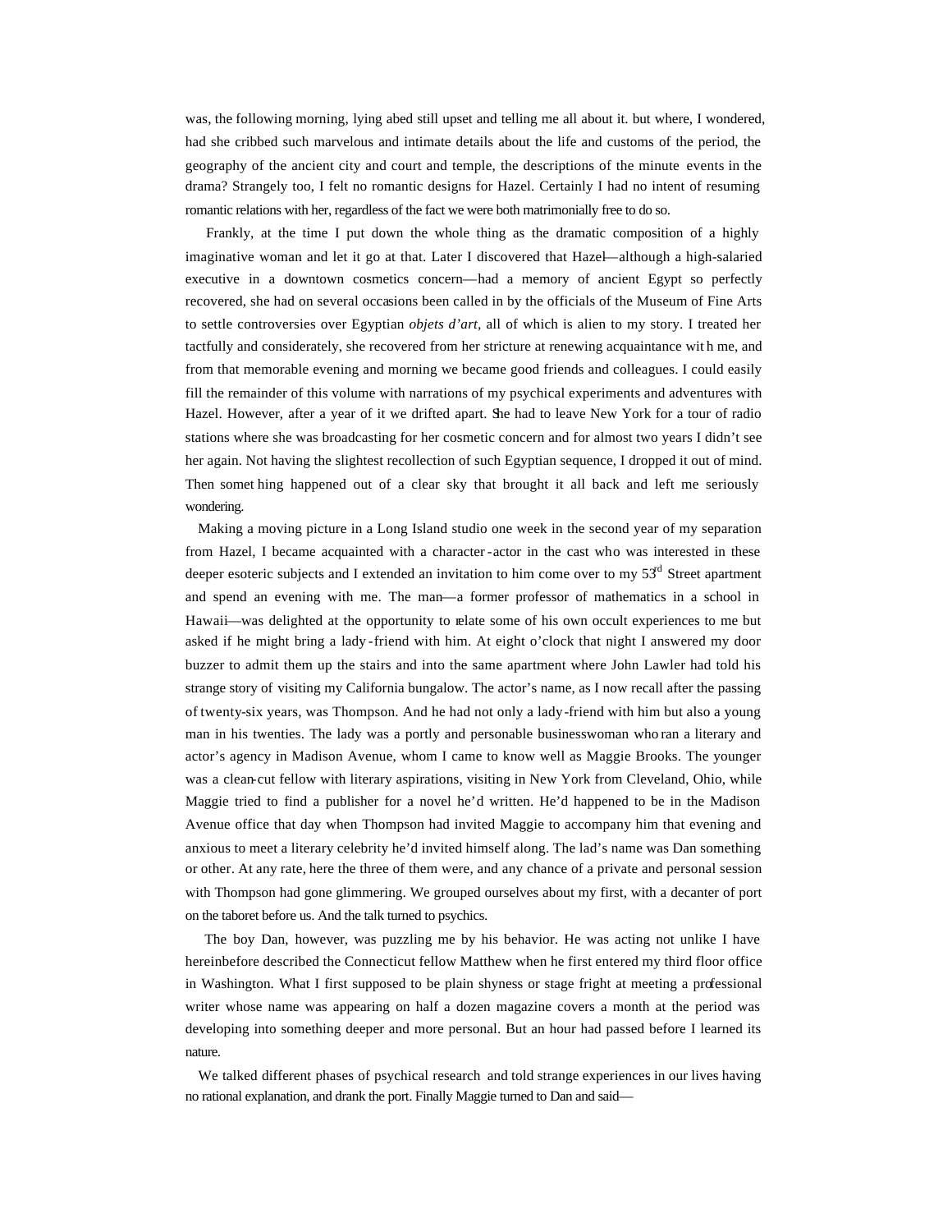was, the following morning, lying abed still upset and telling me all about it. but where, I wondered, had she cribbed such marvelous and intimate details about the life and customs of the period, the geography of the ancient city and court and temple, the descriptions of the minute events in the drama? Strangely too, I felt no romantic designs for Hazel. Certainly I had no intent of resuming romantic relations with her, regardless of the fact we were both matrimonially free to do so.

Frankly, at the time I put down the whole thing as the dramatic composition of a highly imaginative woman and let it go at that. Later I discovered that Hazel—although a high-salaried executive in a downtown cosmetics concern—had a memory of ancient Egypt so perfectly recovered, she had on several occasions been called in by the officials of the Museum of Fine Arts to settle controversies over Egyptian *objets d'art*, all of which is alien to my story. I treated her tactfully and considerately, she recovered from her stricture at renewing acquaintance with me, and from that memorable evening and morning we became good friends and colleagues. I could easily fill the remainder of this volume with narrations of my psychical experiments and adventures with Hazel. However, after a year of it we drifted apart. She had to leave New York for a tour of radio stations where she was broadcasting for her cosmetic concern and for almost two years I didn't see her again. Not having the slightest recollection of such Egyptian sequence, I dropped it out of mind. Then something happened out of a clear sky that brought it all back and left me seriously wondering.

Making a moving picture in a Long Island studio one week in the second year of my separation from Hazel, I became acquainted with a character-actor in the cast who was interested in these deeper esoteric subjects and I extended an invitation to him come over to my 53rd Street apartment and spend an evening with me. The man—a former professor of mathematics in a school in Hawaii—was delighted at the opportunity to relate some of his own occult experiences to me but asked if he might bring a lady-friend with him. At eight o'clock that night I answered my door buzzer to admit them up the stairs and into the same apartment where John Lawler had told his strange story of visiting my California bungalow. The actor's name, as I now recall after the passing of twenty-six years, was Thompson. And he had not only a lady-friend with him but also a young man in his twenties. The lady was a portly and personable businesswoman who ran a literary and actor's agency in Madison Avenue, whom I came to know well as Maggie Brooks. The younger was a clean-cut fellow with literary aspirations, visiting in New York from Cleveland, Ohio, while Maggie tried to find a publisher for a novel he'd written. He'd happened to be in the Madison Avenue office that day when Thompson had invited Maggie to accompany him that evening and anxious to meet a literary celebrity he'd invited himself along. The lad's name was Dan something or other. At any rate, here the three of them were, and any chance of a private and personal session with Thompson had gone glimmering. We grouped ourselves about my first, with a decanter of port on the taboret before us. And the talk turned to psychics.

The boy Dan, however, was puzzling me by his behavior. He was acting not unlike I have hereinbefore described the Connecticut fellow Matthew when he first entered my third floor office in Washington. What I first supposed to be plain shyness or stage fright at meeting a professional writer whose name was appearing on half a dozen magazine covers a month at the period was developing into something deeper and more personal. But an hour had passed before I learned its nature.

We talked different phases of psychical research and told strange experiences in our lives having no rational explanation, and drank the port. Finally Maggie turned to Dan and said—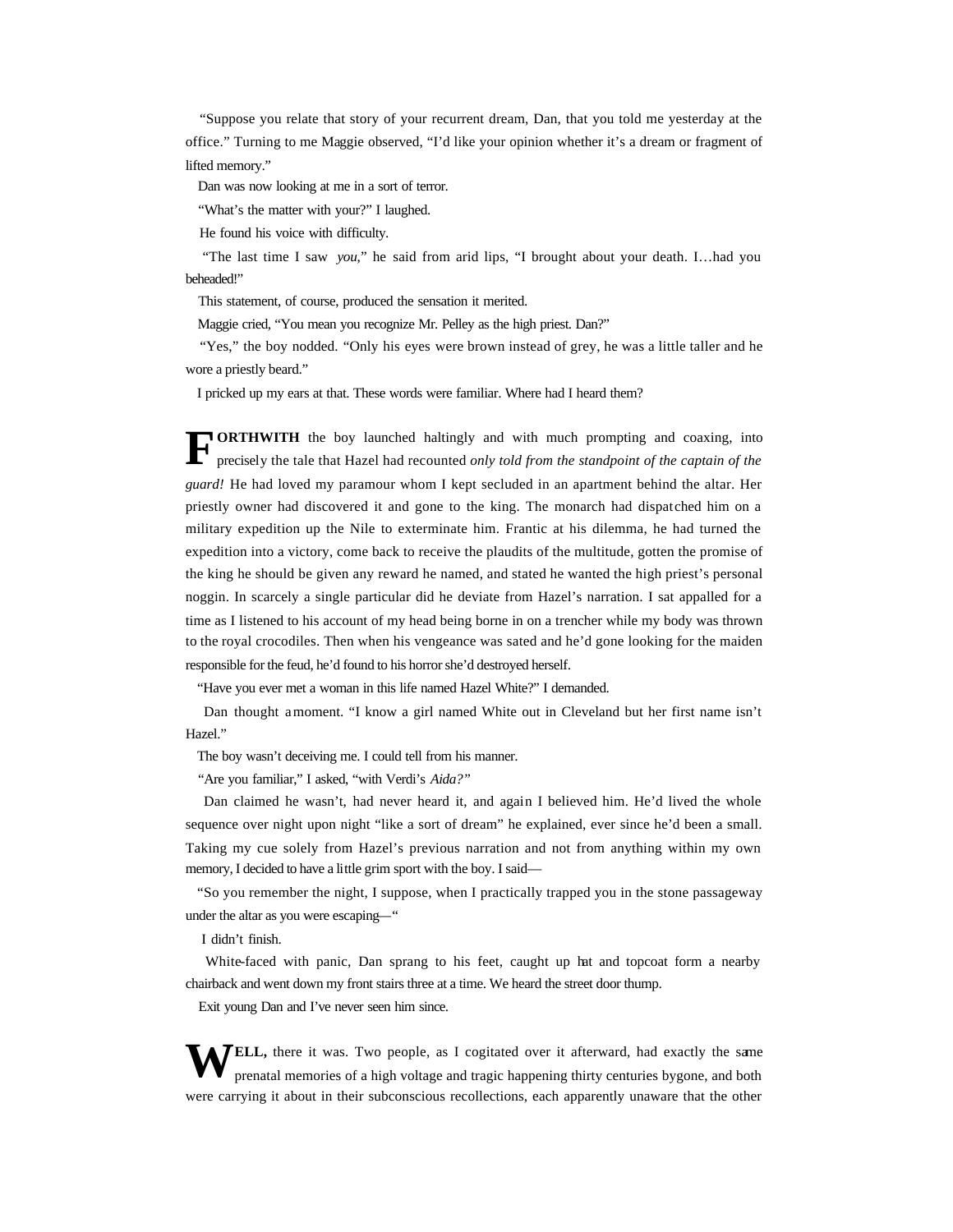"Suppose you relate that story of your recurrent dream, Dan, that you told me yesterday at the office." Turning to me Maggie observed, "I'd like your opinion whether it's a dream or fragment of lifted memory."

Dan was now looking at me in a sort of terror.

"What's the matter with your?" I laughed.

He found his voice with difficulty.

"The last time I saw *you*," he said from arid lips, "I brought about your death. I…had you beheaded!"

This statement, of course, produced the sensation it merited.

Maggie cried, "You mean you recognize Mr. Pelley as the high priest. Dan?"

"Yes," the boy nodded. "Only his eyes were brown instead of grey, he was a little taller and he wore a priestly beard."

I pricked up my ears at that. These words were familiar. Where had I heard them?

**FORTHWITH** the boy launched haltingly and with much prompting and coaxing, into precisely the tale that Hazel had recounted *only told from the standpoint of the captain of the guard!* He had loved my paramour whom I kept secluded in an apartment behind the altar. Her priestly owner had discovered it and gone to the king. The monarch had dispatched him on a military expedition up the Nile to exterminate him. Frantic at his dilemma, he had turned the expedition into a victory, come back to receive the plaudits of the multitude, gotten the promise of the king he should be given any reward he named, and stated he wanted the high priest's personal noggin. In scarcely a single particular did he deviate from Hazel's narration. I sat appalled for a time as I listened to his account of my head being borne in on a trencher while my body was thrown to the royal crocodiles. Then when his vengeance was sated and he'd gone looking for the maiden responsible for the feud, he'd found to his horror she'd destroyed herself.

"Have you ever met a woman in this life named Hazel White?" I demanded.

Dan thought a moment. "I know a girl named White out in Cleveland but her first name isn't Hazel."

The boy wasn't deceiving me. I could tell from his manner.

"Are you familiar," I asked, "with Verdi's *Aida?*"

Dan claimed he wasn't, had never heard it, and again I believed him. He'd lived the whole sequence over night upon night "like a sort of dream" he explained, ever since he'd been a small. Taking my cue solely from Hazel's previous narration and not from anything within my own memory, I decided to have a little grim sport with the boy. I said—

"So you remember the night, I suppose, when I practically trapped you in the stone passageway under the altar as you were escaping—"

I didn't finish.

White-faced with panic, Dan sprang to his feet, caught up hat and topcoat form a nearby chairback and went down my front stairs three at a time. We heard the street door thump.

Exit young Dan and I've never seen him since.

**WELL,** there it was. Two people, as I cogitated over it afterward, had exactly the same prenatal memories of a high voltage and tragic happening thirty centuries bygone, and both were carrying it about in their subconscious recollections, each apparently unaware that the other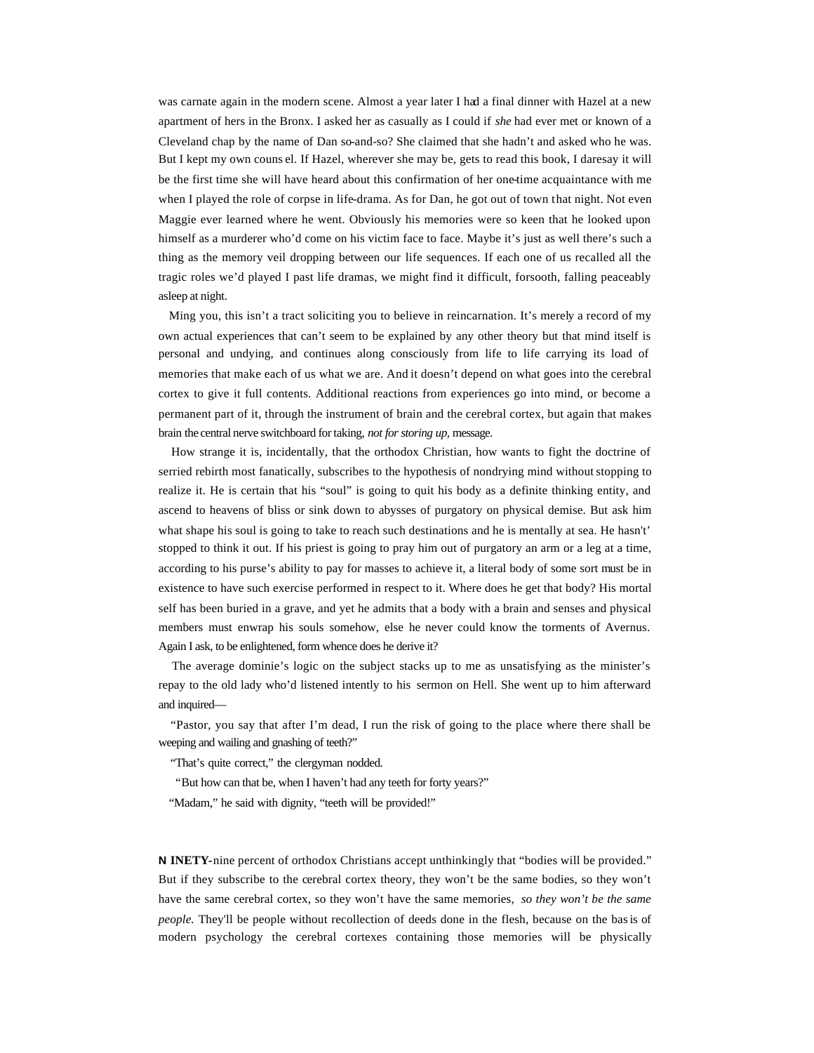was carnate again in the modern scene. Almost a year later I had a final dinner with Hazel at a new apartment of hers in the Bronx. I asked her as casually as I could if *she* had ever met or known of a Cleveland chap by the name of Dan so-and-so? She claimed that she hadn't and asked who he was. But I kept my own couns el. If Hazel, wherever she may be, gets to read this book, I daresay it will be the first time she will have heard about this confirmation of her one-time acquaintance with me when I played the role of corpse in life-drama. As for Dan, he got out of town that night. Not even Maggie ever learned where he went. Obviously his memories were so keen that he looked upon himself as a murderer who'd come on his victim face to face. Maybe it's just as well there's such a thing as the memory veil dropping between our life sequences. If each one of us recalled all the tragic roles we'd played I past life dramas, we might find it difficult, forsooth, falling peaceably asleep at night.

Ming you, this isn't a tract soliciting you to believe in reincarnation. It's merely a record of my own actual experiences that can't seem to be explained by any other theory but that mind itself is personal and undying, and continues along consciously from life to life carrying its load of memories that make each of us what we are. And it doesn't depend on what goes into the cerebral cortex to give it full contents. Additional reactions from experiences go into mind, or become a permanent part of it, through the instrument of brain and the cerebral cortex, but again that makes brain the central nerve switchboard for taking, *not for storing up,* message.

How strange it is, incidentally, that the orthodox Christian, how wants to fight the doctrine of serried rebirth most fanatically, subscribes to the hypothesis of nondrying mind without stopping to realize it. He is certain that his "soul" is going to quit his body as a definite thinking entity, and ascend to heavens of bliss or sink down to abysses of purgatory on physical demise. But ask him what shape his soul is going to take to reach such destinations and he is mentally at sea. He hasn't' stopped to think it out. If his priest is going to pray him out of purgatory an arm or a leg at a time, according to his purse's ability to pay for masses to achieve it, a literal body of some sort must be in existence to have such exercise performed in respect to it. Where does he get that body? His mortal self has been buried in a grave, and yet he admits that a body with a brain and senses and physical members must enwrap his souls somehow, else he never could know the torments of Avernus. Again I ask, to be enlightened, form whence does he derive it?

The average dominie's logic on the subject stacks up to me as unsatisfying as the minister's repay to the old lady who'd listened intently to his sermon on Hell. She went up to him afterward and inquired—

"Pastor, you say that after I'm dead, I run the risk of going to the place where there shall be weeping and wailing and gnashing of teeth?"

"That's quite correct," the clergyman nodded.

"But how can that be, when I haven't had any teeth for forty years?"

"Madam," he said with dignity, "teeth will be provided!"

**NINETY-**nine percent of orthodox Christians accept unthinkingly that "bodies will be provided." But if they subscribe to the cerebral cortex theory, they won't be the same bodies, so they won't have the same cerebral cortex, so they won't have the same memories, *so they won't be the same people.* They'll be people without recollection of deeds done in the flesh, because on the bas is of modern psychology the cerebral cortexes containing those memories will be physically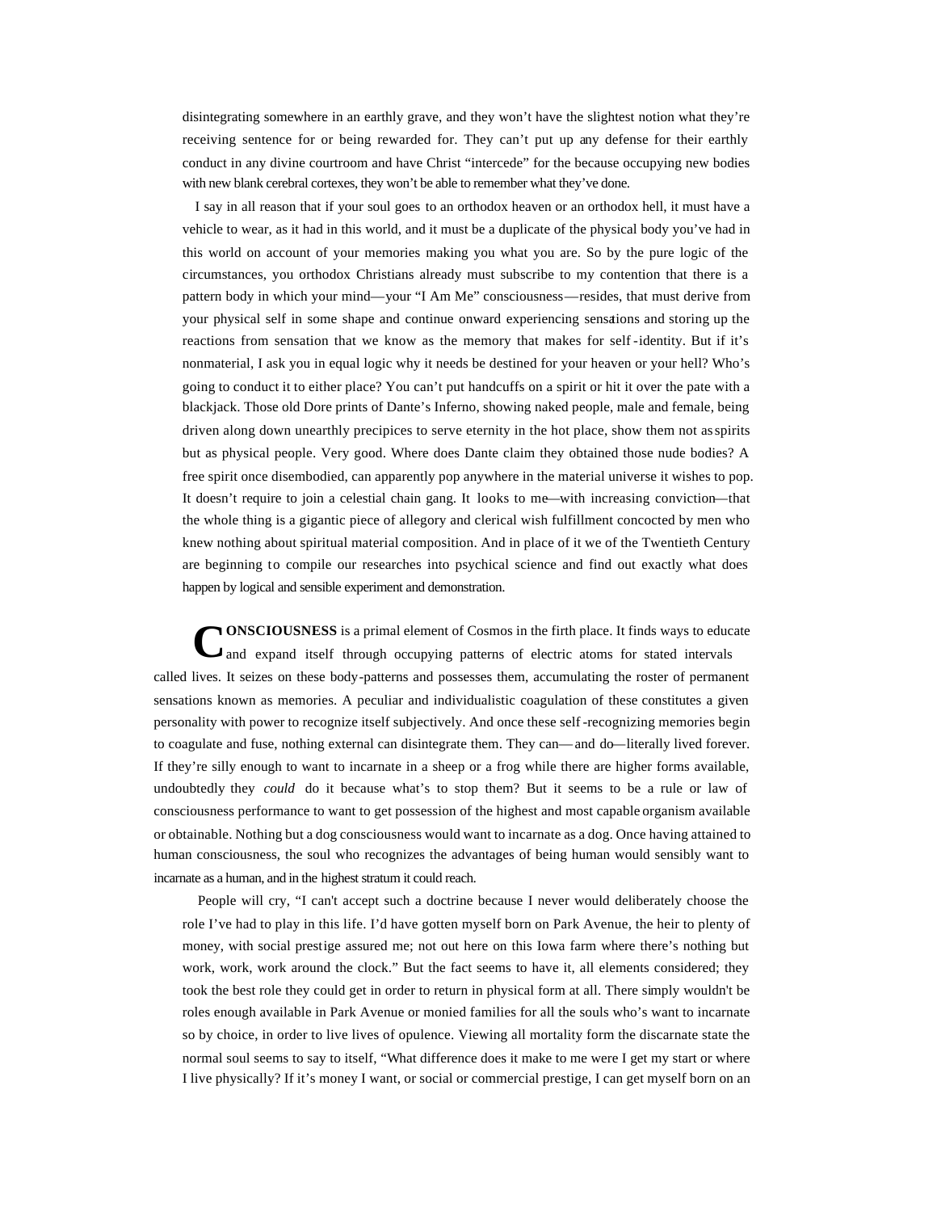disintegrating somewhere in an earthly grave, and they won't have the slightest notion what they're receiving sentence for or being rewarded for. They can't put up any defense for their earthly conduct in any divine courtroom and have Christ "intercede" for the because occupying new bodies with new blank cerebral cortexes, they won't be able to remember what they've done.

I say in all reason that if your soul goes to an orthodox heaven or an orthodox hell, it must have a vehicle to wear, as it had in this world, and it must be a duplicate of the physical body you've had in this world on account of your memories making you what you are. So by the pure logic of the circumstances, you orthodox Christians already must subscribe to my contention that there is a pattern body in which your mind—your "I Am Me" consciousness—resides, that must derive from your physical self in some shape and continue onward experiencing sensations and storing up the reactions from sensation that we know as the memory that makes for self-identity. But if it's nonmaterial, I ask you in equal logic why it needs be destined for your heaven or your hell? Who's going to conduct it to either place? You can't put handcuffs on a spirit or hit it over the pate with a blackjack. Those old Dore prints of Dante's Inferno, showing naked people, male and female, being driven along down unearthly precipices to serve eternity in the hot place, show them not as spirits but as physical people. Very good. Where does Dante claim they obtained those nude bodies? A free spirit once disembodied, can apparently pop anywhere in the material universe it wishes to pop. It doesn't require to join a celestial chain gang. It looks to me—with increasing conviction—that the whole thing is a gigantic piece of allegory and clerical wish fulfillment concocted by men who knew nothing about spiritual material composition. And in place of it we of the Twentieth Century are beginning to compile our researches into psychical science and find out exactly what does happen by logical and sensible experiment and demonstration.

**CONSCIOUSNESS** is a primal element of Cosmos in the firth place. It finds ways to educate and expand itself through occupying patterns of electric atoms for stated intervals called lives. It seizes on these body-patterns and possesses them, accumulating the roster of permanent sensations known as memories. A peculiar and individualistic coagulation of these constitutes a given personality with power to recognize itself subjectively. And once these self-recognizing memories begin to coagulate and fuse, nothing external can disintegrate them. They can—and do—literally lived forever. If they're silly enough to want to incarnate in a sheep or a frog while there are higher forms available, undoubtedly they *could* do it because what's to stop them? But it seems to be a rule or law of consciousness performance to want to get possession of the highest and most capable organism available or obtainable. Nothing but a dog consciousness would want to incarnate as a dog. Once having attained to human consciousness, the soul who recognizes the advantages of being human would sensibly want to incarnate as a human, and in the highest stratum it could reach.

People will cry, "I can't accept such a doctrine because I never would deliberately choose the role I've had to play in this life. I'd have gotten myself born on Park Avenue, the heir to plenty of money, with social prestige assured me; not out here on this Iowa farm where there's nothing but work, work, work around the clock." But the fact seems to have it, all elements considered; they took the best role they could get in order to return in physical form at all. There simply wouldn't be roles enough available in Park Avenue or monied families for all the souls who's want to incarnate so by choice, in order to live lives of opulence. Viewing all mortality form the discarnate state the normal soul seems to say to itself, "What difference does it make to me were I get my start or where I live physically? If it's money I want, or social or commercial prestige, I can get myself born on an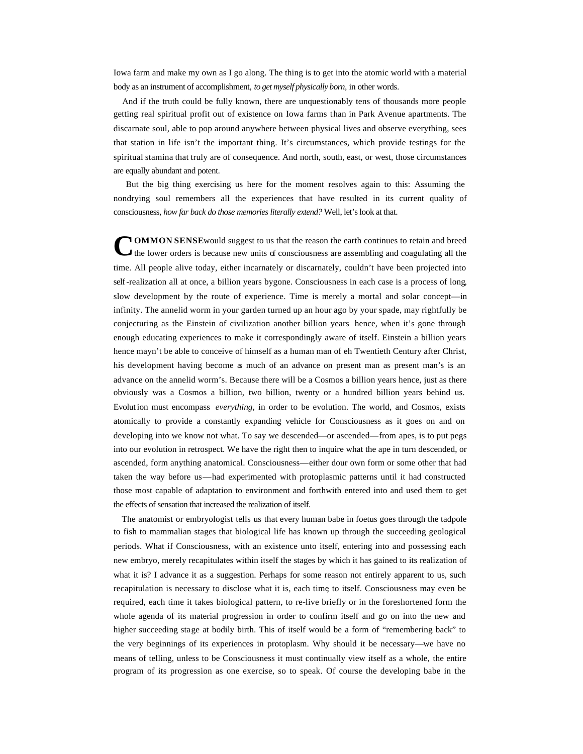Iowa farm and make my own as I go along. The thing is to get into the atomic world with a material body as an instrument of accomplishment, *to get myself physically born,* in other words.

And if the truth could be fully known, there are unquestionably tens of thousands more people getting real spiritual profit out of existence on Iowa farms than in Park Avenue apartments. The discarnate soul, able to pop around anywhere between physical lives and observe everything, sees that station in life isn't the important thing. It's circumstances, which provide testings for the spiritual stamina that truly are of consequence. And north, south, east, or west, those circumstances are equally abundant and potent.

But the big thing exercising us here for the moment resolves again to this: Assuming the nondrying soul remembers all the experiences that have resulted in its current quality of consciousness, *how far back do those memories literally extend?* Well, let's look at that.

**COMMON SENSE** would suggest to us that the reason the earth continues to retain and breed the lower orders is because new units of consciousness are assembling and coagulating all the time. All people alive today, either incarnately or discarnately, couldn't have been projected into self-realization all at once, a billion years bygone. Consciousness in each case is a process of long, slow development by the route of experience. Time is merely a mortal and solar concept—in infinity. The annelid worm in your garden turned up an hour ago by your spade, may rightfully be conjecturing as the Einstein of civilization another billion years hence, when it's gone through enough educating experiences to make it correspondingly aware of itself. Einstein a billion years hence mayn't be able to conceive of himself as a human man of eh Twentieth Century after Christ, his development having become as much of an advance on present man as present man's is an advance on the annelid worm's. Because there will be a Cosmos a billion years hence, just as there obviously was a Cosmos a billion, two billion, twenty or a hundred billion years behind us. Evolution must encompass *everything,* in order to be evolution. The world, and Cosmos, exists atomically to provide a constantly expanding vehicle for Consciousness as it goes on and on developing into we know not what. To say we descended—or ascended—from apes, is to put pegs into our evolution in retrospect. We have the right then to inquire what the ape in turn descended, or ascended, form anything anatomical. Consciousness—either dour own form or some other that had taken the way before us—had experimented with protoplasmic patterns until it had constructed those most capable of adaptation to environment and forthwith entered into and used them to get the effects of sensation that increased the realization of itself.

The anatomist or embryologist tells us that every human babe in foetus goes through the tadpole to fish to mammalian stages that biological life has known up through the succeeding geological periods. What if Consciousness, with an existence unto itself, entering into and possessing each new embryo, merely recapitulates within itself the stages by which it has gained to its realization of what it is? I advance it as a suggestion. Perhaps for some reason not entirely apparent to us, such recapitulation is necessary to disclose what it is, each time, to itself. Consciousness may even be required, each time it takes biological pattern, to re-live briefly or in the foreshortened form the whole agenda of its material progression in order to confirm itself and go on into the new and higher succeeding stage at bodily birth. This of itself would be a form of "remembering back" to the very beginnings of its experiences in protoplasm. Why should it be necessary—we have no means of telling, unless to be Consciousness it must continually view itself as a whole, the entire program of its progression as one exercise, so to speak. Of course the developing babe in the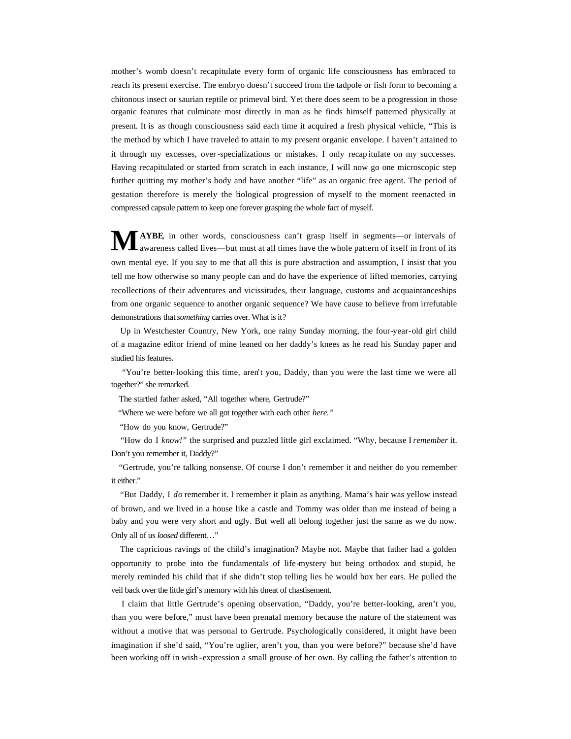mother's womb doesn't recapitulate every form of organic life consciousness has embraced to reach its present exercise. The embryo doesn't succeed from the tadpole or fish form to becoming a chitonous insect or saurian reptile or primeval bird. Yet there does seem to be a progression in those organic features that culminate most directly in man as he finds himself patterned physically at present. It is as though consciousness said each time it acquired a fresh physical vehicle, "This is the method by which I have traveled to attain to my present organic envelope. I haven't attained to it through my excesses, over-specializations or mistakes. I only recapitulate on my successes. Having recapitulated or started from scratch in each instance, I will now go one microscopic step further quitting my mother's body and have another "life" as an organic free agent. The period of gestation therefore is merely the biological progression of myself to the moment reenacted in compressed capsule pattern to keep one forever grasping the whole fact of myself.

**MAYBE**, in other words, consciousness can't grasp itself in segments—or intervals of awareness called lives—but must at all times have the whole pattern of itself in front of its own mental eye. If you say to me that all this is pure abstraction and assumption, I insist that you tell me how otherwise so many people can and do have the experience of lifted memories, carrying recollections of their adventures and vicissitudes, their language, customs and acquaintanceships from one organic sequence to another organic sequence? We have cause to believe from irrefutable demonstrations that *something* carries over. What is it?

Up in Westchester Country, New York, one rainy Sunday morning, the four-year-old girl child of a magazine editor friend of mine leaned on her daddy's knees as he read his Sunday paper and studied his features.

"You're better-looking this time, aren't you, Daddy, than you were the last time we were all together?" she remarked.

The startled father asked, "All together where, Gertrude?"

"Where we were before we all got together with each other *here.*"

"How do you know, Gertrude?"

"How do I *know!*" the surprised and puzzled little girl exclaimed. "Why, because I *remember* it. Don't you remember it, Daddy?"

"Gertrude, you're talking nonsense. Of course I don't remember it and neither do you remember it either."

"But Daddy, I *do* remember it. I remember it plain as anything. Mama's hair was yellow instead of brown, and we lived in a house like a castle and Tommy was older than me instead of being a baby and you were very short and ugly. But well all belong together just the same as we do now. Only all of us *loosed* different…"

The capricious ravings of the child's imagination? Maybe not. Maybe that father had a golden opportunity to probe into the fundamentals of life-mystery but being orthodox and stupid, he merely reminded his child that if she didn't stop telling lies he would box her ears. He pulled the veil back over the little girl's memory with his threat of chastisement.

I claim that little Gertrude's opening observation, "Daddy, you're better-looking, aren't you, than you were before," must have been prenatal memory because the nature of the statement was without a motive that was personal to Gertrude. Psychologically considered, it might have been imagination if she'd said, "You're uglier, aren't you, than you were before?" because she'd have been working off in wish-expression a small grouse of her own. By calling the father's attention to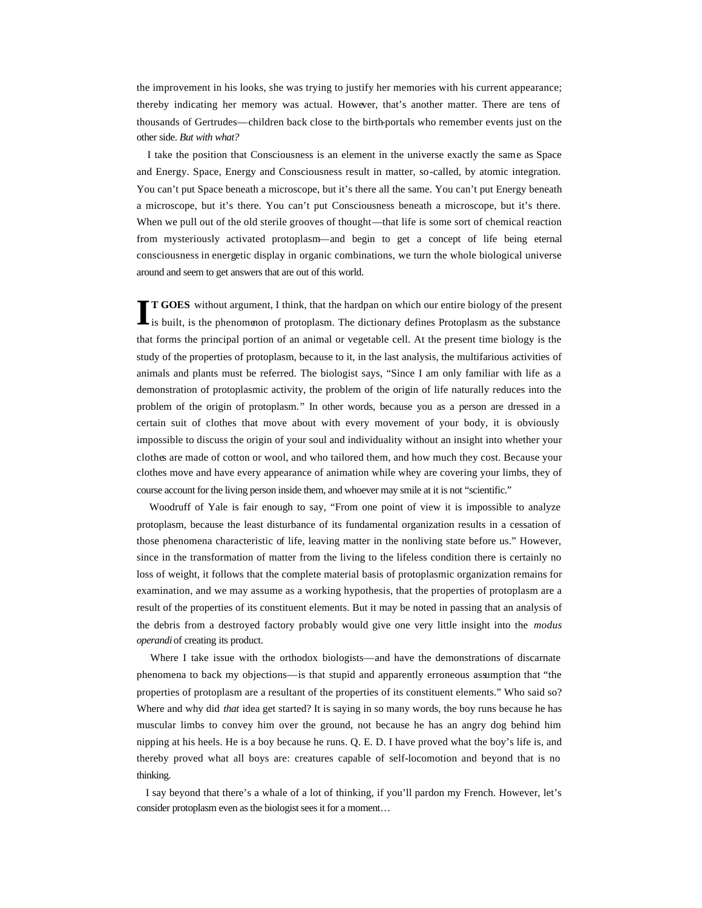the improvement in his looks, she was trying to justify her memories with his current appearance; thereby indicating her memory was actual. However, that's another matter. There are tens of thousands of Gertrudes—children back close to the birth-portals who remember events just on the other side. *But with what?*

I take the position that Consciousness is an element in the universe exactly the same as Space and Energy. Space, Energy and Consciousness result in matter, so-called, by atomic integration. You can't put Space beneath a microscope, but it's there all the same. You can't put Energy beneath a microscope, but it's there. You can't put Consciousness beneath a microscope, but it's there. When we pull out of the old sterile grooves of thought—that life is some sort of chemical reaction from mysteriously activated protoplasm—and begin to get a concept of life being eternal consciousness in energetic display in organic combinations, we turn the whole biological universe around and seem to get answers that are out of this world.

**IT GOES** without argument, I think, that the hardpan on which our entire biology of the present is built, is the phenomenon of protoplasm. The dictionary defines Protoplasm as the substance that forms the principal portion of an animal or vegetable cell. At the present time biology is the study of the properties of protoplasm, because to it, in the last analysis, the multifarious activities of animals and plants must be referred. The biologist says, "Since I am only familiar with life as a demonstration of protoplasmic activity, the problem of the origin of life naturally reduces into the problem of the origin of protoplasm." In other words, because you as a person are dressed in a certain suit of clothes that move about with every movement of your body, it is obviously impossible to discuss the origin of your soul and individuality without an insight into whether your clothes are made of cotton or wool, and who tailored them, and how much they cost. Because your clothes move and have every appearance of animation while whey are covering your limbs, they of course account for the living person inside them, and whoever may smile at it is not "scientific."

Woodruff of Yale is fair enough to say, "From one point of view it is impossible to analyze protoplasm, because the least disturbance of its fundamental organization results in a cessation of those phenomena characteristic of life, leaving matter in the nonliving state before us." However, since in the transformation of matter from the living to the lifeless condition there is certainly no loss of weight, it follows that the complete material basis of protoplasmic organization remains for examination, and we may assume as a working hypothesis, that the properties of protoplasm are a result of the properties of its constituent elements. But it may be noted in passing that an analysis of the debris from a destroyed factory probably would give one very little insight into the *modus operandi* of creating its product.

Where I take issue with the orthodox biologists—and have the demonstrations of discarnate phenomena to back my objections—is that stupid and apparently erroneous assumption that "the properties of protoplasm are a resultant of the properties of its constituent elements." Who said so? Where and why did *that* idea get started? It is saying in so many words, the boy runs because he has muscular limbs to convey him over the ground, not because he has an angry dog behind him nipping at his heels. He is a boy because he runs. Q. E. D. I have proved what the boy's life is, and thereby proved what all boys are: creatures capable of self-locomotion and beyond that is no thinking.

I say beyond that there's a whale of a lot of thinking, if you'll pardon my French. However, let's consider protoplasm even as the biologist sees it for a moment…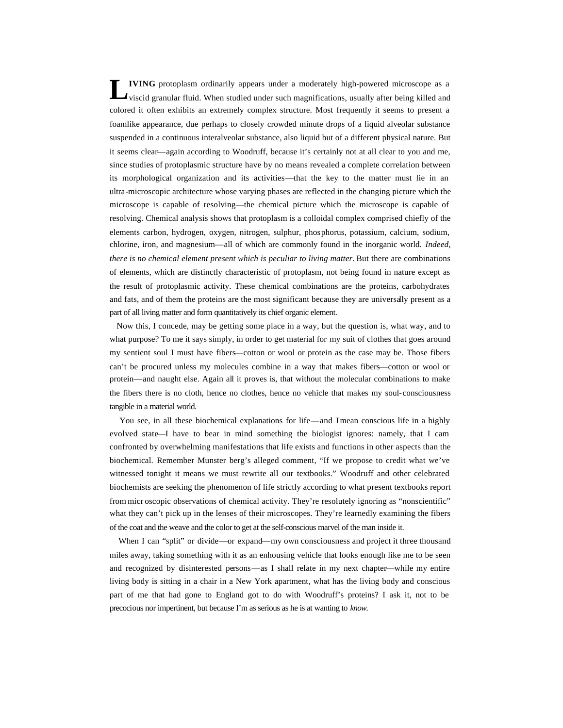**LIVING** protoplasm ordinarily appears under a moderately high-powered microscope as a viscid granular fluid. When studied under such magnifications, usually after being killed and colored it often exhibits an extremely complex structure. Most frequently it seems to present a foamlike appearance, due perhaps to closely crowded minute drops of a liquid alveolar substance suspended in a continuous interalveolar substance, also liquid but of a different physical nature. But it seems clear—again according to Woodruff, because it's certainly not at all clear to you and me, since studies of protoplasmic structure have by no means revealed a complete correlation between its morphological organization and its activities—that the key to the matter must lie in an ultra-microscopic architecture whose varying phases are reflected in the changing picture which the microscope is capable of resolving—the chemical picture which the microscope is capable of resolving. Chemical analysis shows that protoplasm is a colloidal complex comprised chiefly of the elements carbon, hydrogen, oxygen, nitrogen, sulphur, phosphorus, potassium, calcium, sodium, chlorine, iron, and magnesium—all of which are commonly found in the inorganic world. *Indeed, there is no chemical element present which is peculiar to living matter*. But there are combinations of elements, which are distinctly characteristic of protoplasm, not being found in nature except as the result of protoplasmic activity. These chemical combinations are the proteins, carbohydrates and fats, and of them the proteins are the most significant because they are universally present as a part of all living matter and form quantitatively its chief organic element.

Now this, I concede, may be getting some place in a way, but the question is, what way, and to what purpose? To me it says simply, in order to get material for my suit of clothes that goes around my sentient soul I must have fibers—cotton or wool or protein as the case may be. Those fibers can't be procured unless my molecules combine in a way that makes fibers—cotton or wool or protein—and naught else. Again all it proves is, that without the molecular combinations to make the fibers there is no cloth, hence no clothes, hence no vehicle that makes my soul-consciousness tangible in a material world.

You see, in all these biochemical explanations for life—and I mean conscious life in a highly evolved state—I have to bear in mind something the biologist ignores: namely, that I cam confronted by overwhelming manifestations that life exists and functions in other aspects than the biochemical. Remember Munster berg's alleged comment, "If we propose to credit what we've witnessed tonight it means we must rewrite all our textbooks." Woodruff and other celebrated biochemists are seeking the phenomenon of life strictly according to what present textbooks report from micr oscopic observations of chemical activity. They're resolutely ignoring as "nonscientific" what they can't pick up in the lenses of their microscopes. They're learnedly examining the fibers of the coat and the weave and the color to get at the self-conscious marvel of the man inside it.

When I can "split" or divide—or expand—my own consciousness and project it three thousand miles away, taking something with it as an enhousing vehicle that looks enough like me to be seen and recognized by disinterested persons—as I shall relate in my next chapter—while my entire living body is sitting in a chair in a New York apartment, what has the living body and conscious part of me that had gone to England got to do with Woodruff's proteins? I ask it, not to be precocious nor impertinent, but because I'm as serious as he is at wanting to *know*.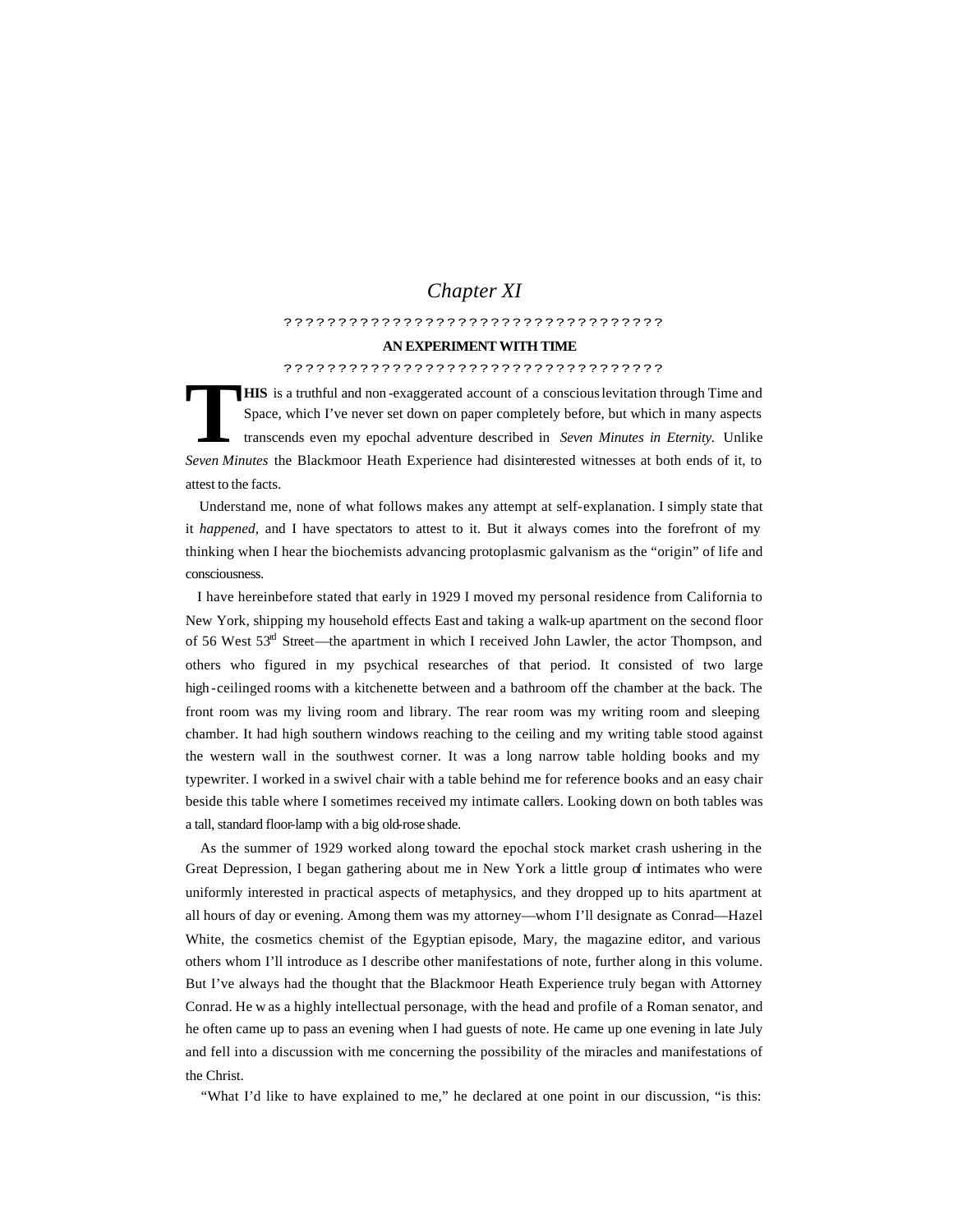# *Chapter XI*

????????????????????????????????????

**AN EXPERIMENT WITH TIME**

????????????????????????????????????

**THIS** is a truthful and non-exaggerated account of a conscious levitation through Time and Space, which I've never set down on paper completely before, but which in many aspects transcends even my epochal adventure described in *Seven Minutes in Eternity.* Unlike *Seven Minutes* the Blackmoor Heath Experience had disinterested witnesses at both ends of it, to attest to the facts.

Understand me, none of what follows makes any attempt at self-explanation. I simply state that it *happened,* and I have spectators to attest to it. But it always comes into the forefront of my thinking when I hear the biochemists advancing protoplasmic galvanism as the "origin" of life and consciousness.

I have hereinbefore stated that early in 1929 I moved my personal residence from California to New York, shipping my household effects East and taking a walk-up apartment on the second floor of 56 West 53rd Street—the apartment in which I received John Lawler, the actor Thompson, and others who figured in my psychical researches of that period. It consisted of two large high-ceilinged rooms with a kitchenette between and a bathroom off the chamber at the back. The front room was my living room and library. The rear room was my writing room and sleeping chamber. It had high southern windows reaching to the ceiling and my writing table stood against the western wall in the southwest corner. It was a long narrow table holding books and my typewriter. I worked in a swivel chair with a table behind me for reference books and an easy chair beside this table where I sometimes received my intimate callers. Looking down on both tables was a tall, standard floor-lamp with a big old-rose shade.

As the summer of 1929 worked along toward the epochal stock market crash ushering in the Great Depression, I began gathering about me in New York a little group of intimates who were uniformly interested in practical aspects of metaphysics, and they dropped up to hits apartment at all hours of day or evening. Among them was my attorney—whom I'll designate as Conrad—Hazel White, the cosmetics chemist of the Egyptian episode, Mary, the magazine editor, and various others whom I'll introduce as I describe other manifestations of note, further along in this volume. But I've always had the thought that the Blackmoor Heath Experience truly began with Attorney Conrad. He was a highly intellectual personage, with the head and profile of a Roman senator, and he often came up to pass an evening when I had guests of note. He came up one evening in late July and fell into a discussion with me concerning the possibility of the miracles and manifestations of the Christ.

"What I'd like to have explained to me," he declared at one point in our discussion, "is this: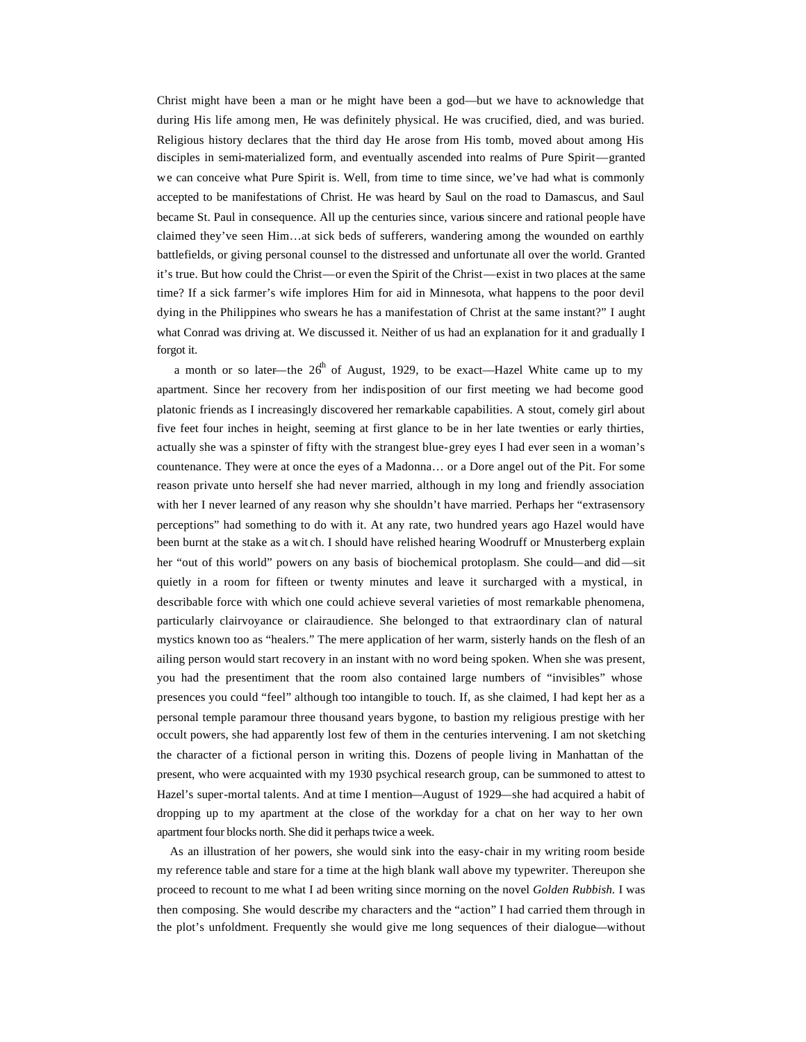Christ might have been a man or he might have been a god—but we have to acknowledge that during His life among men, He was definitely physical. He was crucified, died, and was buried. Religious history declares that the third day He arose from His tomb, moved about among His disciples in semi-materialized form, and eventually ascended into realms of Pure Spirit—granted we can conceive what Pure Spirit is. Well, from time to time since, we've had what is commonly accepted to be manifestations of Christ. He was heard by Saul on the road to Damascus, and Saul became St. Paul in consequence. All up the centuries since, various sincere and rational people have claimed they've seen Him…at sick beds of sufferers, wandering among the wounded on earthly battlefields, or giving personal counsel to the distressed and unfortunate all over the world. Granted it's true. But how could the Christ—or even the Spirit of the Christ—exist in two places at the same time? If a sick farmer's wife implores Him for aid in Minnesota, what happens to the poor devil dying in the Philippines who swears he has a manifestation of Christ at the same instant?" I aught what Conrad was driving at. We discussed it. Neither of us had an explanation for it and gradually I forgot it.

a month or so later—the 26th of August, 1929, to be exact—Hazel White came up to my apartment. Since her recovery from her indisposition of our first meeting we had become good platonic friends as I increasingly discovered her remarkable capabilities. A stout, comely girl about five feet four inches in height, seeming at first glance to be in her late twenties or early thirties, actually she was a spinster of fifty with the strangest blue-grey eyes I had ever seen in a woman's countenance. They were at once the eyes of a Madonna… or a Dore angel out of the Pit. For some reason private unto herself she had never married, although in my long and friendly association with her I never learned of any reason why she shouldn't have married. Perhaps her "extrasensory perceptions" had something to do with it. At any rate, two hundred years ago Hazel would have been burnt at the stake as a witch. I should have relished hearing Woodruff or Mnusterberg explain her "out of this world" powers on any basis of biochemical protoplasm. She could—and did—sit quietly in a room for fifteen or twenty minutes and leave it surcharged with a mystical, in describable force with which one could achieve several varieties of most remarkable phenomena, particularly clairvoyance or clairaudience. She belonged to that extraordinary clan of natural mystics known too as "healers." The mere application of her warm, sisterly hands on the flesh of an ailing person would start recovery in an instant with no word being spoken. When she was present, you had the presentiment that the room also contained large numbers of "invisibles" whose presences you could "feel" although too intangible to touch. If, as she claimed, I had kept her as a personal temple paramour three thousand years bygone, to bastion my religious prestige with her occult powers, she had apparently lost few of them in the centuries intervening. I am not sketching the character of a fictional person in writing this. Dozens of people living in Manhattan of the present, who were acquainted with my 1930 psychical research group, can be summoned to attest to Hazel's super-mortal talents. And at time I mention—August of 1929—she had acquired a habit of dropping up to my apartment at the close of the workday for a chat on her way to her own apartment four blocks north. She did it perhaps twice a week.

As an illustration of her powers, she would sink into the easy-chair in my writing room beside my reference table and stare for a time at the high blank wall above my typewriter. Thereupon she proceed to recount to me what I ad been writing since morning on the novel *Golden Rubbish.* I was then composing. She would describe my characters and the "action" I had carried them through in the plot's unfoldment. Frequently she would give me long sequences of their dialogue—without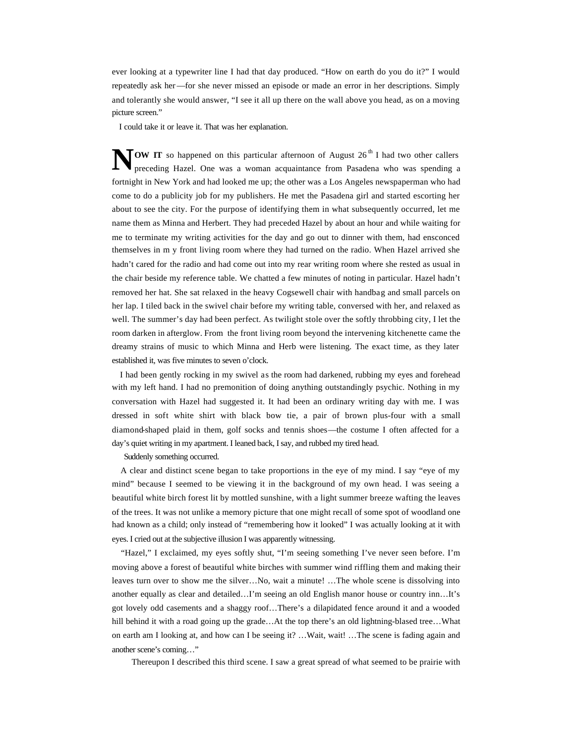ever looking at a typewriter line I had that day produced. "How on earth do you do it?" I would repeatedly ask her—for she never missed an episode or made an error in her descriptions. Simply and tolerantly she would answer, "I see it all up there on the wall above you head, as on a moving picture screen."

I could take it or leave it. That was her explanation.

**NOW IT** so happened on this particular afternoon of August 26th I had two other callers preceding Hazel. One was a woman acquaintance from Pasadena who was spending a fortnight in New York and had looked me up; the other was a Los Angeles newspaperman who had come to do a publicity job for my publishers. He met the Pasadena girl and started escorting her about to see the city. For the purpose of identifying them in what subsequently occurred, let me name them as Minna and Herbert. They had preceded Hazel by about an hour and while waiting for me to terminate my writing activities for the day and go out to dinner with them, had ensconced themselves in m y front living room where they had turned on the radio. When Hazel arrived she hadn't cared for the radio and had come out into my rear writing room where she rested as usual in the chair beside my reference table. We chatted a few minutes of noting in particular. Hazel hadn't removed her hat. She sat relaxed in the heavy Cogsewell chair with handbag and small parcels on her lap. I tiled back in the swivel chair before my writing table, conversed with her, and relaxed as well. The summer's day had been perfect. As twilight stole over the softly throbbing city, I let the room darken in afterglow. From the front living room beyond the intervening kitchenette came the dreamy strains of music to which Minna and Herb were listening. The exact time, as they later established it, was five minutes to seven o'clock.

I had been gently rocking in my swivel as the room had darkened, rubbing my eyes and forehead with my left hand. I had no premonition of doing anything outstandingly psychic. Nothing in my conversation with Hazel had suggested it. It had been an ordinary writing day with me. I was dressed in soft white shirt with black bow tie, a pair of brown plus-four with a small diamond-shaped plaid in them, golf socks and tennis shoes—the costume I often affected for a day's quiet writing in my apartment. I leaned back, I say, and rubbed my tired head.

Suddenly something occurred.

A clear and distinct scene began to take proportions in the eye of my mind. I say "eye of my mind" because I seemed to be viewing it in the background of my own head. I was seeing a beautiful white birch forest lit by mottled sunshine, with a light summer breeze wafting the leaves of the trees. It was not unlike a memory picture that one might recall of some spot of woodland one had known as a child; only instead of "remembering how it looked" I was actually looking at it with eyes. I cried out at the subjective illusion I was apparently witnessing.

"Hazel," I exclaimed, my eyes softly shut, "I'm seeing something I've never seen before. I'm moving above a forest of beautiful white birches with summer wind riffling them and making their leaves turn over to show me the silver…No, wait a minute! …The whole scene is dissolving into another equally as clear and detailed…I'm seeing an old English manor house or country inn…It's got lovely odd casements and a shaggy roof…There's a dilapidated fence around it and a wooded hill behind it with a road going up the grade…At the top there's an old lightning-blased tree…What on earth am I looking at, and how can I be seeing it? …Wait, wait! …The scene is fading again and another scene's coming…"

Thereupon I described this third scene. I saw a great spread of what seemed to be prairie with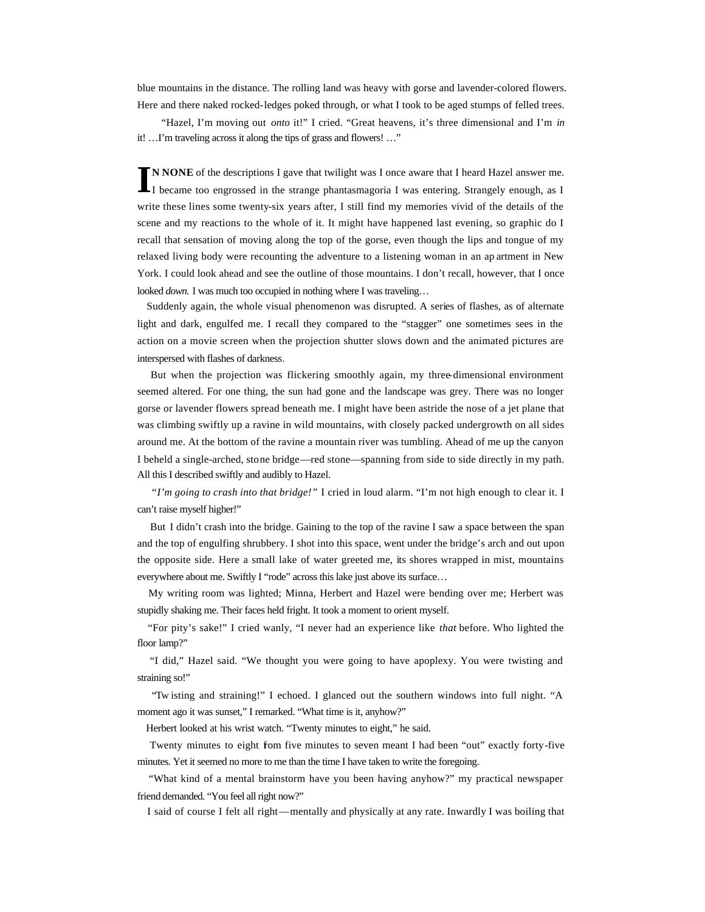blue mountains in the distance. The rolling land was heavy with gorse and lavender-colored flowers. Here and there naked rocked-ledges poked through, or what I took to be aged stumps of felled trees.

"Hazel, I'm moving out *onto* it!" I cried. "Great heavens, it's three dimensional and I'm *in* it! …I'm traveling across it along the tips of grass and flowers! …"

**IN NONE** of the descriptions I gave that twilight was I once aware that I heard Hazel answer me. I became too engrossed in the strange phantasmagoria I was entering. Strangely enough, as I write these lines some twenty-six years after, I still find my memories vivid of the details of the scene and my reactions to the whole of it. It might have happened last evening, so graphic do I recall that sensation of moving along the top of the gorse, even though the lips and tongue of my relaxed living body were recounting the adventure to a listening woman in an apartment in New York. I could look ahead and see the outline of those mountains. I don't recall, however, that I once looked *down*. I was much too occupied in nothing where I was traveling…

Suddenly again, the whole visual phenomenon was disrupted. A series of flashes, as of alternate light and dark, engulfed me. I recall they compared to the "stagger" one sometimes sees in the action on a movie screen when the projection shutter slows down and the animated pictures are interspersed with flashes of darkness.

But when the projection was flickering smoothly again, my three-dimensional environment seemed altered. For one thing, the sun had gone and the landscape was grey. There was no longer gorse or lavender flowers spread beneath me. I might have been astride the nose of a jet plane that was climbing swiftly up a ravine in wild mountains, with closely packed undergrowth on all sides around me. At the bottom of the ravine a mountain river was tumbling. Ahead of me up the canyon I beheld a single-arched, stone bridge—red stone—spanning from side to side directly in my path. All this I described swiftly and audibly to Hazel.

*"I'm going to crash into that bridge!"* I cried in loud alarm. "I'm not high enough to clear it. I can't raise myself higher!"

But I didn't crash into the bridge. Gaining to the top of the ravine I saw a space between the span and the top of engulfing shrubbery. I shot into this space, went under the bridge's arch and out upon the opposite side. Here a small lake of water greeted me, its shores wrapped in mist, mountains everywhere about me. Swiftly I "rode" across this lake just above its surface…

My writing room was lighted; Minna, Herbert and Hazel were bending over me; Herbert was stupidly shaking me. Their faces held fright. It took a moment to orient myself.

"For pity's sake!" I cried wanly, "I never had an experience like *that* before. Who lighted the floor lamp?"

"I did," Hazel said. "We thought you were going to have apoplexy. You were twisting and straining so!"

"Twisting and straining!" I echoed. I glanced out the southern windows into full night. "A moment ago it was sunset," I remarked. "What time is it, anyhow?"

Herbert looked at his wrist watch. "Twenty minutes to eight," he said.

Twenty minutes to eight from five minutes to seven meant I had been "out" exactly forty-five minutes. Yet it seemed no more to me than the time I have taken to write the foregoing.

"What kind of a mental brainstorm have you been having anyhow?" my practical newspaper friend demanded. "You feel all right now?"

I said of course I felt all right—mentally and physically at any rate. Inwardly I was boiling that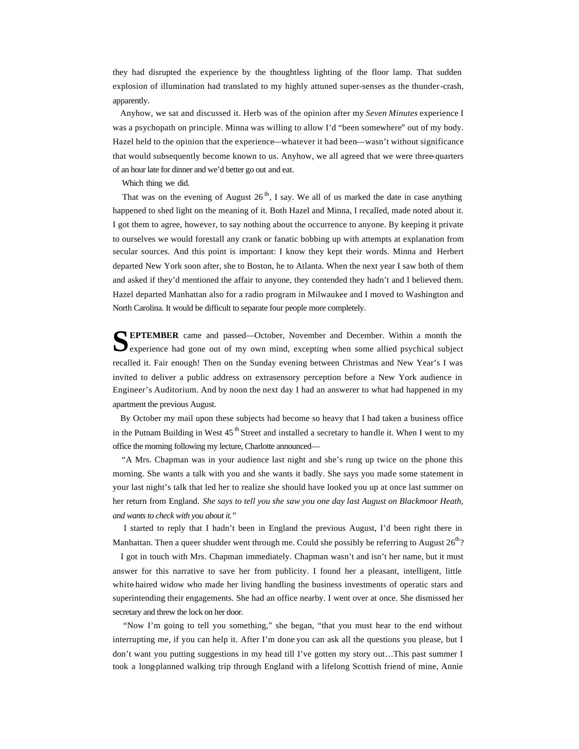they had disrupted the experience by the thoughtless lighting of the floor lamp. That sudden explosion of illumination had translated to my highly attuned super-senses as the thunder-crash, apparently.

Anyhow, we sat and discussed it. Herb was of the opinion after my *Seven Minutes* experience I was a psychopath on principle. Minna was willing to allow I'd "been somewhere" out of my body. Hazel held to the opinion that the experience—whatever it had been—wasn't without significance that would subsequently become known to us. Anyhow, we all agreed that we were three-quarters of an hour late for dinner and we'd better go out and eat.

Which thing we did.

That was on the evening of August 26th, I say. We all of us marked the date in case anything happened to shed light on the meaning of it. Both Hazel and Minna, I recalled, made noted about it. I got them to agree, however, to say nothing about the occurrence to anyone. By keeping it private to ourselves we would forestall any crank or fanatic bobbing up with attempts at explanation from secular sources. And this point is important: I know they kept their words. Minna and Herbert departed New York soon after, she to Boston, he to Atlanta. When the next year I saw both of them and asked if they'd mentioned the affair to anyone, they contended they hadn't and I believed them. Hazel departed Manhattan also for a radio program in Milwaukee and I moved to Washington and North Carolina. It would be difficult to separate four people more completely.

**SEPTEMBER** came and passed—October, November and December. Within a month the experience had gone out of my own mind, excepting when some allied psychical subject recalled it. Fair enough! Then on the Sunday evening between Christmas and New Year's I was invited to deliver a public address on extrasensory perception before a New York audience in Engineer's Auditorium. And by noon the next day I had an answerer to what had happened in my apartment the previous August.

By October my mail upon these subjects had become so heavy that I had taken a business office in the Putnam Building in West 45th Street and installed a secretary to handle it. When I went to my office the morning following my lecture, Charlotte announced—

"A Mrs. Chapman was in your audience last night and she's rung up twice on the phone this morning. She wants a talk with you and she wants it badly. She says you made some statement in your last night's talk that led her to realize she should have looked you up at once last summer on her return from England. *She says to tell you she saw you one day last August on Blackmoor Heath, and wants to check with you about it."*

I started to reply that I hadn't been in England the previous August, I'd been right there in Manhattan. Then a queer shudder went through me. Could she possibly be referring to August 26th?

I got in touch with Mrs. Chapman immediately. Chapman wasn't and isn't her name, but it must answer for this narrative to save her from publicity. I found her a pleasant, intelligent, little white-haired widow who made her living handling the business investments of operatic stars and superintending their engagements. She had an office nearby. I went over at once. She dismissed her secretary and threw the lock on her door.

"Now I'm going to tell you something," she began, "that you must hear to the end without interrupting me, if you can help it. After I'm done you can ask all the questions you please, but I don't want you putting suggestions in my head till I've gotten my story out…This past summer I took a long-planned walking trip through England with a lifelong Scottish friend of mine, Annie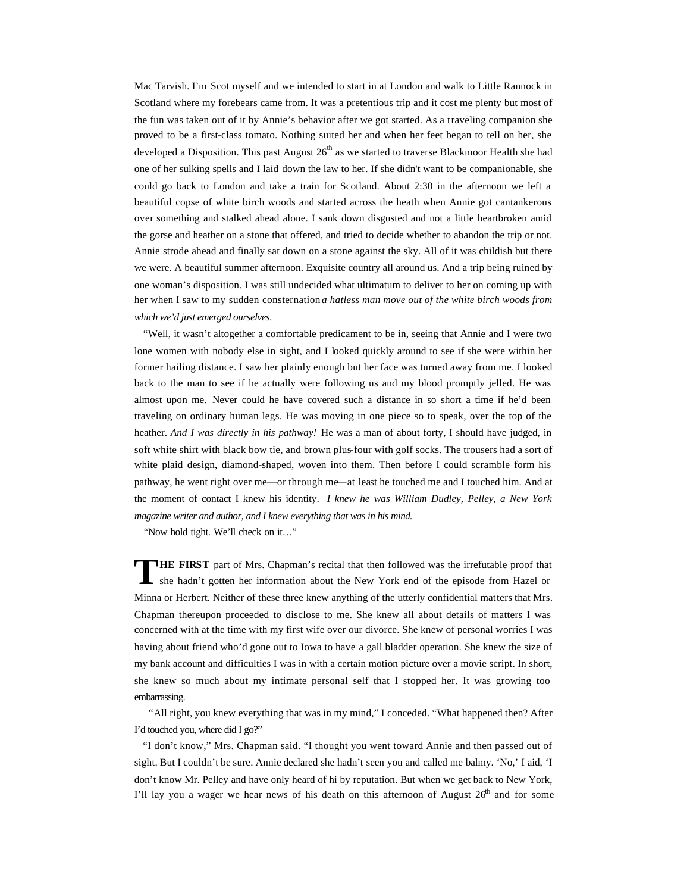Mac Tarvish. I'm Scot myself and we intended to start in at London and walk to Little Rannock in Scotland where my forebears came from. It was a pretentious trip and it cost me plenty but most of the fun was taken out of it by Annie's behavior after we got started. As a traveling companion she proved to be a first-class tomato. Nothing suited her and when her feet began to tell on her, she developed a Disposition. This past August 26th as we started to traverse Blackmoor Health she had one of her sulking spells and I laid down the law to her. If she didn't want to be companionable, she could go back to London and take a train for Scotland. About 2:30 in the afternoon we left a beautiful copse of white birch woods and started across the heath when Annie got cantankerous over something and stalked ahead alone. I sank down disgusted and not a little heartbroken amid the gorse and heather on a stone that offered, and tried to decide whether to abandon the trip or not. Annie strode ahead and finally sat down on a stone against the sky. All of it was childish but there we were. A beautiful summer afternoon. Exquisite country all around us. And a trip being ruined by one woman's disposition. I was still undecided what ultimatum to deliver to her on coming up with her when I saw to my sudden consternation *a hatless man move out of the white birch woods from which we'd just emerged ourselves.*

"Well, it wasn't altogether a comfortable predicament to be in, seeing that Annie and I were two lone women with nobody else in sight, and I looked quickly around to see if she were within her former hailing distance. I saw her plainly enough but her face was turned away from me. I looked back to the man to see if he actually were following us and my blood promptly jelled. He was almost upon me. Never could he have covered such a distance in so short a time if he'd been traveling on ordinary human legs. He was moving in one piece so to speak, over the top of the heather. *And I was directly in his pathway!* He was a man of about forty, I should have judged, in soft white shirt with black bow tie, and brown plus-four with golf socks. The trousers had a sort of white plaid design, diamond-shaped, woven into them. Then before I could scramble form his pathway, he went right over me—or through me—at least he touched me and I touched him. And at the moment of contact I knew his identity. *I knew he was William Dudley, Pelley, a New York magazine writer and author, and I knew everything that was in his mind.*

"Now hold tight. We'll check on it…"

**THE FIRST** part of Mrs. Chapman's recital that then followed was the irrefutable proof that she hadn't gotten her information about the New York end of the episode from Hazel or Minna or Herbert. Neither of these three knew anything of the utterly confidential matters that Mrs. Chapman thereupon proceeded to disclose to me. She knew all about details of matters I was concerned with at the time with my first wife over our divorce. She knew of personal worries I was having about friend who'd gone out to Iowa to have a gall bladder operation. She knew the size of my bank account and difficulties I was in with a certain motion picture over a movie script. In short, she knew so much about my intimate personal self that I stopped her. It was growing too embarrassing.

"All right, you knew everything that was in my mind," I conceded. "What happened then? After I'd touched you, where did I go?"

"I don't know," Mrs. Chapman said. "I thought you went toward Annie and then passed out of sight. But I couldn't be sure. Annie declared she hadn't seen you and called me balmy. 'No,' I aid, 'I don't know Mr. Pelley and have only heard of hi by reputation. But when we get back to New York, I'll lay you a wager we hear news of his death on this afternoon of August 26th and for some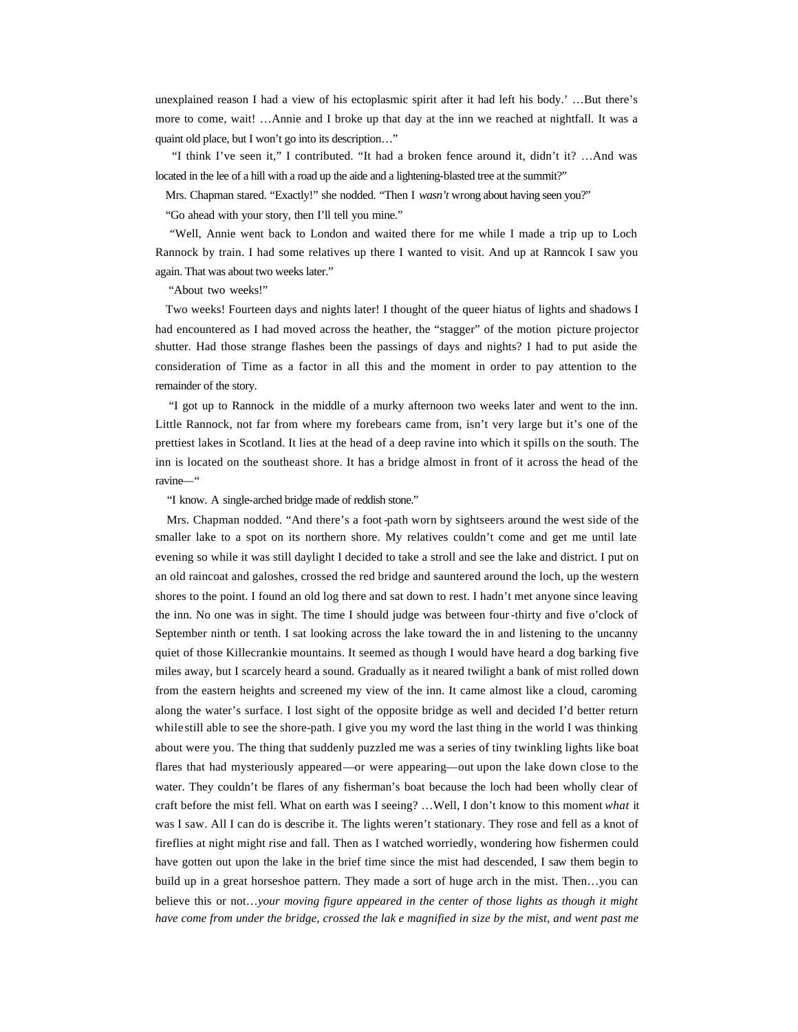unexplained reason I had a view of his ectoplasmic spirit after it had left his body.' …But there's more to come, wait! …Annie and I broke up that day at the inn we reached at nightfall. It was a quaint old place, but I won't go into its description…"

"I think I've seen it," I contributed. "It had a broken fence around it, didn't it? …And was located in the lee of a hill with a road up the aide and a lightening-blasted tree at the summit?"

Mrs. Chapman stared. "Exactly!" she nodded. "Then I *wasn't* wrong about having seen you?"

"Go ahead with your story, then I'll tell you mine."

"Well, Annie went back to London and waited there for me while I made a trip up to Loch Rannock by train. I had some relatives up there I wanted to visit. And up at Ranncok I saw you again. That was about two weeks later."

"About two weeks!"

Two weeks! Fourteen days and nights later! I thought of the queer hiatus of lights and shadows I had encountered as I had moved across the heather, the "stagger" of the motion picture projector shutter. Had those strange flashes been the passings of days and nights? I had to put aside the consideration of Time as a factor in all this and the moment in order to pay attention to the remainder of the story.

"I got up to Rannock in the middle of a murky afternoon two weeks later and went to the inn. Little Rannock, not far from where my forebears came from, isn't very large but it's one of the prettiest lakes in Scotland. It lies at the head of a deep ravine into which it spills on the south. The inn is located on the southeast shore. It has a bridge almost in front of it across the head of the ravine—"

"I know. A single-arched bridge made of reddish stone."

Mrs. Chapman nodded. "And there's a foot-path worn by sightseers around the west side of the smaller lake to a spot on its northern shore. My relatives couldn't come and get me until late evening so while it was still daylight I decided to take a stroll and see the lake and district. I put on an old raincoat and galoshes, crossed the red bridge and sauntered around the loch, up the western shores to the point. I found an old log there and sat down to rest. I hadn't met anyone since leaving the inn. No one was in sight. The time I should judge was between four-thirty and five o'clock of September ninth or tenth. I sat looking across the lake toward the in and listening to the uncanny quiet of those Killecrankie mountains. It seemed as though I would have heard a dog barking five miles away, but I scarcely heard a sound. Gradually as it neared twilight a bank of mist rolled down from the eastern heights and screened my view of the inn. It came almost like a cloud, caroming along the water's surface. I lost sight of the opposite bridge as well and decided I'd better return while still able to see the shore-path. I give you my word the last thing in the world I was thinking about were you. The thing that suddenly puzzled me was a series of tiny twinkling lights like boat flares that had mysteriously appeared—or were appearing—out upon the lake down close to the water. They couldn't be flares of any fisherman's boat because the loch had been wholly clear of craft before the mist fell. What on earth was I seeing? …Well, I don't know to this moment *what* it was I saw. All I can do is describe it. The lights weren't stationary. They rose and fell as a knot of fireflies at night might rise and fall. Then as I watched worriedly, wondering how fishermen could have gotten out upon the lake in the brief time since the mist had descended, I saw them begin to build up in a great horseshoe pattern. They made a sort of huge arch in the mist. Then…you can believe this or not…*your moving figure appeared in the center of those lights as though it might have come from under the bridge, crossed the lake magnified in size by the mist, and went past me*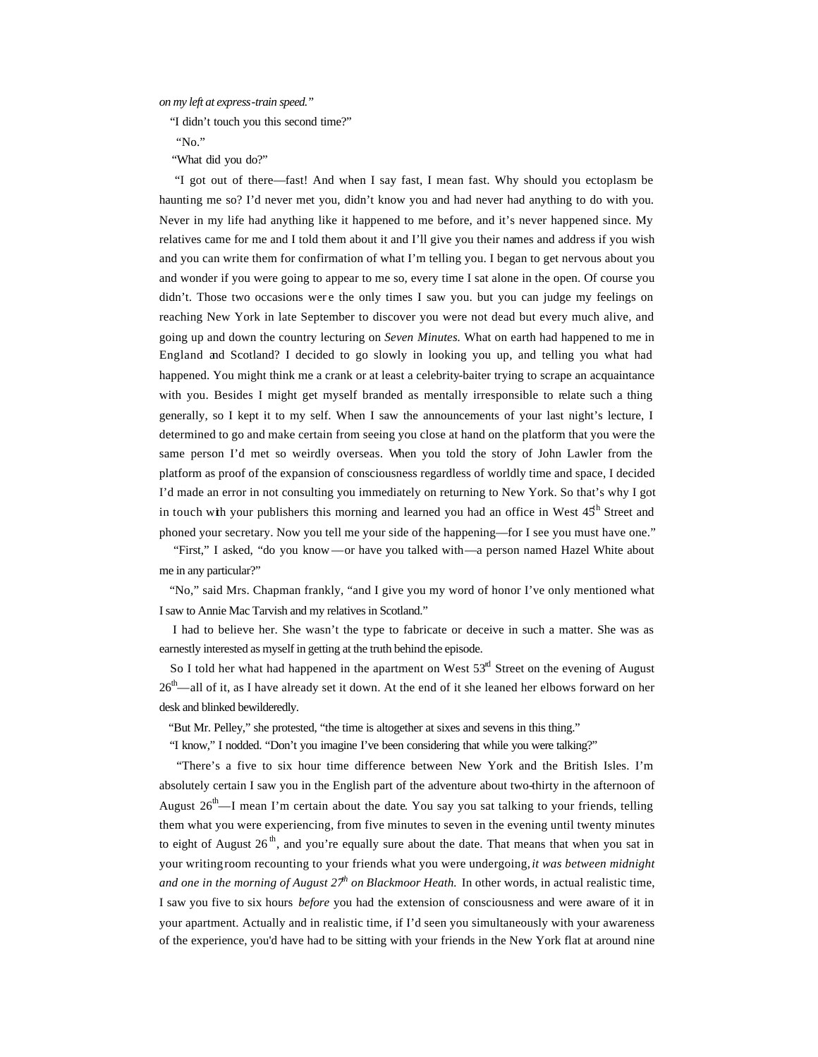*on my left at express-train speed."*

"I didn't touch you this second time?"

"No."

"What did you do?"

"I got out of there—fast! And when I say fast, I mean fast. Why should you ectoplasm be haunting me so? I'd never met you, didn't know you and had never had anything to do with you. Never in my life had anything like it happened to me before, and it's never happened since. My relatives came for me and I told them about it and I'll give you their names and address if you wish and you can write them for confirmation of what I'm telling you. I began to get nervous about you and wonder if you were going to appear to me so, every time I sat alone in the open. Of course you didn't. Those two occasions were the only times I saw you. but you can judge my feelings on reaching New York in late September to discover you were not dead but every much alive, and going up and down the country lecturing on *Seven Minutes.* What on earth had happened to me in England and Scotland? I decided to go slowly in looking you up, and telling you what had happened. You might think me a crank or at least a celebrity-baiter trying to scrape an acquaintance with you. Besides I might get myself branded as mentally irresponsible to relate such a thing generally, so I kept it to my self. When I saw the announcements of your last night's lecture, I determined to go and make certain from seeing you close at hand on the platform that you were the same person I'd met so weirdly overseas. When you told the story of John Lawler from the platform as proof of the expansion of consciousness regardless of worldly time and space, I decided I'd made an error in not consulting you immediately on returning to New York. So that's why I got in touch with your publishers this morning and learned you had an office in West 45th Street and phoned your secretary. Now you tell me your side of the happening—for I see you must have one."

"First," I asked, "do you know—or have you talked with—a person named Hazel White about me in any particular?"

"No," said Mrs. Chapman frankly, "and I give you my word of honor I've only mentioned what I saw to Annie Mac Tarvish and my relatives in Scotland."

I had to believe her. She wasn't the type to fabricate or deceive in such a matter. She was as earnestly interested as myself in getting at the truth behind the episode.

So I told her what had happened in the apartment on West 53rd Street on the evening of August 26th—all of it, as I have already set it down. At the end of it she leaned her elbows forward on her desk and blinked bewilderedly.

"But Mr. Pelley," she protested, "the time is altogether at sixes and sevens in this thing."

"I know," I nodded. "Don't you imagine I've been considering that while you were talking?"

"There's a five to six hour time difference between New York and the British Isles. I'm absolutely certain I saw you in the English part of the adventure about two-thirty in the afternoon of August 26th—I mean I'm certain about the date. You say you sat talking to your friends, telling them what you were experiencing, from five minutes to seven in the evening until twenty minutes to eight of August 26th, and you're equally sure about the date. That means that when you sat in your writing room recounting to your friends what you were undergoing, *it was between midnight and one in the morning of August 27th on Blackmoor Heath.* In other words, in actual realistic time, I saw you five to six hours *before* you had the extension of consciousness and were aware of it in your apartment. Actually and in realistic time, if I'd seen you simultaneously with your awareness of the experience, you'd have had to be sitting with your friends in the New York flat at around nine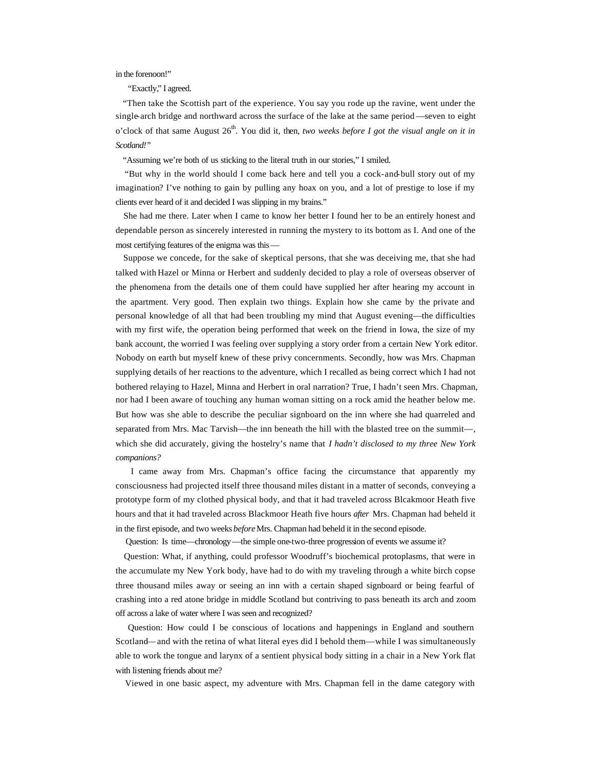in the forenoon!"

"Exactly," I agreed.

"Then take the Scottish part of the experience. You say you rode up the ravine, went under the single-arch bridge and northward across the surface of the lake at the same period—seven to eight o'clock of that same August 26th. You did it, then, *two weeks before I got the visual angle on it in Scotland!"*

"Assuming we're both of us sticking to the literal truth in our stories," I smiled.

"But why in the world should I come back here and tell you a cock-and-bull story out of my imagination? I've nothing to gain by pulling any hoax on you, and a lot of prestige to lose if my clients ever heard of it and decided I was slipping in my brains."

She had me there. Later when I came to know her better I found her to be an entirely honest and dependable person as sincerely interested in running the mystery to its bottom as I. And one of the most certifying features of the enigma was this—

Suppose we concede, for the sake of skeptical persons, that she was deceiving me, that she had talked with Hazel or Minna or Herbert and suddenly decided to play a role of overseas observer of the phenomena from the details one of them could have supplied her after hearing my account in the apartment. Very good. Then explain two things. Explain how she came by the private and personal knowledge of all that had been troubling my mind that August evening—the difficulties with my first wife, the operation being performed that week on the friend in Iowa, the size of my bank account, the worried I was feeling over supplying a story order from a certain New York editor. Nobody on earth but myself knew of these privy concernments. Secondly, how was Mrs. Chapman supplying details of her reactions to the adventure, which I recalled as being correct which I had not bothered relaying to Hazel, Minna and Herbert in oral narration? True, I hadn't seen Mrs. Chapman, nor had I been aware of touching any human woman sitting on a rock amid the heather below me. But how was she able to describe the peculiar signboard on the inn where she had quarreled and separated from Mrs. Mac Tarvish—the inn beneath the hill with the blasted tree on the summit—, which she did accurately, giving the hostelry's name that *I hadn't disclosed to my three New York companions?*

I came away from Mrs. Chapman's office facing the circumstance that apparently my consciousness had projected itself three thousand miles distant in a matter of seconds, conveying a prototype form of my clothed physical body, and that it had traveled across Blcakmoor Heath five hours and that it had traveled across Blackmoor Heath five hours *after* Mrs. Chapman had beheld it in the first episode, and two weeks *before* Mrs. Chapman had beheld it in the second episode.

Question: Is time—chronology—the simple one-two-three progression of events we assume it?

Question: What, if anything, could professor Woodruff's biochemical protoplasms, that were in the accumulate my New York body, have had to do with my traveling through a white birch copse three thousand miles away or seeing an inn with a certain shaped signboard or being fearful of crashing into a red atone bridge in middle Scotland but contriving to pass beneath its arch and zoom off across a lake of water where I was seen and recognized?

Question: How could I be conscious of locations and happenings in England and southern Scotland—and with the retina of what literal eyes did I behold them—while I was simultaneously able to work the tongue and larynx of a sentient physical body sitting in a chair in a New York flat with listening friends about me?

Viewed in one basic aspect, my adventure with Mrs. Chapman fell in the dame category with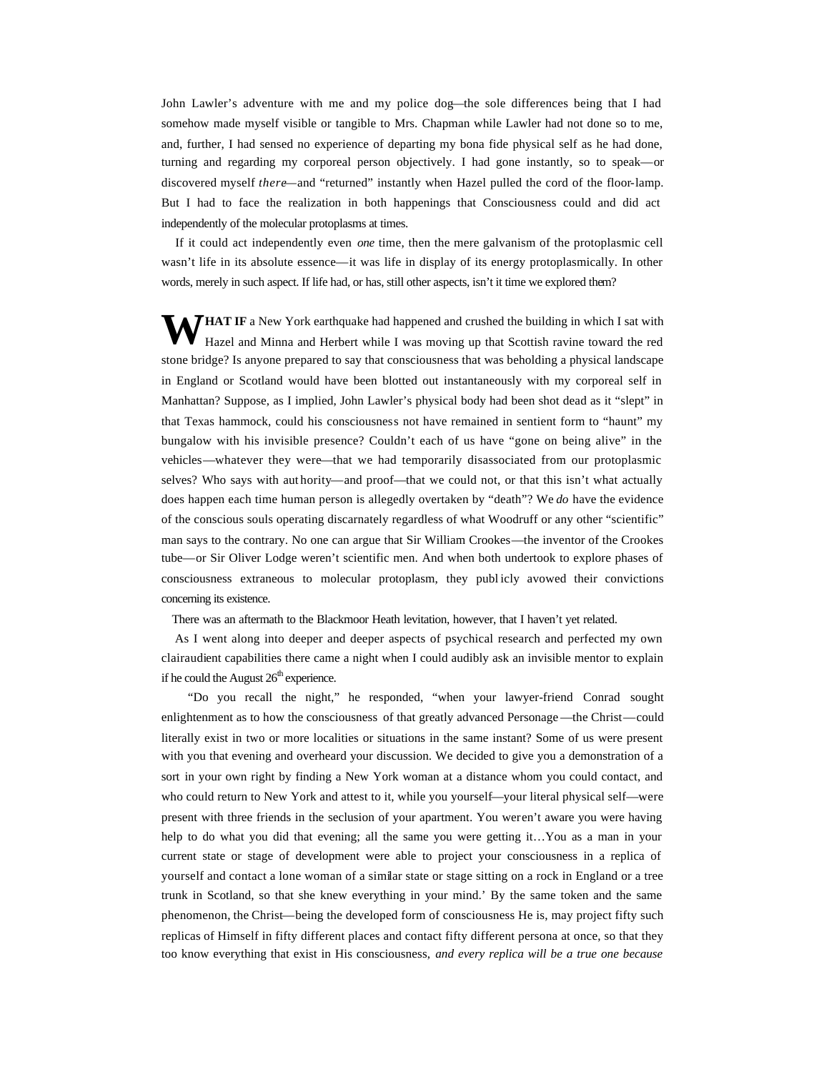John Lawler's adventure with me and my police dog—the sole differences being that I had somehow made myself visible or tangible to Mrs. Chapman while Lawler had not done so to me, and, further, I had sensed no experience of departing my bona fide physical self as he had done, turning and regarding my corporeal person objectively. I had gone instantly, so to speak—or discovered myself *there*—and "returned" instantly when Hazel pulled the cord of the floor-lamp. But I had to face the realization in both happenings that Consciousness could and did act independently of the molecular protoplasms at times.

If it could act independently even *one* time, then the mere galvanism of the protoplasmic cell wasn't life in its absolute essence—it was life in display of its energy protoplasmically. In other words, merely in such aspect. If life had, or has, still other aspects, isn't it time we explored them?

**WHAT IF** a New York earthquake had happened and crushed the building in which I sat with Hazel and Minna and Herbert while I was moving up that Scottish ravine toward the red stone bridge? Is anyone prepared to say that consciousness that was beholding a physical landscape in England or Scotland would have been blotted out instantaneously with my corporeal self in Manhattan? Suppose, as I implied, John Lawler's physical body had been shot dead as it "slept" in that Texas hammock, could his consciousness not have remained in sentient form to "haunt" my bungalow with his invisible presence? Couldn't each of us have "gone on being alive" in the vehicles—whatever they were—that we had temporarily disassociated from our protoplasmic selves? Who says with authority—and proof—that we could not, or that this isn't what actually does happen each time human person is allegedly overtaken by "death"? We *do* have the evidence of the conscious souls operating discarnately regardless of what Woodruff or any other "scientific" man says to the contrary. No one can argue that Sir William Crookes—the inventor of the Crookes tube—or Sir Oliver Lodge weren't scientific men. And when both undertook to explore phases of consciousness extraneous to molecular protoplasm, they publicly avowed their convictions concerning its existence.

There was an aftermath to the Blackmoor Heath levitation, however, that I haven't yet related.

As I went along into deeper and deeper aspects of psychical research and perfected my own clairaudient capabilities there came a night when I could audibly ask an invisible mentor to explain if he could the August 26th experience.

"Do you recall the night," he responded, "when your lawyer-friend Conrad sought enlightenment as to how the consciousness of that greatly advanced Personage—the Christ—could literally exist in two or more localities or situations in the same instant? Some of us were present with you that evening and overheard your discussion. We decided to give you a demonstration of a sort in your own right by finding a New York woman at a distance whom you could contact, and who could return to New York and attest to it, while you yourself—your literal physical self—were present with three friends in the seclusion of your apartment. You weren't aware you were having help to do what you did that evening; all the same you were getting it…You as a man in your current state or stage of development were able to project your consciousness in a replica of yourself and contact a lone woman of a similar state or stage sitting on a rock in England or a tree trunk in Scotland, so that she knew everything in your mind.' By the same token and the same phenomenon, the Christ—being the developed form of consciousness He is, may project fifty such replicas of Himself in fifty different places and contact fifty different persona at once, so that they too know everything that exist in His consciousness, *and every replica will be a true one because*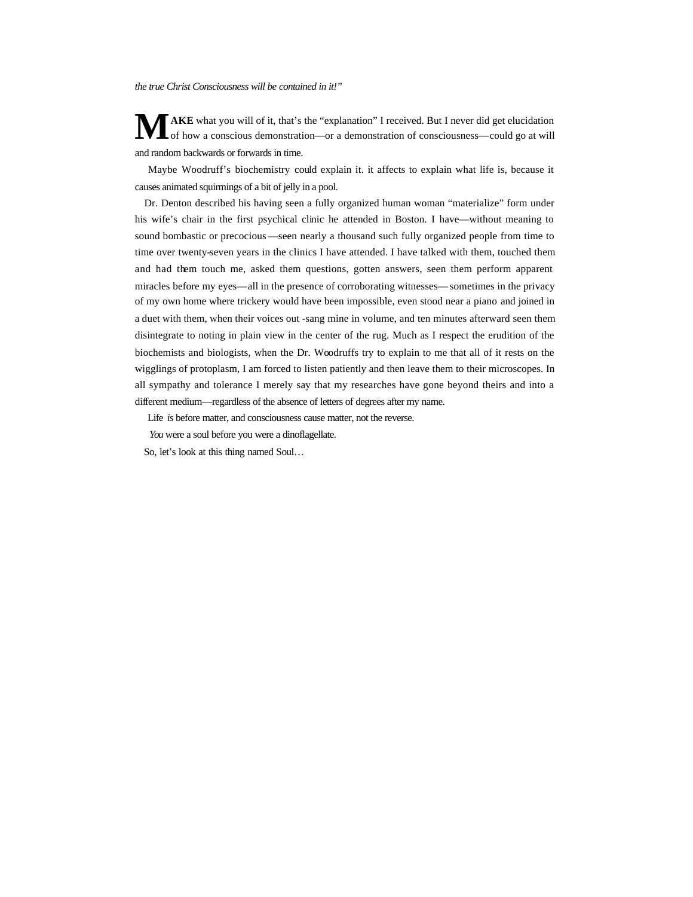*the true Christ Consciousness will be contained in it!"*

**MAKE** what you will of it, that's the "explanation" I received. But I never did get elucidation of how a conscious demonstration—or a demonstration of consciousness—could go at will and random backwards or forwards in time.

Maybe Woodruff's biochemistry could explain it. it affects to explain what life is, because it causes animated squirmings of a bit of jelly in a pool.

Dr. Denton described his having seen a fully organized human woman "materialize" form under his wife's chair in the first psychical clinic he attended in Boston. I have—without meaning to sound bombastic or precocious—seen nearly a thousand such fully organized people from time to time over twenty-seven years in the clinics I have attended. I have talked with them, touched them and had them touch me, asked them questions, gotten answers, seen them perform apparent miracles before my eyes—all in the presence of corroborating witnesses—sometimes in the privacy of my own home where trickery would have been impossible, even stood near a piano and joined in a duet with them, when their voices out -sang mine in volume, and ten minutes afterward seen them disintegrate to noting in plain view in the center of the rug. Much as I respect the erudition of the biochemists and biologists, when the Dr. Woodruffs try to explain to me that all of it rests on the wigglings of protoplasm, I am forced to listen patiently and then leave them to their microscopes. In all sympathy and tolerance I merely say that my researches have gone beyond theirs and into a different medium—regardless of the absence of letters of degrees after my name.

Life *is* before matter, and consciousness cause matter, not the reverse.

*You* were a soul before you were a dinoflagellate.

So, let's look at this thing named Soul…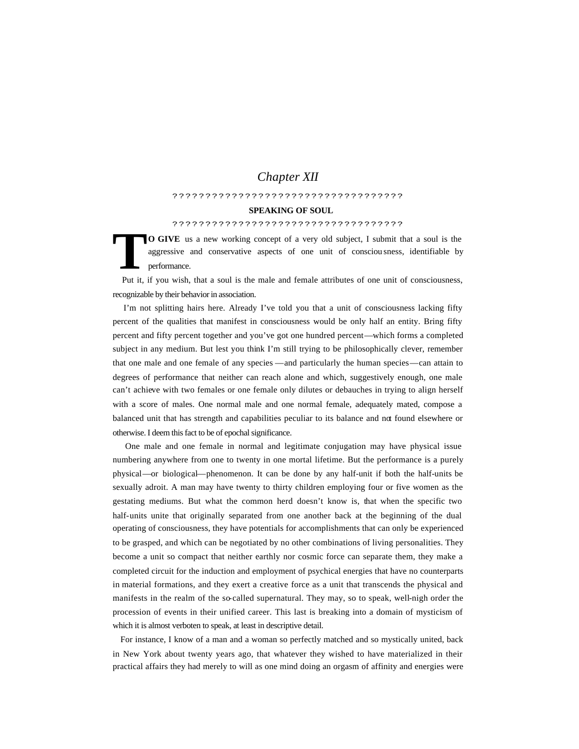# *Chapter XII*

????????????????????????????????????

**SPEAKING OF SOUL**

????????????????????????????????????

**TO GIVE** us a new working concept of a very old subject, I submit that a soul is the aggressive and conservative aspects of one unit of consciousness, identifiable by performance.

Put it, if you wish, that a soul is the male and female attributes of one unit of consciousness, recognizable by their behavior in association.

I'm not splitting hairs here. Already I've told you that a unit of consciousness lacking fifty percent of the qualities that manifest in consciousness would be only half an entity. Bring fifty percent and fifty percent together and you've got one hundred percent—which forms a completed subject in any medium. But lest you think I'm still trying to be philosophically clever, remember that one male and one female of any species—and particularly the human species—can attain to degrees of performance that neither can reach alone and which, suggestively enough, one male can't achieve with two females or one female only dilutes or debauches in trying to align herself with a score of males. One normal male and one normal female, adequately mated, compose a balanced unit that has strength and capabilities peculiar to its balance and not found elsewhere or otherwise. I deem this fact to be of epochal significance.

One male and one female in normal and legitimate conjugation may have physical issue numbering anywhere from one to twenty in one mortal lifetime. But the performance is a purely physical—or biological—phenomenon. It can be done by any half-unit if both the half-units be sexually adroit. A man may have twenty to thirty children employing four or five women as the gestating mediums. But what the common herd doesn't know is, that when the specific two half-units unite that originally separated from one another back at the beginning of the dual operating of consciousness, they have potentials for accomplishments that can only be experienced to be grasped, and which can be negotiated by no other combinations of living personalities. They become a unit so compact that neither earthly nor cosmic force can separate them, they make a completed circuit for the induction and employment of psychical energies that have no counterparts in material formations, and they exert a creative force as a unit that transcends the physical and manifests in the realm of the so-called supernatural. They may, so to speak, well-nigh order the procession of events in their unified career. This last is breaking into a domain of mysticism of which it is almost verboten to speak, at least in descriptive detail.

For instance, I know of a man and a woman so perfectly matched and so mystically united, back in New York about twenty years ago, that whatever they wished to have materialized in their practical affairs they had merely to will as one mind doing an orgasm of affinity and energies were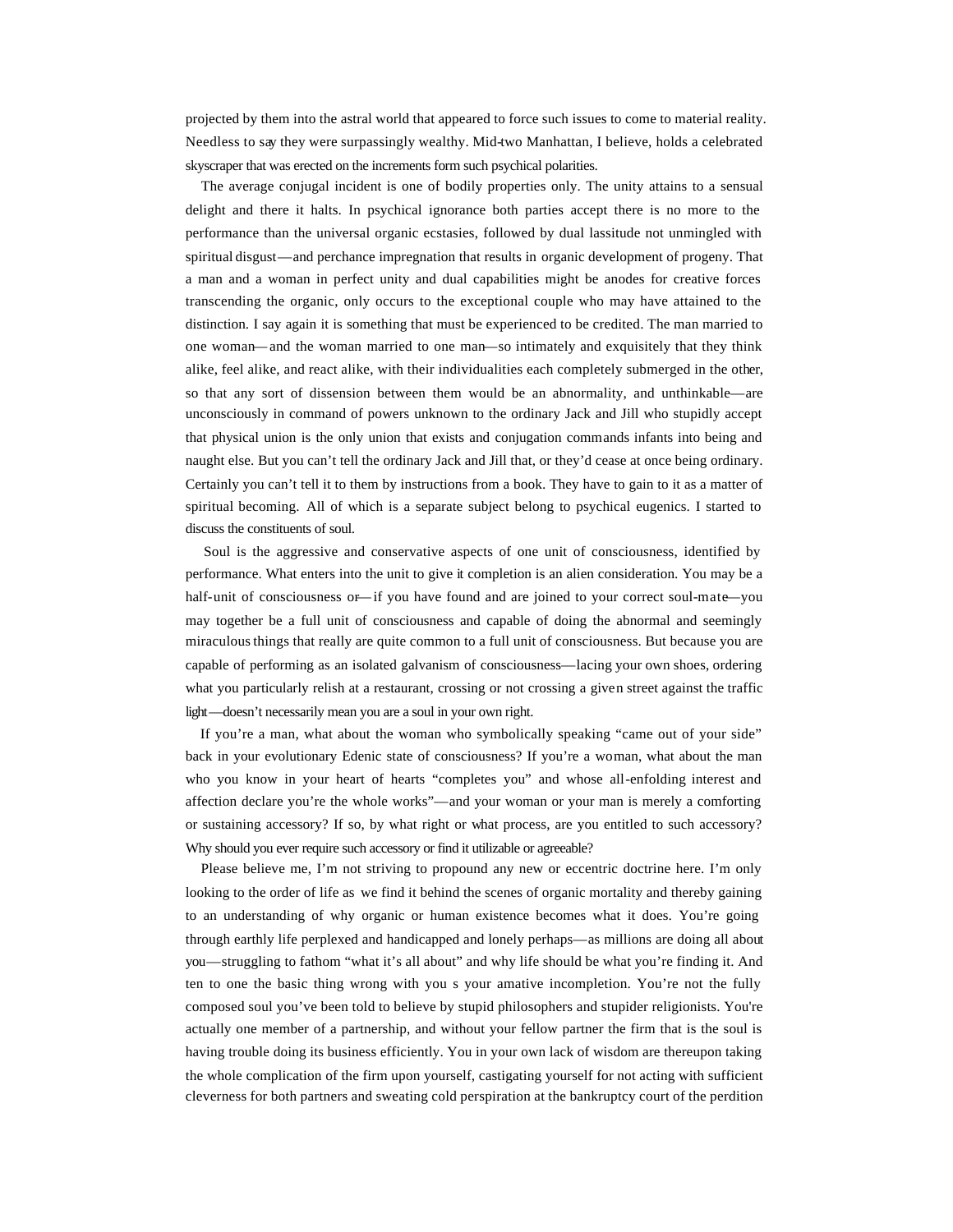projected by them into the astral world that appeared to force such issues to come to material reality. Needless to say they were surpassingly wealthy. Mid-two Manhattan, I believe, holds a celebrated skyscraper that was erected on the increments form such psychical polarities.

The average conjugal incident is one of bodily properties only. The unity attains to a sensual delight and there it halts. In psychical ignorance both parties accept there is no more to the performance than the universal organic ecstasies, followed by dual lassitude not unmingled with spiritual disgust—and perchance impregnation that results in organic development of progeny. That a man and a woman in perfect unity and dual capabilities might be anodes for creative forces transcending the organic, only occurs to the exceptional couple who may have attained to the distinction. I say again it is something that must be experienced to be credited. The man married to one woman—and the woman married to one man—so intimately and exquisitely that they think alike, feel alike, and react alike, with their individualities each completely submerged in the other, so that any sort of dissension between them would be an abnormality, and unthinkable—are unconsciously in command of powers unknown to the ordinary Jack and Jill who stupidly accept that physical union is the only union that exists and conjugation commands infants into being and naught else. But you can't tell the ordinary Jack and Jill that, or they'd cease at once being ordinary. Certainly you can't tell it to them by instructions from a book. They have to gain to it as a matter of spiritual becoming. All of which is a separate subject belong to psychical eugenics. I started to discuss the constituents of soul.

Soul is the aggressive and conservative aspects of one unit of consciousness, identified by performance. What enters into the unit to give it completion is an alien consideration. You may be a half-unit of consciousness or—if you have found and are joined to your correct soul-mate—you may together be a full unit of consciousness and capable of doing the abnormal and seemingly miraculous things that really are quite common to a full unit of consciousness. But because you are capable of performing as an isolated galvanism of consciousness—lacing your own shoes, ordering what you particularly relish at a restaurant, crossing or not crossing a given street against the traffic light—doesn't necessarily mean you are a soul in your own right.

If you're a man, what about the woman who symbolically speaking "came out of your side" back in your evolutionary Edenic state of consciousness? If you're a woman, what about the man who you know in your heart of hearts "completes you" and whose all-enfolding interest and affection declare you're the whole works"—and your woman or your man is merely a comforting or sustaining accessory? If so, by what right or what process, are you entitled to such accessory? Why should you ever require such accessory or find it utilizable or agreeable?

Please believe me, I'm not striving to propound any new or eccentric doctrine here. I'm only looking to the order of life as we find it behind the scenes of organic mortality and thereby gaining to an understanding of why organic or human existence becomes what it does. You're going through earthly life perplexed and handicapped and lonely perhaps—as millions are doing all about you—struggling to fathom "what it's all about" and why life should be what you're finding it. And ten to one the basic thing wrong with you s your amative incompletion. You're not the fully composed soul you've been told to believe by stupid philosophers and stupider religionists. You're actually one member of a partnership, and without your fellow partner the firm that is the soul is having trouble doing its business efficiently. You in your own lack of wisdom are thereupon taking the whole complication of the firm upon yourself, castigating yourself for not acting with sufficient cleverness for both partners and sweating cold perspiration at the bankruptcy court of the perdition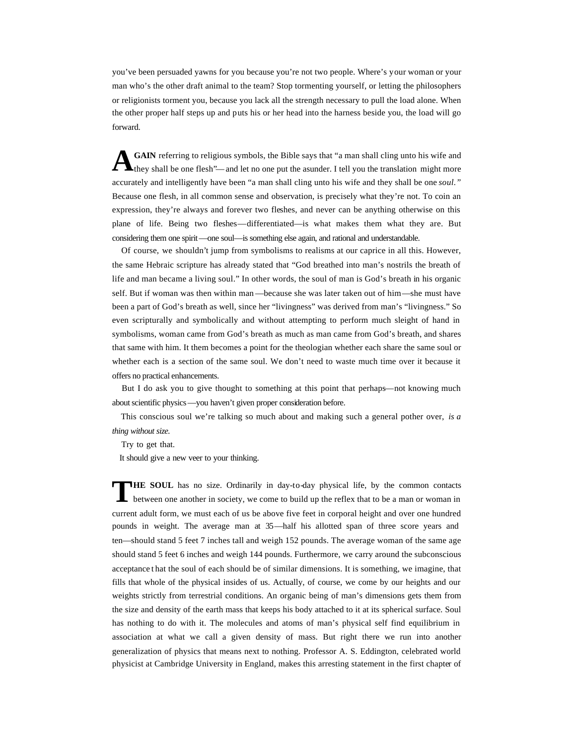you've been persuaded yawns for you because you're not two people. Where's your woman or your man who's the other draft animal to the team? Stop tormenting yourself, or letting the philosophers or religionists torment you, because you lack all the strength necessary to pull the load alone. When the other proper half steps up and puts his or her head into the harness beside you, the load will go forward.

**AGAIN** referring to religious symbols, the Bible says that "a man shall cling unto his wife and they shall be one flesh"—and let no one put the asunder. I tell you the translation might more accurately and intelligently have been "a man shall cling unto his wife and they shall be one *soul.*" Because one flesh, in all common sense and observation, is precisely what they're not. To coin an expression, they're always and forever two fleshes, and never can be anything otherwise on this plane of life. Being two fleshes—differentiated—is what makes them what they are. But considering them one spirit—one soul—is something else again, and rational and understandable.

Of course, we shouldn't jump from symbolisms to realisms at our caprice in all this. However, the same Hebraic scripture has already stated that "God breathed into man's nostrils the breath of life and man became a living soul." In other words, the soul of man is God's breath in his organic self. But if woman was then within man—because she was later taken out of him—she must have been a part of God's breath as well, since her "livingness" was derived from man's "livingness." So even scripturally and symbolically and without attempting to perform much sleight of hand in symbolisms, woman came from God's breath as much as man came from God's breath, and shares that same with him. It them becomes a point for the theologian whether each share the same soul or whether each is a section of the same soul. We don't need to waste much time over it because it offers no practical enhancements.

But I do ask you to give thought to something at this point that perhaps—not knowing much about scientific physics—you haven't given proper consideration before.

This conscious soul we're talking so much about and making such a general pother over, *is a thing without size.*

Try to get that.

It should give a new veer to your thinking.

**THE SOUL** has no size. Ordinarily in day-to-day physical life, by the common contacts between one another in society, we come to build up the reflex that to be a man or woman in current adult form, we must each of us be above five feet in corporal height and over one hundred pounds in weight. The average man at 35—half his allotted span of three score years and ten—should stand 5 feet 7 inches tall and weigh 152 pounds. The average woman of the same age should stand 5 feet 6 inches and weigh 144 pounds. Furthermore, we carry around the subconscious acceptance that the soul of each should be of similar dimensions. It is something, we imagine, that fills that whole of the physical insides of us. Actually, of course, we come by our heights and our weights strictly from terrestrial conditions. An organic being of man's dimensions gets them from the size and density of the earth mass that keeps his body attached to it at its spherical surface. Soul has nothing to do with it. The molecules and atoms of man's physical self find equilibrium in association at what we call a given density of mass. But right there we run into another generalization of physics that means next to nothing. Professor A. S. Eddington, celebrated world physicist at Cambridge University in England, makes this arresting statement in the first chapter of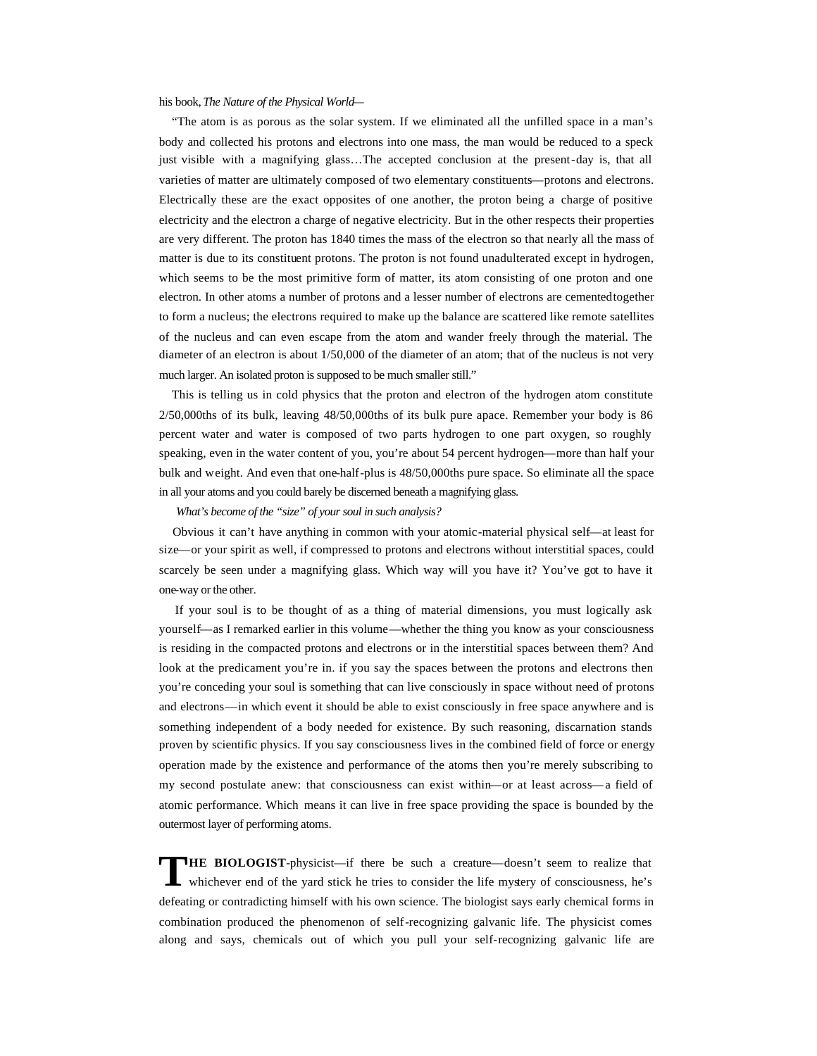his book, *The Nature of the Physical World*—

"The atom is as porous as the solar system. If we eliminated all the unfilled space in a man's body and collected his protons and electrons into one mass, the man would be reduced to a speck just visible with a magnifying glass…The accepted conclusion at the present-day is, that all varieties of matter are ultimately composed of two elementary constituents—protons and electrons. Electrically these are the exact opposites of one another, the proton being a charge of positive electricity and the electron a charge of negative electricity. But in the other respects their properties are very different. The proton has 1840 times the mass of the electron so that nearly all the mass of matter is due to its constituent protons. The proton is not found unadulterated except in hydrogen, which seems to be the most primitive form of matter, its atom consisting of one proton and one electron. In other atoms a number of protons and a lesser number of electrons are cemented together to form a nucleus; the electrons required to make up the balance are scattered like remote satellites of the nucleus and can even escape from the atom and wander freely through the material. The diameter of an electron is about 1/50,000 of the diameter of an atom; that of the nucleus is not very much larger. An isolated proton is supposed to be much smaller still."

This is telling us in cold physics that the proton and electron of the hydrogen atom constitute 2/50,000ths of its bulk, leaving 48/50,000ths of its bulk pure apace. Remember your body is 86 percent water and water is composed of two parts hydrogen to one part oxygen, so roughly speaking, even in the water content of you, you're about 54 percent hydrogen—more than half your bulk and weight. And even that one-half-plus is 48/50,000ths pure space. So eliminate all the space in all your atoms and you could barely be discerned beneath a magnifying glass.

*What's become of the "size" of your soul in such analysis?*

Obvious it can't have anything in common with your atomic-material physical self—at least for size—or your spirit as well, if compressed to protons and electrons without interstitial spaces, could scarcely be seen under a magnifying glass. Which way will you have it? You've got to have it one-way or the other.

If your soul is to be thought of as a thing of material dimensions, you must logically ask yourself—as I remarked earlier in this volume—whether the thing you know as your consciousness is residing in the compacted protons and electrons or in the interstitial spaces between them? And look at the predicament you're in. if you say the spaces between the protons and electrons then you're conceding your soul is something that can live consciously in space without need of protons and electrons—in which event it should be able to exist consciously in free space anywhere and is something independent of a body needed for existence. By such reasoning, discarnation stands proven by scientific physics. If you say consciousness lives in the combined field of force or energy operation made by the existence and performance of the atoms then you're merely subscribing to my second postulate anew: that consciousness can exist within—or at least across—a field of atomic performance. Which means it can live in free space providing the space is bounded by the outermost layer of performing atoms.

**THE BIOLOGIST**-physicist—if there be such a creature—doesn't seem to realize that whichever end of the yard stick he tries to consider the life mystery of consciousness, he's defeating or contradicting himself with his own science. The biologist says early chemical forms in combination produced the phenomenon of self-recognizing galvanic life. The physicist comes along and says, chemicals out of which you pull your self-recognizing galvanic life are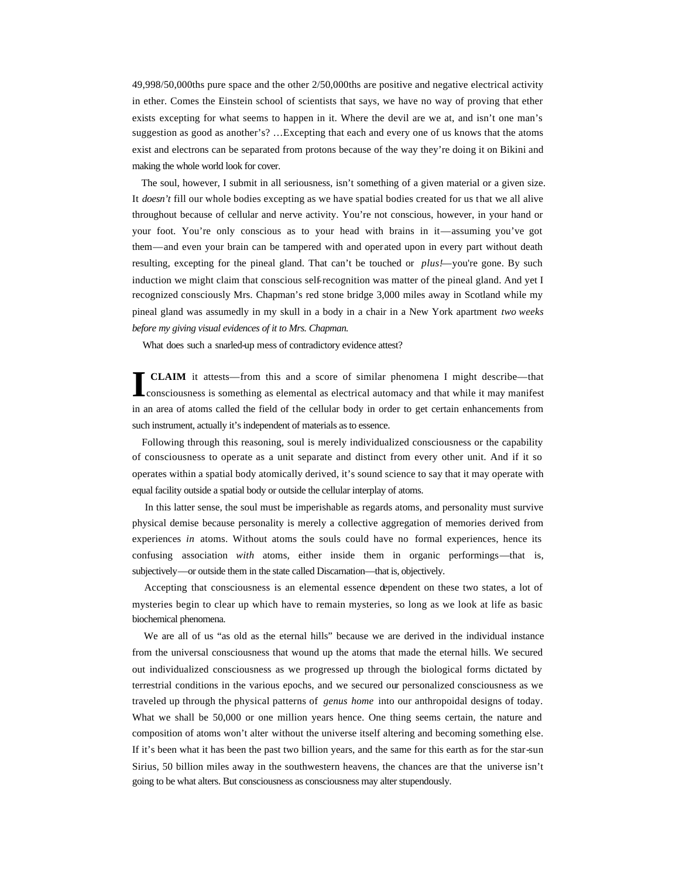49,998/50,000ths pure space and the other 2/50,000ths are positive and negative electrical activity in ether. Comes the Einstein school of scientists that says, we have no way of proving that ether exists excepting for what seems to happen in it. Where the devil are we at, and isn't one man's suggestion as good as another's? …Excepting that each and every one of us knows that the atoms exist and electrons can be separated from protons because of the way they're doing it on Bikini and making the whole world look for cover.

The soul, however, I submit in all seriousness, isn't something of a given material or a given size. It *doesn't* fill our whole bodies excepting as we have spatial bodies created for us that we all alive throughout because of cellular and nerve activity. You're not conscious, however, in your hand or your foot. You're only conscious as to your head with brains in it—assuming you've got them—and even your brain can be tampered with and operated upon in every part without death resulting, excepting for the pineal gland. That can't be touched or *plus!*—you're gone. By such induction we might claim that conscious self-recognition was matter of the pineal gland. And yet I recognized consciously Mrs. Chapman's red stone bridge 3,000 miles away in Scotland while my pineal gland was assumedly in my skull in a body in a chair in a New York apartment *two weeks before my giving visual evidences of it to Mrs. Chapman.*

What does such a snarled-up mess of contradictory evidence attest?

**I CLAIM** it attests—from this and a score of similar phenomena I might describe—that consciousness is something as elemental as electrical automacy and that while it may manifest in an area of atoms called the field of the cellular body in order to get certain enhancements from such instrument, actually it's independent of materials as to essence.

Following through this reasoning, soul is merely individualized consciousness or the capability of consciousness to operate as a unit separate and distinct from every other unit. And if it so operates within a spatial body atomically derived, it's sound science to say that it may operate with equal facility outside a spatial body or outside the cellular interplay of atoms.

In this latter sense, the soul must be imperishable as regards atoms, and personality must survive physical demise because personality is merely a collective aggregation of memories derived from experiences *in* atoms. Without atoms the souls could have no formal experiences, hence its confusing association *with* atoms, either inside them in organic performings—that is, subjectively—or outside them in the state called Discarnation—that is, objectively.

Accepting that consciousness is an elemental essence dependent on these two states, a lot of mysteries begin to clear up which have to remain mysteries, so long as we look at life as basic biochemical phenomena.

We are all of us "as old as the eternal hills" because we are derived in the individual instance from the universal consciousness that wound up the atoms that made the eternal hills. We secured out individualized consciousness as we progressed up through the biological forms dictated by terrestrial conditions in the various epochs, and we secured our personalized consciousness as we traveled up through the physical patterns of *genus home* into our anthropoidal designs of today. What we shall be 50,000 or one million years hence. One thing seems certain, the nature and composition of atoms won't alter without the universe itself altering and becoming something else. If it's been what it has been the past two billion years, and the same for this earth as for the star-sun Sirius, 50 billion miles away in the southwestern heavens, the chances are that the universe isn't going to be what alters. But consciousness as consciousness may alter stupendously.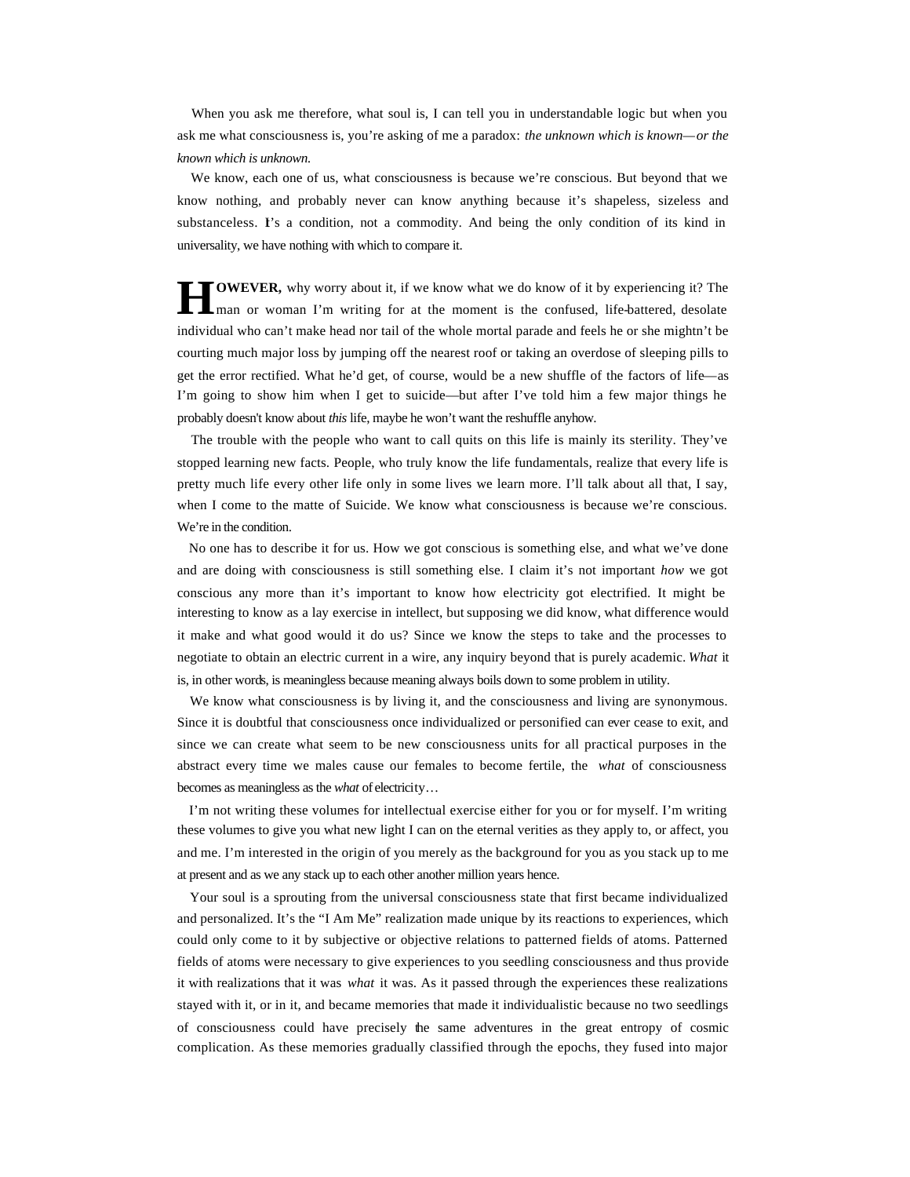When you ask me therefore, what soul is, I can tell you in understandable logic but when you ask me what consciousness is, you're asking of me a paradox: *the unknown which is known—or the known which is unknown.*

We know, each one of us, what consciousness is because we're conscious. But beyond that we know nothing, and probably never can know anything because it's shapeless, sizeless and substanceless. It's a condition, not a commodity. And being the only condition of its kind in universality, we have nothing with which to compare it.

**HOWEVER,** why worry about it, if we know what we do know of it by experiencing it? The man or woman I'm writing for at the moment is the confused, life-battered, desolate individual who can't make head nor tail of the whole mortal parade and feels he or she mightn't be courting much major loss by jumping off the nearest roof or taking an overdose of sleeping pills to get the error rectified. What he'd get, of course, would be a new shuffle of the factors of life—as I'm going to show him when I get to suicide—but after I've told him a few major things he probably doesn't know about *this* life, maybe he won't want the reshuffle anyhow.

The trouble with the people who want to call quits on this life is mainly its sterility. They've stopped learning new facts. People, who truly know the life fundamentals, realize that every life is pretty much life every other life only in some lives we learn more. I'll talk about all that, I say, when I come to the matte of Suicide. We know what consciousness is because we're conscious. We're in the condition.

No one has to describe it for us. How we got conscious is something else, and what we've done and are doing with consciousness is still something else. I claim it's not important *how* we got conscious any more than it's important to know how electricity got electrified. It might be interesting to know as a lay exercise in intellect, but supposing we did know, what difference would it make and what good would it do us? Since we know the steps to take and the processes to negotiate to obtain an electric current in a wire, any inquiry beyond that is purely academic. *What* it is, in other words, is meaningless because meaning always boils down to some problem in utility.

We know what consciousness is by living it, and the consciousness and living are synonymous. Since it is doubtful that consciousness once individualized or personified can ever cease to exit, and since we can create what seem to be new consciousness units for all practical purposes in the abstract every time we males cause our females to become fertile, the *what* of consciousness becomes as meaningless as the *what* of electricity…

I'm not writing these volumes for intellectual exercise either for you or for myself. I'm writing these volumes to give you what new light I can on the eternal verities as they apply to, or affect, you and me. I'm interested in the origin of you merely as the background for you as you stack up to me at present and as we any stack up to each other another million years hence.

Your soul is a sprouting from the universal consciousness state that first became individualized and personalized. It's the "I Am Me" realization made unique by its reactions to experiences, which could only come to it by subjective or objective relations to patterned fields of atoms. Patterned fields of atoms were necessary to give experiences to you seedling consciousness and thus provide it with realizations that it was *what* it was. As it passed through the experiences these realizations stayed with it, or in it, and became memories that made it individualistic because no two seedlings of consciousness could have precisely the same adventures in the great entropy of cosmic complication. As these memories gradually classified through the epochs, they fused into major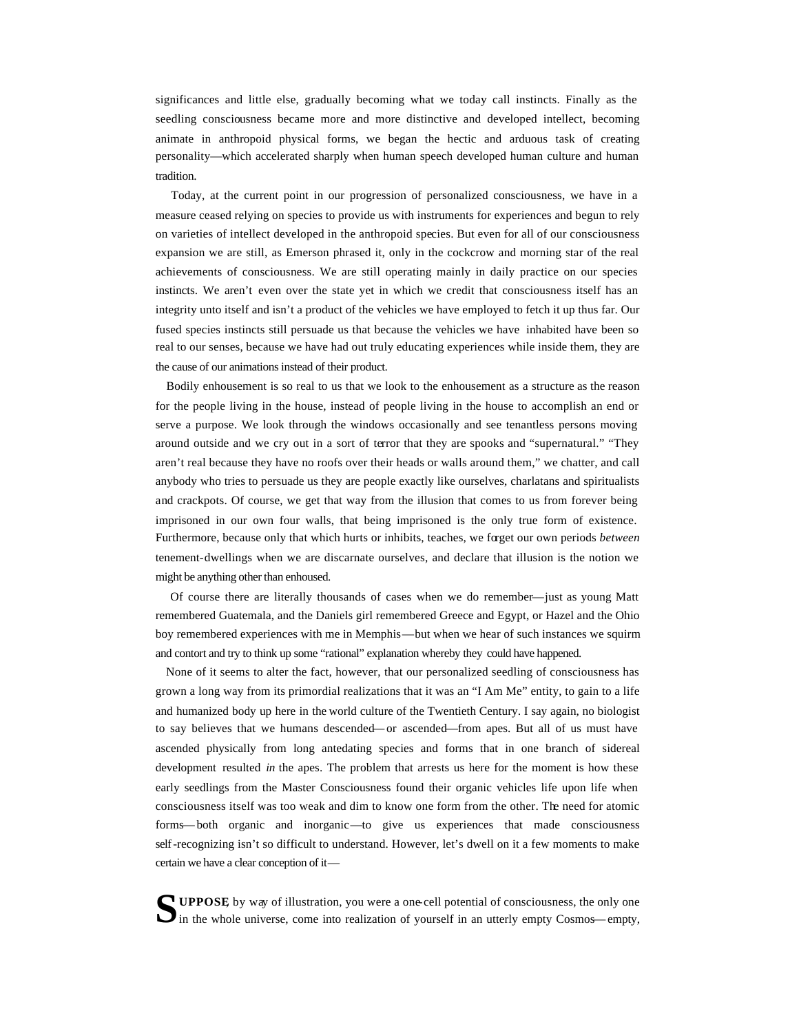significances and little else, gradually becoming what we today call instincts. Finally as the seedling consciousness became more and more distinctive and developed intellect, becoming animate in anthropoid physical forms, we began the hectic and arduous task of creating personality—which accelerated sharply when human speech developed human culture and human tradition.

Today, at the current point in our progression of personalized consciousness, we have in a measure ceased relying on species to provide us with instruments for experiences and begun to rely on varieties of intellect developed in the anthropoid species. But even for all of our consciousness expansion we are still, as Emerson phrased it, only in the cockcrow and morning star of the real achievements of consciousness. We are still operating mainly in daily practice on our species instincts. We aren't even over the state yet in which we credit that consciousness itself has an integrity unto itself and isn't a product of the vehicles we have employed to fetch it up thus far. Our fused species instincts still persuade us that because the vehicles we have inhabited have been so real to our senses, because we have had out truly educating experiences while inside them, they are the cause of our animations instead of their product.

Bodily enhousement is so real to us that we look to the enhousement as a structure as the reason for the people living in the house, instead of people living in the house to accomplish an end or serve a purpose. We look through the windows occasionally and see tenantless persons moving around outside and we cry out in a sort of terror that they are spooks and "supernatural." "They aren't real because they have no roofs over their heads or walls around them," we chatter, and call anybody who tries to persuade us they are people exactly like ourselves, charlatans and spiritualists and crackpots. Of course, we get that way from the illusion that comes to us from forever being imprisoned in our own four walls, that being imprisoned is the only true form of existence. Furthermore, because only that which hurts or inhibits, teaches, we forget our own periods *between* tenement-dwellings when we are discarnate ourselves, and declare that illusion is the notion we might be anything other than enhoused.

Of course there are literally thousands of cases when we do remember—just as young Matt remembered Guatemala, and the Daniels girl remembered Greece and Egypt, or Hazel and the Ohio boy remembered experiences with me in Memphis—but when we hear of such instances we squirm and contort and try to think up some "rational" explanation whereby they could have happened.

None of it seems to alter the fact, however, that our personalized seedling of consciousness has grown a long way from its primordial realizations that it was an "I Am Me" entity, to gain to a life and humanized body up here in the world culture of the Twentieth Century. I say again, no biologist to say believes that we humans descended—or ascended—from apes. But all of us must have ascended physically from long antedating species and forms that in one branch of sidereal development resulted *in* the apes. The problem that arrests us here for the moment is how these early seedlings from the Master Consciousness found their organic vehicles life upon life when consciousness itself was too weak and dim to know one form from the other. The need for atomic forms—both organic and inorganic—to give us experiences that made consciousness self-recognizing isn't so difficult to understand. However, let's dwell on it a few moments to make certain we have a clear conception of it—

**SUPPOSE**, by way of illustration, you were a one-cell potential of consciousness, the only one in the whole universe, come into realization of yourself in an utterly empty Cosmos—empty,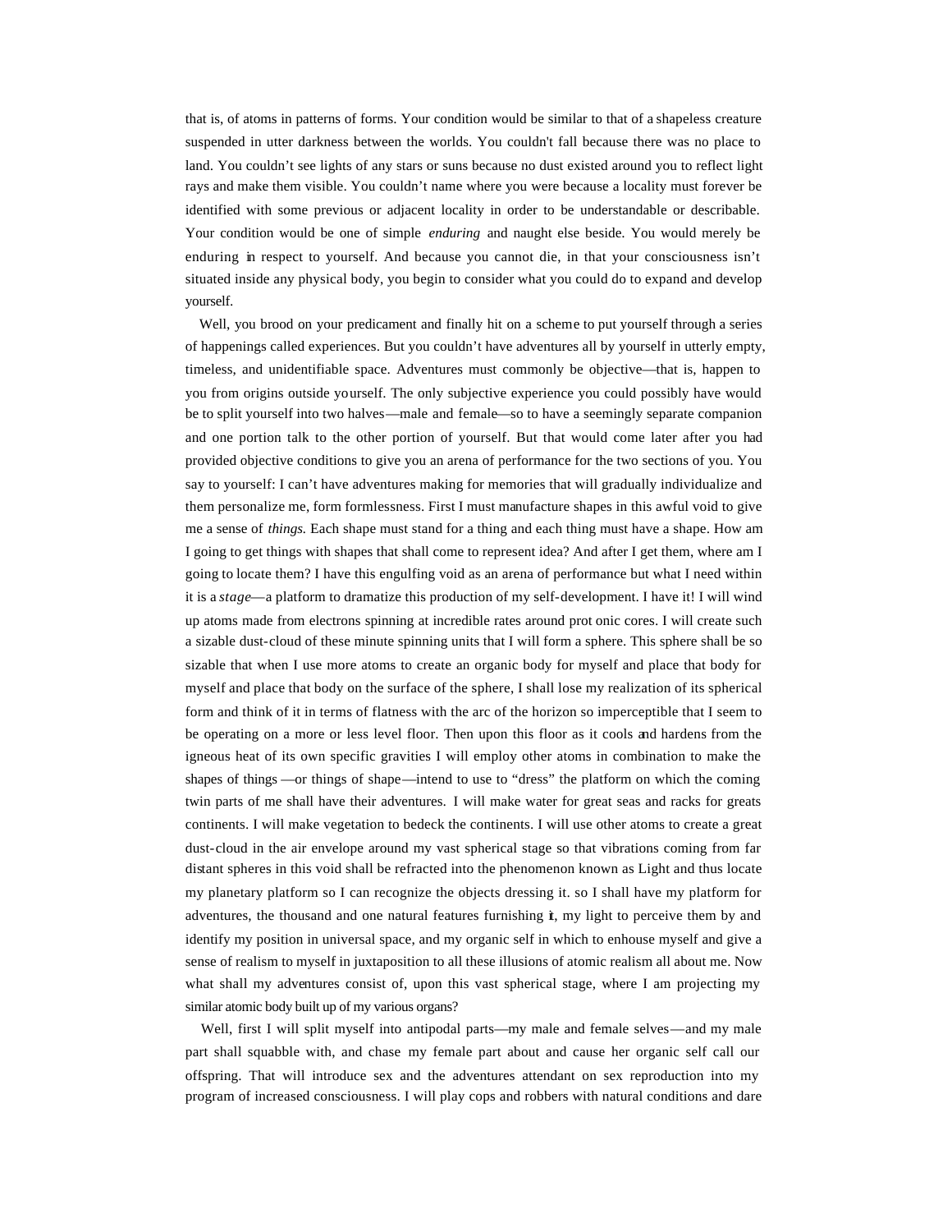that is, of atoms in patterns of forms. Your condition would be similar to that of a shapeless creature suspended in utter darkness between the worlds. You couldn't fall because there was no place to land. You couldn't see lights of any stars or suns because no dust existed around you to reflect light rays and make them visible. You couldn't name where you were because a locality must forever be identified with some previous or adjacent locality in order to be understandable or describable. Your condition would be one of simple *enduring* and naught else beside. You would merely be enduring in respect to yourself. And because you cannot die, in that your consciousness isn't situated inside any physical body, you begin to consider what you could do to expand and develop yourself.

Well, you brood on your predicament and finally hit on a scheme to put yourself through a series of happenings called experiences. But you couldn't have adventures all by yourself in utterly empty, timeless, and unidentifiable space. Adventures must commonly be objective—that is, happen to you from origins outside yourself. The only subjective experience you could possibly have would be to split yourself into two halves—male and female—so to have a seemingly separate companion and one portion talk to the other portion of yourself. But that would come later after you had provided objective conditions to give you an arena of performance for the two sections of you. You say to yourself: I can't have adventures making for memories that will gradually individualize and them personalize me, form formlessness. First I must manufacture shapes in this awful void to give me a sense of *things*. Each shape must stand for a thing and each thing must have a shape. How am I going to get things with shapes that shall come to represent idea? And after I get them, where am I going to locate them? I have this engulfing void as an arena of performance but what I need within it is a *stage*—a platform to dramatize this production of my self-development. I have it! I will wind up atoms made from electrons spinning at incredible rates around prot onic cores. I will create such a sizable dust-cloud of these minute spinning units that I will form a sphere. This sphere shall be so sizable that when I use more atoms to create an organic body for myself and place that body for myself and place that body on the surface of the sphere, I shall lose my realization of its spherical form and think of it in terms of flatness with the arc of the horizon so imperceptible that I seem to be operating on a more or less level floor. Then upon this floor as it cools and hardens from the igneous heat of its own specific gravities I will employ other atoms in combination to make the shapes of things —or things of shape—intend to use to "dress" the platform on which the coming twin parts of me shall have their adventures. I will make water for great seas and racks for greats continents. I will make vegetation to bedeck the continents. I will use other atoms to create a great dust-cloud in the air envelope around my vast spherical stage so that vibrations coming from far distant spheres in this void shall be refracted into the phenomenon known as Light and thus locate my planetary platform so I can recognize the objects dressing it. so I shall have my platform for adventures, the thousand and one natural features furnishing it, my light to perceive them by and identify my position in universal space, and my organic self in which to enhouse myself and give a sense of realism to myself in juxtaposition to all these illusions of atomic realism all about me. Now what shall my adventures consist of, upon this vast spherical stage, where I am projecting my similar atomic body built up of my various organs?

Well, first I will split myself into antipodal parts—my male and female selves—and my male part shall squabble with, and chase my female part about and cause her organic self call our offspring. That will introduce sex and the adventures attendant on sex reproduction into my program of increased consciousness. I will play cops and robbers with natural conditions and dare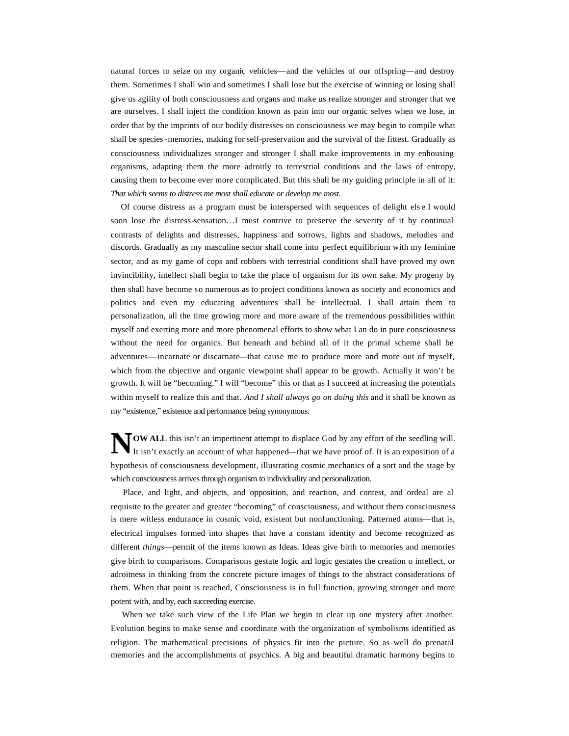natural forces to seize on my organic vehicles—and the vehicles of our offspring—and destroy them. Sometimes I shall win and sometimes I shall lose but the exercise of winning or losing shall give us agility of both consciousness and organs and make us realize stronger and stronger that we are ourselves. I shall inject the condition known as pain into our organic selves when we lose, in order that by the imprints of our bodily distresses on consciousness we may begin to compile what shall be species-memories, making for self-preservation and the survival of the fittest. Gradually as consciousness individualizes stronger and stronger I shall make improvements in my enhousing organisms, adapting them the more adroitly to terrestrial conditions and the laws of entropy, causing them to become ever more complicated. But this shall be my guiding principle in all of it: *That which seems to distress me most shall educate or develop me most.*

Of course distress as a program must be interspersed with sequences of delight else I would soon lose the distress-sensation…I must contrive to preserve the severity of it by continual contrasts of delights and distresses, happiness and sorrows, lights and shadows, melodies and discords. Gradually as my masculine sector shall come into perfect equilibrium with my feminine sector, and as my game of cops and robbers with terrestrial conditions shall have proved my own invincibility, intellect shall begin to take the place of organism for its own sake. My progeny by then shall have become so numerous as to project conditions known as society and economics and politics and even my educating adventures shall be intellectual. I shall attain them to personalization, all the time growing more and more aware of the tremendous possibilities within myself and exerting more and more phenomenal efforts to show what I an do in pure consciousness without the need for organics. But beneath and behind all of it the primal scheme shall be adventures—incarnate or discarnate—that cause me to produce more and more out of myself, which from the objective and organic viewpoint shall appear to be growth. Actually it won't be growth. It will be "becoming." I will "become" this or that as I succeed at increasing the potentials within myself to realize this and that. *And I shall always go on doing this* and it shall be known as my "existence," existence and performance being synonymous.

**NOW ALL** this isn't an impertinent attempt to displace God by any effort of the seedling will. It isn't exactly an account of what happened—that we have proof of. It is an exposition of a hypothesis of consciousness development, illustrating cosmic mechanics of a sort and the stage by which consciousness arrives through organism to individuality and personalization.

Place, and light, and objects, and opposition, and reaction, and contest, and ordeal are al requisite to the greater and greater "becoming" of consciousness, and without them consciousness is mere witless endurance in cosmic void, existent but nonfunctioning. Patterned atoms—that is, electrical impulses formed into shapes that have a constant identity and become recognized as different *things*—permit of the items known as Ideas. Ideas give birth to memories and memories give birth to comparisons. Comparisons gestate logic and logic gestates the creation o intellect, or adroitness in thinking from the concrete picture images of things to the abstract considerations of them. When that point is reached, Consciousness is in full function, growing stronger and more potent with, and by, each succeeding exercise.

When we take such view of the Life Plan we begin to clear up one mystery after another. Evolution begins to make sense and coordinate with the organization of symbolisms identified as religion. The mathematical precisions of physics fit into the picture. So as well do prenatal memories and the accomplishments of psychics. A big and beautiful dramatic harmony begins to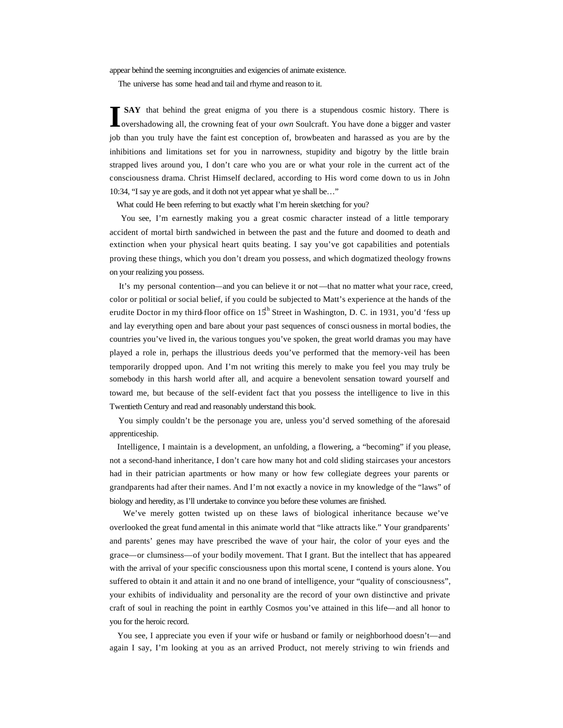appear behind the seeming incongruities and exigencies of animate existence.

The universe has some head and tail and rhyme and reason to it.

I **SAY** that behind the great enigma of you there is a stupendous cosmic history. There is overshadowing all, the crowning feat of your *own* Soulcraft. You have done a bigger and vaster job than you truly have the faintest conception of, browbeaten and harassed as you are by the inhibitions and limitations set for you in narrowness, stupidity and bigotry by the little brain strapped lives around you, I don't care who you are or what your role in the current act of the consciousness drama. Christ Himself declared, according to His word come down to us in John 10:34, "I say ye are gods, and it doth not yet appear what ye shall be…"

What could He been referring to but exactly what I'm herein sketching for you?

You see, I'm earnestly making you a great cosmic character instead of a little temporary accident of mortal birth sandwiched in between the past and the future and doomed to death and extinction when your physical heart quits beating. I say you've got capabilities and potentials proving these things, which you don't dream you possess, and which dogmatized theology frowns on your realizing you possess.

It's my personal contention—and you can believe it or not—that no matter what your race, creed, color or political or social belief, if you could be subjected to Matt's experience at the hands of the erudite Doctor in my third-floor office on 15th Street in Washington, D. C. in 1931, you'd 'fess up and lay everything open and bare about your past sequences of consciousness in mortal bodies, the countries you've lived in, the various tongues you've spoken, the great world dramas you may have played a role in, perhaps the illustrious deeds you've performed that the memory-veil has been temporarily dropped upon. And I'm not writing this merely to make you feel you may truly be somebody in this harsh world after all, and acquire a benevolent sensation toward yourself and toward me, but because of the self-evident fact that you possess the intelligence to live in this Twentieth Century and read and reasonably understand this book.

You simply couldn't be the personage you are, unless you'd served something of the aforesaid apprenticeship.

Intelligence, I maintain is a development, an unfolding, a flowering, a "becoming" if you please, not a second-hand inheritance, I don't care how many hot and cold sliding staircases your ancestors had in their patrician apartments or how many or how few collegiate degrees your parents or grandparents had after their names. And I'm not exactly a novice in my knowledge of the "laws" of biology and heredity, as I'll undertake to convince you before these volumes are finished.

We've merely gotten twisted up on these laws of biological inheritance because we've overlooked the great fundamental in this animate world that "like attracts like." Your grandparents' and parents' genes may have prescribed the wave of your hair, the color of your eyes and the grace—or clumsiness—of your bodily movement. That I grant. But the intellect that has appeared with the arrival of your specific consciousness upon this mortal scene, I contend is yours alone. You suffered to obtain it and attain it and no one brand of intelligence, your "quality of consciousness", your exhibits of individuality and personality are the record of your own distinctive and private craft of soul in reaching the point in earthly Cosmos you've attained in this life—and all honor to you for the heroic record.

You see, I appreciate you even if your wife or husband or family or neighborhood doesn't—and again I say, I'm looking at you as an arrived Product, not merely striving to win friends and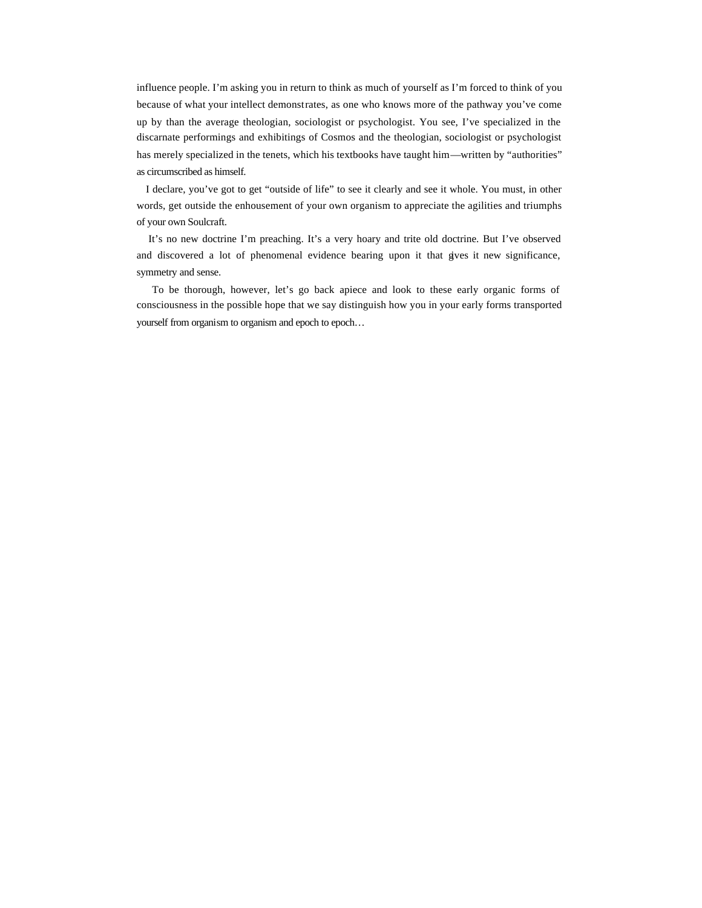influence people. I'm asking you in return to think as much of yourself as I'm forced to think of you because of what your intellect demonstrates, as one who knows more of the pathway you've come up by than the average theologian, sociologist or psychologist. You see, I've specialized in the discarnate performings and exhibitings of Cosmos and the theologian, sociologist or psychologist has merely specialized in the tenets, which his textbooks have taught him—written by "authorities" as circumscribed as himself.

I declare, you've got to get "outside of life" to see it clearly and see it whole. You must, in other words, get outside the enhousement of your own organism to appreciate the agilities and triumphs of your own Soulcraft.

It's no new doctrine I'm preaching. It's a very hoary and trite old doctrine. But I've observed and discovered a lot of phenomenal evidence bearing upon it that gives it new significance, symmetry and sense.

To be thorough, however, let's go back apiece and look to these early organic forms of consciousness in the possible hope that we say distinguish how you in your early forms transported yourself from organism to organism and epoch to epoch…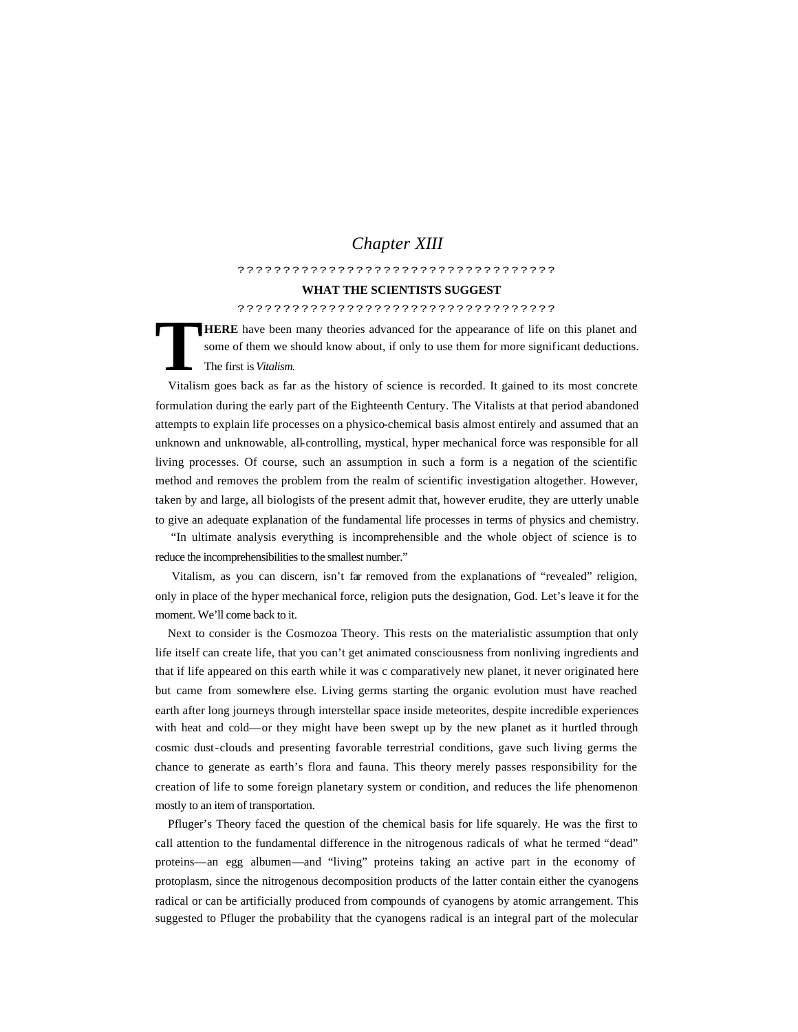# Chapter XIII

????????????????????????????????????

## WHAT THE SCIENTISTS SUGGEST

????????????????????????????????????

**THERE** have been many theories advanced for the appearance of life on this planet and some of them we should know about, if only to use them for more significant deductions. The first is *Vitalism*.

Vitalism goes back as far as the history of science is recorded. It gained to its most concrete formulation during the early part of the Eighteenth Century. The Vitalists at that period abandoned attempts to explain life processes on a physico-chemical basis almost entirely and assumed that an unknown and unknowable, all-controlling, mystical, hyper mechanical force was responsible for all living processes. Of course, such an assumption in such a form is a negation of the scientific method and removes the problem from the realm of scientific investigation altogether. However, taken by and large, all biologists of the present admit that, however erudite, they are utterly unable to give an adequate explanation of the fundamental life processes in terms of physics and chemistry.

"In ultimate analysis everything is incomprehensible and the whole object of science is to reduce the incomprehensibilities to the smallest number."

Vitalism, as you can discern, isn't far removed from the explanations of "revealed" religion, only in place of the hyper mechanical force, religion puts the designation, God. Let's leave it for the moment. We'll come back to it.

Next to consider is the Cosmozoa Theory. This rests on the materialistic assumption that only life itself can create life, that you can't get animated consciousness from nonliving ingredients and that if life appeared on this earth while it was c comparatively new planet, it never originated here but came from somewhere else. Living germs starting the organic evolution must have reached earth after long journeys through interstellar space inside meteorites, despite incredible experiences with heat and cold—or they might have been swept up by the new planet as it hurtled through cosmic dust-clouds and presenting favorable terrestrial conditions, gave such living germs the chance to generate as earth's flora and fauna. This theory merely passes responsibility for the creation of life to some foreign planetary system or condition, and reduces the life phenomenon mostly to an item of transportation.

Pfluger's Theory faced the question of the chemical basis for life squarely. He was the first to call attention to the fundamental difference in the nitrogenous radicals of what he termed "dead" proteins—an egg albumen—and "living" proteins taking an active part in the economy of protoplasm, since the nitrogenous decomposition products of the latter contain either the cyanogens radical or can be artificially produced from compounds of cyanogens by atomic arrangement. This suggested to Pfluger the probability that the cyanogens radical is an integral part of the molecular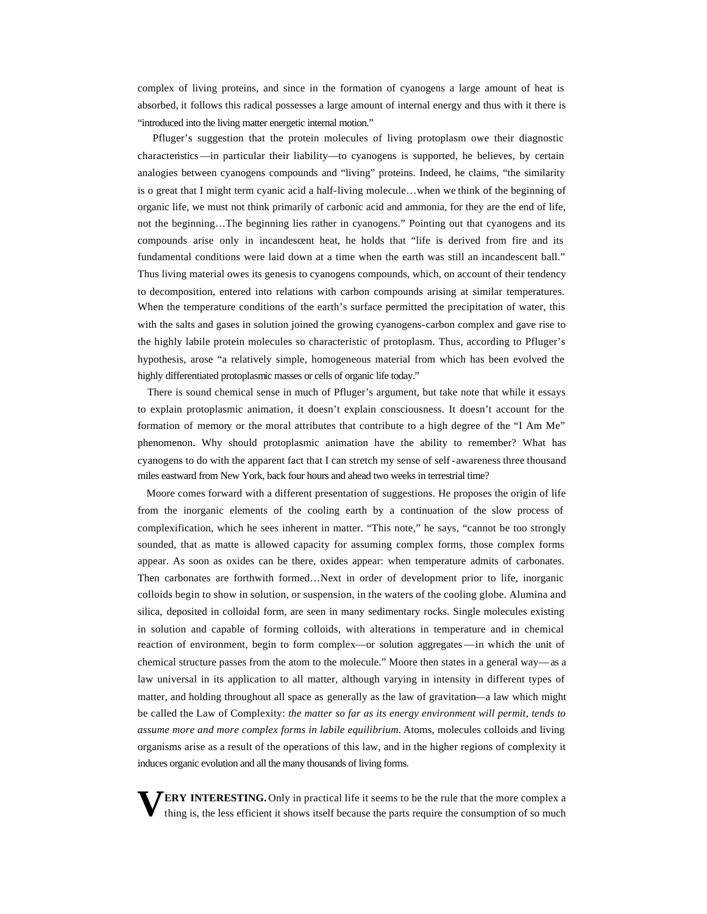complex of living proteins, and since in the formation of cyanogens a large amount of heat is absorbed, it follows this radical possesses a large amount of internal energy and thus with it there is "introduced into the living matter energetic internal motion."

Pfluger's suggestion that the protein molecules of living protoplasm owe their diagnostic characteristics—in particular their liability—to cyanogens is supported, he believes, by certain analogies between cyanogens compounds and "living" proteins. Indeed, he claims, "the similarity is o great that I might term cyanic acid a half-living molecule…when we think of the beginning of organic life, we must not think primarily of carbonic acid and ammonia, for they are the end of life, not the beginning…The beginning lies rather in cyanogens." Pointing out that cyanogens and its compounds arise only in incandescent heat, he holds that "life is derived from fire and its fundamental conditions were laid down at a time when the earth was still an incandescent ball." Thus living material owes its genesis to cyanogens compounds, which, on account of their tendency to decomposition, entered into relations with carbon compounds arising at similar temperatures. When the temperature conditions of the earth's surface permitted the precipitation of water, this with the salts and gases in solution joined the growing cyanogens-carbon complex and gave rise to the highly labile protein molecules so characteristic of protoplasm. Thus, according to Pfluger's hypothesis, arose "a relatively simple, homogeneous material from which has been evolved the highly differentiated protoplasmic masses or cells of organic life today."

There is sound chemical sense in much of Pfluger's argument, but take note that while it essays to explain protoplasmic animation, it doesn't explain consciousness. It doesn't account for the formation of memory or the moral attributes that contribute to a high degree of the "I Am Me" phenomenon. Why should protoplasmic animation have the ability to remember? What has cyanogens to do with the apparent fact that I can stretch my sense of self-awareness three thousand miles eastward from New York, back four hours and ahead two weeks in terrestrial time?

Moore comes forward with a different presentation of suggestions. He proposes the origin of life from the inorganic elements of the cooling earth by a continuation of the slow process of complexification, which he sees inherent in matter. "This note," he says, "cannot be too strongly sounded, that as matte is allowed capacity for assuming complex forms, those complex forms appear. As soon as oxides can be there, oxides appear: when temperature admits of carbonates. Then carbonates are forthwith formed…Next in order of development prior to life, inorganic colloids begin to show in solution, or suspension, in the waters of the cooling globe. Alumina and silica, deposited in colloidal form, are seen in many sedimentary rocks. Single molecules existing in solution and capable of forming colloids, with alterations in temperature and in chemical reaction of environment, begin to form complex—or solution aggregates—in which the unit of chemical structure passes from the atom to the molecule." Moore then states in a general way—as a law universal in its application to all matter, although varying in intensity in different types of matter, and holding throughout all space as generally as the law of gravitation—a law which might be called the Law of Complexity: *the matter so far as its energy environment will permit, tends to assume more and more complex forms in labile equilibrium.* Atoms, molecules colloids and living organisms arise as a result of the operations of this law, and in the higher regions of complexity it induces organic evolution and all the many thousands of living forms.

**VERY INTERESTING.** Only in practical life it seems to be the rule that the more complex a thing is, the less efficient it shows itself because the parts require the consumption of so much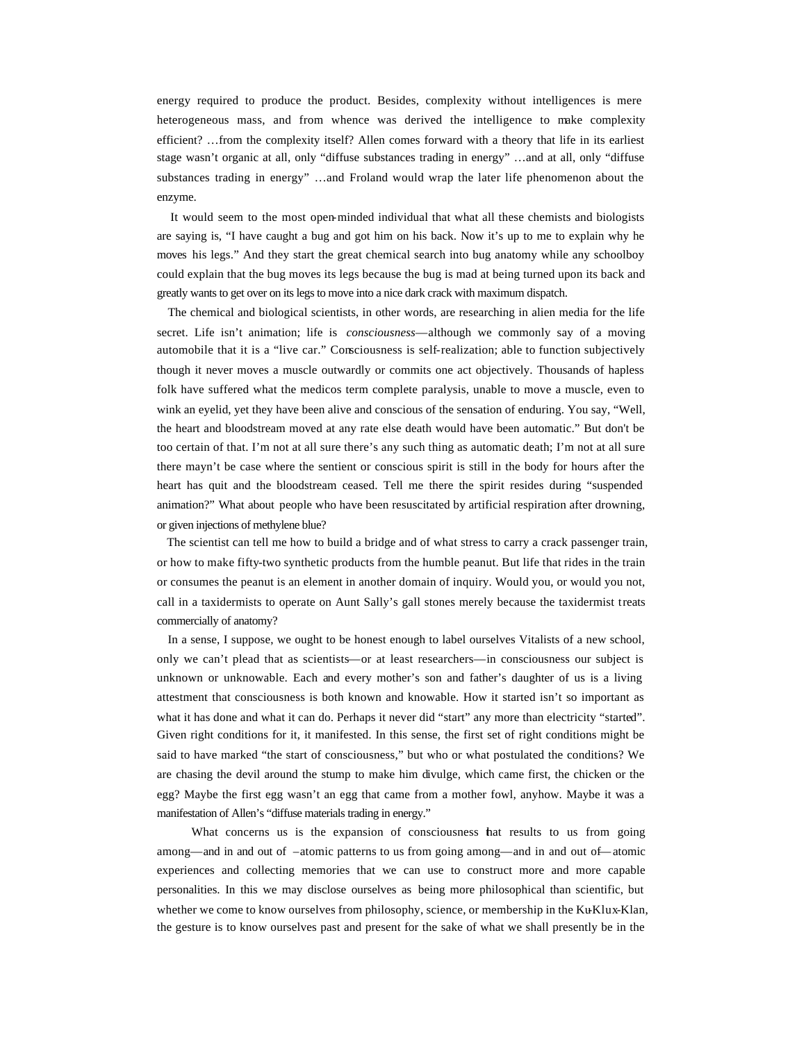energy required to produce the product. Besides, complexity without intelligences is mere heterogeneous mass, and from whence was derived the intelligence to make complexity efficient? …from the complexity itself? Allen comes forward with a theory that life in its earliest stage wasn't organic at all, only "diffuse substances trading in energy" …and at all, only "diffuse substances trading in energy" …and Froland would wrap the later life phenomenon about the enzyme.

It would seem to the most open-minded individual that what all these chemists and biologists are saying is, "I have caught a bug and got him on his back. Now it's up to me to explain why he moves his legs." And they start the great chemical search into bug anatomy while any schoolboy could explain that the bug moves its legs because the bug is mad at being turned upon its back and greatly wants to get over on its legs to move into a nice dark crack with maximum dispatch.

The chemical and biological scientists, in other words, are researching in alien media for the life secret. Life isn't animation; life is *consciousness*—although we commonly say of a moving automobile that it is a "live car." Consciousness is self-realization; able to function subjectively though it never moves a muscle outwardly or commits one act objectively. Thousands of hapless folk have suffered what the medicos term complete paralysis, unable to move a muscle, even to wink an eyelid, yet they have been alive and conscious of the sensation of enduring. You say, "Well, the heart and bloodstream moved at any rate else death would have been automatic." But don't be too certain of that. I'm not at all sure there's any such thing as automatic death; I'm not at all sure there mayn't be case where the sentient or conscious spirit is still in the body for hours after the heart has quit and the bloodstream ceased. Tell me there the spirit resides during "suspended animation?" What about people who have been resuscitated by artificial respiration after drowning, or given injections of methylene blue?

The scientist can tell me how to build a bridge and of what stress to carry a crack passenger train, or how to make fifty-two synthetic products from the humble peanut. But life that rides in the train or consumes the peanut is an element in another domain of inquiry. Would you, or would you not, call in a taxidermists to operate on Aunt Sally's gall stones merely because the taxidermist treats commercially of anatomy?

In a sense, I suppose, we ought to be honest enough to label ourselves Vitalists of a new school, only we can't plead that as scientists—or at least researchers—in consciousness our subject is unknown or unknowable. Each and every mother's son and father's daughter of us is a living attestment that consciousness is both known and knowable. How it started isn't so important as what it has done and what it can do. Perhaps it never did "start" any more than electricity "started". Given right conditions for it, it manifested. In this sense, the first set of right conditions might be said to have marked "the start of consciousness," but who or what postulated the conditions? We are chasing the devil around the stump to make him divulge, which came first, the chicken or the egg? Maybe the first egg wasn't an egg that came from a mother fowl, anyhow. Maybe it was a manifestation of Allen's "diffuse materials trading in energy."

What concerns us is the expansion of consciousness that results to us from going among—and in and out of –atomic patterns to us from going among—and in and out of—atomic experiences and collecting memories that we can use to construct more and more capable personalities. In this we may disclose ourselves as being more philosophical than scientific, but whether we come to know ourselves from philosophy, science, or membership in the Ku-Klux-Klan, the gesture is to know ourselves past and present for the sake of what we shall presently be in the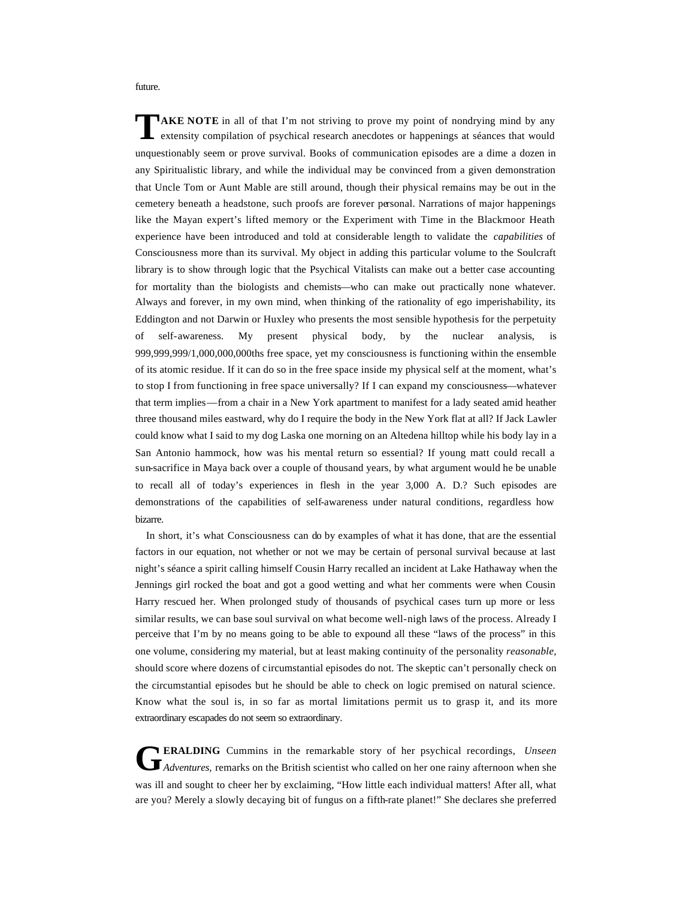future.

**TAKE NOTE** in all of that I'm not striving to prove my point of nondrying mind by any extensity compilation of psychical research anecdotes or happenings at séances that would unquestionably seem or prove survival. Books of communication episodes are a dime a dozen in any Spiritualistic library, and while the individual may be convinced from a given demonstration that Uncle Tom or Aunt Mable are still around, though their physical remains may be out in the cemetery beneath a headstone, such proofs are forever personal. Narrations of major happenings like the Mayan expert's lifted memory or the Experiment with Time in the Blackmoor Heath experience have been introduced and told at considerable length to validate the *capabilities* of Consciousness more than its survival. My object in adding this particular volume to the Soulcraft library is to show through logic that the Psychical Vitalists can make out a better case accounting for mortality than the biologists and chemists—who can make out practically none whatever. Always and forever, in my own mind, when thinking of the rationality of ego imperishability, its Eddington and not Darwin or Huxley who presents the most sensible hypothesis for the perpetuity of self-awareness. My present physical body, by the nuclear analysis, is 999,999,999/1,000,000,000ths free space, yet my consciousness is functioning within the ensemble of its atomic residue. If it can do so in the free space inside my physical self at the moment, what's to stop I from functioning in free space universally? If I can expand my consciousness—whatever that term implies—from a chair in a New York apartment to manifest for a lady seated amid heather three thousand miles eastward, why do I require the body in the New York flat at all? If Jack Lawler could know what I said to my dog Laska one morning on an Altedena hilltop while his body lay in a San Antonio hammock, how was his mental return so essential? If young matt could recall a sun-sacrifice in Maya back over a couple of thousand years, by what argument would he be unable to recall all of today's experiences in flesh in the year 3,000 A. D.? Such episodes are demonstrations of the capabilities of self-awareness under natural conditions, regardless how bizarre.

In short, it's what Consciousness can do by examples of what it has done, that are the essential factors in our equation, not whether or not we may be certain of personal survival because at last night's séance a spirit calling himself Cousin Harry recalled an incident at Lake Hathaway when the Jennings girl rocked the boat and got a good wetting and what her comments were when Cousin Harry rescued her. When prolonged study of thousands of psychical cases turn up more or less similar results, we can base soul survival on what become well-nigh laws of the process. Already I perceive that I'm by no means going to be able to expound all these "laws of the process" in this one volume, considering my material, but at least making continuity of the personality *reasonable,* should score where dozens of circumstantial episodes do not. The skeptic can't personally check on the circumstantial episodes but he should be able to check on logic premised on natural science. Know what the soul is, in so far as mortal limitations permit us to grasp it, and its more extraordinary escapades do not seem so extraordinary.

**GERALDING** Cummins in the remarkable story of her psychical recordings, *Unseen Adventures,* remarks on the British scientist who called on her one rainy afternoon when she was ill and sought to cheer her by exclaiming, "How little each individual matters! After all, what are you? Merely a slowly decaying bit of fungus on a fifth-rate planet!" She declares she preferred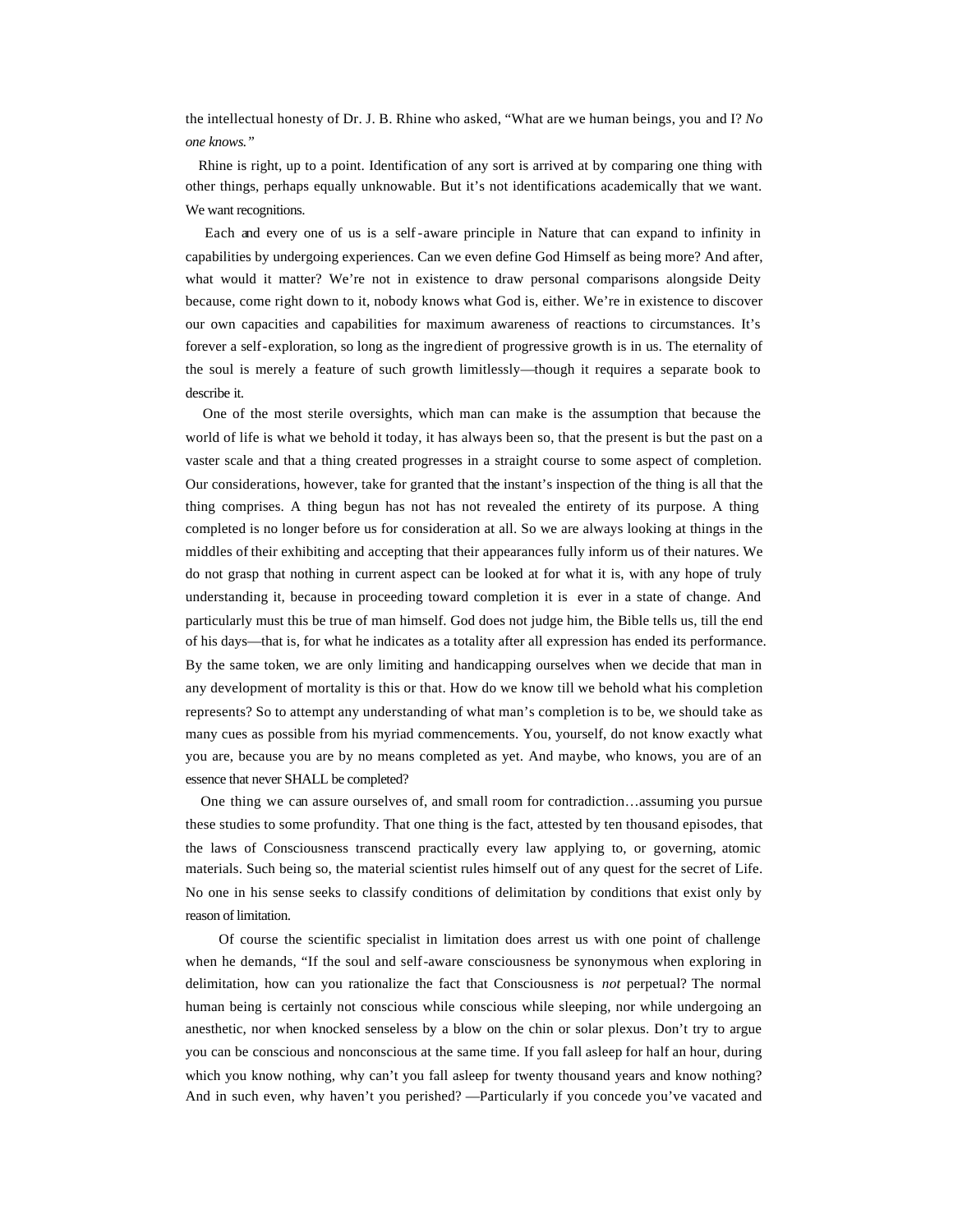the intellectual honesty of Dr. J. B. Rhine who asked, "What are we human beings, you and I? *No one knows."*

Rhine is right, up to a point. Identification of any sort is arrived at by comparing one thing with other things, perhaps equally unknowable. But it's not identifications academically that we want. We want recognitions.

Each and every one of us is a self-aware principle in Nature that can expand to infinity in capabilities by undergoing experiences. Can we even define God Himself as being more? And after, what would it matter? We're not in existence to draw personal comparisons alongside Deity because, come right down to it, nobody knows what God is, either. We're in existence to discover our own capacities and capabilities for maximum awareness of reactions to circumstances. It's forever a self-exploration, so long as the ingredient of progressive growth is in us. The eternality of the soul is merely a feature of such growth limitlessly—though it requires a separate book to describe it.

One of the most sterile oversights, which man can make is the assumption that because the world of life is what we behold it today, it has always been so, that the present is but the past on a vaster scale and that a thing created progresses in a straight course to some aspect of completion. Our considerations, however, take for granted that the instant's inspection of the thing is all that the thing comprises. A thing begun has not has not revealed the entirety of its purpose. A thing completed is no longer before us for consideration at all. So we are always looking at things in the middles of their exhibiting and accepting that their appearances fully inform us of their natures. We do not grasp that nothing in current aspect can be looked at for what it is, with any hope of truly understanding it, because in proceeding toward completion it is ever in a state of change. And particularly must this be true of man himself. God does not judge him, the Bible tells us, till the end of his days—that is, for what he indicates as a totality after all expression has ended its performance. By the same token, we are only limiting and handicapping ourselves when we decide that man in any development of mortality is this or that. How do we know till we behold what his completion represents? So to attempt any understanding of what man's completion is to be, we should take as many cues as possible from his myriad commencements. You, yourself, do not know exactly what you are, because you are by no means completed as yet. And maybe, who knows, you are of an essence that never SHALL be completed?

One thing we can assure ourselves of, and small room for contradiction…assuming you pursue these studies to some profundity. That one thing is the fact, attested by ten thousand episodes, that the laws of Consciousness transcend practically every law applying to, or governing, atomic materials. Such being so, the material scientist rules himself out of any quest for the secret of Life. No one in his sense seeks to classify conditions of delimitation by conditions that exist only by reason of limitation.

Of course the scientific specialist in limitation does arrest us with one point of challenge when he demands, "If the soul and self-aware consciousness be synonymous when exploring in delimitation, how can you rationalize the fact that Consciousness is *not* perpetual? The normal human being is certainly not conscious while conscious while sleeping, nor while undergoing an anesthetic, nor when knocked senseless by a blow on the chin or solar plexus. Don't try to argue you can be conscious and nonconscious at the same time. If you fall asleep for half an hour, during which you know nothing, why can't you fall asleep for twenty thousand years and know nothing? And in such even, why haven't you perished? —Particularly if you concede you've vacated and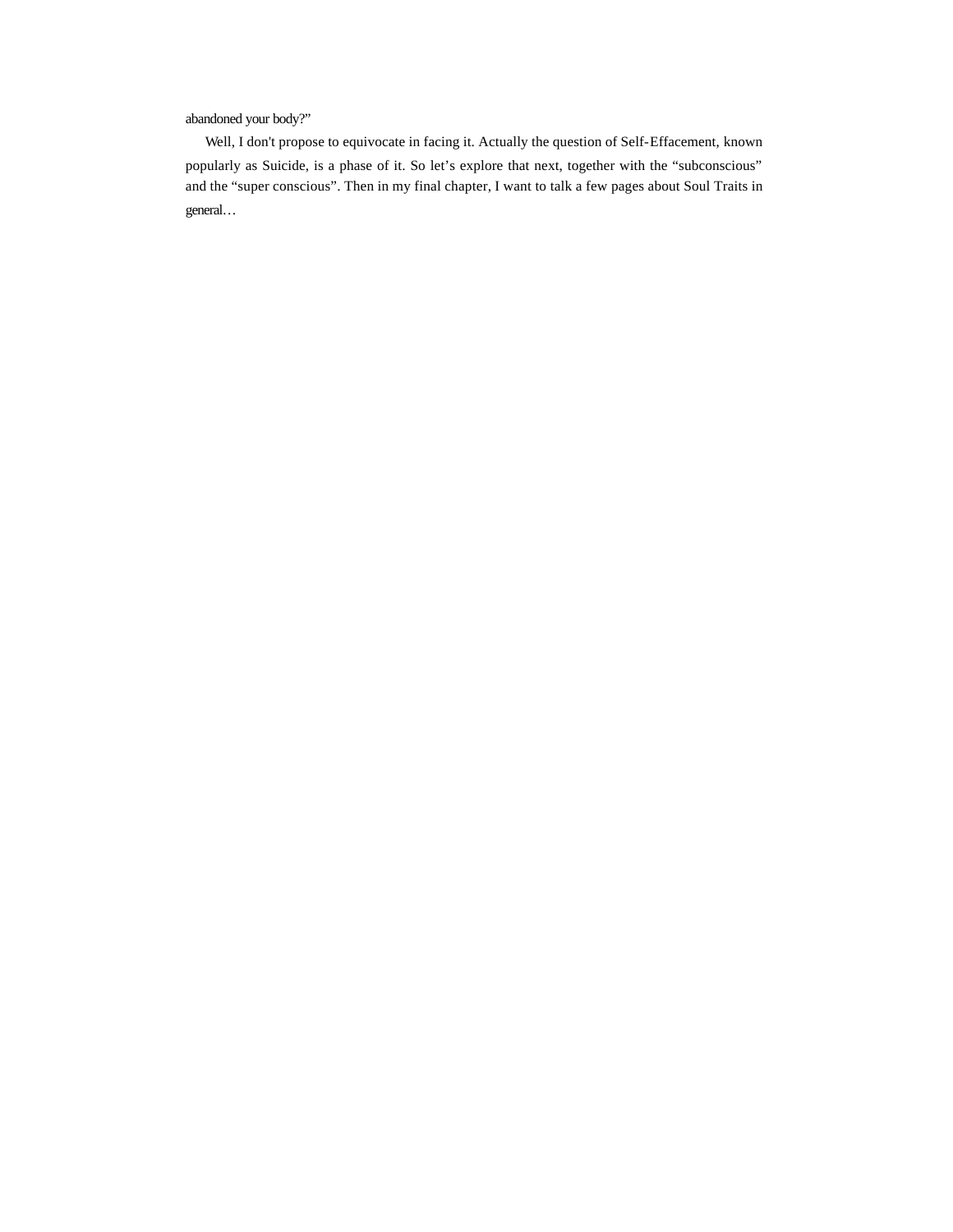abandoned your body?"

Well, I don't propose to equivocate in facing it. Actually the question of Self-Effacement, known popularly as Suicide, is a phase of it. So let's explore that next, together with the "subconscious" and the "super conscious". Then in my final chapter, I want to talk a few pages about Soul Traits in general…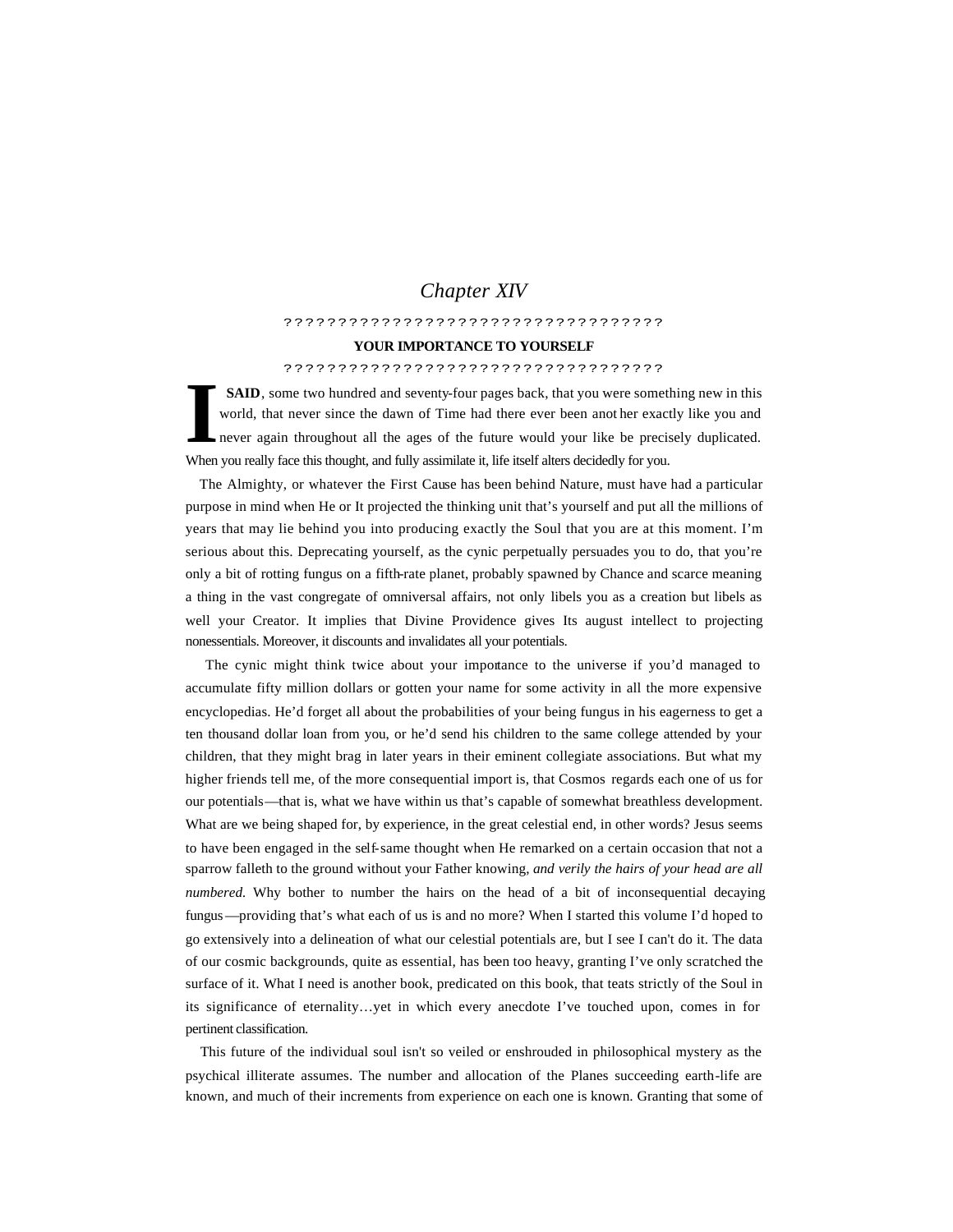# Chapter XIV

??????????????????????????????????????

## YOUR IMPORTANCE TO YOURSELF

??????????????????????????????????????

**I SAID**, some two hundred and seventy-four pages back, that you were something new in this world, that never since the dawn of Time had there ever been another exactly like you and never again throughout all the ages of the future would your like be precisely duplicated. When you really face this thought, and fully assimilate it, life itself alters decidedly for you.

The Almighty, or whatever the First Cause has been behind Nature, must have had a particular purpose in mind when He or It projected the thinking unit that's yourself and put all the millions of years that may lie behind you into producing exactly the Soul that you are at this moment. I'm serious about this. Deprecating yourself, as the cynic perpetually persuades you to do, that you're only a bit of rotting fungus on a fifth-rate planet, probably spawned by Chance and scarce meaning a thing in the vast congregate of omniversal affairs, not only libels you as a creation but libels as well your Creator. It implies that Divine Providence gives Its august intellect to projecting nonessentials. Moreover, it discounts and invalidates all your potentials.

The cynic might think twice about your importance to the universe if you'd managed to accumulate fifty million dollars or gotten your name for some activity in all the more expensive encyclopedias. He'd forget all about the probabilities of your being fungus in his eagerness to get a ten thousand dollar loan from you, or he'd send his children to the same college attended by your children, that they might brag in later years in their eminent collegiate associations. But what my higher friends tell me, of the more consequential import is, that Cosmos regards each one of us for our potentials—that is, what we have within us that's capable of somewhat breathless development. What are we being shaped for, by experience, in the great celestial end, in other words? Jesus seems to have been engaged in the self-same thought when He remarked on a certain occasion that not a sparrow falleth to the ground without your Father knowing, *and verily the hairs of your head are all numbered.* Why bother to number the hairs on the head of a bit of inconsequential decaying fungus—providing that's what each of us is and no more? When I started this volume I'd hoped to go extensively into a delineation of what our celestial potentials are, but I see I can't do it. The data of our cosmic backgrounds, quite as essential, has been too heavy, granting I've only scratched the surface of it. What I need is another book, predicated on this book, that teats strictly of the Soul in its significance of eternality…yet in which every anecdote I've touched upon, comes in for pertinent classification.

This future of the individual soul isn't so veiled or enshrouded in philosophical mystery as the psychical illiterate assumes. The number and allocation of the Planes succeeding earth-life are known, and much of their increments from experience on each one is known. Granting that some of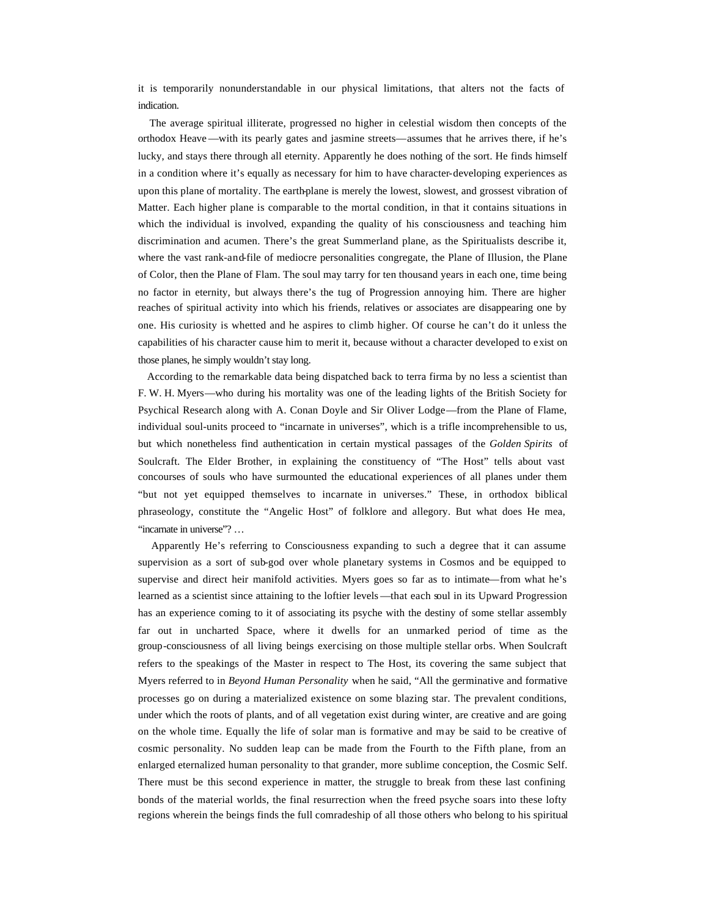it is temporarily nonunderstandable in our physical limitations, that alters not the facts of indication.

The average spiritual illiterate, progressed no higher in celestial wisdom then concepts of the orthodox Heave—with its pearly gates and jasmine streets—assumes that he arrives there, if he's lucky, and stays there through all eternity. Apparently he does nothing of the sort. He finds himself in a condition where it's equally as necessary for him to have character-developing experiences as upon this plane of mortality. The earth-plane is merely the lowest, slowest, and grossest vibration of Matter. Each higher plane is comparable to the mortal condition, in that it contains situations in which the individual is involved, expanding the quality of his consciousness and teaching him discrimination and acumen. There's the great Summerland plane, as the Spiritualists describe it, where the vast rank-and-file of mediocre personalities congregate, the Plane of Illusion, the Plane of Color, then the Plane of Flam. The soul may tarry for ten thousand years in each one, time being no factor in eternity, but always there's the tug of Progression annoying him. There are higher reaches of spiritual activity into which his friends, relatives or associates are disappearing one by one. His curiosity is whetted and he aspires to climb higher. Of course he can't do it unless the capabilities of his character cause him to merit it, because without a character developed to exist on those planes, he simply wouldn't stay long.

According to the remarkable data being dispatched back to terra firma by no less a scientist than F. W. H. Myers—who during his mortality was one of the leading lights of the British Society for Psychical Research along with A. Conan Doyle and Sir Oliver Lodge—from the Plane of Flame, individual soul-units proceed to "incarnate in universes", which is a trifle incomprehensible to us, but which nonetheless find authentication in certain mystical passages of the *Golden Spirits* of Soulcraft. The Elder Brother, in explaining the constituency of "The Host" tells about vast concourses of souls who have surmounted the educational experiences of all planes under them "but not yet equipped themselves to incarnate in universes." These, in orthodox biblical phraseology, constitute the "Angelic Host" of folklore and allegory. But what does He mea, "incarnate in universe"? …

Apparently He's referring to Consciousness expanding to such a degree that it can assume supervision as a sort of sub-god over whole planetary systems in Cosmos and be equipped to supervise and direct heir manifold activities. Myers goes so far as to intimate—from what he's learned as a scientist since attaining to the loftier levels—that each soul in its Upward Progression has an experience coming to it of associating its psyche with the destiny of some stellar assembly far out in uncharted Space, where it dwells for an unmarked period of time as the group-consciousness of all living beings exercising on those multiple stellar orbs. When Soulcraft refers to the speakings of the Master in respect to The Host, its covering the same subject that Myers referred to in *Beyond Human Personality* when he said, "All the germinative and formative processes go on during a materialized existence on some blazing star. The prevalent conditions, under which the roots of plants, and of all vegetation exist during winter, are creative and are going on the whole time. Equally the life of solar man is formative and may be said to be creative of cosmic personality. No sudden leap can be made from the Fourth to the Fifth plane, from an enlarged eternalized human personality to that grander, more sublime conception, the Cosmic Self. There must be this second experience in matter, the struggle to break from these last confining bonds of the material worlds, the final resurrection when the freed psyche soars into these lofty regions wherein the beings finds the full comradeship of all those others who belong to his spiritual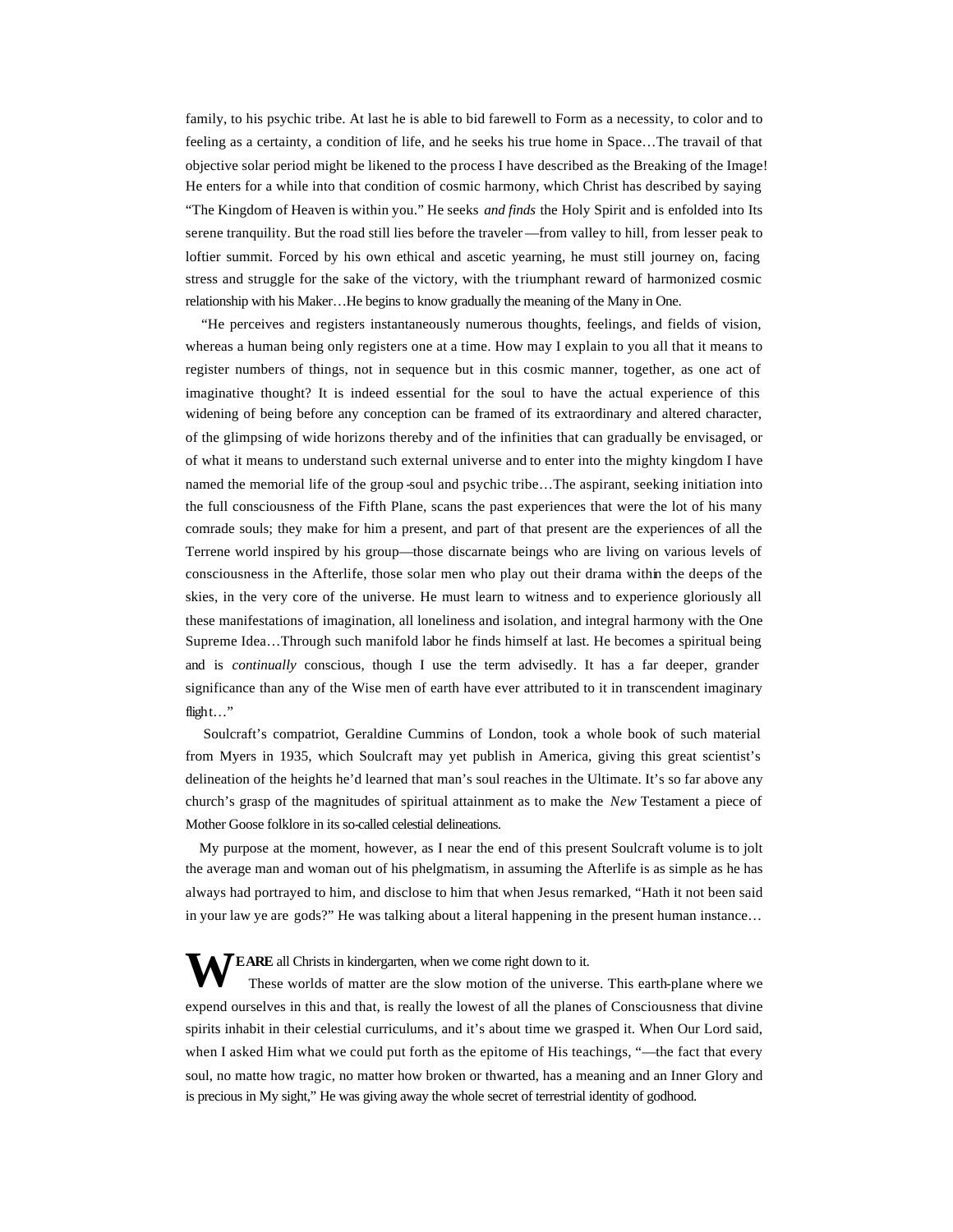family, to his psychic tribe. At last he is able to bid farewell to Form as a necessity, to color and to feeling as a certainty, a condition of life, and he seeks his true home in Space…The travail of that objective solar period might be likened to the process I have described as the Breaking of the Image! He enters for a while into that condition of cosmic harmony, which Christ has described by saying "The Kingdom of Heaven is within you." He seeks *and finds* the Holy Spirit and is enfolded into Its serene tranquility. But the road still lies before the traveler—from valley to hill, from lesser peak to loftier summit. Forced by his own ethical and ascetic yearning, he must still journey on, facing stress and struggle for the sake of the victory, with the triumphant reward of harmonized cosmic relationship with his Maker…He begins to know gradually the meaning of the Many in One.

"He perceives and registers instantaneously numerous thoughts, feelings, and fields of vision, whereas a human being only registers one at a time. How may I explain to you all that it means to register numbers of things, not in sequence but in this cosmic manner, together, as one act of imaginative thought? It is indeed essential for the soul to have the actual experience of this widening of being before any conception can be framed of its extraordinary and altered character, of the glimpsing of wide horizons thereby and of the infinities that can gradually be envisaged, or of what it means to understand such external universe and to enter into the mighty kingdom I have named the memorial life of the group-soul and psychic tribe…The aspirant, seeking initiation into the full consciousness of the Fifth Plane, scans the past experiences that were the lot of his many comrade souls; they make for him a present, and part of that present are the experiences of all the Terrene world inspired by his group—those discarnate beings who are living on various levels of consciousness in the Afterlife, those solar men who play out their drama within the deeps of the skies, in the very core of the universe. He must learn to witness and to experience gloriously all these manifestations of imagination, all loneliness and isolation, and integral harmony with the One Supreme Idea…Through such manifold labor he finds himself at last. He becomes a spiritual being and is *continually* conscious, though I use the term advisedly. It has a far deeper, grander significance than any of the Wise men of earth have ever attributed to it in transcendent imaginary flight…"

Soulcraft's compatriot, Geraldine Cummins of London, took a whole book of such material from Myers in 1935, which Soulcraft may yet publish in America, giving this great scientist's delineation of the heights he'd learned that man's soul reaches in the Ultimate. It's so far above any church's grasp of the magnitudes of spiritual attainment as to make the *New* Testament a piece of Mother Goose folklore in its so-called celestial delineations.

My purpose at the moment, however, as I near the end of this present Soulcraft volume is to jolt the average man and woman out of his phelgmatism, in assuming the Afterlife is as simple as he has always had portrayed to him, and disclose to him that when Jesus remarked, "Hath it not been said in your law ye are gods?" He was talking about a literal happening in the present human instance…

**WE ARE** all Christs in kindergarten, when we come right down to it.

These worlds of matter are the slow motion of the universe. This earth-plane where we expend ourselves in this and that, is really the lowest of all the planes of Consciousness that divine spirits inhabit in their celestial curriculums, and it's about time we grasped it. When Our Lord said, when I asked Him what we could put forth as the epitome of His teachings, "—the fact that every soul, no matte how tragic, no matter how broken or thwarted, has a meaning and an Inner Glory and is precious in My sight," He was giving away the whole secret of terrestrial identity of godhood.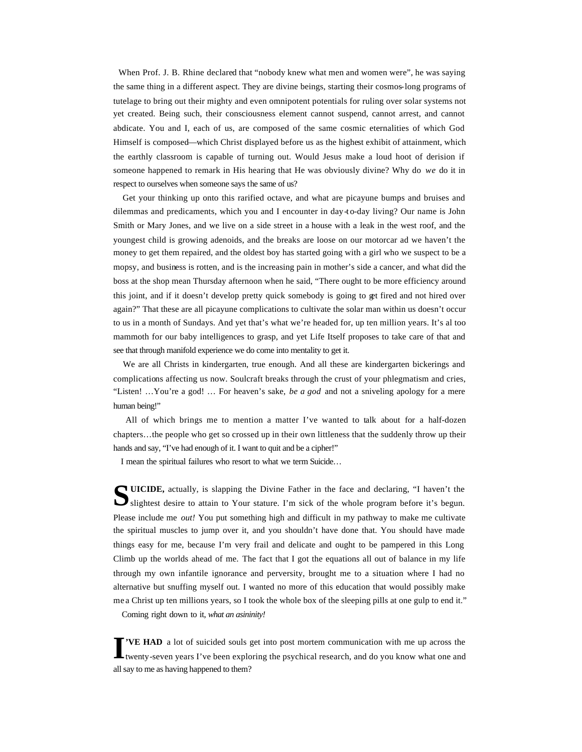When Prof. J. B. Rhine declared that "nobody knew what men and women were", he was saying the same thing in a different aspect. They are divine beings, starting their cosmos-long programs of tutelage to bring out their mighty and even omnipotent potentials for ruling over solar systems not yet created. Being such, their consciousness element cannot suspend, cannot arrest, and cannot abdicate. You and I, each of us, are composed of the same cosmic eternalities of which God Himself is composed—which Christ displayed before us as the highest exhibit of attainment, which the earthly classroom is capable of turning out. Would Jesus make a loud hoot of derision if someone happened to remark in His hearing that He was obviously divine? Why do *we* do it in respect to ourselves when someone says the same of us?

Get your thinking up onto this rarified octave, and what are picayune bumps and bruises and dilemmas and predicaments, which you and I encounter in day-to-day living? Our name is John Smith or Mary Jones, and we live on a side street in a house with a leak in the west roof, and the youngest child is growing adenoids, and the breaks are loose on our motorcar ad we haven't the money to get them repaired, and the oldest boy has started going with a girl who we suspect to be a mopsy, and business is rotten, and is the increasing pain in mother's side a cancer, and what did the boss at the shop mean Thursday afternoon when he said, "There ought to be more efficiency around this joint, and if it doesn't develop pretty quick somebody is going to get fired and not hired over again?" That these are all picayune complications to cultivate the solar man within us doesn't occur to us in a month of Sundays. And yet that's what we're headed for, up ten million years. It's al too mammoth for our baby intelligences to grasp, and yet Life Itself proposes to take care of that and see that through manifold experience we do come into mentality to get it.

We are all Christs in kindergarten, true enough. And all these are kindergarten bickerings and complications affecting us now. Soulcraft breaks through the crust of your phlegmatism and cries, "Listen! …You're a god! … For heaven's sake, *be a god* and not a sniveling apology for a mere human being!"

All of which brings me to mention a matter I've wanted to talk about for a half-dozen chapters…the people who get so crossed up in their own littleness that the suddenly throw up their hands and say, "I've had enough of it. I want to quit and be a cipher!"

I mean the spiritual failures who resort to what we term Suicide…

**SUICIDE,** actually, is slapping the Divine Father in the face and declaring, "I haven't the slightest desire to attain to Your stature. I'm sick of the whole program before it's begun. Please include me *out!* You put something high and difficult in my pathway to make me cultivate the spiritual muscles to jump over it, and you shouldn't have done that. You should have made things easy for me, because I'm very frail and delicate and ought to be pampered in this Long Climb up the worlds ahead of me. The fact that I got the equations all out of balance in my life through my own infantile ignorance and perversity, brought me to a situation where I had no alternative but snuffing myself out. I wanted no more of this education that would possibly make me a Christ up ten millions years, so I took the whole box of the sleeping pills at one gulp to end it."

Coming right down to it, *what an asininity!*

**I'VE HAD** a lot of suicided souls get into post mortem communication with me up across the twenty-seven years I've been exploring the psychical research, and do you know what one and all say to me as having happened to them?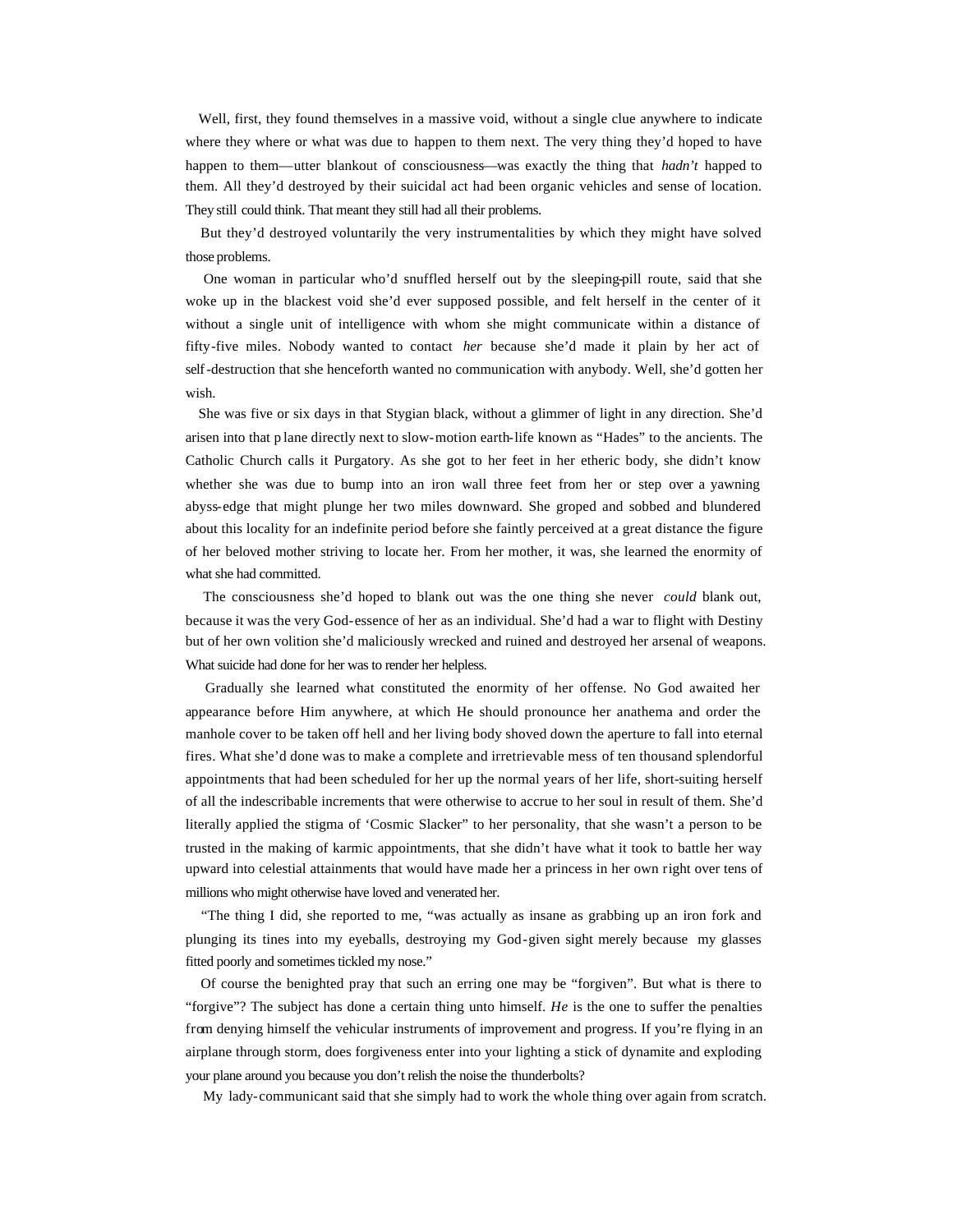Well, first, they found themselves in a massive void, without a single clue anywhere to indicate where they where or what was due to happen to them next. The very thing they'd hoped to have happen to them—utter blankout of consciousness—was exactly the thing that *hadn't* happed to them. All they'd destroyed by their suicidal act had been organic vehicles and sense of location. They still could think. That meant they still had all their problems.

But they'd destroyed voluntarily the very instrumentalities by which they might have solved those problems.

One woman in particular who'd snuffled herself out by the sleeping-pill route, said that she woke up in the blackest void she'd ever supposed possible, and felt herself in the center of it without a single unit of intelligence with whom she might communicate within a distance of fifty-five miles. Nobody wanted to contact *her* because she'd made it plain by her act of self-destruction that she henceforth wanted no communication with anybody. Well, she'd gotten her wish.

She was five or six days in that Stygian black, without a glimmer of light in any direction. She'd arisen into that p lane directly next to slow-motion earth-life known as "Hades" to the ancients. The Catholic Church calls it Purgatory. As she got to her feet in her etheric body, she didn't know whether she was due to bump into an iron wall three feet from her or step over a yawning abyss-edge that might plunge her two miles downward. She groped and sobbed and blundered about this locality for an indefinite period before she faintly perceived at a great distance the figure of her beloved mother striving to locate her. From her mother, it was, she learned the enormity of what she had committed.

The consciousness she'd hoped to blank out was the one thing she never *could* blank out, because it was the very God-essence of her as an individual. She'd had a war to flight with Destiny but of her own volition she'd maliciously wrecked and ruined and destroyed her arsenal of weapons. What suicide had done for her was to render her helpless.

Gradually she learned what constituted the enormity of her offense. No God awaited her appearance before Him anywhere, at which He should pronounce her anathema and order the manhole cover to be taken off hell and her living body shoved down the aperture to fall into eternal fires. What she'd done was to make a complete and irretrievable mess of ten thousand splendorful appointments that had been scheduled for her up the normal years of her life, short-suiting herself of all the indescribable increments that were otherwise to accrue to her soul in result of them. She'd literally applied the stigma of 'Cosmic Slacker" to her personality, that she wasn't a person to be trusted in the making of karmic appointments, that she didn't have what it took to battle her way upward into celestial attainments that would have made her a princess in her own right over tens of millions who might otherwise have loved and venerated her.

"The thing I did, she reported to me, "was actually as insane as grabbing up an iron fork and plunging its tines into my eyeballs, destroying my God-given sight merely because my glasses fitted poorly and sometimes tickled my nose."

Of course the benighted pray that such an erring one may be "forgiven". But what is there to "forgive"? The subject has done a certain thing unto himself. *He* is the one to suffer the penalties from denying himself the vehicular instruments of improvement and progress. If you're flying in an airplane through storm, does forgiveness enter into your lighting a stick of dynamite and exploding your plane around you because you don't relish the noise the thunderbolts?

My lady-communicant said that she simply had to work the whole thing over again from scratch.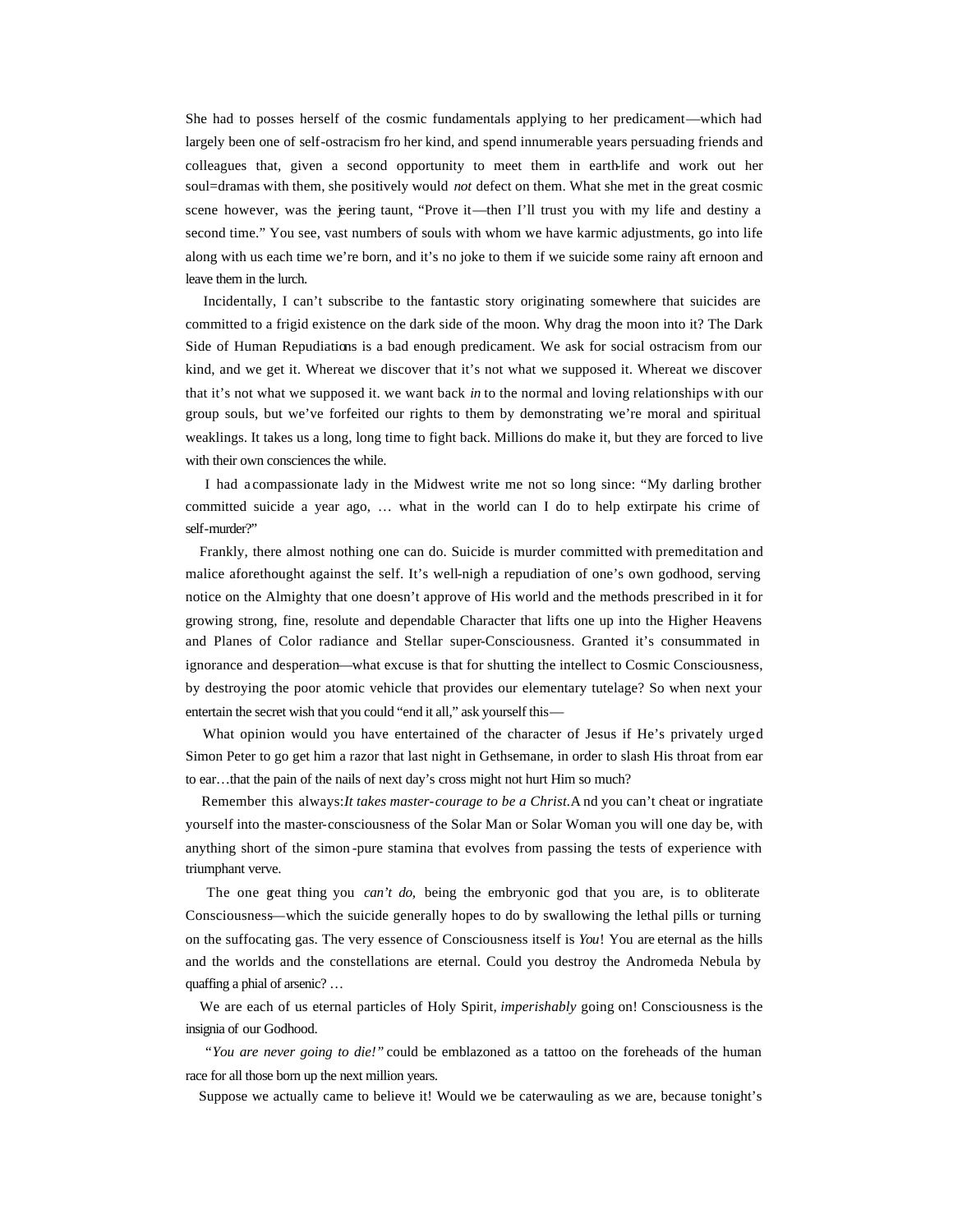She had to posses herself of the cosmic fundamentals applying to her predicament—which had largely been one of self-ostracism fro her kind, and spend innumerable years persuading friends and colleagues that, given a second opportunity to meet them in earth-life and work out her soul=dramas with them, she positively would *not* defect on them. What she met in the great cosmic scene however, was the jeering taunt, "Prove it—then I'll trust you with my life and destiny a second time." You see, vast numbers of souls with whom we have karmic adjustments, go into life along with us each time we're born, and it's no joke to them if we suicide some rainy aft ernoon and leave them in the lurch.

Incidentally, I can't subscribe to the fantastic story originating somewhere that suicides are committed to a frigid existence on the dark side of the moon. Why drag the moon into it? The Dark Side of Human Repudiations is a bad enough predicament. We ask for social ostracism from our kind, and we get it. Whereat we discover that it's not what we supposed it. Whereat we discover that it's not what we supposed it. we want back *in* to the normal and loving relationships with our group souls, but we've forfeited our rights to them by demonstrating we're moral and spiritual weaklings. It takes us a long, long time to fight back. Millions do make it, but they are forced to live with their own consciences the while.

I had a compassionate lady in the Midwest write me not so long since: "My darling brother committed suicide a year ago, … what in the world can I do to help extirpate his crime of self-murder?"

Frankly, there almost nothing one can do. Suicide is murder committed with premeditation and malice aforethought against the self. It's well-nigh a repudiation of one's own godhood, serving notice on the Almighty that one doesn't approve of His world and the methods prescribed in it for growing strong, fine, resolute and dependable Character that lifts one up into the Higher Heavens and Planes of Color radiance and Stellar super-Consciousness. Granted it's consummated in ignorance and desperation—what excuse is that for shutting the intellect to Cosmic Consciousness, by destroying the poor atomic vehicle that provides our elementary tutelage? So when next your entertain the secret wish that you could "end it all," ask yourself this—

What opinion would you have entertained of the character of Jesus if He's privately urged Simon Peter to go get him a razor that last night in Gethsemane, in order to slash His throat from ear to ear…that the pain of the nails of next day's cross might not hurt Him so much?

Remember this always: *It takes master-courage to be a Christ.* And you can't cheat or ingratiate yourself into the master-consciousness of the Solar Man or Solar Woman you will one day be, with anything short of the simon-pure stamina that evolves from passing the tests of experience with triumphant verve.

The one great thing you *can't do,* being the embryonic god that you are, is to obliterate Consciousness—which the suicide generally hopes to do by swallowing the lethal pills or turning on the suffocating gas. The very essence of Consciousness itself is *You*! You are eternal as the hills and the worlds and the constellations are eternal. Could you destroy the Andromeda Nebula by quaffing a phial of arsenic? …

We are each of us eternal particles of Holy Spirit, *imperishably* going on! Consciousness is the insignia of our Godhood.

*"You are never going to die!"* could be emblazoned as a tattoo on the foreheads of the human race for all those born up the next million years.

Suppose we actually came to believe it! Would we be caterwauling as we are, because tonight's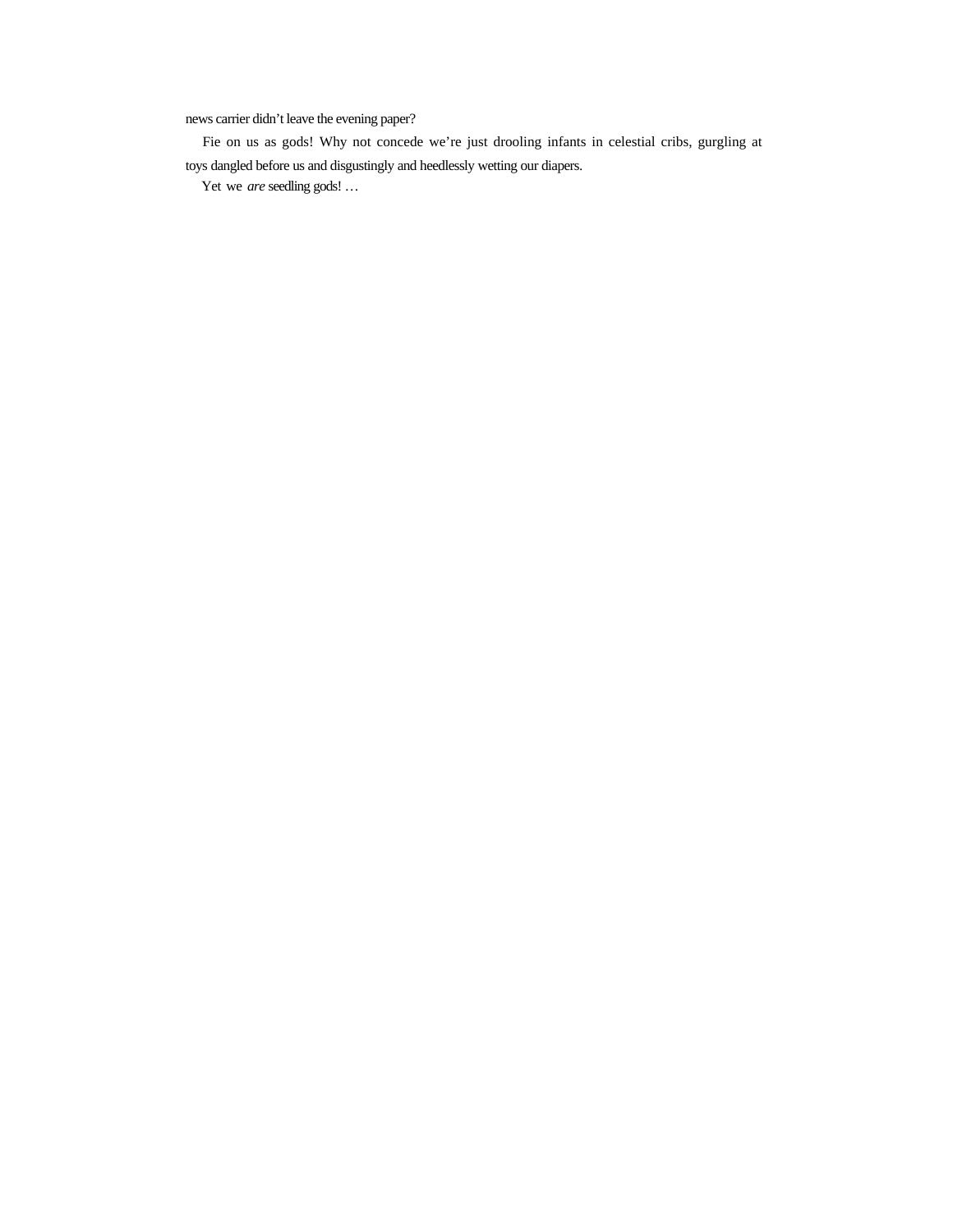news carrier didn't leave the evening paper?

Fie on us as gods! Why not concede we're just drooling infants in celestial cribs, gurgling at toys dangled before us and disgustingly and heedlessly wetting our diapers.

Yet we *are* seedling gods! …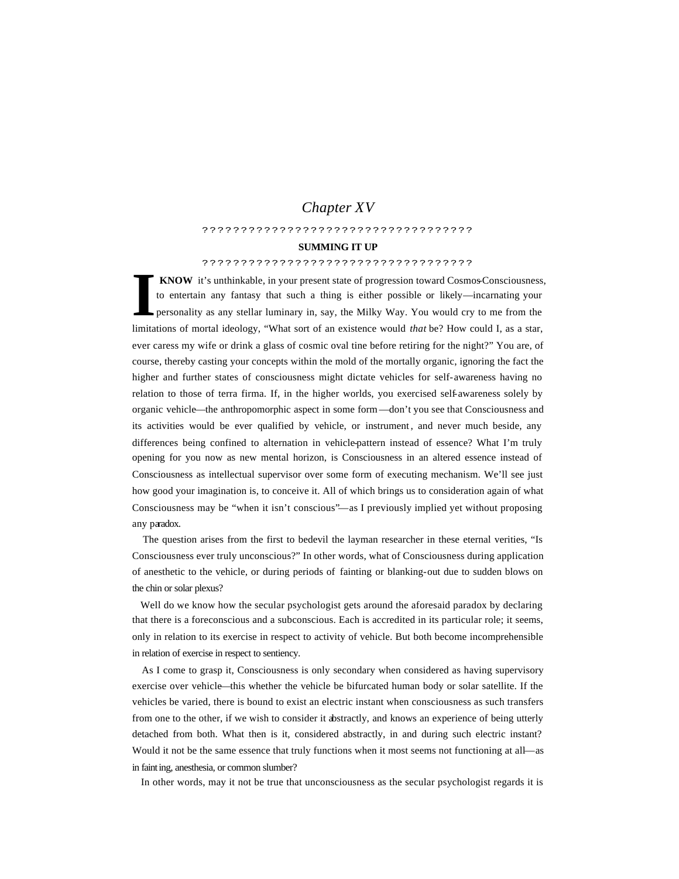# *Chapter XV*

????????????????????????????????????

## SUMMING IT UP

????????????????????????????????????

**I KNOW** it's unthinkable, in your present state of progression toward Cosmos-Consciousness, to entertain any fantasy that such a thing is either possible or likely—incarnating your personality as any stellar luminary in, say, the Milky Way. You would cry to me from the limitations of mortal ideology, "What sort of an existence would *that* be? How could I, as a star, ever caress my wife or drink a glass of cosmic oval tine before retiring for the night?" You are, of course, thereby casting your concepts within the mold of the mortally organic, ignoring the fact the higher and further states of consciousness might dictate vehicles for self-awareness having no relation to those of terra firma. If, in the higher worlds, you exercised self-awareness solely by organic vehicle—the anthropomorphic aspect in some form—don't you see that Consciousness and its activities would be ever qualified by vehicle, or instrument, and never much beside, any differences being confined to alternation in vehicle-pattern instead of essence? What I'm truly opening for you now as new mental horizon, is Consciousness in an altered essence instead of Consciousness as intellectual supervisor over some form of executing mechanism. We'll see just how good your imagination is, to conceive it. All of which brings us to consideration again of what Consciousness may be "when it isn't conscious"—as I previously implied yet without proposing any paradox.

The question arises from the first to bedevil the layman researcher in these eternal verities, "Is Consciousness ever truly unconscious?" In other words, what of Consciousness during application of anesthetic to the vehicle, or during periods of fainting or blanking-out due to sudden blows on the chin or solar plexus?

Well do we know how the secular psychologist gets around the aforesaid paradox by declaring that there is a foreconscious and a subconscious. Each is accredited in its particular role; it seems, only in relation to its exercise in respect to activity of vehicle. But both become incomprehensible in relation of exercise in respect to sentiency.

As I come to grasp it, Consciousness is only secondary when considered as having supervisory exercise over vehicle—this whether the vehicle be bifurcated human body or solar satellite. If the vehicles be varied, there is bound to exist an electric instant when consciousness as such transfers from one to the other, if we wish to consider it abstractly, and knows an experience of being utterly detached from both. What then is it, considered abstractly, in and during such electric instant? Would it not be the same essence that truly functions when it most seems not functioning at all—as in fainting, anesthesia, or common slumber?

In other words, may it not be true that unconsciousness as the secular psychologist regards it is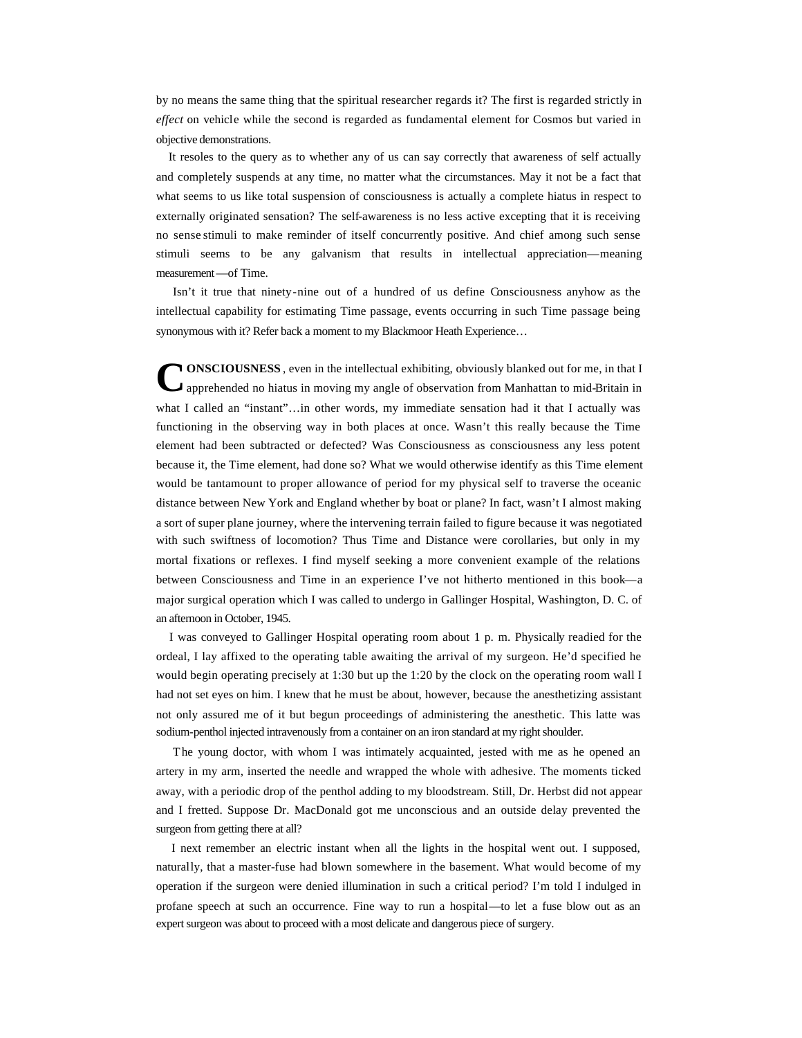by no means the same thing that the spiritual researcher regards it? The first is regarded strictly in *effect* on vehicle while the second is regarded as fundamental element for Cosmos but varied in objective demonstrations.

It resoles to the query as to whether any of us can say correctly that awareness of self actually and completely suspends at any time, no matter what the circumstances. May it not be a fact that what seems to us like total suspension of consciousness is actually a complete hiatus in respect to externally originated sensation? The self-awareness is no less active excepting that it is receiving no sense stimuli to make reminder of itself concurrently positive. And chief among such sense stimuli seems to be any galvanism that results in intellectual appreciation—meaning measurement—of Time.

Isn't it true that ninety-nine out of a hundred of us define Consciousness anyhow as the intellectual capability for estimating Time passage, events occurring in such Time passage being synonymous with it? Refer back a moment to my Blackmoor Heath Experience…

**CONSCIOUSNESS**, even in the intellectual exhibiting, obviously blanked out for me, in that I apprehended no hiatus in moving my angle of observation from Manhattan to mid-Britain in what I called an "instant"…in other words, my immediate sensation had it that I actually was functioning in the observing way in both places at once. Wasn't this really because the Time element had been subtracted or defected? Was Consciousness as consciousness any less potent because it, the Time element, had done so? What we would otherwise identify as this Time element would be tantamount to proper allowance of period for my physical self to traverse the oceanic distance between New York and England whether by boat or plane? In fact, wasn't I almost making a sort of super plane journey, where the intervening terrain failed to figure because it was negotiated with such swiftness of locomotion? Thus Time and Distance were corollaries, but only in my mortal fixations or reflexes. I find myself seeking a more convenient example of the relations between Consciousness and Time in an experience I've not hitherto mentioned in this book—a major surgical operation which I was called to undergo in Gallinger Hospital, Washington, D. C. of an afternoon in October, 1945.

I was conveyed to Gallinger Hospital operating room about 1 p. m. Physically readied for the ordeal, I lay affixed to the operating table awaiting the arrival of my surgeon. He'd specified he would begin operating precisely at 1:30 but up the 1:20 by the clock on the operating room wall I had not set eyes on him. I knew that he must be about, however, because the anesthetizing assistant not only assured me of it but begun proceedings of administering the anesthetic. This latte was sodium-penthol injected intravenously from a container on an iron standard at my right shoulder.

The young doctor, with whom I was intimately acquainted, jested with me as he opened an artery in my arm, inserted the needle and wrapped the whole with adhesive. The moments ticked away, with a periodic drop of the penthol adding to my bloodstream. Still, Dr. Herbst did not appear and I fretted. Suppose Dr. MacDonald got me unconscious and an outside delay prevented the surgeon from getting there at all?

I next remember an electric instant when all the lights in the hospital went out. I supposed, naturally, that a master-fuse had blown somewhere in the basement. What would become of my operation if the surgeon were denied illumination in such a critical period? I'm told I indulged in profane speech at such an occurrence. Fine way to run a hospital—to let a fuse blow out as an expert surgeon was about to proceed with a most delicate and dangerous piece of surgery.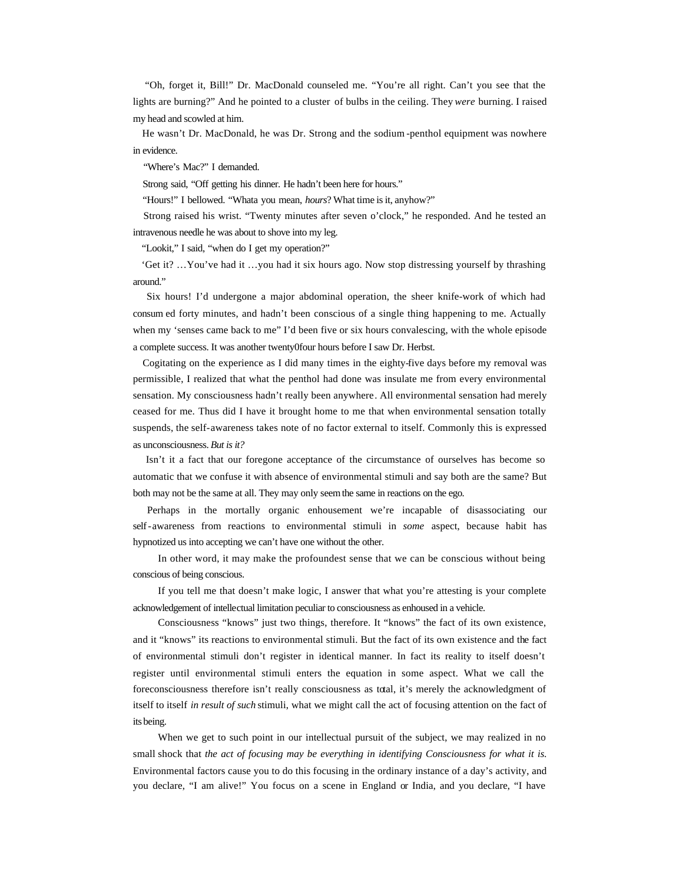"Oh, forget it, Bill!" Dr. MacDonald counseled me. "You're all right. Can't you see that the lights are burning?" And he pointed to a cluster of bulbs in the ceiling. They *were* burning. I raised my head and scowled at him.

He wasn't Dr. MacDonald, he was Dr. Strong and the sodium-penthol equipment was nowhere in evidence.

"Where's Mac?" I demanded.

Strong said, "Off getting his dinner. He hadn't been here for hours."

"Hours!" I bellowed. "Whata you mean, *hours*? What time is it, anyhow?"

Strong raised his wrist. "Twenty minutes after seven o'clock," he responded. And he tested an intravenous needle he was about to shove into my leg.

"Lookit," I said, "when do I get my operation?"

'Get it? …You've had it …you had it six hours ago. Now stop distressing yourself by thrashing around."

Six hours! I'd undergone a major abdominal operation, the sheer knife-work of which had consum ed forty minutes, and hadn't been conscious of a single thing happening to me. Actually when my 'senses came back to me" I'd been five or six hours convalescing, with the whole episode a complete success. It was another twenty0four hours before I saw Dr. Herbst.

Cogitating on the experience as I did many times in the eighty-five days before my removal was permissible, I realized that what the penthol had done was insulate me from every environmental sensation. My consciousness hadn't really been anywhere. All environmental sensation had merely ceased for me. Thus did I have it brought home to me that when environmental sensation totally suspends, the self-awareness takes note of no factor external to itself. Commonly this is expressed as unconsciousness. *But is it?*

Isn't it a fact that our foregone acceptance of the circumstance of ourselves has become so automatic that we confuse it with absence of environmental stimuli and say both are the same? But both may not be the same at all. They may only seem the same in reactions on the ego.

Perhaps in the mortally organic enhousement we're incapable of disassociating our self-awareness from reactions to environmental stimuli in *some* aspect, because habit has hypnotized us into accepting we can't have one without the other.

In other word, it may make the profoundest sense that we can be conscious without being conscious of being conscious.

If you tell me that doesn't make logic, I answer that what you're attesting is your complete acknowledgement of intellectual limitation peculiar to consciousness as enhoused in a vehicle.

Consciousness "knows" just two things, therefore. It "knows" the fact of its own existence, and it "knows" its reactions to environmental stimuli. But the fact of its own existence and the fact of environmental stimuli don't register in identical manner. In fact its reality to itself doesn't register until environmental stimuli enters the equation in some aspect. What we call the foreconsciousness therefore isn't really consciousness as total, it's merely the acknowledgment of itself to itself *in result of such* stimuli, what we might call the act of focusing attention on the fact of its being.

When we get to such point in our intellectual pursuit of the subject, we may realized in no small shock that *the act of focusing may be everything in identifying Consciousness for what it is.* Environmental factors cause you to do this focusing in the ordinary instance of a day's activity, and you declare, "I am alive!" You focus on a scene in England or India, and you declare, "I have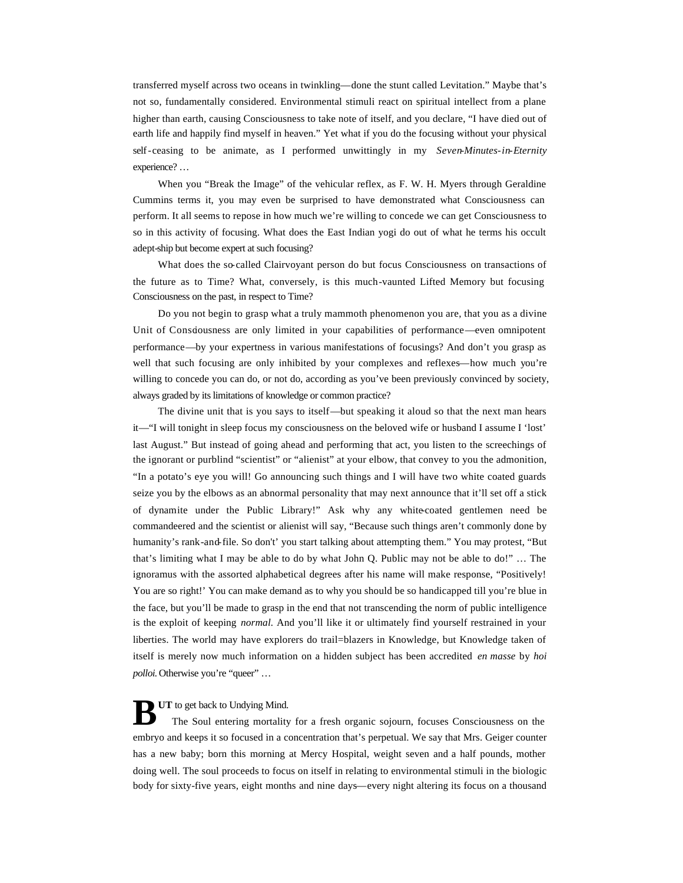transferred myself across two oceans in twinkling—done the stunt called Levitation." Maybe that's not so, fundamentally considered. Environmental stimuli react on spiritual intellect from a plane higher than earth, causing Consciousness to take note of itself, and you declare, "I have died out of earth life and happily find myself in heaven." Yet what if you do the focusing without your physical self-ceasing to be animate, as I performed unwittingly in my *Seven-Minutes-in-Eternity* experience? …

When you "Break the Image" of the vehicular reflex, as F. W. H. Myers through Geraldine Cummins terms it, you may even be surprised to have demonstrated what Consciousness can perform. It all seems to repose in how much we're willing to concede we can get Consciousness to so in this activity of focusing. What does the East Indian yogi do out of what he terms his occult adept-ship but become expert at such focusing?

What does the so-called Clairvoyant person do but focus Consciousness on transactions of the future as to Time? What, conversely, is this much-vaunted Lifted Memory but focusing Consciousness on the past, in respect to Time?

Do you not begin to grasp what a truly mammoth phenomenon you are, that you as a divine Unit of Consciousness are only limited in your capabilities of performance—even omnipotent performance—by your expertness in various manifestations of focusings? And don't you grasp as well that such focusing are only inhibited by your complexes and reflexes—how much you're willing to concede you can do, or not do, according as you've been previously convinced by society, always graded by its limitations of knowledge or common practice?

The divine unit that is you says to itself—but speaking it aloud so that the next man hears it—"I will tonight in sleep focus my consciousness on the beloved wife or husband I assume I 'lost' last August." But instead of going ahead and performing that act, you listen to the screechings of the ignorant or purblind "scientist" or "alienist" at your elbow, that convey to you the admonition, "In a potato's eye you will! Go announcing such things and I will have two white coated guards seize you by the elbows as an abnormal personality that may next announce that it'll set off a stick of dynamite under the Public Library!" Ask why any white-coated gentlemen need be commandeered and the scientist or alienist will say, "Because such things aren't commonly done by humanity's rank-and-file. So don't' you start talking about attempting them." You may protest, "But that's limiting what I may be able to do by what John Q. Public may not be able to do!" … The ignoramus with the assorted alphabetical degrees after his name will make response, "Positively! You are so right!' You can make demand as to why you should be so handicapped till you're blue in the face, but you'll be made to grasp in the end that not transcending the norm of public intelligence is the exploit of keeping *normal*. And you'll like it or ultimately find yourself restrained in your liberties. The world may have explorers do trail=blazers in Knowledge, but Knowledge taken of itself is merely now much information on a hidden subject has been accredited *en masse* by *hoi polloi*. Otherwise you're "queer" …

**BUT** to get back to Undying Mind.

The Soul entering mortality for a fresh organic sojourn, focuses Consciousness on the embryo and keeps it so focused in a concentration that's perpetual. We say that Mrs. Geiger counter has a new baby; born this morning at Mercy Hospital, weight seven and a half pounds, mother doing well. The soul proceeds to focus on itself in relating to environmental stimuli in the biologic body for sixty-five years, eight months and nine days—every night altering its focus on a thousand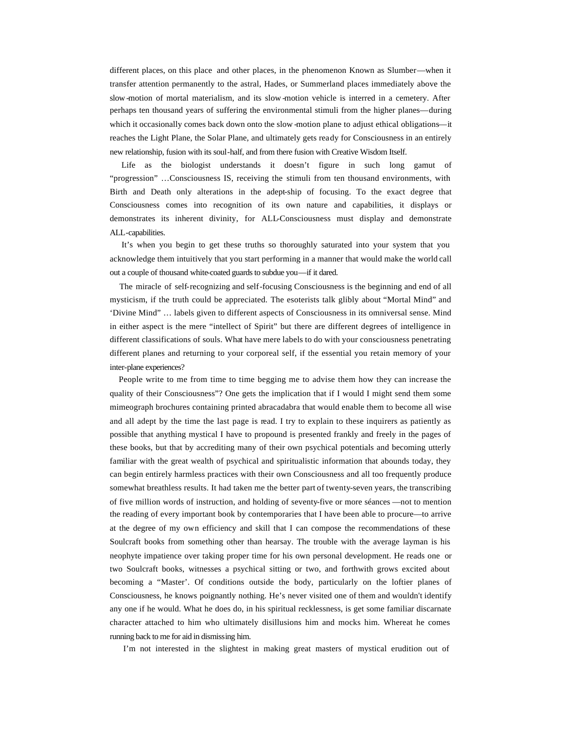different places, on this place and other places, in the phenomenon Known as Slumber—when it transfer attention permanently to the astral, Hades, or Summerland places immediately above the slow-motion of mortal materialism, and its slow-motion vehicle is interred in a cemetery. After perhaps ten thousand years of suffering the environmental stimuli from the higher planes—during which it occasionally comes back down onto the slow-motion plane to adjust ethical obligations—it reaches the Light Plane, the Solar Plane, and ultimately gets ready for Consciousness in an entirely new relationship, fusion with its soul-half, and from there fusion with Creative Wisdom Itself.

Life as the biologist understands it doesn't figure in such long gamut of "progression" …Consciousness IS, receiving the stimuli from ten thousand environments, with Birth and Death only alterations in the adept-ship of focusing. To the exact degree that Consciousness comes into recognition of its own nature and capabilities, it displays or demonstrates its inherent divinity, for ALL-Consciousness must display and demonstrate ALL-capabilities.

It's when you begin to get these truths so thoroughly saturated into your system that you acknowledge them intuitively that you start performing in a manner that would make the world call out a couple of thousand white-coated guards to subdue you—if it dared.

The miracle of self-recognizing and self-focusing Consciousness is the beginning and end of all mysticism, if the truth could be appreciated. The esoterists talk glibly about "Mortal Mind" and 'Divine Mind" … labels given to different aspects of Consciousness in its omniversal sense. Mind in either aspect is the mere "intellect of Spirit" but there are different degrees of intelligence in different classifications of souls. What have mere labels to do with your consciousness penetrating different planes and returning to your corporeal self, if the essential you retain memory of your inter-plane experiences?

People write to me from time to time begging me to advise them how they can increase the quality of their Consciousness"? One gets the implication that if I would I might send them some mimeograph brochures containing printed abracadabra that would enable them to become all wise and all adept by the time the last page is read. I try to explain to these inquirers as patiently as possible that anything mystical I have to propound is presented frankly and freely in the pages of these books, but that by accrediting many of their own psychical potentials and becoming utterly familiar with the great wealth of psychical and spiritualistic information that abounds today, they can begin entirely harmless practices with their own Consciousness and all too frequently produce somewhat breathless results. It had taken me the better part of twenty-seven years, the transcribing of five million words of instruction, and holding of seventy-five or more séances —not to mention the reading of every important book by contemporaries that I have been able to procure—to arrive at the degree of my own efficiency and skill that I can compose the recommendations of these Soulcraft books from something other than hearsay. The trouble with the average layman is his neophyte impatience over taking proper time for his own personal development. He reads one or two Soulcraft books, witnesses a psychical sitting or two, and forthwith grows excited about becoming a "Master'. Of conditions outside the body, particularly on the loftier planes of Consciousness, he knows poignantly nothing. He's never visited one of them and wouldn't identify any one if he would. What he does do, in his spiritual recklessness, is get some familiar discarnate character attached to him who ultimately disillusions him and mocks him. Whereat he comes running back to me for aid in dismissing him.

I'm not interested in the slightest in making great masters of mystical erudition out of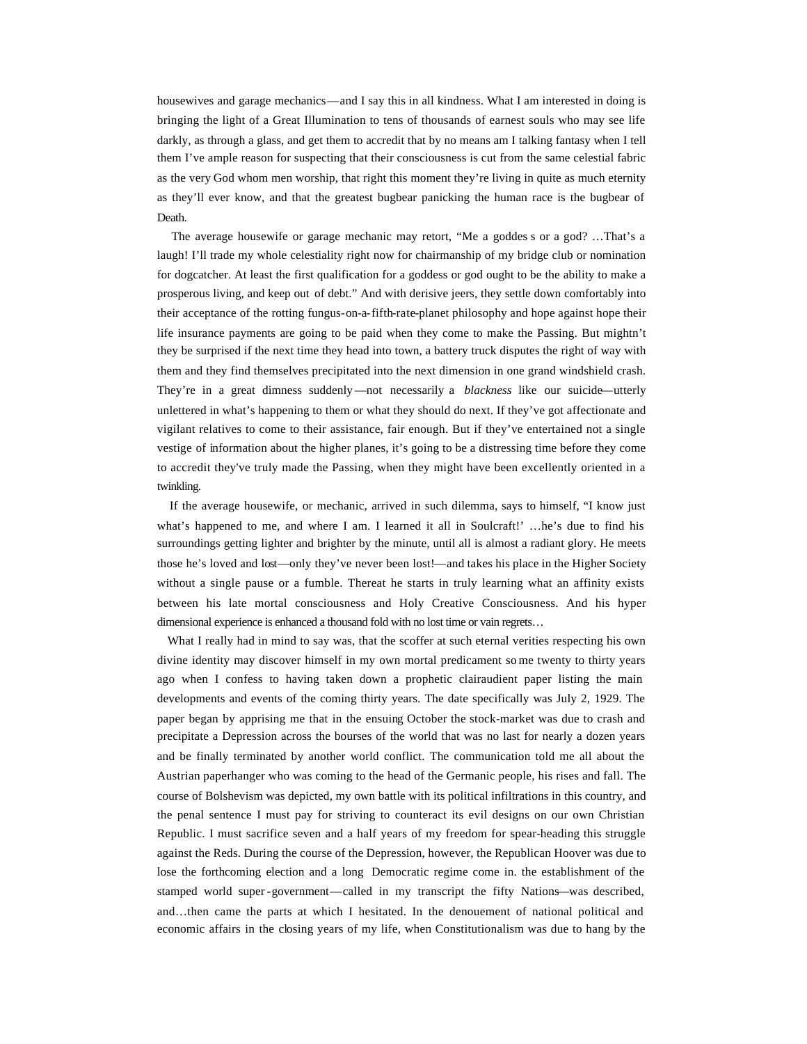housewives and garage mechanics—and I say this in all kindness. What I am interested in doing is bringing the light of a Great Illumination to tens of thousands of earnest souls who may see life darkly, as through a glass, and get them to accredit that by no means am I talking fantasy when I tell them I've ample reason for suspecting that their consciousness is cut from the same celestial fabric as the very God whom men worship, that right this moment they're living in quite as much eternity as they'll ever know, and that the greatest bugbear panicking the human race is the bugbear of Death.

The average housewife or garage mechanic may retort, "Me a goddes s or a god? …That's a laugh! I'll trade my whole celestiality right now for chairmanship of my bridge club or nomination for dogcatcher. At least the first qualification for a goddess or god ought to be the ability to make a prosperous living, and keep out of debt." And with derisive jeers, they settle down comfortably into their acceptance of the rotting fungus-on-a-fifth-rate-planet philosophy and hope against hope their life insurance payments are going to be paid when they come to make the Passing. But mightn't they be surprised if the next time they head into town, a battery truck disputes the right of way with them and they find themselves precipitated into the next dimension in one grand windshield crash. They're in a great dimness suddenly—not necessarily a *blackness* like our suicide—utterly unlettered in what's happening to them or what they should do next. If they've got affectionate and vigilant relatives to come to their assistance, fair enough. But if they've entertained not a single vestige of information about the higher planes, it's going to be a distressing time before they come to accredit they've truly made the Passing, when they might have been excellently oriented in a twinkling.

If the average housewife, or mechanic, arrived in such dilemma, says to himself, "I know just what's happened to me, and where I am. I learned it all in Soulcraft!' …he's due to find his surroundings getting lighter and brighter by the minute, until all is almost a radiant glory. He meets those he's loved and lost—only they've never been lost!—and takes his place in the Higher Society without a single pause or a fumble. Thereat he starts in truly learning what an affinity exists between his late mortal consciousness and Holy Creative Consciousness. And his hyper dimensional experience is enhanced a thousand fold with no lost time or vain regrets…

What I really had in mind to say was, that the scoffer at such eternal verities respecting his own divine identity may discover himself in my own mortal predicament so me twenty to thirty years ago when I confess to having taken down a prophetic clairaudient paper listing the main developments and events of the coming thirty years. The date specifically was July 2, 1929. The paper began by apprising me that in the ensuing October the stock-market was due to crash and precipitate a Depression across the bourses of the world that was no last for nearly a dozen years and be finally terminated by another world conflict. The communication told me all about the Austrian paperhanger who was coming to the head of the Germanic people, his rises and fall. The course of Bolshevism was depicted, my own battle with its political infiltrations in this country, and the penal sentence I must pay for striving to counteract its evil designs on our own Christian Republic. I must sacrifice seven and a half years of my freedom for spear-heading this struggle against the Reds. During the course of the Depression, however, the Republican Hoover was due to lose the forthcoming election and a long Democratic regime come in. the establishment of the stamped world super-government—called in my transcript the fifty Nations—was described, and…then came the parts at which I hesitated. In the denouement of national political and economic affairs in the closing years of my life, when Constitutionalism was due to hang by the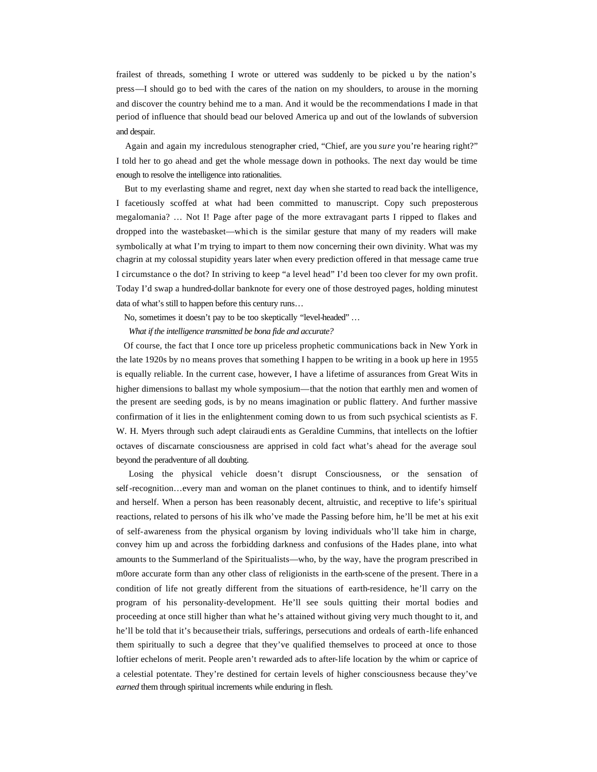frailest of threads, something I wrote or uttered was suddenly to be picked u by the nation's press—I should go to bed with the cares of the nation on my shoulders, to arouse in the morning and discover the country behind me to a man. And it would be the recommendations I made in that period of influence that should bead our beloved America up and out of the lowlands of subversion and despair.

Again and again my incredulous stenographer cried, "Chief, are you *sure* you're hearing right?" I told her to go ahead and get the whole message down in pothooks. The next day would be time enough to resolve the intelligence into rationalities.

But to my everlasting shame and regret, next day when she started to read back the intelligence, I facetiously scoffed at what had been committed to manuscript. Copy such preposterous megalomania? … Not I! Page after page of the more extravagant parts I ripped to flakes and dropped into the wastebasket—which is the similar gesture that many of my readers will make symbolically at what I'm trying to impart to them now concerning their own divinity. What was my chagrin at my colossal stupidity years later when every prediction offered in that message came true I circumstance o the dot? In striving to keep "a level head" I'd been too clever for my own profit. Today I'd swap a hundred-dollar banknote for every one of those destroyed pages, holding minutest data of what's still to happen before this century runs…

No, sometimes it doesn't pay to be too skeptically "level-headed" …

*What if the intelligence transmitted be bona fide and accurate?*

Of course, the fact that I once tore up priceless prophetic communications back in New York in the late 1920s by no means proves that something I happen to be writing in a book up here in 1955 is equally reliable. In the current case, however, I have a lifetime of assurances from Great Wits in higher dimensions to ballast my whole symposium—that the notion that earthly men and women of the present are seeding gods, is by no means imagination or public flattery. And further massive confirmation of it lies in the enlightenment coming down to us from such psychical scientists as F. W. H. Myers through such adept clairaudi ents as Geraldine Cummins, that intellects on the loftier octaves of discarnate consciousness are apprised in cold fact what's ahead for the average soul beyond the peradventure of all doubting.

Losing the physical vehicle doesn't disrupt Consciousness, or the sensation of self-recognition…every man and woman on the planet continues to think, and to identify himself and herself. When a person has been reasonably decent, altruistic, and receptive to life's spiritual reactions, related to persons of his ilk who've made the Passing before him, he'll be met at his exit of self-awareness from the physical organism by loving individuals who'll take him in charge, convey him up and across the forbidding darkness and confusions of the Hades plane, into what amounts to the Summerland of the Spiritualists—who, by the way, have the program prescribed in m0ore accurate form than any other class of religionists in the earth-scene of the present. There in a condition of life not greatly different from the situations of earth-residence, he'll carry on the program of his personality-development. He'll see souls quitting their mortal bodies and proceeding at once still higher than what he's attained without giving very much thought to it, and he'll be told that it's because their trials, sufferings, persecutions and ordeals of earth-life enhanced them spiritually to such a degree that they've qualified themselves to proceed at once to those loftier echelons of merit. People aren't rewarded ads to after-life location by the whim or caprice of a celestial potentate. They're destined for certain levels of higher consciousness because they've *earned* them through spiritual increments while enduring in flesh.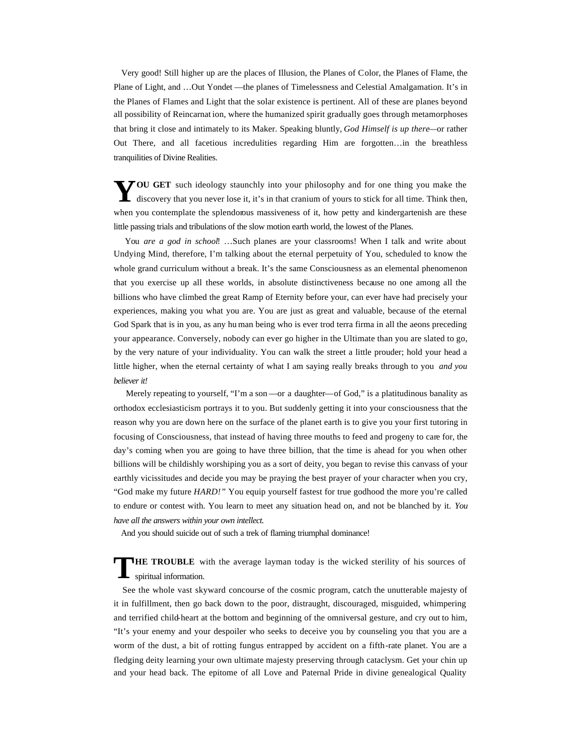Very good! Still higher up are the places of Illusion, the Planes of Color, the Planes of Flame, the Plane of Light, and …Out Yondet —the planes of Timelessness and Celestial Amalgamation. It's in the Planes of Flames and Light that the solar existence is pertinent. All of these are planes beyond all possibility of Reincarnation, where the humanized spirit gradually goes through metamorphoses that bring it close and intimately to its Maker. Speaking bluntly, *God Himself is up there*—or rather Out There, and all facetious incredulities regarding Him are forgotten…in the breathless tranquilities of Divine Realities.

**YOU GET** such ideology staunchly into your philosophy and for one thing you make the discovery that you never lose it, it's in that cranium of yours to stick for all time. Think then, when you contemplate the splendorous massiveness of it, how petty and kindergartenish are these little passing trials and tribulations of the slow motion earth world, the lowest of the Planes.

You *are a god in school*! …Such planes are your classrooms! When I talk and write about Undying Mind, therefore, I'm talking about the eternal perpetuity of You, scheduled to know the whole grand curriculum without a break. It's the same Consciousness as an elemental phenomenon that you exercise up all these worlds, in absolute distinctiveness because no one among all the billions who have climbed the great Ramp of Eternity before your, can ever have had precisely your experiences, making you what you are. You are just as great and valuable, because of the eternal God Spark that is in you, as any human being who is ever trod terra firma in all the aeons preceding your appearance. Conversely, nobody can ever go higher in the Ultimate than you are slated to go, by the very nature of your individuality. You can walk the street a little prouder; hold your head a little higher, when the eternal certainty of what I am saying really breaks through to you *and you believer it!*

Merely repeating to yourself, "I'm a son —or a daughter—of God," is a platitudinous banality as orthodox ecclesiasticism portrays it to you. But suddenly getting it into your consciousness that the reason why you are down here on the surface of the planet earth is to give you your first tutoring in focusing of Consciousness, that instead of having three mouths to feed and progeny to care for, the day's coming when you are going to have three billion, that the time is ahead for you when other billions will be childishly worshiping you as a sort of deity, you began to revise this canvass of your earthly vicissitudes and decide you may be praying the best prayer of your character when you cry, "God make my future *HARD!"* You equip yourself fastest for true godhood the more you're called to endure or contest with. You learn to meet any situation head on, and not be blanched by it. *You have all the answers within your own intellect.*

And you should suicide out of such a trek of flaming triumphal dominance!

**THE TROUBLE** with the average layman today is the wicked sterility of his sources of spiritual information.

See the whole vast skyward concourse of the cosmic program, catch the unutterable majesty of it in fulfillment, then go back down to the poor, distraught, discouraged, misguided, whimpering and terrified child-heart at the bottom and beginning of the omniversal gesture, and cry out to him, "It's your enemy and your despoiler who seeks to deceive you by counseling you that you are a worm of the dust, a bit of rotting fungus entrapped by accident on a fifth-rate planet. You are a fledging deity learning your own ultimate majesty preserving through cataclysm. Get your chin up and your head back. The epitome of all Love and Paternal Pride in divine genealogical Quality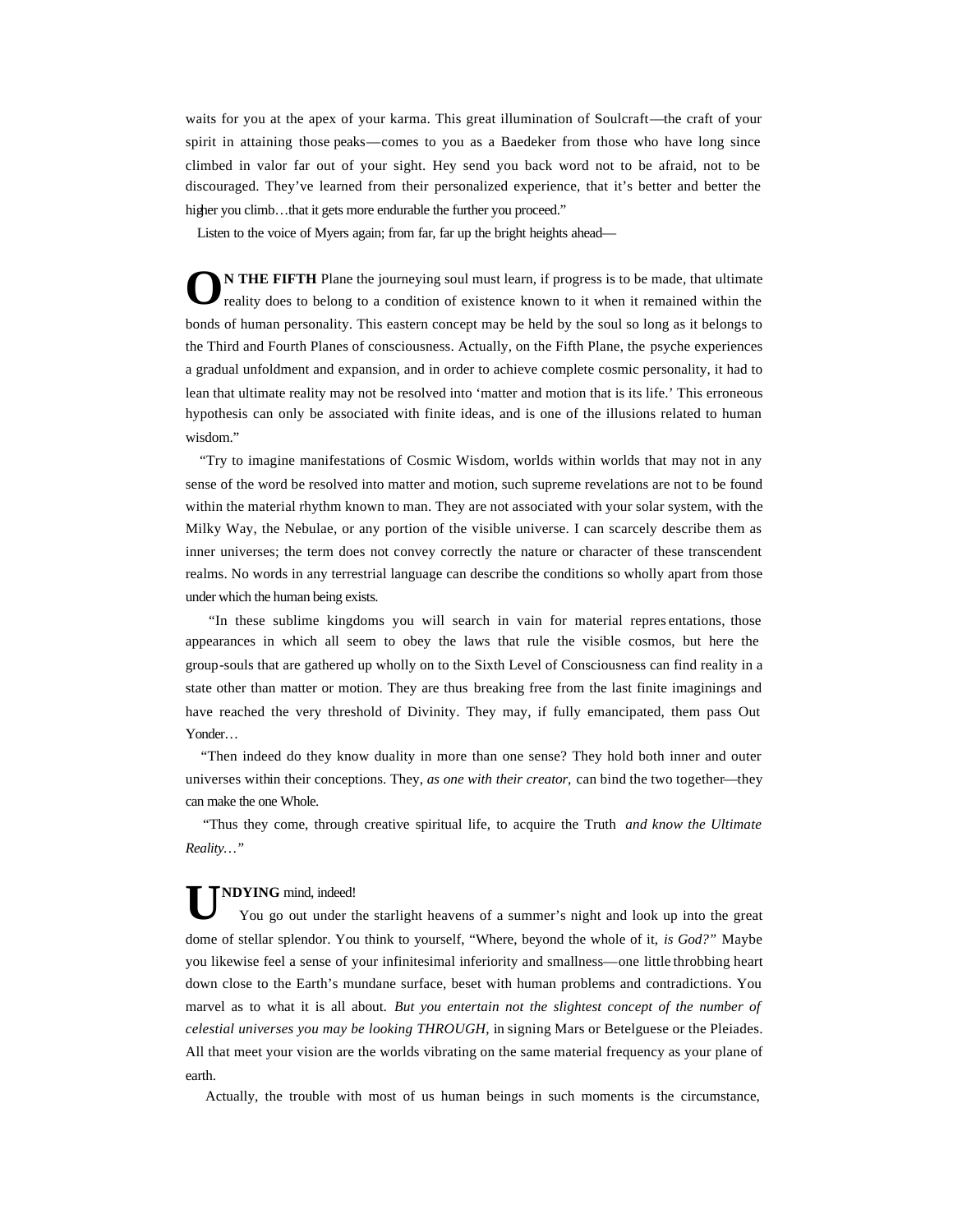waits for you at the apex of your karma. This great illumination of Soulcraft—the craft of your spirit in attaining those peaks—comes to you as a Baedeker from those who have long since climbed in valor far out of your sight. Hey send you back word not to be afraid, not to be discouraged. They've learned from their personalized experience, that it's better and better the higher you climb…that it gets more endurable the further you proceed."

Listen to the voice of Myers again; from far, far up the bright heights ahead—

**ON THE FIFTH** Plane the journeying soul must learn, if progress is to be made, that ultimate reality does to belong to a condition of existence known to it when it remained within the bonds of human personality. This eastern concept may be held by the soul so long as it belongs to the Third and Fourth Planes of consciousness. Actually, on the Fifth Plane, the psyche experiences a gradual unfoldment and expansion, and in order to achieve complete cosmic personality, it had to lean that ultimate reality may not be resolved into 'matter and motion that is its life.' This erroneous hypothesis can only be associated with finite ideas, and is one of the illusions related to human wisdom."

"Try to imagine manifestations of Cosmic Wisdom, worlds within worlds that may not in any sense of the word be resolved into matter and motion, such supreme revelations are not to be found within the material rhythm known to man. They are not associated with your solar system, with the Milky Way, the Nebulae, or any portion of the visible universe. I can scarcely describe them as inner universes; the term does not convey correctly the nature or character of these transcendent realms. No words in any terrestrial language can describe the conditions so wholly apart from those under which the human being exists.

"In these sublime kingdoms you will search in vain for material representations, those appearances in which all seem to obey the laws that rule the visible cosmos, but here the group-souls that are gathered up wholly on to the Sixth Level of Consciousness can find reality in a state other than matter or motion. They are thus breaking free from the last finite imaginings and have reached the very threshold of Divinity. They may, if fully emancipated, them pass Out Yonder…

"Then indeed do they know duality in more than one sense? They hold both inner and outer universes within their conceptions. They, *as one with their creator,* can bind the two together—they can make the one Whole.

"Thus they come, through creative spiritual life, to acquire the Truth *and know the Ultimate Reality…*"

**UNDYING** mind, indeed!

You go out under the starlight heavens of a summer's night and look up into the great dome of stellar splendor. You think to yourself, "Where, beyond the whole of it, *is God?*" Maybe you likewise feel a sense of your infinitesimal inferiority and smallness—one little throbbing heart down close to the Earth's mundane surface, beset with human problems and contradictions. You marvel as to what it is all about. *But you entertain not the slightest concept of the number of celestial universes you may be looking THROUGH,* in signing Mars or Betelguese or the Pleiades. All that meet your vision are the worlds vibrating on the same material frequency as your plane of earth.

Actually, the trouble with most of us human beings in such moments is the circumstance,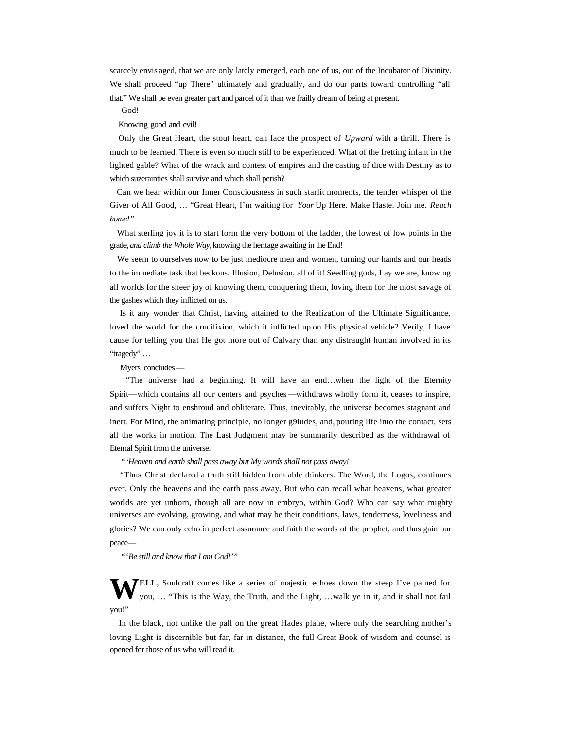scarcely envis aged, that we are only lately emerged, each one of us, out of the Incubator of Divinity. We shall proceed "up There" ultimately and gradually, and do our parts toward controlling "all that." We shall be even greater part and parcel of it than we frailly dream of being at present.

God!

Knowing good and evil!

Only the Great Heart, the stout heart, can face the prospect of *Upward* with a thrill. There is much to be learned. There is even so much still to be experienced. What of the fretting infant in t he lighted gable? What of the wrack and contest of empires and the casting of dice with Destiny as to which suzerainties shall survive and which shall perish?

Can we hear within our Inner Consciousness in such starlit moments, the tender whisper of the Giver of All Good, … "Great Heart, I'm waiting for *Your* Up Here. Make Haste. Join me. *Reach home!"*

What sterling joy it is to start form the very bottom of the ladder, the lowest of low points in the grade, *and climb the Whole Way,* knowing the heritage awaiting in the End!

We seem to ourselves now to be just mediocre men and women, turning our hands and our heads to the immediate task that beckons. Illusion, Delusion, all of it! Seedling gods, I ay we are, knowing all worlds for the sheer joy of knowing them, conquering them, loving them for the most savage of the gashes which they inflicted on us.

Is it any wonder that Christ, having attained to the Realization of the Ultimate Significance, loved the world for the crucifixion, which it inflicted up on His physical vehicle? Verily, I have cause for telling you that He got more out of Calvary than any distraught human involved in its "tragedy" …

Myers concludes —

"The universe had a beginning. It will have an end…when the light of the Eternity Spirit—which contains all our centers and psyches —withdraws wholly form it, ceases to inspire, and suffers Night to enshroud and obliterate. Thus, inevitably, the universe becomes stagnant and inert. For Mind, the animating principle, no longer g9iudes, and, pouring life into the contact, sets all the works in motion. The Last Judgment may be summarily described as the withdrawal of Eternal Spirit from the universe.

*"'Heaven and earth shall pass away but My words shall not pass away!*

"Thus Christ declared a truth still hidden from able thinkers. The Word, the Logos, continues ever. Only the heavens and the earth pass away. But who can recall what heavens, what greater worlds are yet unborn, though all are now in embryo, within God? Who can say what mighty universes are evolving, growing, and what may be their conditions, laws, tenderness, loveliness and glories? We can only echo in perfect assurance and faith the words of the prophet, and thus gain our peace—

*"'Be still and know that I am God!'"*

**WELL**, Soulcraft comes like a series of majestic echoes down the steep I've pained for you, … "This is the Way, the Truth, and the Light, …walk ye in it, and it shall not fail you!"

In the black, not unlike the pall on the great Hades plane, where only the searching mother's loving Light is discernible but far, far in distance, the full Great Book of wisdom and counsel is opened for those of us who will read it.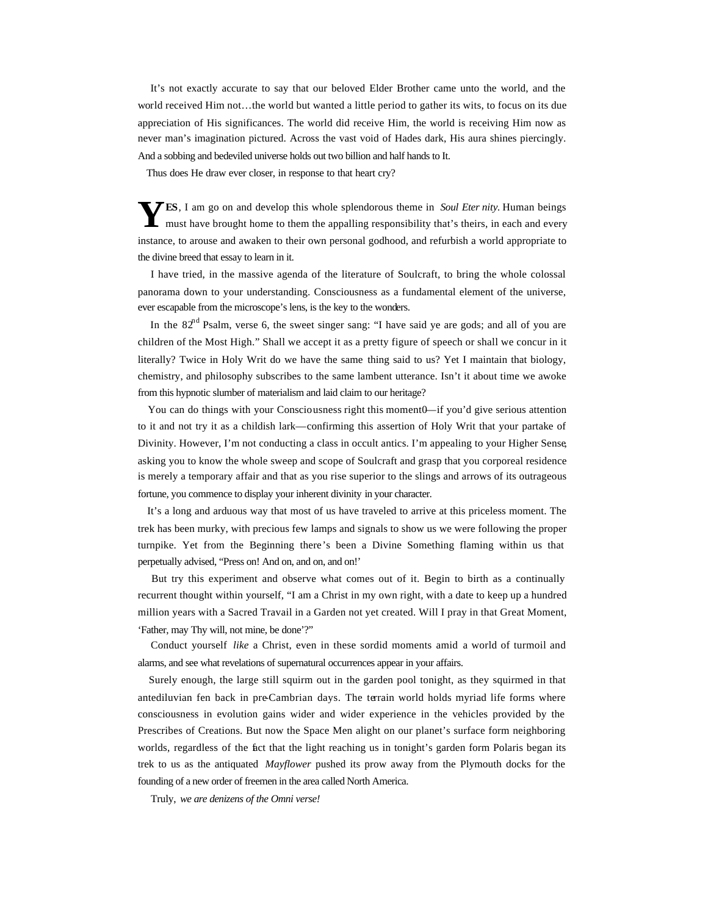It's not exactly accurate to say that our beloved Elder Brother came unto the world, and the world received Him not…the world but wanted a little period to gather its wits, to focus on its due appreciation of His significances. The world did receive Him, the world is receiving Him now as never man's imagination pictured. Across the vast void of Hades dark, His aura shines piercingly. And a sobbing and bedeviled universe holds out two billion and half hands to It.

Thus does He draw ever closer, in response to that heart cry?

**YES**, I am go on and develop this whole splendorous theme in *Soul Eter nity*. Human beings must have brought home to them the appalling responsibility that's theirs, in each and every instance, to arouse and awaken to their own personal godhood, and refurbish a world appropriate to the divine breed that essay to learn in it.

I have tried, in the massive agenda of the literature of Soulcraft, to bring the whole colossal panorama down to your understanding. Consciousness as a fundamental element of the universe, ever escapable from the microscope's lens, is the key to the wonders.

In the 82nd Psalm, verse 6, the sweet singer sang: "I have said ye are gods; and all of you are children of the Most High." Shall we accept it as a pretty figure of speech or shall we concur in it literally? Twice in Holy Writ do we have the same thing said to us? Yet I maintain that biology, chemistry, and philosophy subscribes to the same lambent utterance. Isn't it about time we awoke from this hypnotic slumber of materialism and laid claim to our heritage?

You can do things with your Consciousness right this moment0—if you'd give serious attention to it and not try it as a childish lark—confirming this assertion of Holy Writ that your partake of Divinity. However, I'm not conducting a class in occult antics. I'm appealing to your Higher Sense, asking you to know the whole sweep and scope of Soulcraft and grasp that you corporeal residence is merely a temporary affair and that as you rise superior to the slings and arrows of its outrageous fortune, you commence to display your inherent divinity in your character.

It's a long and arduous way that most of us have traveled to arrive at this priceless moment. The trek has been murky, with precious few lamps and signals to show us we were following the proper turnpike. Yet from the Beginning there's been a Divine Something flaming within us that perpetually advised, "Press on! And on, and on, and on!'

But try this experiment and observe what comes out of it. Begin to birth as a continually recurrent thought within yourself, "I am a Christ in my own right, with a date to keep up a hundred million years with a Sacred Travail in a Garden not yet created. Will I pray in that Great Moment, 'Father, may Thy will, not mine, be done'?"

Conduct yourself *like* a Christ, even in these sordid moments amid a world of turmoil and alarms, and see what revelations of supernatural occurrences appear in your affairs.

Surely enough, the large still squirm out in the garden pool tonight, as they squirmed in that antediluvian fen back in pre-Cambrian days. The terrain world holds myriad life forms where consciousness in evolution gains wider and wider experience in the vehicles provided by the Prescribes of Creations. But now the Space Men alight on our planet's surface form neighboring worlds, regardless of the fact that the light reaching us in tonight's garden form Polaris began its trek to us as the antiquated *Mayflower* pushed its prow away from the Plymouth docks for the founding of a new order of freemen in the area called North America.

Truly, *we are denizens of the Omni verse!*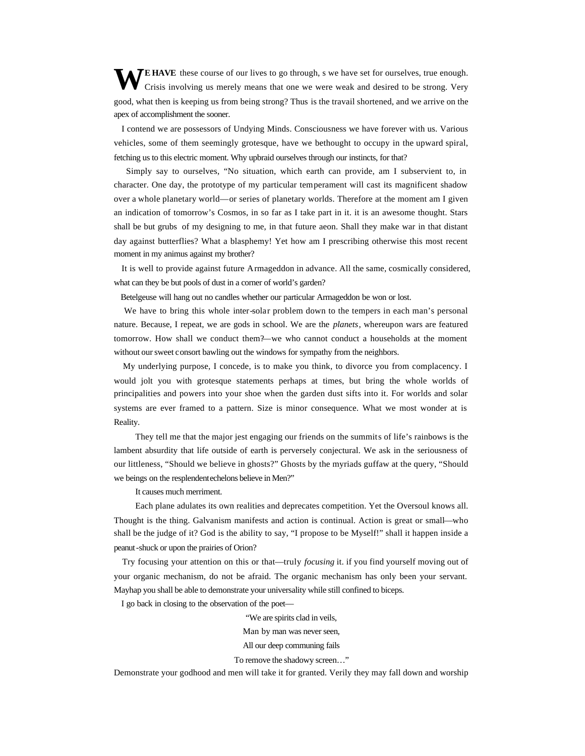**WE HAVE** these course of our lives to go through, s we have set for ourselves, true enough. Crisis involving us merely means that one we were weak and desired to be strong. Very good, what then is keeping us from being strong? Thus is the travail shortened, and we arrive on the apex of accomplishment the sooner.

I contend we are possessors of Undying Minds. Consciousness we have forever with us. Various vehicles, some of them seemingly grotesque, have we bethought to occupy in the upward spiral, fetching us to this electric moment. Why upbraid ourselves through our instincts, for that?

Simply say to ourselves, "No situation, which earth can provide, am I subservient to, in character. One day, the prototype of my particular temperament will cast its magnificent shadow over a whole planetary world—or series of planetary worlds. Therefore at the moment am I given an indication of tomorrow's Cosmos, in so far as I take part in it. it is an awesome thought. Stars shall be but grubs of my designing to me, in that future aeon. Shall they make war in that distant day against butterflies? What a blasphemy! Yet how am I prescribing otherwise this most recent moment in my animus against my brother?

It is well to provide against future Armageddon in advance. All the same, cosmically considered, what can they be but pools of dust in a corner of world's garden?

Betelgeuse will hang out no candles whether our particular Armageddon be won or lost.

We have to bring this whole inter-solar problem down to the tempers in each man's personal nature. Because, I repeat, we are gods in school. We are the *planets*, whereupon wars are featured tomorrow. How shall we conduct them?—we who cannot conduct a households at the moment without our sweet consort bawling out the windows for sympathy from the neighbors.

My underlying purpose, I concede, is to make you think, to divorce you from complacency. I would jolt you with grotesque statements perhaps at times, but bring the whole worlds of principalities and powers into your shoe when the garden dust sifts into it. For worlds and solar systems are ever framed to a pattern. Size is minor consequence. What we most wonder at is Reality.

They tell me that the major jest engaging our friends on the summits of life's rainbows is the lambent absurdity that life outside of earth is perversely conjectural. We ask in the seriousness of our littleness, "Should we believe in ghosts?" Ghosts by the myriads guffaw at the query, "Should we beings on the resplendent echelons believe in Men?"

It causes much merriment.

Each plane adulates its own realities and deprecates competition. Yet the Oversoul knows all. Thought is the thing. Galvanism manifests and action is continual. Action is great or small—who shall be the judge of it? God is the ability to say, "I propose to be Myself!" shall it happen inside a peanut-shuck or upon the prairies of Orion?

Try focusing your attention on this or that—truly *focusing* it. if you find yourself moving out of your organic mechanism, do not be afraid. The organic mechanism has only been your servant. Mayhap you shall be able to demonstrate your universality while still confined to biceps.

I go back in closing to the observation of the poet—

> "We are spirits clad in veils,
> Man by man was never seen,
> All our deep communing fails
> To remove the shadowy screen…"

Demonstrate your godhood and men will take it for granted. Verily they may fall down and worship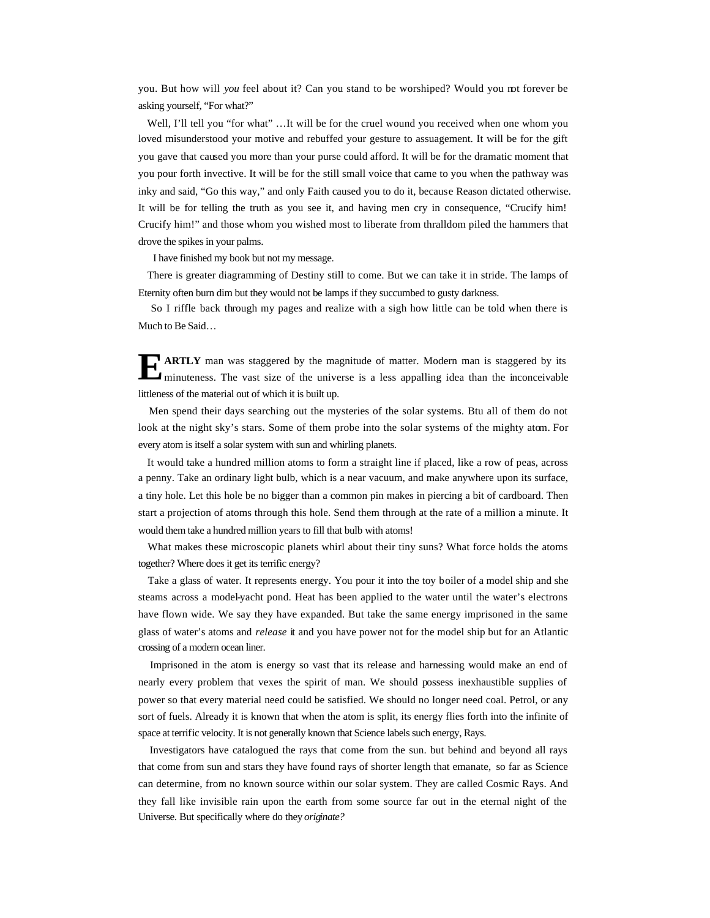you. But how will *you* feel about it? Can you stand to be worshiped? Would you not forever be asking yourself, "For what?"

Well, I'll tell you "for what" …It will be for the cruel wound you received when one whom you loved misunderstood your motive and rebuffed your gesture to assuagement. It will be for the gift you gave that caused you more than your purse could afford. It will be for the dramatic moment that you pour forth invective. It will be for the still small voice that came to you when the pathway was inky and said, "Go this way," and only Faith caused you to do it, because Reason dictated otherwise. It will be for telling the truth as you see it, and having men cry in consequence, "Crucify him! Crucify him!" and those whom you wished most to liberate from thralldom piled the hammers that drove the spikes in your palms.

I have finished my book but not my message.

There is greater diagramming of Destiny still to come. But we can take it in stride. The lamps of Eternity often burn dim but they would not be lamps if they succumbed to gusty darkness.

So I riffle back through my pages and realize with a sigh how little can be told when there is Much to Be Said…

**EARTLY** man was staggered by the magnitude of matter. Modern man is staggered by its minuteness. The vast size of the universe is a less appalling idea than the inconceivable littleness of the material out of which it is built up.

Men spend their days searching out the mysteries of the solar systems. Btu all of them do not look at the night sky's stars. Some of them probe into the solar systems of the mighty atom. For every atom is itself a solar system with sun and whirling planets.

It would take a hundred million atoms to form a straight line if placed, like a row of peas, across a penny. Take an ordinary light bulb, which is a near vacuum, and make anywhere upon its surface, a tiny hole. Let this hole be no bigger than a common pin makes in piercing a bit of cardboard. Then start a projection of atoms through this hole. Send them through at the rate of a million a minute. It would them take a hundred million years to fill that bulb with atoms!

What makes these microscopic planets whirl about their tiny suns? What force holds the atoms together? Where does it get its terrific energy?

Take a glass of water. It represents energy. You pour it into the toy boiler of a model ship and she steams across a model-yacht pond. Heat has been applied to the water until the water's electrons have flown wide. We say they have expanded. But take the same energy imprisoned in the same glass of water's atoms and *release* it and you have power not for the model ship but for an Atlantic crossing of a modern ocean liner.

Imprisoned in the atom is energy so vast that its release and harnessing would make an end of nearly every problem that vexes the spirit of man. We should possess inexhaustible supplies of power so that every material need could be satisfied. We should no longer need coal. Petrol, or any sort of fuels. Already it is known that when the atom is split, its energy flies forth into the infinite of space at terrific velocity. It is not generally known that Science labels such energy, Rays.

Investigators have catalogued the rays that come from the sun. but behind and beyond all rays that come from sun and stars they have found rays of shorter length that emanate, so far as Science can determine, from no known source within our solar system. They are called Cosmic Rays. And they fall like invisible rain upon the earth from some source far out in the eternal night of the Universe. But specifically where do they *originate?*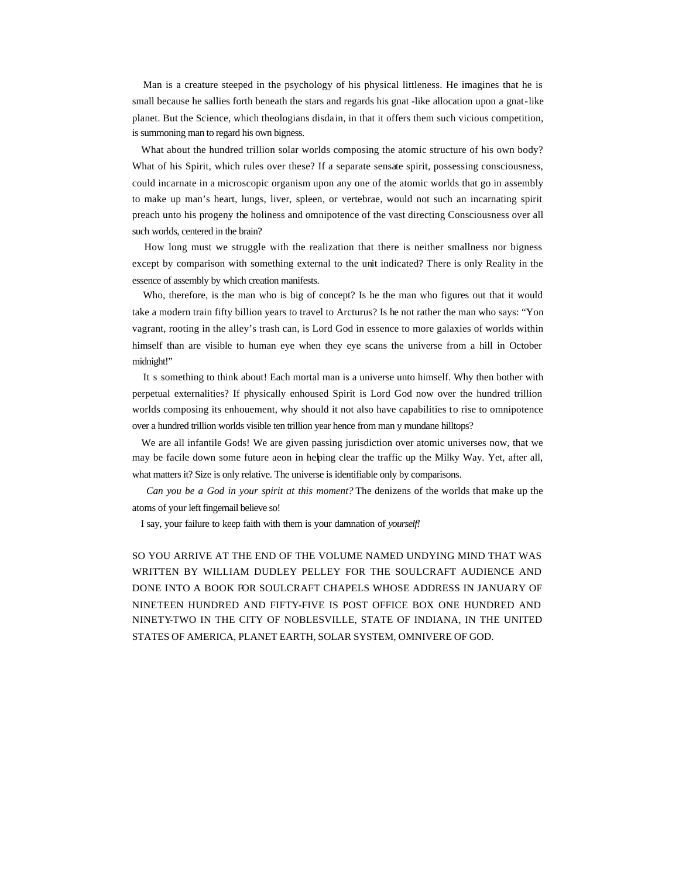Man is a creature steeped in the psychology of his physical littleness. He imagines that he is small because he sallies forth beneath the stars and regards his gnat -like allocation upon a gnat-like planet. But the Science, which theologians disdain, in that it offers them such vicious competition, is summoning man to regard his own bigness.

What about the hundred trillion solar worlds composing the atomic structure of his own body? What of his Spirit, which rules over these? If a separate sensate spirit, possessing consciousness, could incarnate in a microscopic organism upon any one of the atomic worlds that go in assembly to make up man's heart, lungs, liver, spleen, or vertebrae, would not such an incarnating spirit preach unto his progeny the holiness and omnipotence of the vast directing Consciousness over all such worlds, centered in the brain?

How long must we struggle with the realization that there is neither smallness nor bigness except by comparison with something external to the unit indicated? There is only Reality in the essence of assembly by which creation manifests.

Who, therefore, is the man who is big of concept? Is he the man who figures out that it would take a modern train fifty billion years to travel to Arcturus? Is he not rather the man who says: "Yon vagrant, rooting in the alley's trash can, is Lord God in essence to more galaxies of worlds within himself than are visible to human eye when they eye scans the universe from a hill in October midnight!"

It s something to think about! Each mortal man is a universe unto himself. Why then bother with perpetual externalities? If physically enhoused Spirit is Lord God now over the hundred trillion worlds composing its enhouement, why should it not also have capabilities to rise to omnipotence over a hundred trillion worlds visible ten trillion year hence from man y mundane hilltops?

We are all infantile Gods! We are given passing jurisdiction over atomic universes now, that we may be facile down some future aeon in helping clear the traffic up the Milky Way. Yet, after all, what matters it? Size is only relative. The universe is identifiable only by comparisons.

*Can you be a God in your spirit at this moment?* The denizens of the worlds that make up the atoms of your left fingernail believe so!

I say, your failure to keep faith with them is your damnation of *yourself!*

SO YOU ARRIVE AT THE END OF THE VOLUME NAMED UNDYING MIND THAT WAS WRITTEN BY WILLIAM DUDLEY PELLEY FOR THE SOULCRAFT AUDIENCE AND DONE INTO A BOOK FOR SOULCRAFT CHAPELS WHOSE ADDRESS IN JANUARY OF NINETEEN HUNDRED AND FIFTY-FIVE IS POST OFFICE BOX ONE HUNDRED AND NINETY-TWO IN THE CITY OF NOBLESVILLE, STATE OF INDIANA, IN THE UNITED STATES OF AMERICA, PLANET EARTH, SOLAR SYSTEM, OMNIVERE OF GOD.